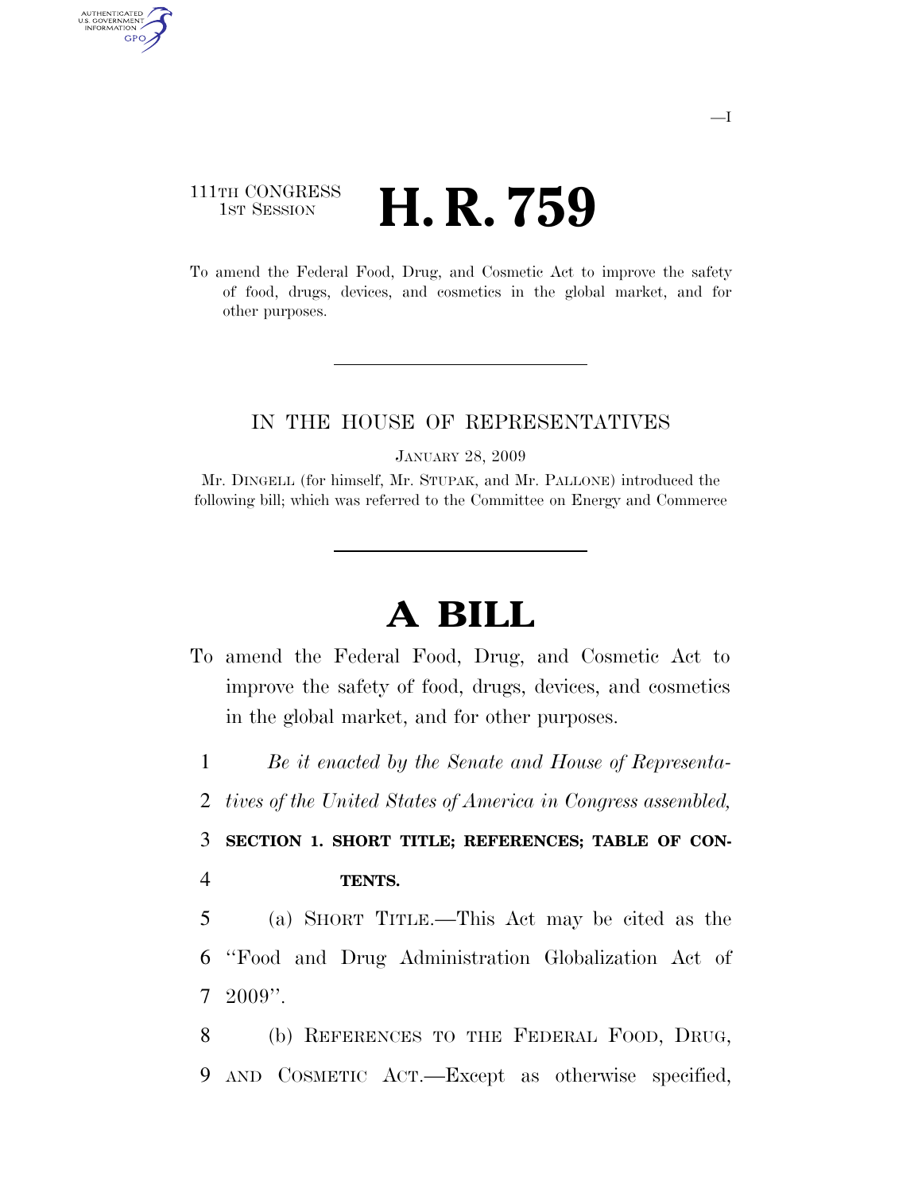111TH CONGRESS
1ST SESSION

# H. R. 759

To amend the Federal Food, Drug, and Cosmetic Act to improve the safety of food, drugs, devices, and cosmetics in the global market, and for other purposes.

IN THE HOUSE OF REPRESENTATIVES

JANUARY 28, 2009

Mr. DINGELL (for himself, Mr. STUPAK, and Mr. PALLONE) introduced the following bill; which was referred to the Committee on Energy and Commerce

# A BILL

To amend the Federal Food, Drug, and Cosmetic Act to improve the safety of food, drugs, devices, and cosmetics in the global market, and for other purposes.

1 *Be it enacted by the Senate and House of Representa-*
2 *tives of the United States of America in Congress assembled,*

3 **SECTION 1. SHORT TITLE; REFERENCES; TABLE OF CON-**
4 **TENTS.**

5 (a) SHORT TITLE.—This Act may be cited as the
6 "Food and Drug Administration Globalization Act of
7 2009".

8 (b) REFERENCES TO THE FEDERAL FOOD, DRUG,
9 AND COSMETIC ACT.—Except as otherwise specified,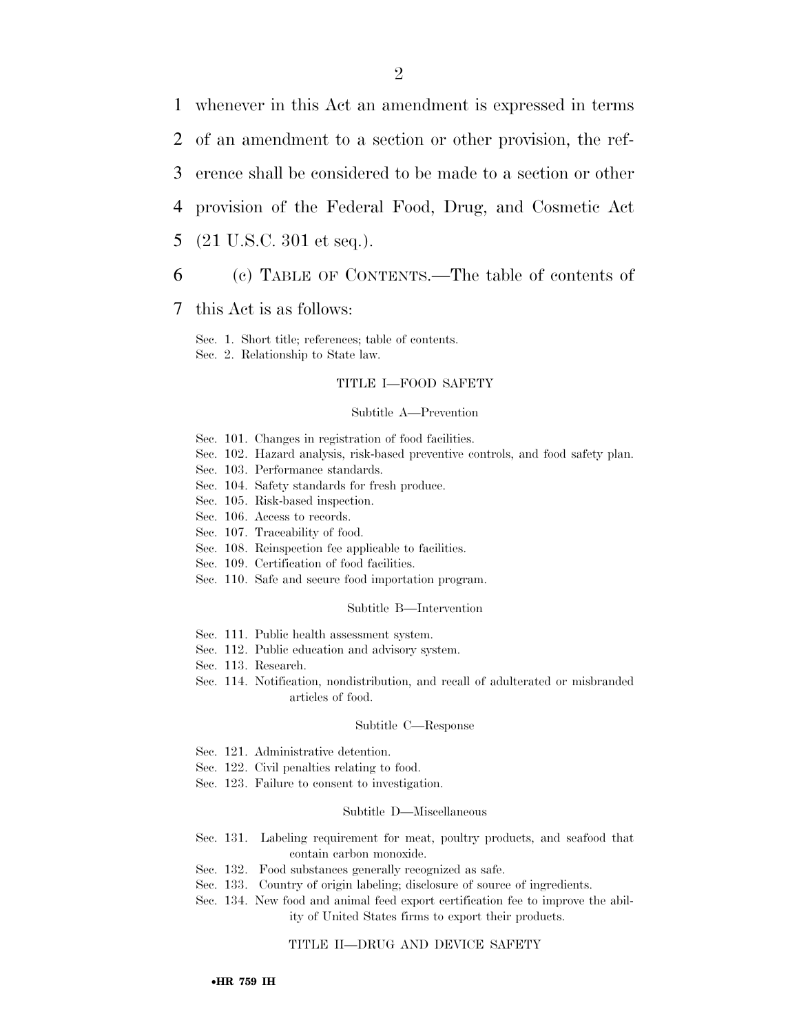whenever in this Act an amendment is expressed in terms of an amendment to a section or other provision, the reference shall be considered to be made to a section or other provision of the Federal Food, Drug, and Cosmetic Act (21 U.S.C. 301 et seq.).

(c) TABLE OF CONTENTS.—The table of contents of this Act is as follows:

Sec. 1. Short title; references; table of contents.
Sec. 2. Relationship to State law.

TITLE I—FOOD SAFETY

Subtitle A—Prevention

Sec. 101. Changes in registration of food facilities.
Sec. 102. Hazard analysis, risk-based preventive controls, and food safety plan.
Sec. 103. Performance standards.
Sec. 104. Safety standards for fresh produce.
Sec. 105. Risk-based inspection.
Sec. 106. Access to records.
Sec. 107. Traceability of food.
Sec. 108. Reinspection fee applicable to facilities.
Sec. 109. Certification of food facilities.
Sec. 110. Safe and secure food importation program.

Subtitle B—Intervention

Sec. 111. Public health assessment system.
Sec. 112. Public education and advisory system.
Sec. 113. Research.
Sec. 114. Notification, nondistribution, and recall of adulterated or misbranded articles of food.

Subtitle C—Response

Sec. 121. Administrative detention.
Sec. 122. Civil penalties relating to food.
Sec. 123. Failure to consent to investigation.

Subtitle D—Miscellaneous

Sec. 131. Labeling requirement for meat, poultry products, and seafood that contain carbon monoxide.
Sec. 132. Food substances generally recognized as safe.
Sec. 133. Country of origin labeling; disclosure of source of ingredients.
Sec. 134. New food and animal feed export certification fee to improve the ability of United States firms to export their products.

TITLE II—DRUG AND DEVICE SAFETY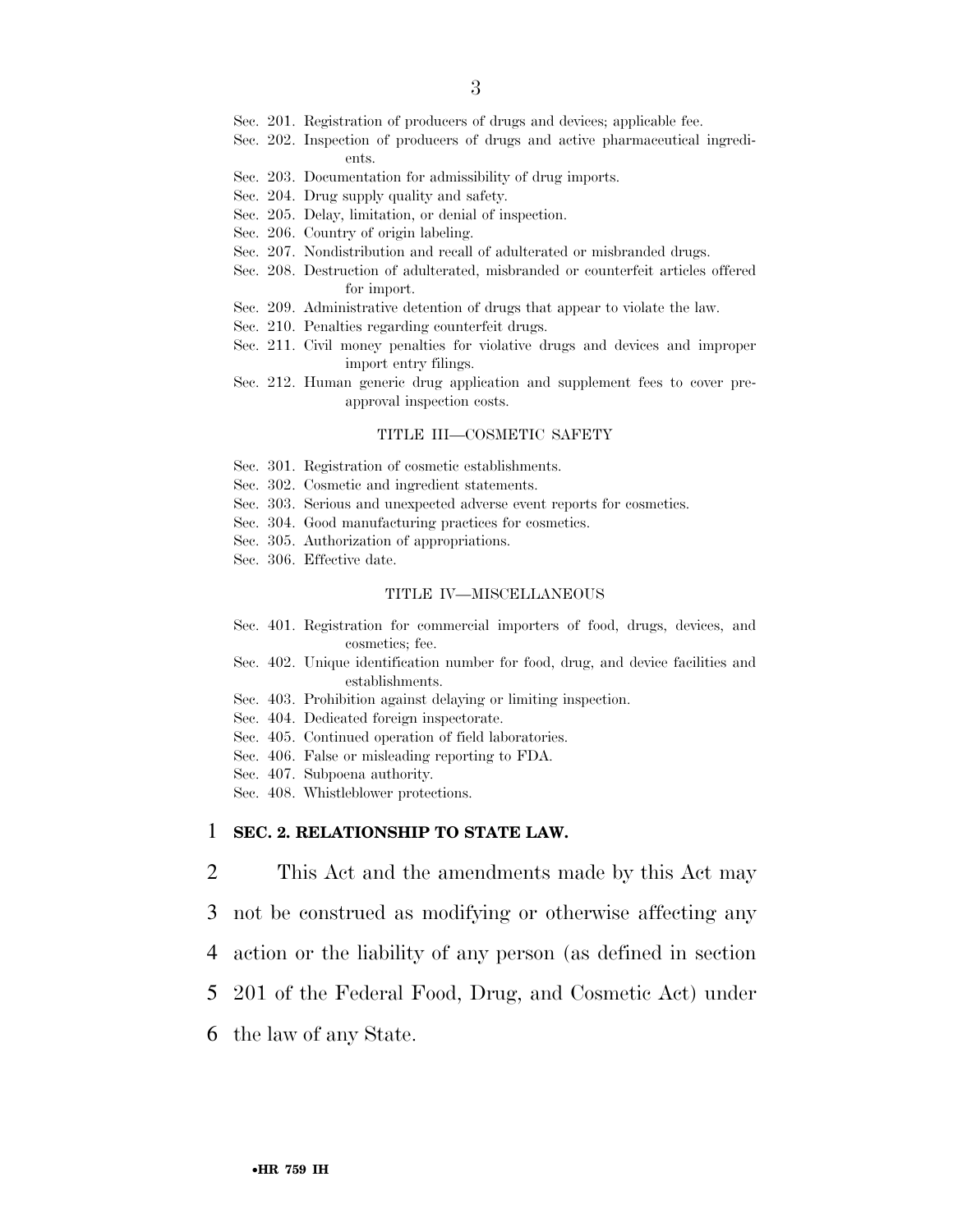Sec. 201. Registration of producers of drugs and devices; applicable fee.
Sec. 202. Inspection of producers of drugs and active pharmaceutical ingredients.
Sec. 203. Documentation for admissibility of drug imports.
Sec. 204. Drug supply quality and safety.
Sec. 205. Delay, limitation, or denial of inspection.
Sec. 206. Country of origin labeling.
Sec. 207. Nondistribution and recall of adulterated or misbranded drugs.
Sec. 208. Destruction of adulterated, misbranded or counterfeit articles offered for import.
Sec. 209. Administrative detention of drugs that appear to violate the law.
Sec. 210. Penalties regarding counterfeit drugs.
Sec. 211. Civil money penalties for violative drugs and devices and improper import entry filings.
Sec. 212. Human generic drug application and supplement fees to cover pre-approval inspection costs.

TITLE III—COSMETIC SAFETY

Sec. 301. Registration of cosmetic establishments.
Sec. 302. Cosmetic and ingredient statements.
Sec. 303. Serious and unexpected adverse event reports for cosmetics.
Sec. 304. Good manufacturing practices for cosmetics.
Sec. 305. Authorization of appropriations.
Sec. 306. Effective date.

TITLE IV—MISCELLANEOUS

Sec. 401. Registration for commercial importers of food, drugs, devices, and cosmetics; fee.
Sec. 402. Unique identification number for food, drug, and device facilities and establishments.
Sec. 403. Prohibition against delaying or limiting inspection.
Sec. 404. Dedicated foreign inspectorate.
Sec. 405. Continued operation of field laboratories.
Sec. 406. False or misleading reporting to FDA.
Sec. 407. Subpoena authority.
Sec. 408. Whistleblower protections.

1 **SEC. 2. RELATIONSHIP TO STATE LAW.**

2 This Act and the amendments made by this Act may
3 not be construed as modifying or otherwise affecting any
4 action or the liability of any person (as defined in section
5 201 of the Federal Food, Drug, and Cosmetic Act) under
6 the law of any State.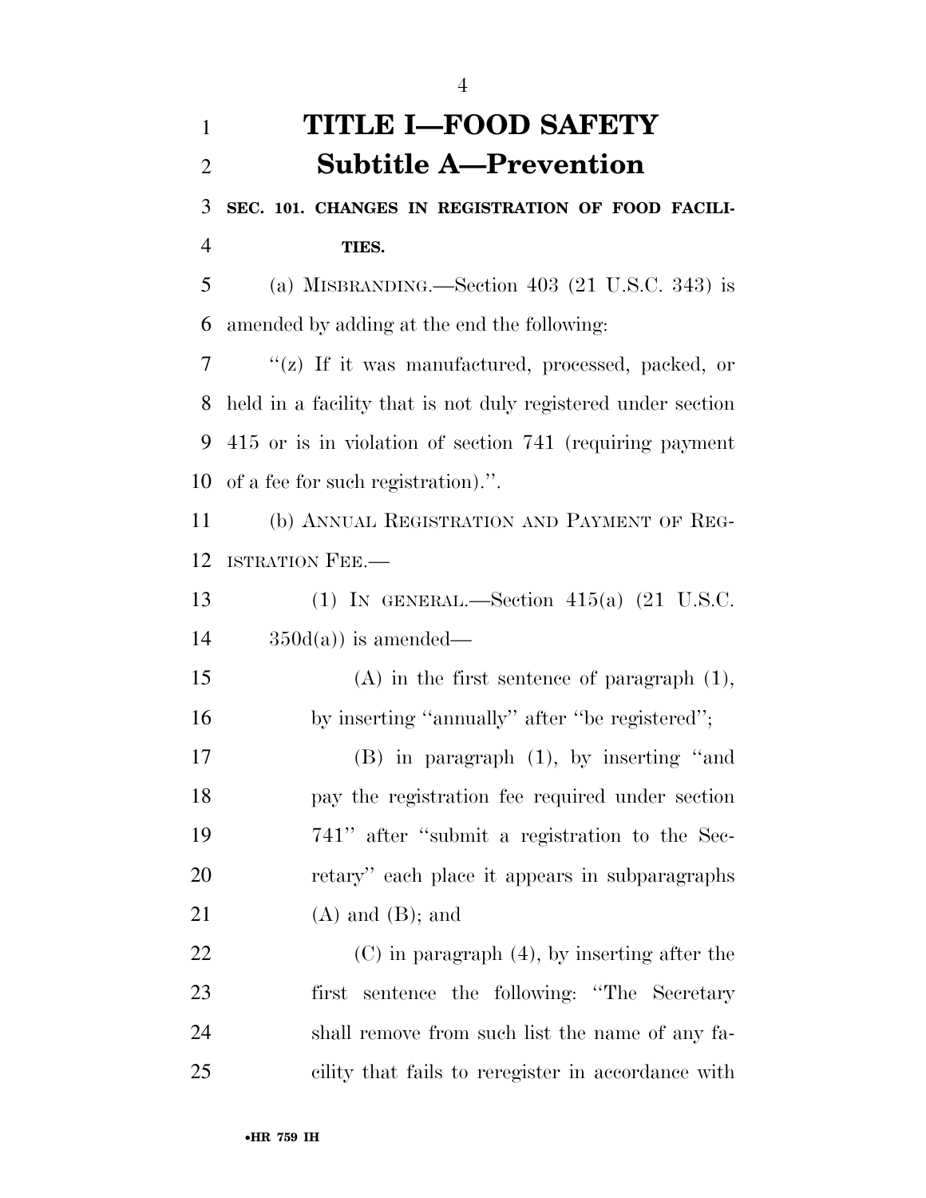# TITLE I—FOOD SAFETY

## Subtitle A—Prevention

### SEC. 101. CHANGES IN REGISTRATION OF FOOD FACILITIES.

(a) MISBRANDING.—Section 403 (21 U.S.C. 343) is amended by adding at the end the following:

"(z) If it was manufactured, processed, packed, or held in a facility that is not duly registered under section 415 or is in violation of section 741 (requiring payment of a fee for such registration).".

(b) ANNUAL REGISTRATION AND PAYMENT OF REGISTRATION FEE.—

(1) IN GENERAL.—Section 415(a) (21 U.S.C. 350d(a)) is amended—

(A) in the first sentence of paragraph (1), by inserting "annually" after "be registered";

(B) in paragraph (1), by inserting "and pay the registration fee required under section 741" after "submit a registration to the Secretary" each place it appears in subparagraphs (A) and (B); and

(C) in paragraph (4), by inserting after the first sentence the following: "The Secretary shall remove from such list the name of any facility that fails to reregister in accordance with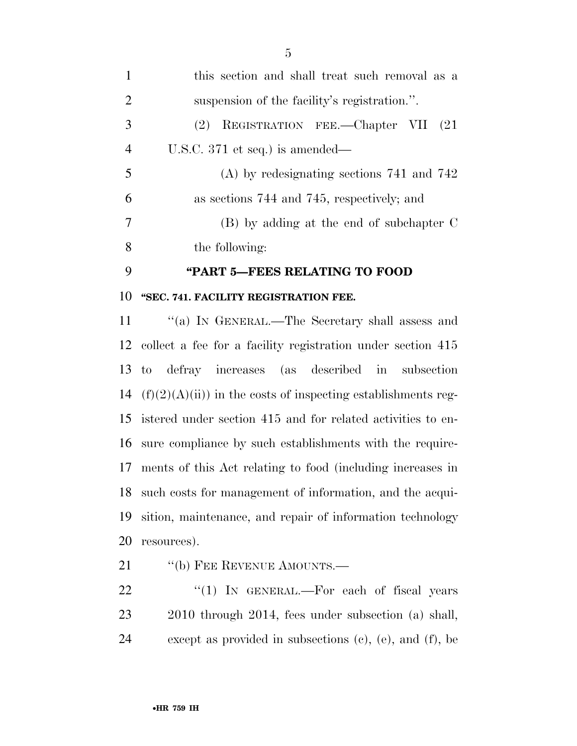this section and shall treat such removal as a suspension of the facility's registration.''.

(2) REGISTRATION FEE.—Chapter VII (21 U.S.C. 371 et seq.) is amended—

(A) by redesignating sections 741 and 742 as sections 744 and 745, respectively; and

(B) by adding at the end of subchapter C the following:

### "PART 5—FEES RELATING TO FOOD

#### "SEC. 741. FACILITY REGISTRATION FEE.

''(a) IN GENERAL.—The Secretary shall assess and collect a fee for a facility registration under section 415 to defray increases (as described in subsection (f)(2)(A)(ii)) in the costs of inspecting establishments registered under section 415 and for related activities to ensure compliance by such establishments with the requirements of this Act relating to food (including increases in such costs for management of information, and the acquisition, maintenance, and repair of information technology resources).

''(b) FEE REVENUE AMOUNTS.—

''(1) IN GENERAL.—For each of fiscal years 2010 through 2014, fees under subsection (a) shall, except as provided in subsections (c), (e), and (f), be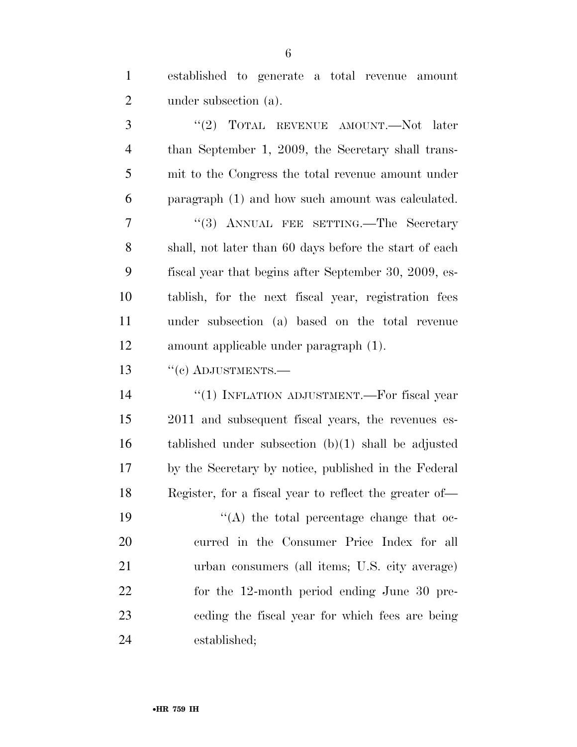established to generate a total revenue amount under subsection (a).

"(2) TOTAL REVENUE AMOUNT.—Not later than September 1, 2009, the Secretary shall transmit to the Congress the total revenue amount under paragraph (1) and how such amount was calculated.

"(3) ANNUAL FEE SETTING.—The Secretary shall, not later than 60 days before the start of each fiscal year that begins after September 30, 2009, establish, for the next fiscal year, registration fees under subsection (a) based on the total revenue amount applicable under paragraph (1).

"(c) ADJUSTMENTS.—

"(1) INFLATION ADJUSTMENT.—For fiscal year 2011 and subsequent fiscal years, the revenues established under subsection (b)(1) shall be adjusted by the Secretary by notice, published in the Federal Register, for a fiscal year to reflect the greater of—

"(A) the total percentage change that occurred in the Consumer Price Index for all urban consumers (all items; U.S. city average) for the 12-month period ending June 30 preceding the fiscal year for which fees are being established;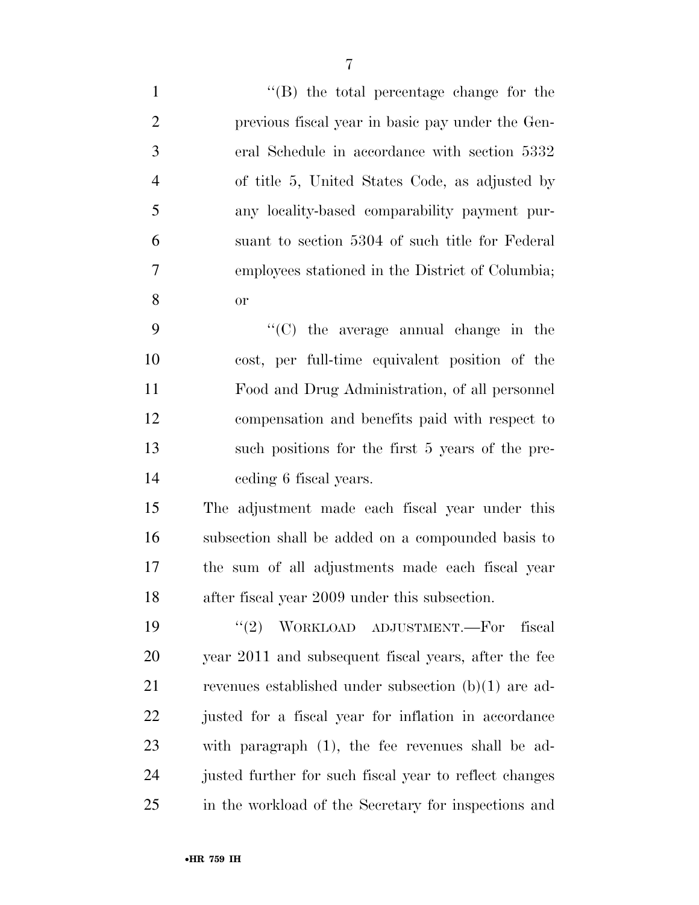"(B) the total percentage change for the previous fiscal year in basic pay under the General Schedule in accordance with section 5332 of title 5, United States Code, as adjusted by any locality-based comparability payment pursuant to section 5304 of such title for Federal employees stationed in the District of Columbia; or

"(C) the average annual change in the cost, per full-time equivalent position of the Food and Drug Administration, of all personnel compensation and benefits paid with respect to such positions for the first 5 years of the preceding 6 fiscal years.

The adjustment made each fiscal year under this subsection shall be added on a compounded basis to the sum of all adjustments made each fiscal year after fiscal year 2009 under this subsection.

"(2) WORKLOAD ADJUSTMENT.—For fiscal year 2011 and subsequent fiscal years, after the fee revenues established under subsection (b)(1) are adjusted for a fiscal year for inflation in accordance with paragraph (1), the fee revenues shall be adjusted further for such fiscal year to reflect changes in the workload of the Secretary for inspections and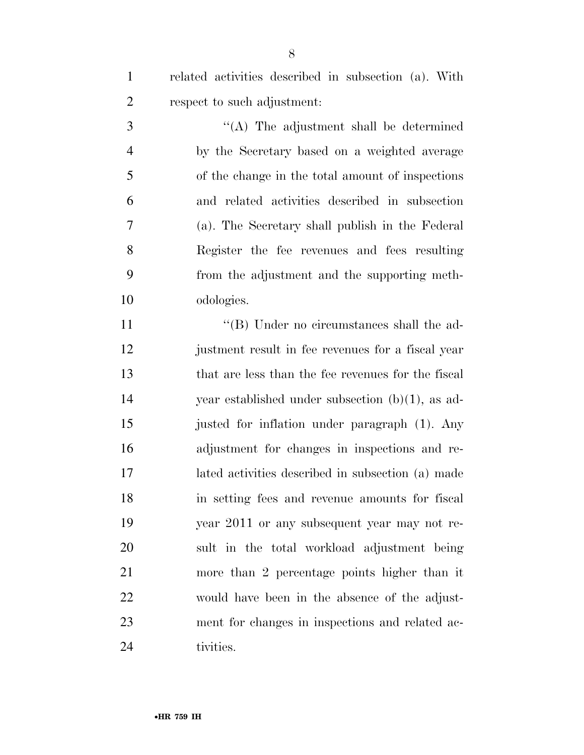related activities described in subsection (a). With respect to such adjustment:

"(A) The adjustment shall be determined by the Secretary based on a weighted average of the change in the total amount of inspections and related activities described in subsection (a). The Secretary shall publish in the Federal Register the fee revenues and fees resulting from the adjustment and the supporting methodologies.

"(B) Under no circumstances shall the adjustment result in fee revenues for a fiscal year that are less than the fee revenues for the fiscal year established under subsection (b)(1), as adjusted for inflation under paragraph (1). Any adjustment for changes in inspections and related activities described in subsection (a) made in setting fees and revenue amounts for fiscal year 2011 or any subsequent year may not result in the total workload adjustment being more than 2 percentage points higher than it would have been in the absence of the adjustment for changes in inspections and related activities.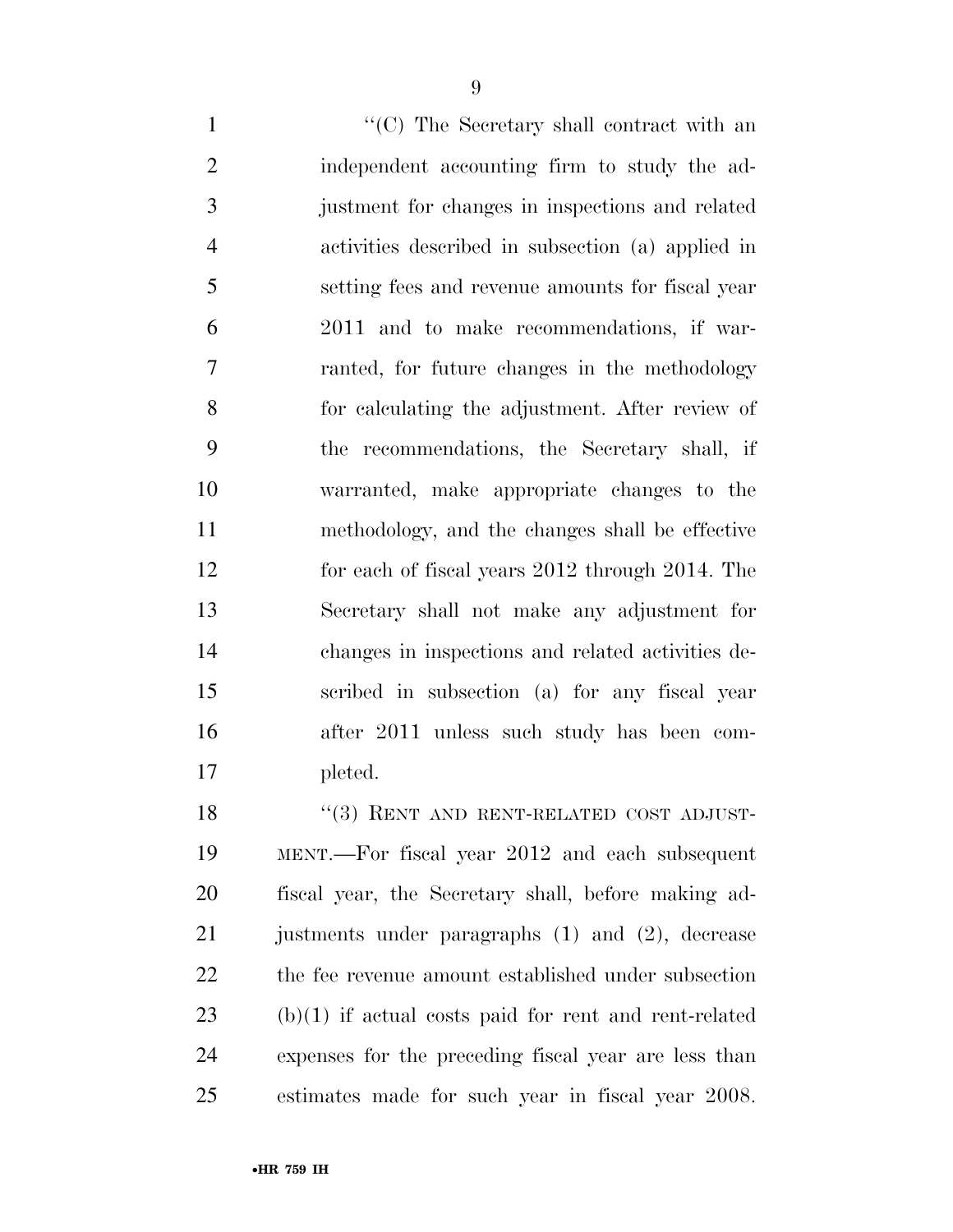"(C) The Secretary shall contract with an independent accounting firm to study the adjustment for changes in inspections and related activities described in subsection (a) applied in setting fees and revenue amounts for fiscal year 2011 and to make recommendations, if warranted, for future changes in the methodology for calculating the adjustment. After review of the recommendations, the Secretary shall, if warranted, make appropriate changes to the methodology, and the changes shall be effective for each of fiscal years 2012 through 2014. The Secretary shall not make any adjustment for changes in inspections and related activities described in subsection (a) for any fiscal year after 2011 unless such study has been completed.

"(3) RENT AND RENT-RELATED COST ADJUSTMENT.—For fiscal year 2012 and each subsequent fiscal year, the Secretary shall, before making adjustments under paragraphs (1) and (2), decrease the fee revenue amount established under subsection (b)(1) if actual costs paid for rent and rent-related expenses for the preceding fiscal year are less than estimates made for such year in fiscal year 2008.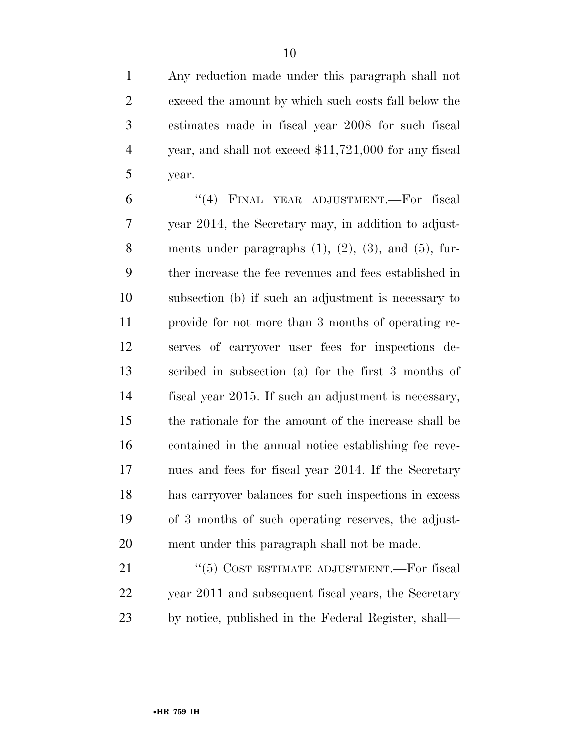Any reduction made under this paragraph shall not exceed the amount by which such costs fall below the estimates made in fiscal year 2008 for such fiscal year, and shall not exceed $11,721,000 for any fiscal year.

"(4) FINAL YEAR ADJUSTMENT.—For fiscal year 2014, the Secretary may, in addition to adjustments under paragraphs (1), (2), (3), and (5), further increase the fee revenues and fees established in subsection (b) if such an adjustment is necessary to provide for not more than 3 months of operating reserves of carryover user fees for inspections described in subsection (a) for the first 3 months of fiscal year 2015. If such an adjustment is necessary, the rationale for the amount of the increase shall be contained in the annual notice establishing fee revenues and fees for fiscal year 2014. If the Secretary has carryover balances for such inspections in excess of 3 months of such operating reserves, the adjustment under this paragraph shall not be made.

"(5) COST ESTIMATE ADJUSTMENT.—For fiscal year 2011 and subsequent fiscal years, the Secretary by notice, published in the Federal Register, shall—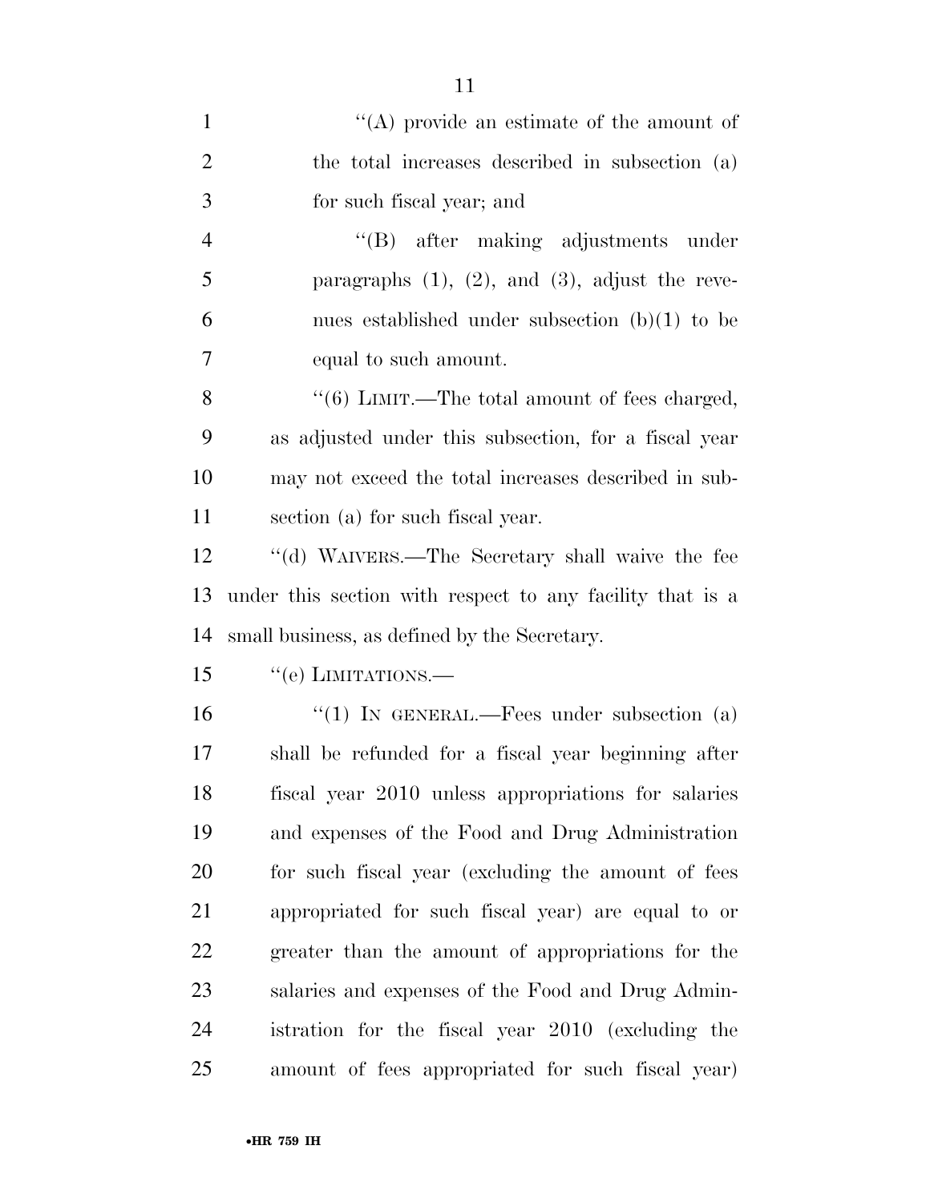''(A) provide an estimate of the amount of the total increases described in subsection (a) for such fiscal year; and

''(B) after making adjustments under paragraphs (1), (2), and (3), adjust the revenues established under subsection (b)(1) to be equal to such amount.

''(6) LIMIT.—The total amount of fees charged, as adjusted under this subsection, for a fiscal year may not exceed the total increases described in subsection (a) for such fiscal year.

''(d) WAIVERS.—The Secretary shall waive the fee under this section with respect to any facility that is a small business, as defined by the Secretary.

''(e) LIMITATIONS.—

''(1) IN GENERAL.—Fees under subsection (a) shall be refunded for a fiscal year beginning after fiscal year 2010 unless appropriations for salaries and expenses of the Food and Drug Administration for such fiscal year (excluding the amount of fees appropriated for such fiscal year) are equal to or greater than the amount of appropriations for the salaries and expenses of the Food and Drug Administration for the fiscal year 2010 (excluding the amount of fees appropriated for such fiscal year)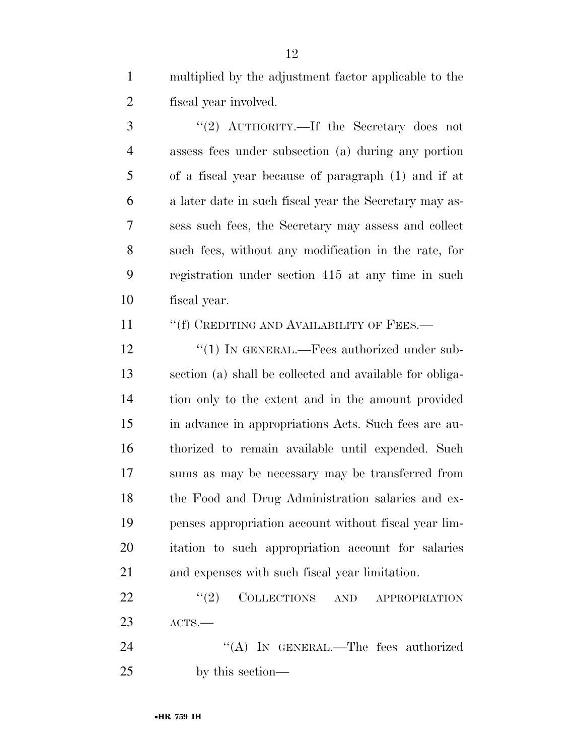multiplied by the adjustment factor applicable to the fiscal year involved.

"(2) AUTHORITY.—If the Secretary does not assess fees under subsection (a) during any portion of a fiscal year because of paragraph (1) and if at a later date in such fiscal year the Secretary may assess such fees, the Secretary may assess and collect such fees, without any modification in the rate, for registration under section 415 at any time in such fiscal year.

"(f) CREDITING AND AVAILABILITY OF FEES.—

"(1) IN GENERAL.—Fees authorized under subsection (a) shall be collected and available for obligation only to the extent and in the amount provided in advance in appropriations Acts. Such fees are authorized to remain available until expended. Such sums as may be necessary may be transferred from the Food and Drug Administration salaries and expenses appropriation account without fiscal year limitation to such appropriation account for salaries and expenses with such fiscal year limitation.

"(2) COLLECTIONS AND APPROPRIATION ACTS.—

"(A) IN GENERAL.—The fees authorized by this section—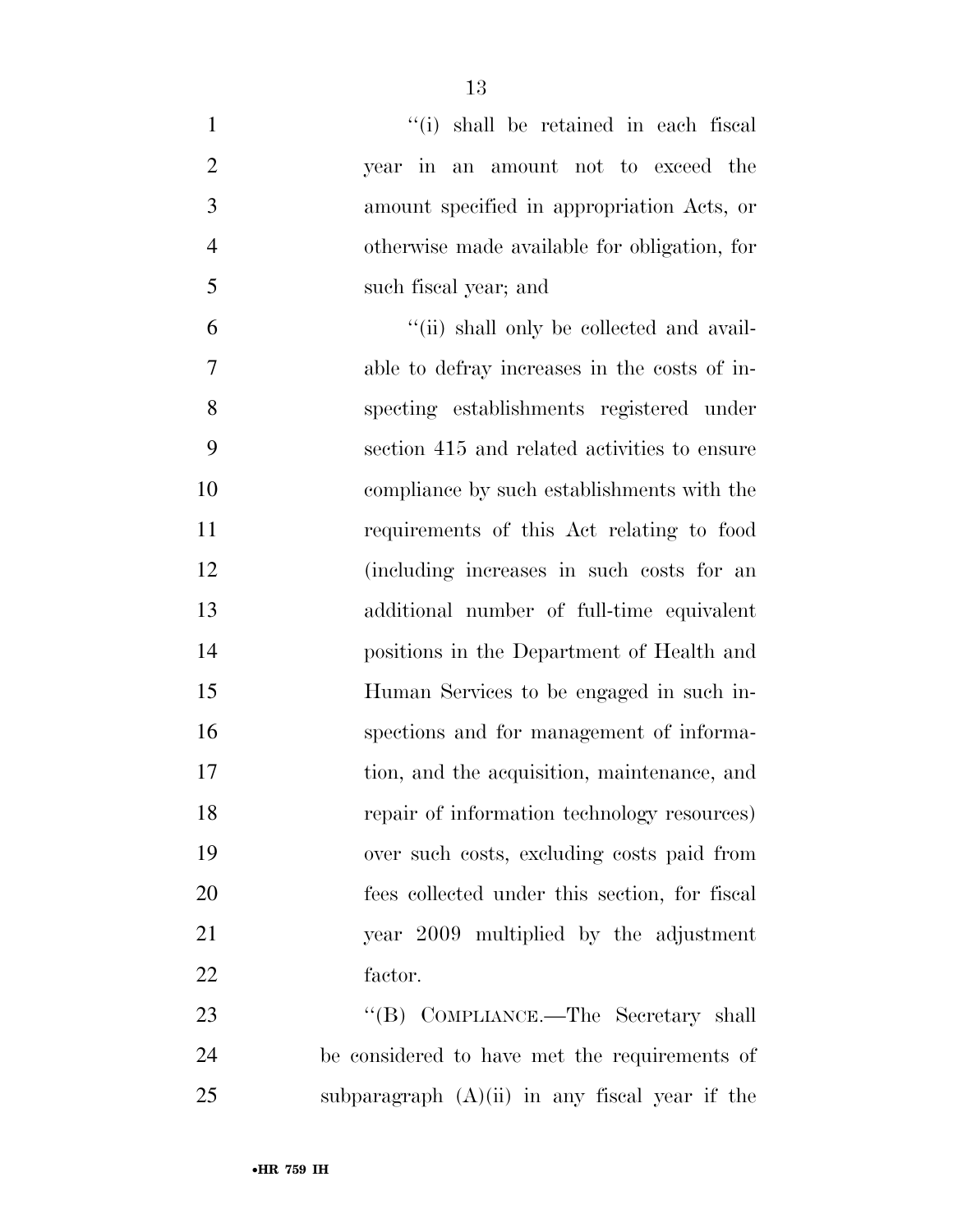"(i) shall be retained in each fiscal year in an amount not to exceed the amount specified in appropriation Acts, or otherwise made available for obligation, for such fiscal year; and

"(ii) shall only be collected and available to defray increases in the costs of inspecting establishments registered under section 415 and related activities to ensure compliance by such establishments with the requirements of this Act relating to food (including increases in such costs for an additional number of full-time equivalent positions in the Department of Health and Human Services to be engaged in such inspections and for management of information, and the acquisition, maintenance, and repair of information technology resources) over such costs, excluding costs paid from fees collected under this section, for fiscal year 2009 multiplied by the adjustment factor.

"(B) COMPLIANCE.—The Secretary shall be considered to have met the requirements of subparagraph (A)(ii) in any fiscal year if the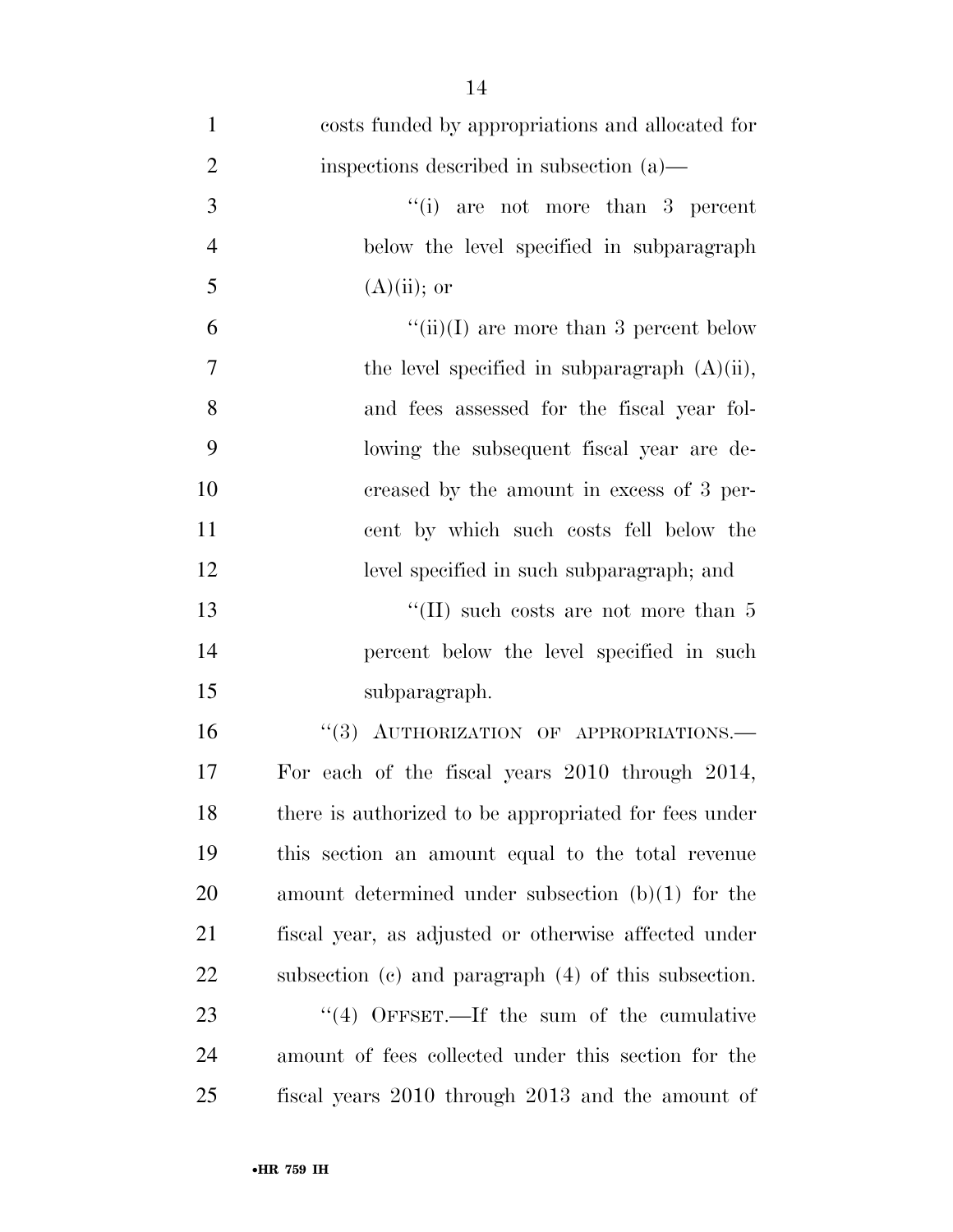costs funded by appropriations and allocated for inspections described in subsection (a)—

"(i) are not more than 3 percent below the level specified in subparagraph (A)(ii); or

"(ii)(I) are more than 3 percent below the level specified in subparagraph (A)(ii), and fees assessed for the fiscal year following the subsequent fiscal year are decreased by the amount in excess of 3 percent by which such costs fell below the level specified in such subparagraph; and

"(II) such costs are not more than 5 percent below the level specified in such subparagraph.

"(3) AUTHORIZATION OF APPROPRIATIONS.—For each of the fiscal years 2010 through 2014, there is authorized to be appropriated for fees under this section an amount equal to the total revenue amount determined under subsection (b)(1) for the fiscal year, as adjusted or otherwise affected under subsection (c) and paragraph (4) of this subsection.

"(4) OFFSET.—If the sum of the cumulative amount of fees collected under this section for the fiscal years 2010 through 2013 and the amount of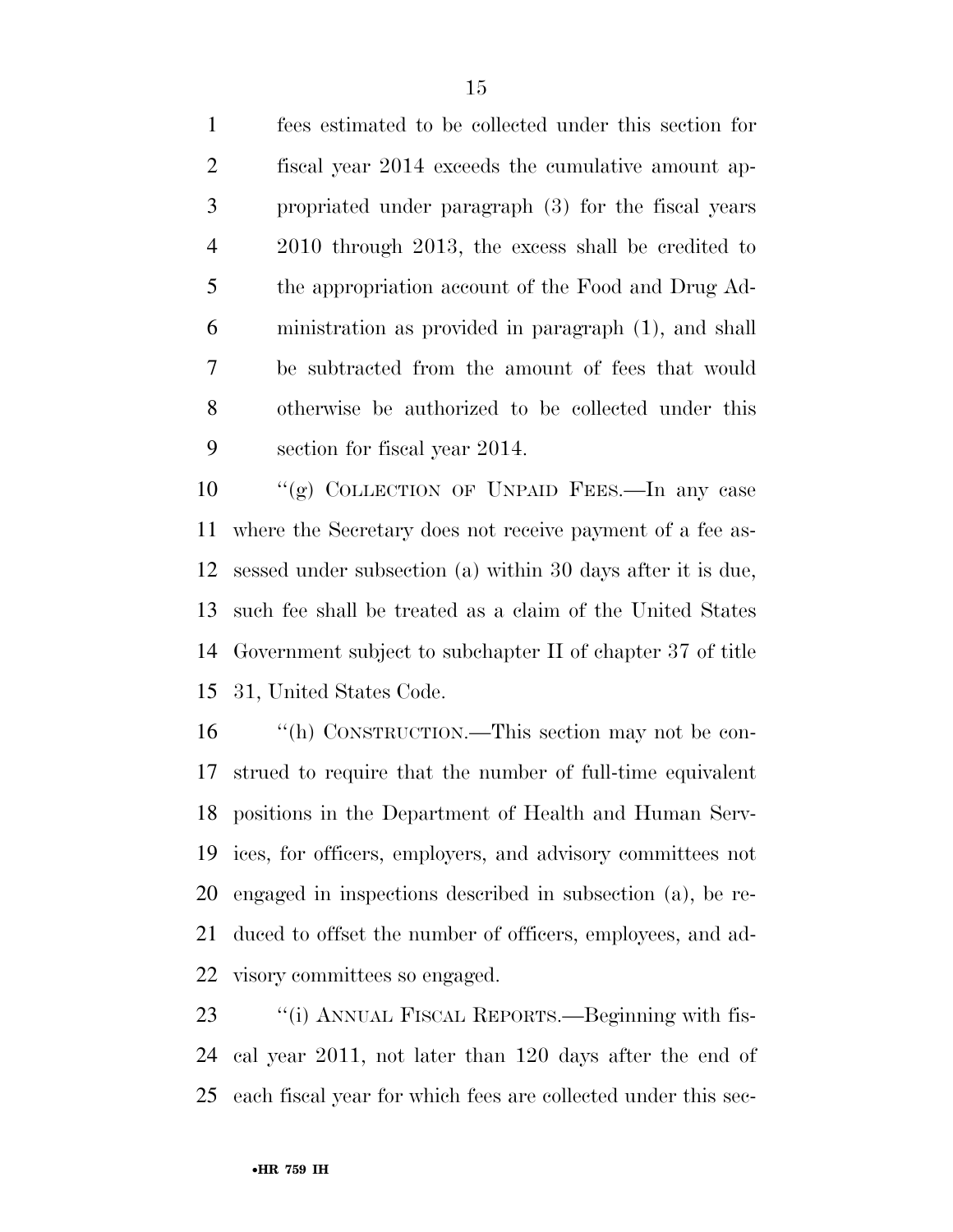fees estimated to be collected under this section for fiscal year 2014 exceeds the cumulative amount appropriated under paragraph (3) for the fiscal years 2010 through 2013, the excess shall be credited to the appropriation account of the Food and Drug Administration as provided in paragraph (1), and shall be subtracted from the amount of fees that would otherwise be authorized to be collected under this section for fiscal year 2014.

''(g) COLLECTION OF UNPAID FEES.—In any case where the Secretary does not receive payment of a fee assessed under subsection (a) within 30 days after it is due, such fee shall be treated as a claim of the United States Government subject to subchapter II of chapter 37 of title 31, United States Code.

''(h) CONSTRUCTION.—This section may not be construed to require that the number of full-time equivalent positions in the Department of Health and Human Services, for officers, employers, and advisory committees not engaged in inspections described in subsection (a), be reduced to offset the number of officers, employees, and advisory committees so engaged.

''(i) ANNUAL FISCAL REPORTS.—Beginning with fiscal year 2011, not later than 120 days after the end of each fiscal year for which fees are collected under this sec-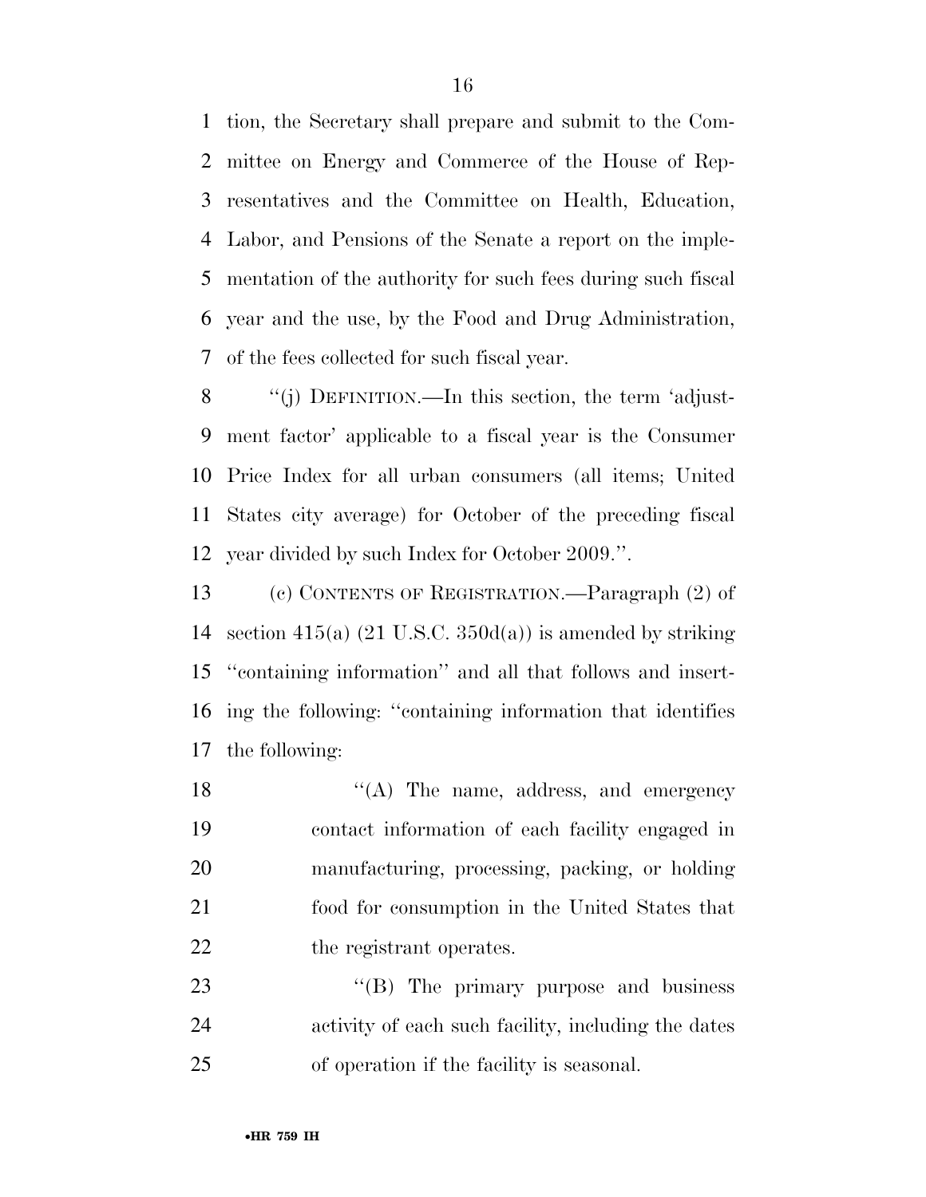tion, the Secretary shall prepare and submit to the Committee on Energy and Commerce of the House of Representatives and the Committee on Health, Education, Labor, and Pensions of the Senate a report on the implementation of the authority for such fees during such fiscal year and the use, by the Food and Drug Administration, of the fees collected for such fiscal year.

''(j) DEFINITION.—In this section, the term 'adjustment factor' applicable to a fiscal year is the Consumer Price Index for all urban consumers (all items; United States city average) for October of the preceding fiscal year divided by such Index for October 2009.''.

(c) CONTENTS OF REGISTRATION.—Paragraph (2) of section 415(a) (21 U.S.C. 350d(a)) is amended by striking ''containing information'' and all that follows and inserting the following: ''containing information that identifies the following:

''(A) The name, address, and emergency contact information of each facility engaged in manufacturing, processing, packing, or holding food for consumption in the United States that the registrant operates.

''(B) The primary purpose and business activity of each such facility, including the dates of operation if the facility is seasonal.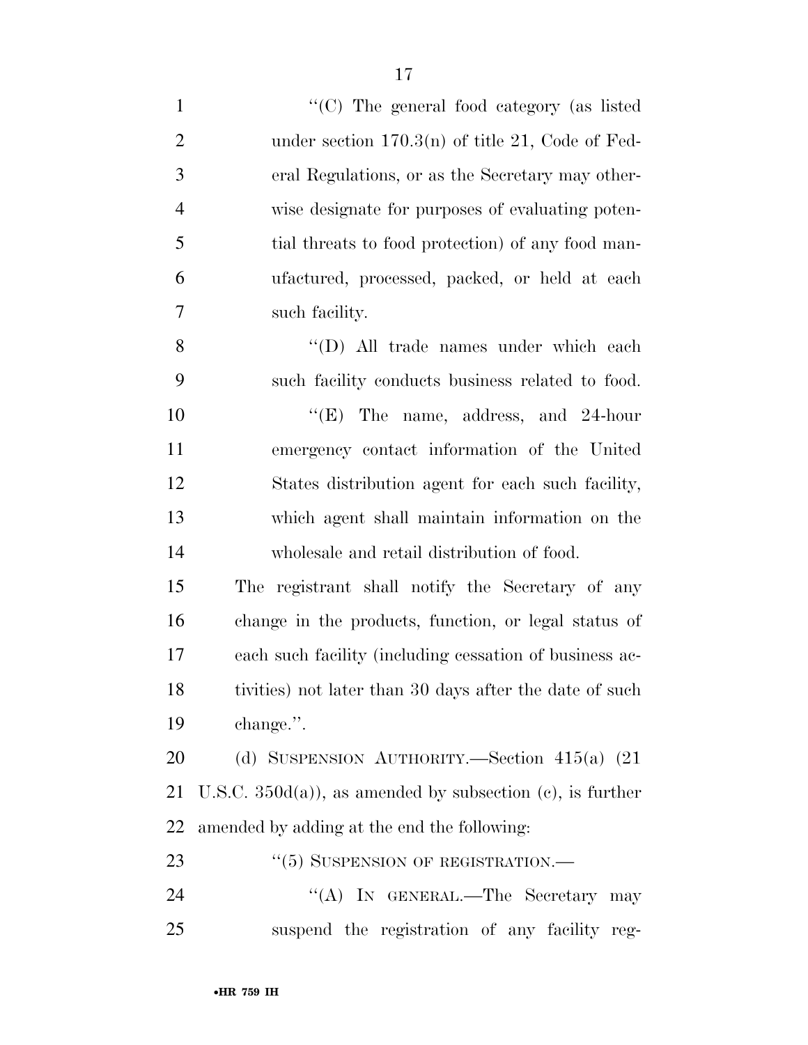''(C) The general food category (as listed under section 170.3(n) of title 21, Code of Federal Regulations, or as the Secretary may otherwise designate for purposes of evaluating potential threats to food protection) of any food manufactured, processed, packed, or held at each such facility.

''(D) All trade names under which each such facility conducts business related to food.

''(E) The name, address, and 24-hour emergency contact information of the United States distribution agent for each such facility, which agent shall maintain information on the wholesale and retail distribution of food.

The registrant shall notify the Secretary of any change in the products, function, or legal status of each such facility (including cessation of business activities) not later than 30 days after the date of such change.''.

(d) SUSPENSION AUTHORITY.—Section 415(a) (21 U.S.C. 350d(a)), as amended by subsection (c), is further amended by adding at the end the following:

''(5) SUSPENSION OF REGISTRATION.—

''(A) IN GENERAL.—The Secretary may suspend the registration of any facility reg-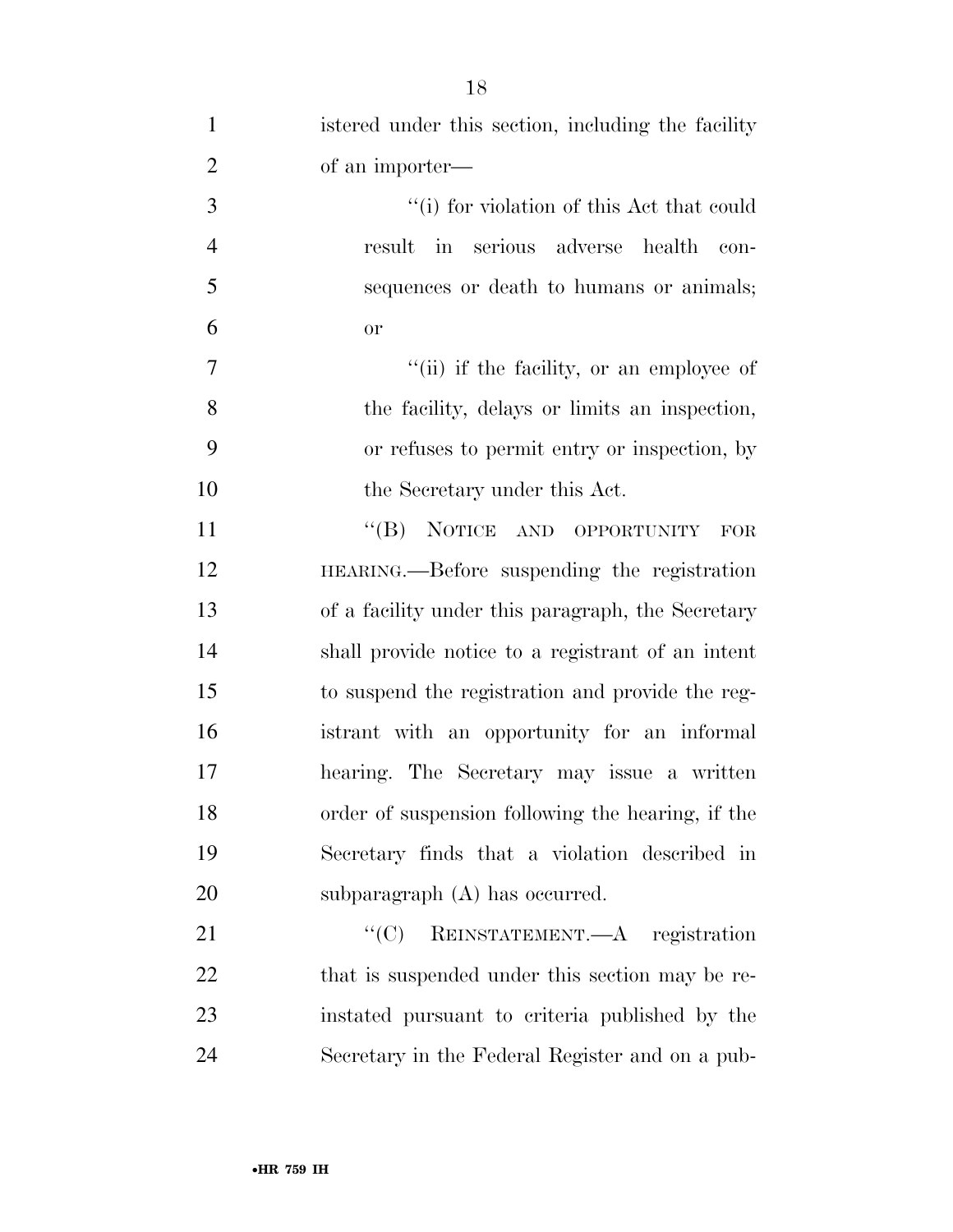istered under this section, including the facility of an importer—

''(i) for violation of this Act that could result in serious adverse health consequences or death to humans or animals; or

''(ii) if the facility, or an employee of the facility, delays or limits an inspection, or refuses to permit entry or inspection, by the Secretary under this Act.

''(B) NOTICE AND OPPORTUNITY FOR HEARING.—Before suspending the registration of a facility under this paragraph, the Secretary shall provide notice to a registrant of an intent to suspend the registration and provide the registrant with an opportunity for an informal hearing. The Secretary may issue a written order of suspension following the hearing, if the Secretary finds that a violation described in subparagraph (A) has occurred.

''(C) REINSTATEMENT.—A registration that is suspended under this section may be reinstated pursuant to criteria published by the Secretary in the Federal Register and on a pub-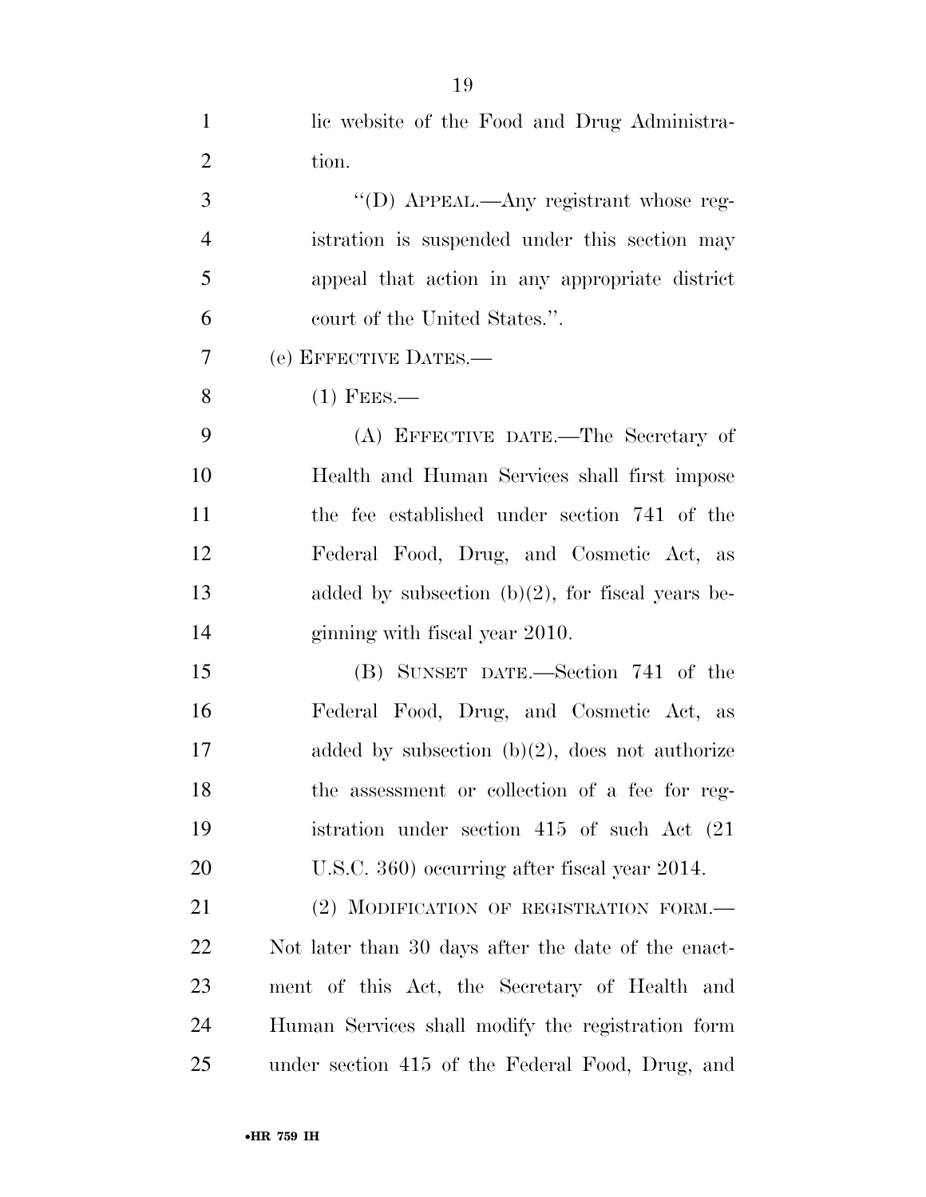lic website of the Food and Drug Administration.

"(D) APPEAL.—Any registrant whose registration is suspended under this section may appeal that action in any appropriate district court of the United States.".

(e) EFFECTIVE DATES.—

(1) FEES.—

(A) EFFECTIVE DATE.—The Secretary of Health and Human Services shall first impose the fee established under section 741 of the Federal Food, Drug, and Cosmetic Act, as added by subsection (b)(2), for fiscal years beginning with fiscal year 2010.

(B) SUNSET DATE.—Section 741 of the Federal Food, Drug, and Cosmetic Act, as added by subsection (b)(2), does not authorize the assessment or collection of a fee for registration under section 415 of such Act (21 U.S.C. 360) occurring after fiscal year 2014.

(2) MODIFICATION OF REGISTRATION FORM.—Not later than 30 days after the date of the enactment of this Act, the Secretary of Health and Human Services shall modify the registration form under section 415 of the Federal Food, Drug, and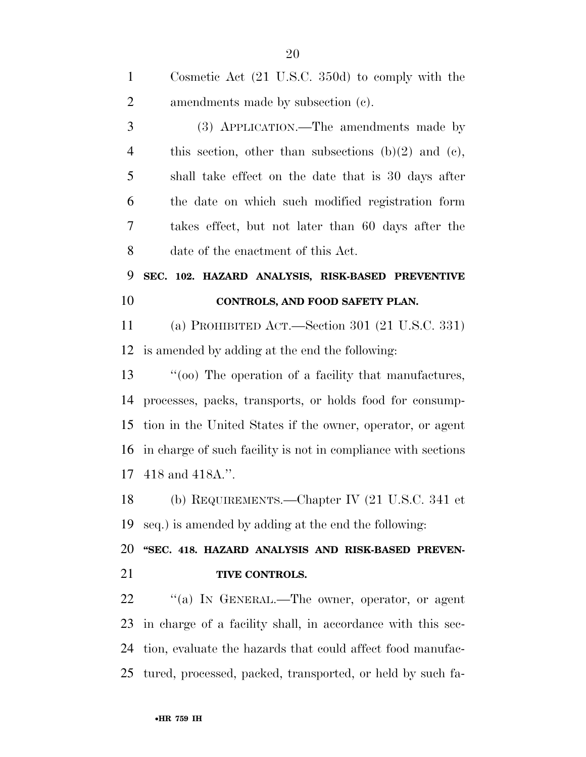Cosmetic Act (21 U.S.C. 350d) to comply with the amendments made by subsection (c).

(3) APPLICATION.—The amendments made by this section, other than subsections (b)(2) and (c), shall take effect on the date that is 30 days after the date on which such modified registration form takes effect, but not later than 60 days after the date of the enactment of this Act.

**SEC. 102. HAZARD ANALYSIS, RISK-BASED PREVENTIVE CONTROLS, AND FOOD SAFETY PLAN.**

(a) PROHIBITED ACT.—Section 301 (21 U.S.C. 331) is amended by adding at the end the following:

''(oo) The operation of a facility that manufactures, processes, packs, transports, or holds food for consumption in the United States if the owner, operator, or agent in charge of such facility is not in compliance with sections 418 and 418A.''.

(b) REQUIREMENTS.—Chapter IV (21 U.S.C. 341 et seq.) is amended by adding at the end the following:

**''SEC. 418. HAZARD ANALYSIS AND RISK-BASED PREVENTIVE CONTROLS.**

''(a) IN GENERAL.—The owner, operator, or agent in charge of a facility shall, in accordance with this section, evaluate the hazards that could affect food manufactured, processed, packed, transported, or held by such fa-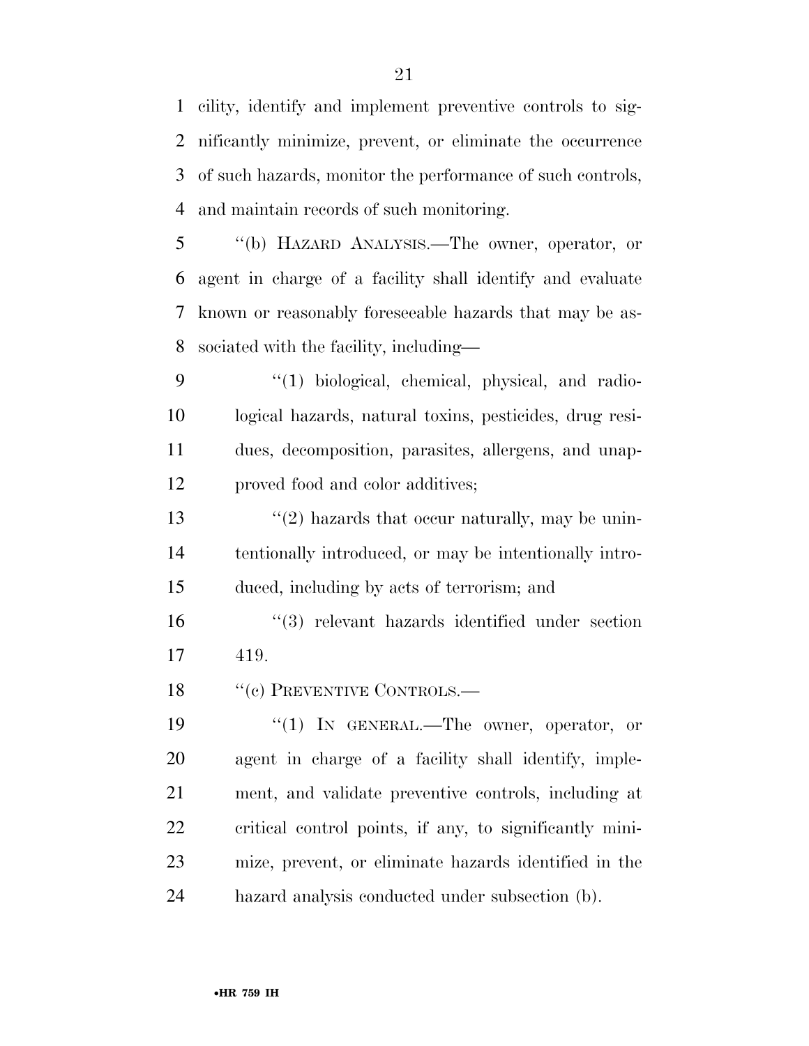cility, identify and implement preventive controls to significantly minimize, prevent, or eliminate the occurrence of such hazards, monitor the performance of such controls, and maintain records of such monitoring.

''(b) HAZARD ANALYSIS.—The owner, operator, or agent in charge of a facility shall identify and evaluate known or reasonably foreseeable hazards that may be associated with the facility, including—

''(1) biological, chemical, physical, and radiological hazards, natural toxins, pesticides, drug residues, decomposition, parasites, allergens, and unapproved food and color additives;

''(2) hazards that occur naturally, may be unintentionally introduced, or may be intentionally introduced, including by acts of terrorism; and

''(3) relevant hazards identified under section 419.

''(c) PREVENTIVE CONTROLS.—

''(1) IN GENERAL.—The owner, operator, or agent in charge of a facility shall identify, implement, and validate preventive controls, including at critical control points, if any, to significantly minimize, prevent, or eliminate hazards identified in the hazard analysis conducted under subsection (b).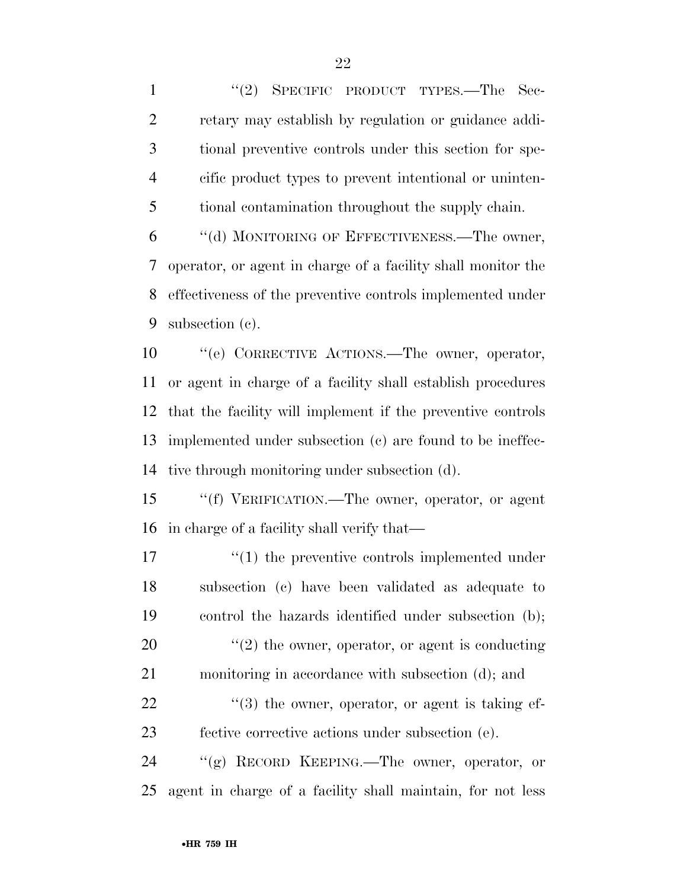"(2) SPECIFIC PRODUCT TYPES.—The Secretary may establish by regulation or guidance additional preventive controls under this section for specific product types to prevent intentional or unintentional contamination throughout the supply chain.

"(d) MONITORING OF EFFECTIVENESS.—The owner, operator, or agent in charge of a facility shall monitor the effectiveness of the preventive controls implemented under subsection (c).

"(e) CORRECTIVE ACTIONS.—The owner, operator, or agent in charge of a facility shall establish procedures that the facility will implement if the preventive controls implemented under subsection (c) are found to be ineffective through monitoring under subsection (d).

"(f) VERIFICATION.—The owner, operator, or agent in charge of a facility shall verify that—

"(1) the preventive controls implemented under subsection (c) have been validated as adequate to control the hazards identified under subsection (b);

"(2) the owner, operator, or agent is conducting monitoring in accordance with subsection (d); and

"(3) the owner, operator, or agent is taking effective corrective actions under subsection (e).

"(g) RECORD KEEPING.—The owner, operator, or agent in charge of a facility shall maintain, for not less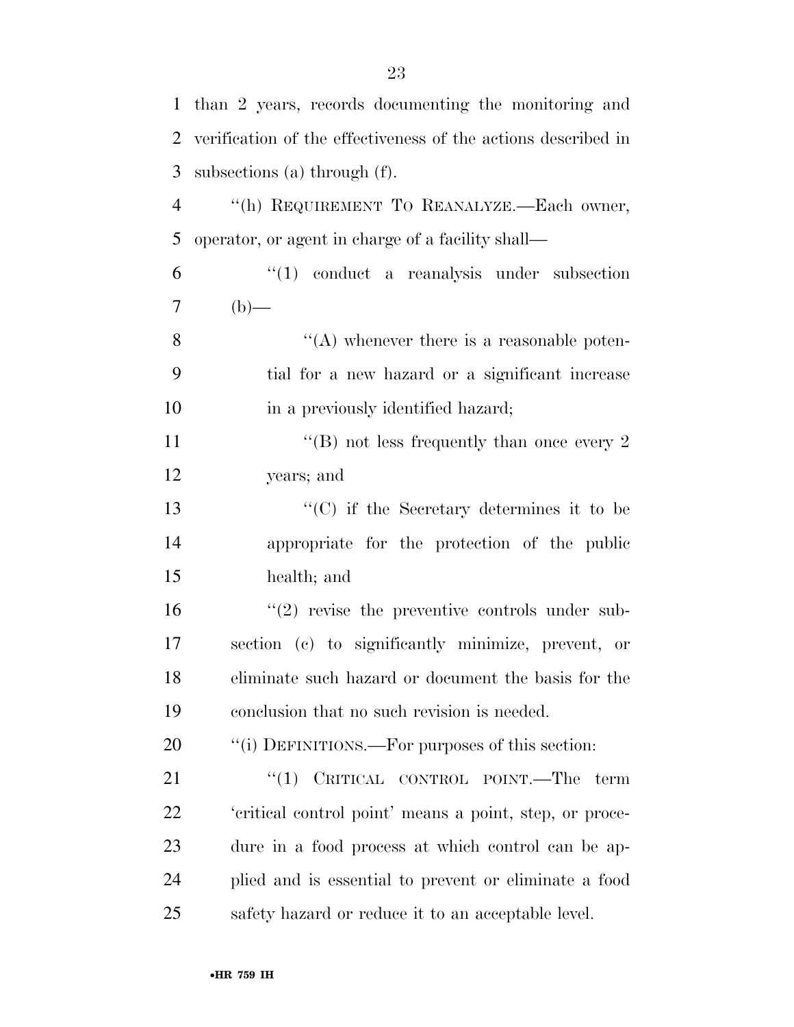than 2 years, records documenting the monitoring and verification of the effectiveness of the actions described in subsections (a) through (f).

''(h) REQUIREMENT TO REANALYZE.—Each owner, operator, or agent in charge of a facility shall—

''(1) conduct a reanalysis under subsection (b)—

''(A) whenever there is a reasonable potential for a new hazard or a significant increase in a previously identified hazard;

''(B) not less frequently than once every 2 years; and

''(C) if the Secretary determines it to be appropriate for the protection of the public health; and

''(2) revise the preventive controls under subsection (c) to significantly minimize, prevent, or eliminate such hazard or document the basis for the conclusion that no such revision is needed.

''(i) DEFINITIONS.—For purposes of this section:

''(1) CRITICAL CONTROL POINT.—The term 'critical control point' means a point, step, or procedure in a food process at which control can be applied and is essential to prevent or eliminate a food safety hazard or reduce it to an acceptable level.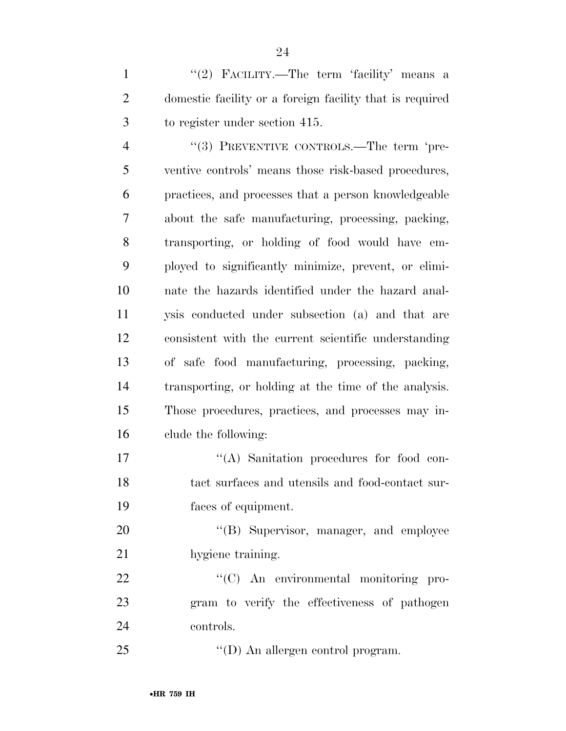"(2) FACILITY.—The term 'facility' means a domestic facility or a foreign facility that is required to register under section 415.

"(3) PREVENTIVE CONTROLS.—The term 'preventive controls' means those risk-based procedures, practices, and processes that a person knowledgeable about the safe manufacturing, processing, packing, transporting, or holding of food would have employed to significantly minimize, prevent, or eliminate the hazards identified under the hazard analysis conducted under subsection (a) and that are consistent with the current scientific understanding of safe food manufacturing, processing, packing, transporting, or holding at the time of the analysis. Those procedures, practices, and processes may include the following:

"(A) Sanitation procedures for food contact surfaces and utensils and food-contact surfaces of equipment.

"(B) Supervisor, manager, and employee hygiene training.

"(C) An environmental monitoring program to verify the effectiveness of pathogen controls.

"(D) An allergen control program.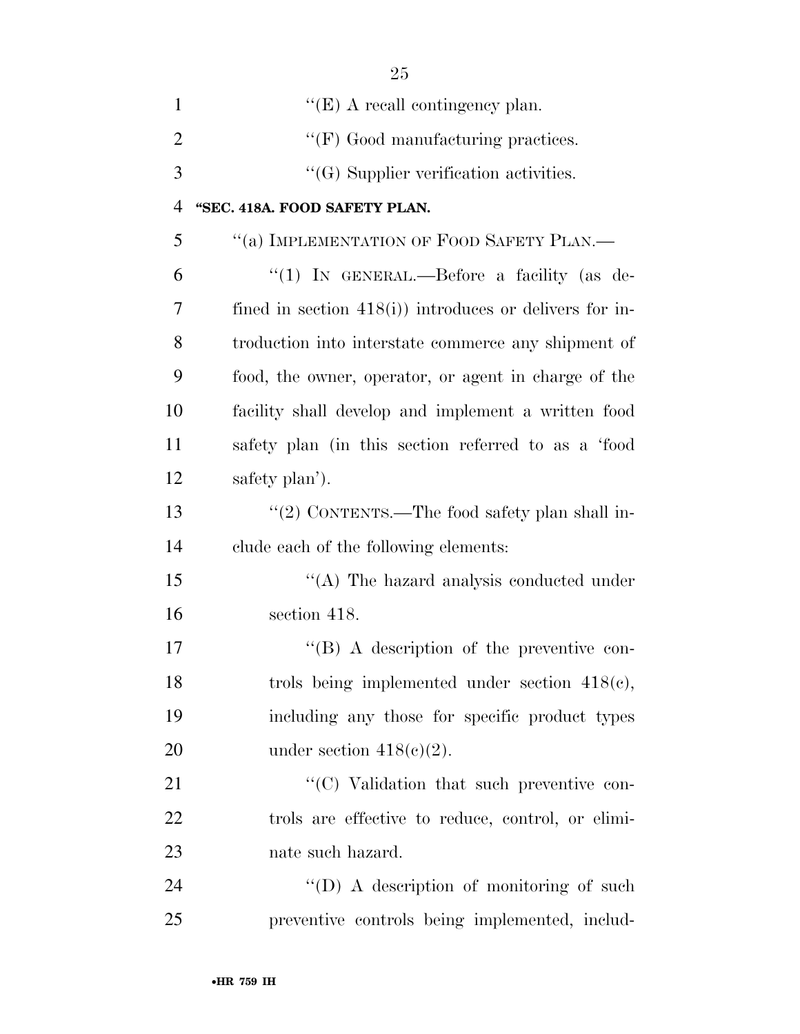''(E) A recall contingency plan.

''(F) Good manufacturing practices.

''(G) Supplier verification activities.

**''SEC. 418A. FOOD SAFETY PLAN.**

''(a) IMPLEMENTATION OF FOOD SAFETY PLAN.—

''(1) IN GENERAL.—Before a facility (as defined in section 418(i)) introduces or delivers for introduction into interstate commerce any shipment of food, the owner, operator, or agent in charge of the facility shall develop and implement a written food safety plan (in this section referred to as a 'food safety plan').

''(2) CONTENTS.—The food safety plan shall include each of the following elements:

''(A) The hazard analysis conducted under section 418.

''(B) A description of the preventive controls being implemented under section 418(c), including any those for specific product types under section 418(c)(2).

''(C) Validation that such preventive controls are effective to reduce, control, or eliminate such hazard.

''(D) A description of monitoring of such preventive controls being implemented, includ-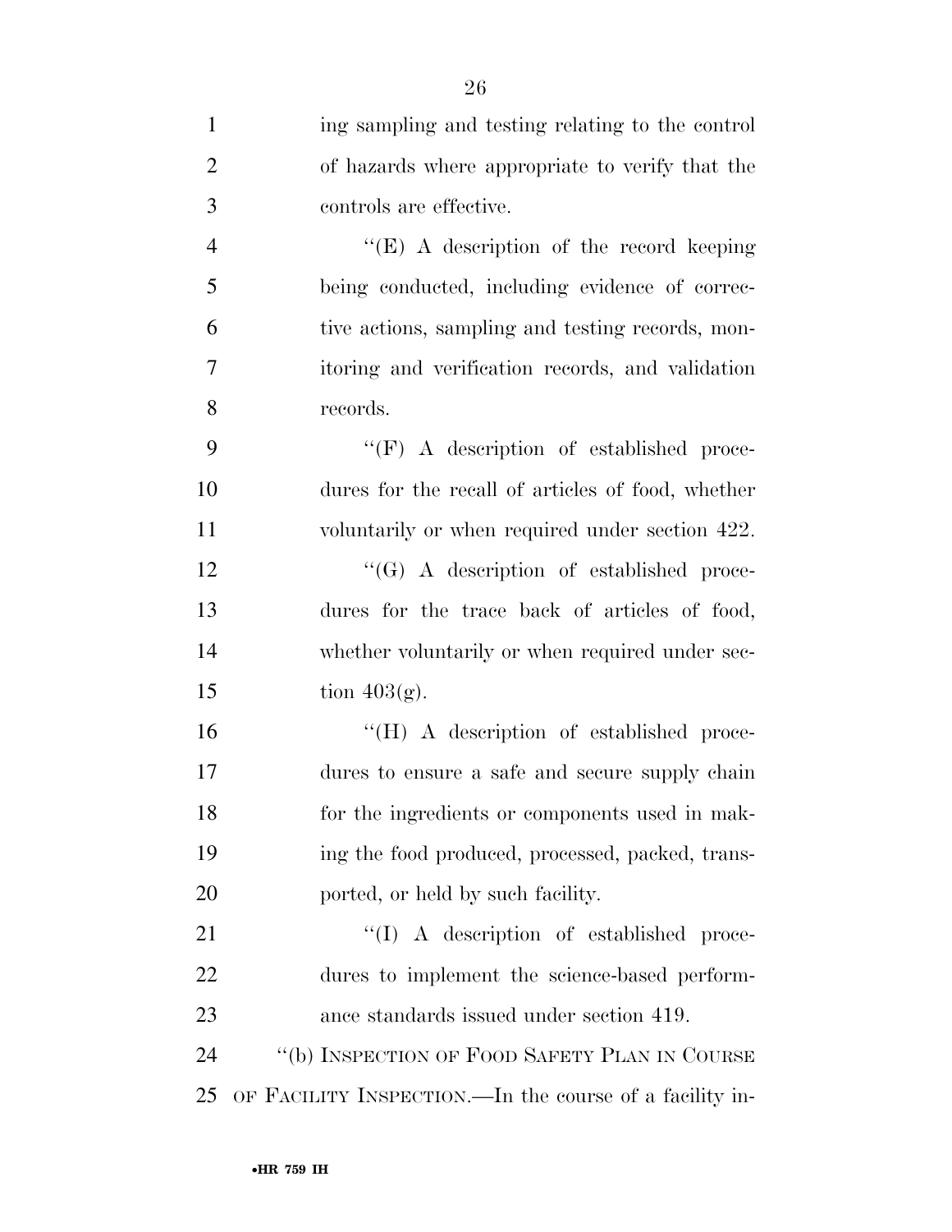ing sampling and testing relating to the control of hazards where appropriate to verify that the controls are effective.

''(E) A description of the record keeping being conducted, including evidence of corrective actions, sampling and testing records, monitoring and verification records, and validation records.

''(F) A description of established procedures for the recall of articles of food, whether voluntarily or when required under section 422.

''(G) A description of established procedures for the trace back of articles of food, whether voluntarily or when required under section 403(g).

''(H) A description of established procedures to ensure a safe and secure supply chain for the ingredients or components used in making the food produced, processed, packed, transported, or held by such facility.

''(I) A description of established procedures to implement the science-based performance standards issued under section 419.

''(b) INSPECTION OF FOOD SAFETY PLAN IN COURSE OF FACILITY INSPECTION.—In the course of a facility in-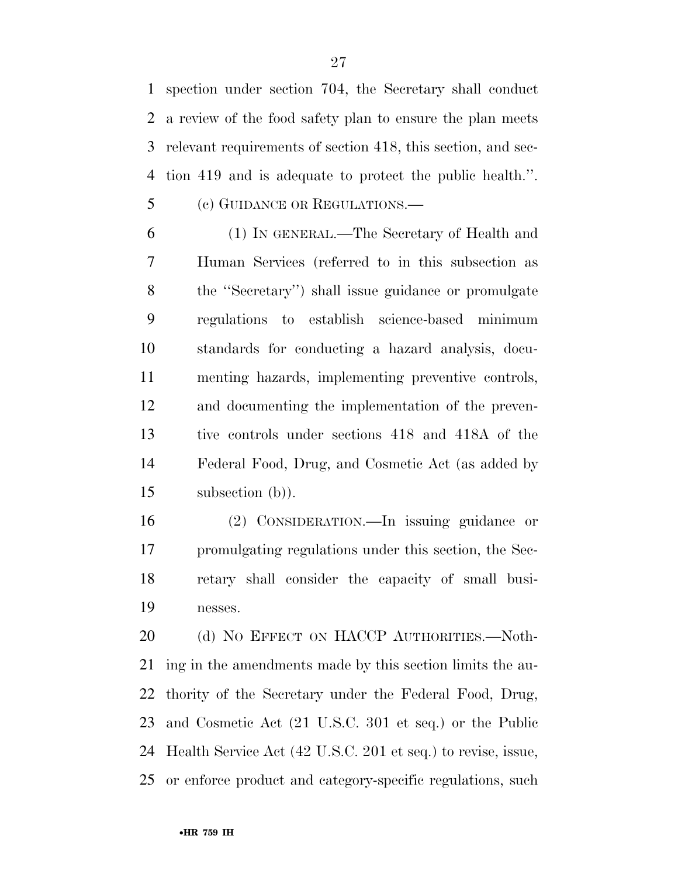spection under section 704, the Secretary shall conduct a review of the food safety plan to ensure the plan meets relevant requirements of section 418, this section, and section 419 and is adequate to protect the public health.''.

(c) GUIDANCE OR REGULATIONS.—

(1) IN GENERAL.—The Secretary of Health and Human Services (referred to in this subsection as the ''Secretary'') shall issue guidance or promulgate regulations to establish science-based minimum standards for conducting a hazard analysis, documenting hazards, implementing preventive controls, and documenting the implementation of the preventive controls under sections 418 and 418A of the Federal Food, Drug, and Cosmetic Act (as added by subsection (b)).

(2) CONSIDERATION.—In issuing guidance or promulgating regulations under this section, the Secretary shall consider the capacity of small businesses.

(d) NO EFFECT ON HACCP AUTHORITIES.—Nothing in the amendments made by this section limits the authority of the Secretary under the Federal Food, Drug, and Cosmetic Act (21 U.S.C. 301 et seq.) or the Public Health Service Act (42 U.S.C. 201 et seq.) to revise, issue, or enforce product and category-specific regulations, such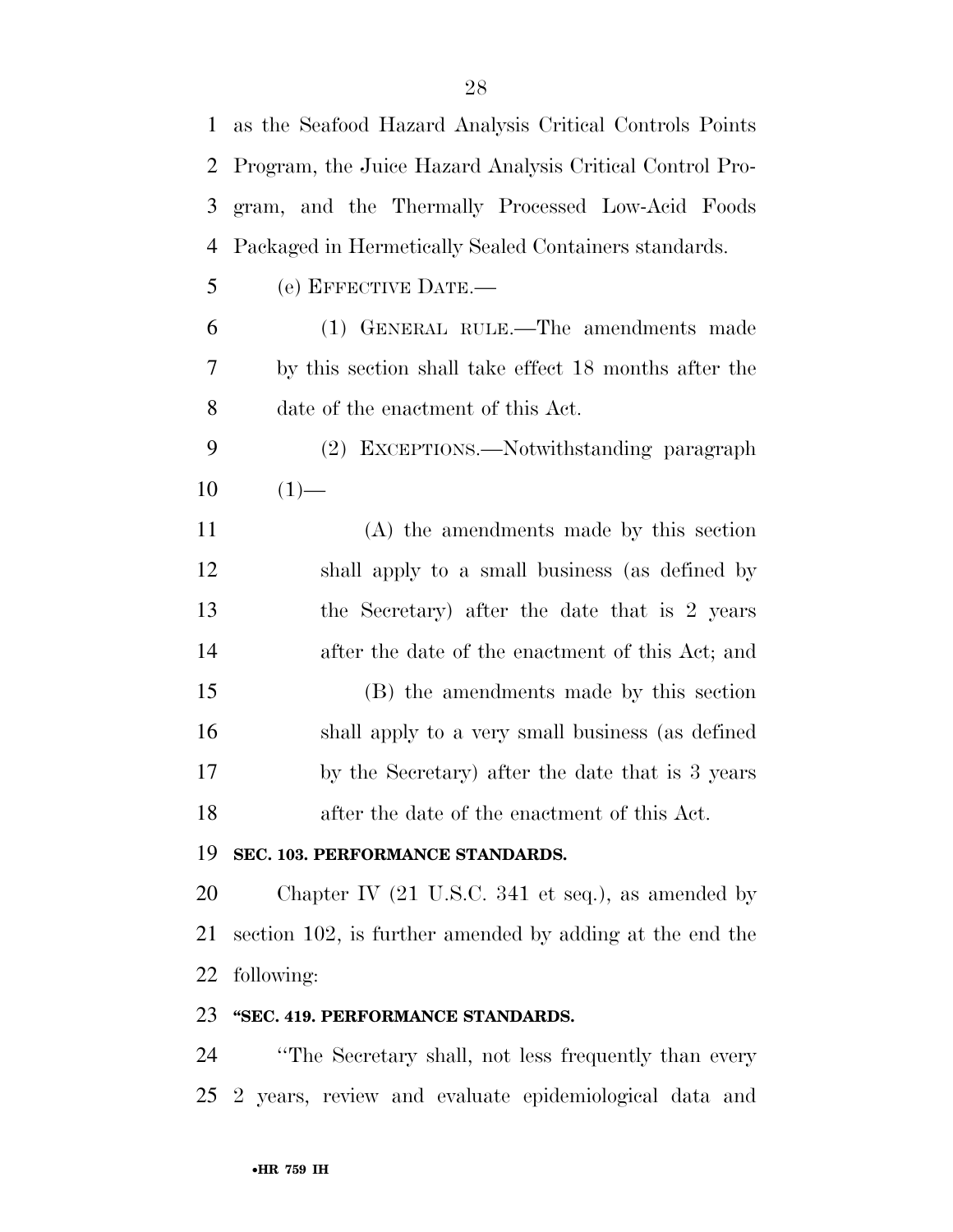as the Seafood Hazard Analysis Critical Controls Points Program, the Juice Hazard Analysis Critical Control Program, and the Thermally Processed Low-Acid Foods Packaged in Hermetically Sealed Containers standards.

(e) EFFECTIVE DATE.—

(1) GENERAL RULE.—The amendments made by this section shall take effect 18 months after the date of the enactment of this Act.

(2) EXCEPTIONS.—Notwithstanding paragraph (1)—

(A) the amendments made by this section shall apply to a small business (as defined by the Secretary) after the date that is 2 years after the date of the enactment of this Act; and

(B) the amendments made by this section shall apply to a very small business (as defined by the Secretary) after the date that is 3 years after the date of the enactment of this Act.

**SEC. 103. PERFORMANCE STANDARDS.**

Chapter IV (21 U.S.C. 341 et seq.), as amended by section 102, is further amended by adding at the end the following:

**"SEC. 419. PERFORMANCE STANDARDS.**

"The Secretary shall, not less frequently than every 2 years, review and evaluate epidemiological data and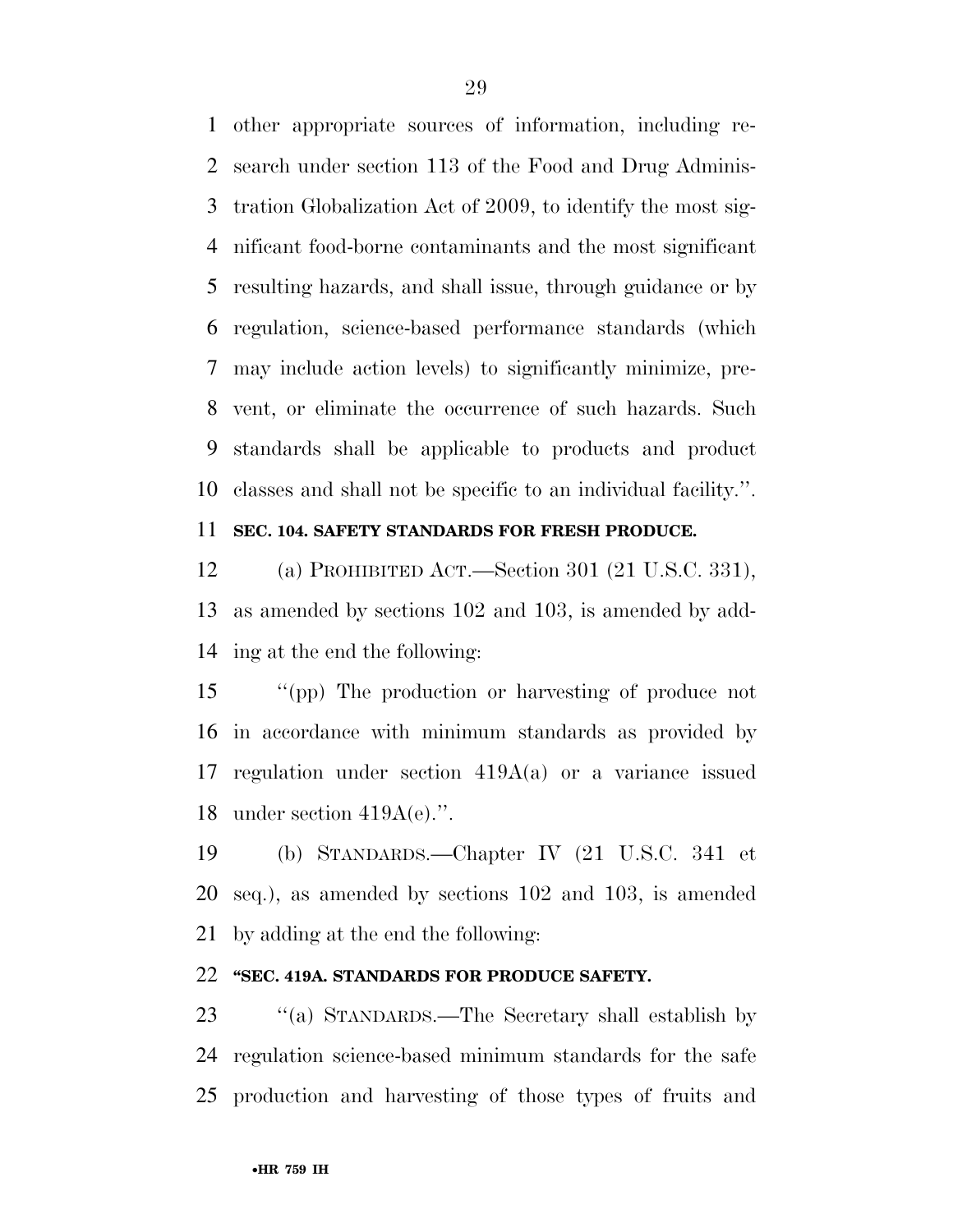other appropriate sources of information, including research under section 113 of the Food and Drug Administration Globalization Act of 2009, to identify the most significant food-borne contaminants and the most significant resulting hazards, and shall issue, through guidance or by regulation, science-based performance standards (which may include action levels) to significantly minimize, prevent, or eliminate the occurrence of such hazards. Such standards shall be applicable to products and product classes and shall not be specific to an individual facility.''.

**SEC. 104. SAFETY STANDARDS FOR FRESH PRODUCE.**

(a) PROHIBITED ACT.—Section 301 (21 U.S.C. 331), as amended by sections 102 and 103, is amended by adding at the end the following:

''(pp) The production or harvesting of produce not in accordance with minimum standards as provided by regulation under section 419A(a) or a variance issued under section 419A(e).''.

(b) STANDARDS.—Chapter IV (21 U.S.C. 341 et seq.), as amended by sections 102 and 103, is amended by adding at the end the following:

**''SEC. 419A. STANDARDS FOR PRODUCE SAFETY.**

''(a) STANDARDS.—The Secretary shall establish by regulation science-based minimum standards for the safe production and harvesting of those types of fruits and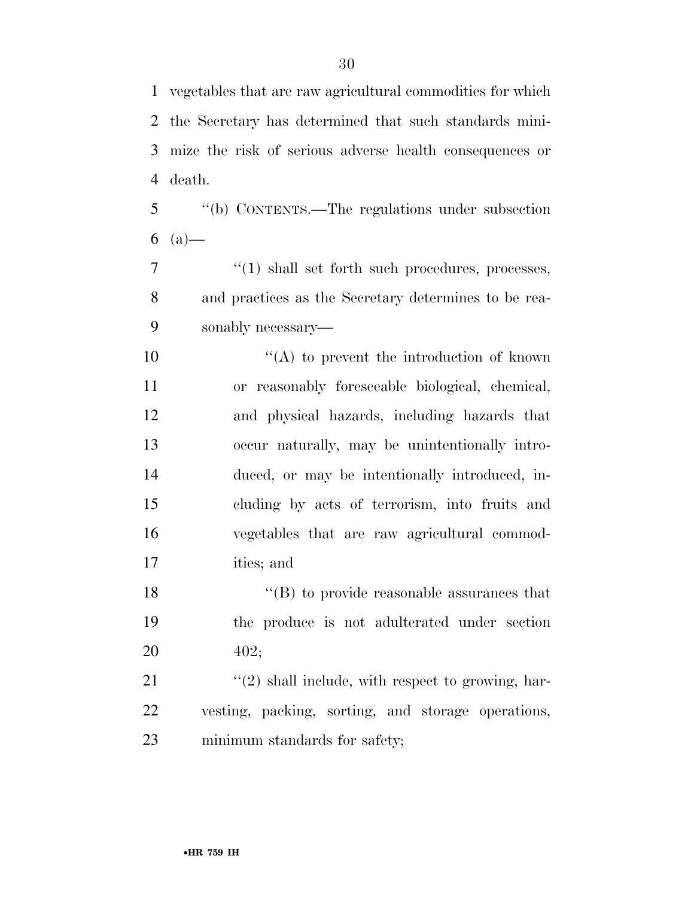vegetables that are raw agricultural commodities for which the Secretary has determined that such standards minimize the risk of serious adverse health consequences or death.

''(b) CONTENTS.—The regulations under subsection (a)—

''(1) shall set forth such procedures, processes, and practices as the Secretary determines to be reasonably necessary—

''(A) to prevent the introduction of known or reasonably foreseeable biological, chemical, and physical hazards, including hazards that occur naturally, may be unintentionally introduced, or may be intentionally introduced, including by acts of terrorism, into fruits and vegetables that are raw agricultural commodities; and

''(B) to provide reasonable assurances that the produce is not adulterated under section 402;

''(2) shall include, with respect to growing, harvesting, packing, sorting, and storage operations, minimum standards for safety;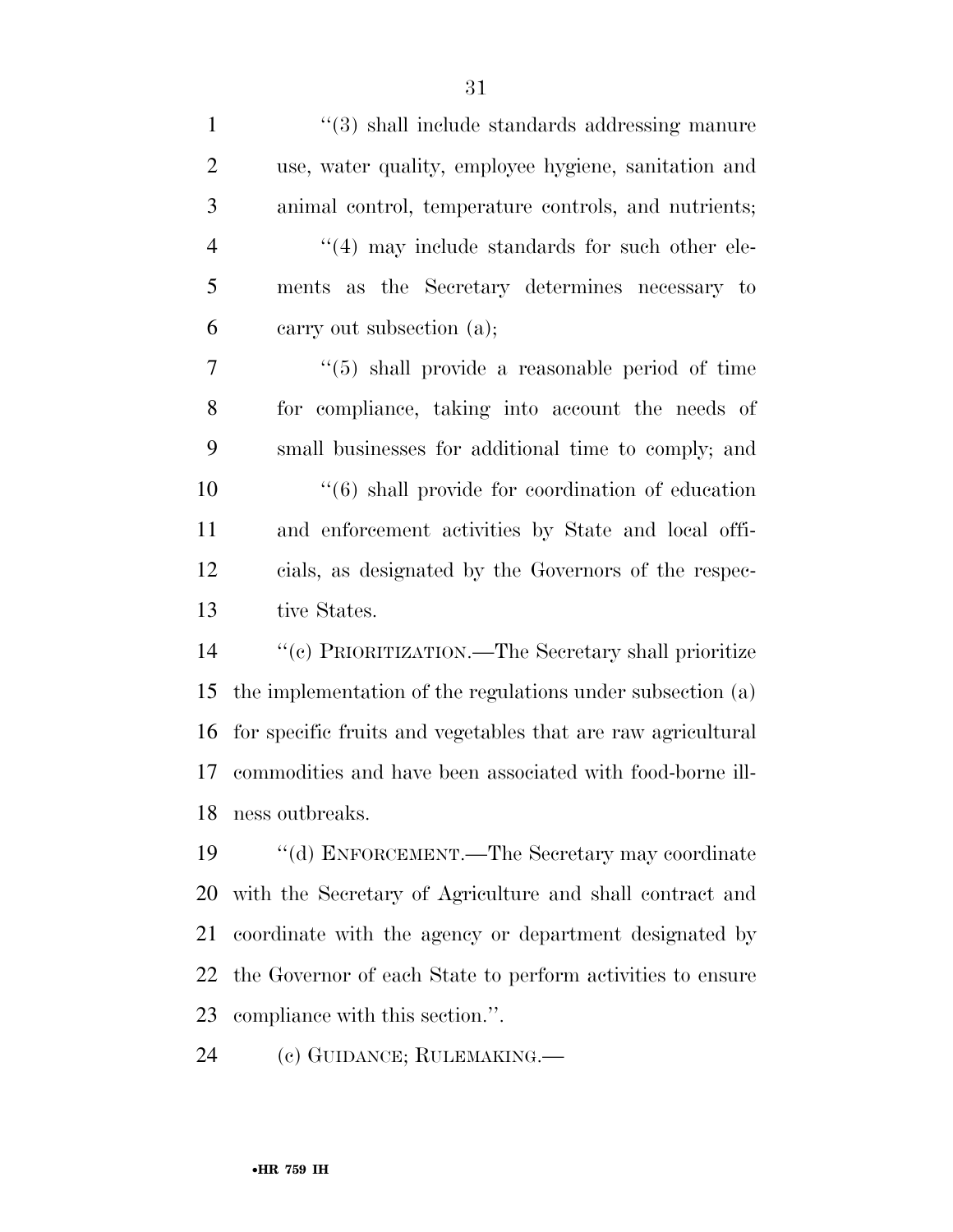''(3) shall include standards addressing manure use, water quality, employee hygiene, sanitation and animal control, temperature controls, and nutrients;

''(4) may include standards for such other elements as the Secretary determines necessary to carry out subsection (a);

''(5) shall provide a reasonable period of time for compliance, taking into account the needs of small businesses for additional time to comply; and

''(6) shall provide for coordination of education and enforcement activities by State and local officials, as designated by the Governors of the respective States.

''(c) PRIORITIZATION.—The Secretary shall prioritize the implementation of the regulations under subsection (a) for specific fruits and vegetables that are raw agricultural commodities and have been associated with food-borne illness outbreaks.

''(d) ENFORCEMENT.—The Secretary may coordinate with the Secretary of Agriculture and shall contract and coordinate with the agency or department designated by the Governor of each State to perform activities to ensure compliance with this section.''.

(c) GUIDANCE; RULEMAKING.—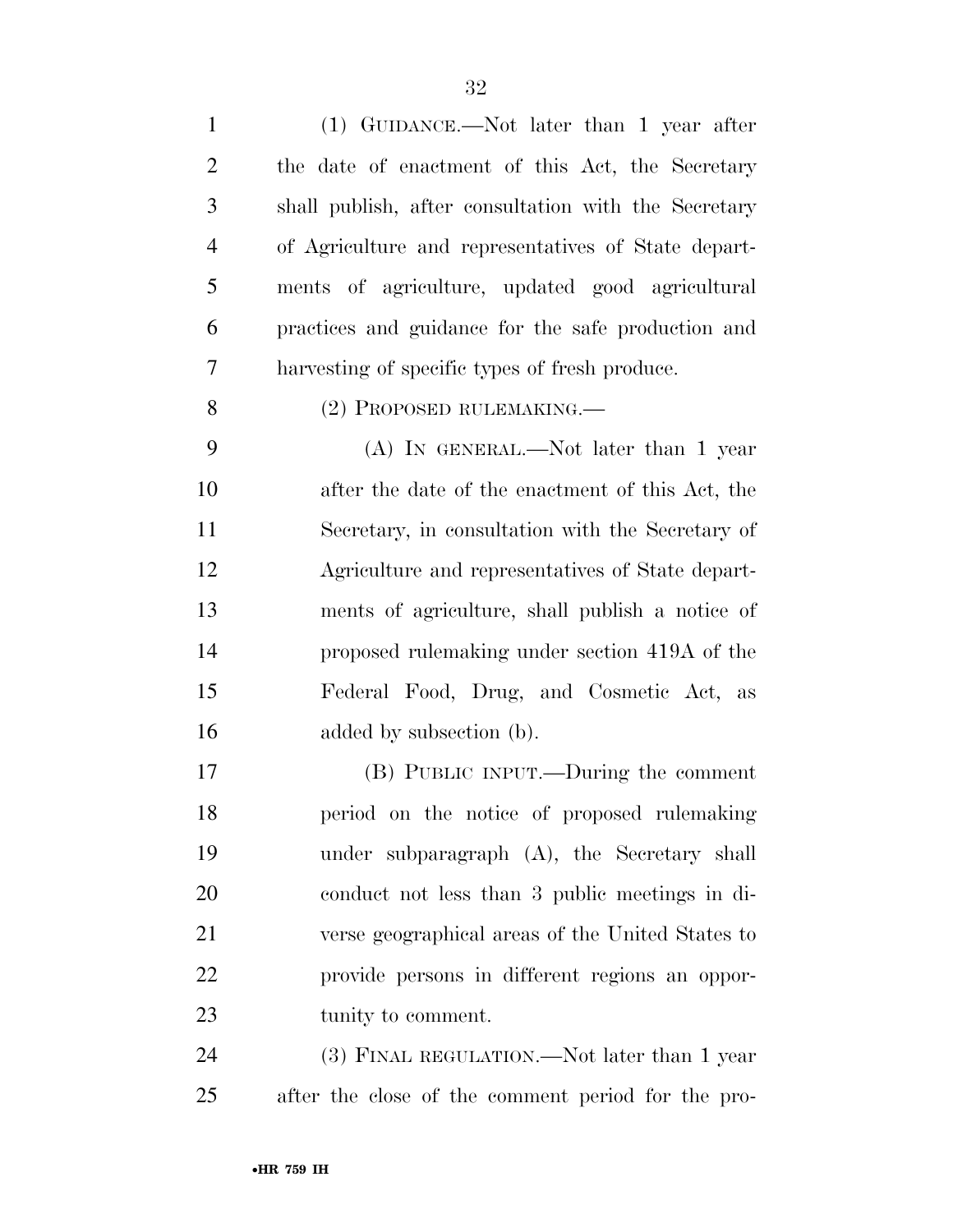(1) GUIDANCE.—Not later than 1 year after the date of enactment of this Act, the Secretary shall publish, after consultation with the Secretary of Agriculture and representatives of State departments of agriculture, updated good agricultural practices and guidance for the safe production and harvesting of specific types of fresh produce.

(2) PROPOSED RULEMAKING.—

(A) IN GENERAL.—Not later than 1 year after the date of the enactment of this Act, the Secretary, in consultation with the Secretary of Agriculture and representatives of State departments of agriculture, shall publish a notice of proposed rulemaking under section 419A of the Federal Food, Drug, and Cosmetic Act, as added by subsection (b).

(B) PUBLIC INPUT.—During the comment period on the notice of proposed rulemaking under subparagraph (A), the Secretary shall conduct not less than 3 public meetings in diverse geographical areas of the United States to provide persons in different regions an opportunity to comment.

(3) FINAL REGULATION.—Not later than 1 year after the close of the comment period for the pro-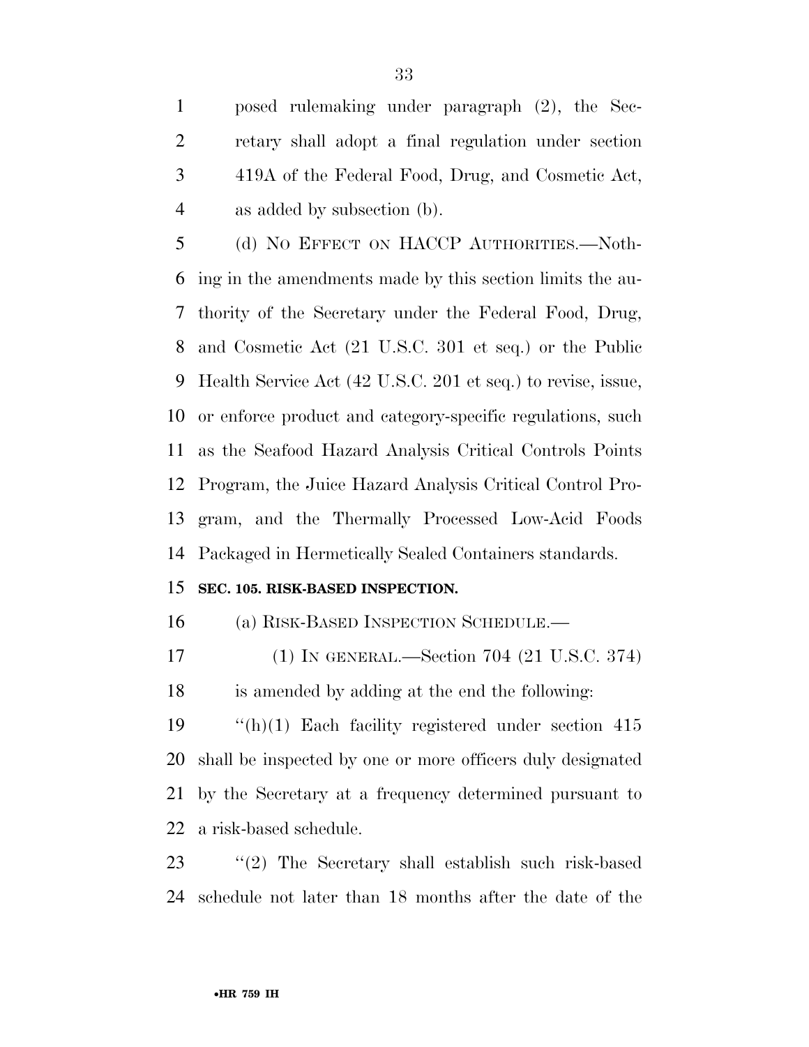posed rulemaking under paragraph (2), the Secretary shall adopt a final regulation under section 419A of the Federal Food, Drug, and Cosmetic Act, as added by subsection (b).

(d) NO EFFECT ON HACCP AUTHORITIES.—Nothing in the amendments made by this section limits the authority of the Secretary under the Federal Food, Drug, and Cosmetic Act (21 U.S.C. 301 et seq.) or the Public Health Service Act (42 U.S.C. 201 et seq.) to revise, issue, or enforce product and category-specific regulations, such as the Seafood Hazard Analysis Critical Controls Points Program, the Juice Hazard Analysis Critical Control Program, and the Thermally Processed Low-Acid Foods Packaged in Hermetically Sealed Containers standards.

**SEC. 105. RISK-BASED INSPECTION.**

(a) RISK-BASED INSPECTION SCHEDULE.—

(1) IN GENERAL.—Section 704 (21 U.S.C. 374) is amended by adding at the end the following:

''(h)(1) Each facility registered under section 415 shall be inspected by one or more officers duly designated by the Secretary at a frequency determined pursuant to a risk-based schedule.

''(2) The Secretary shall establish such risk-based schedule not later than 18 months after the date of the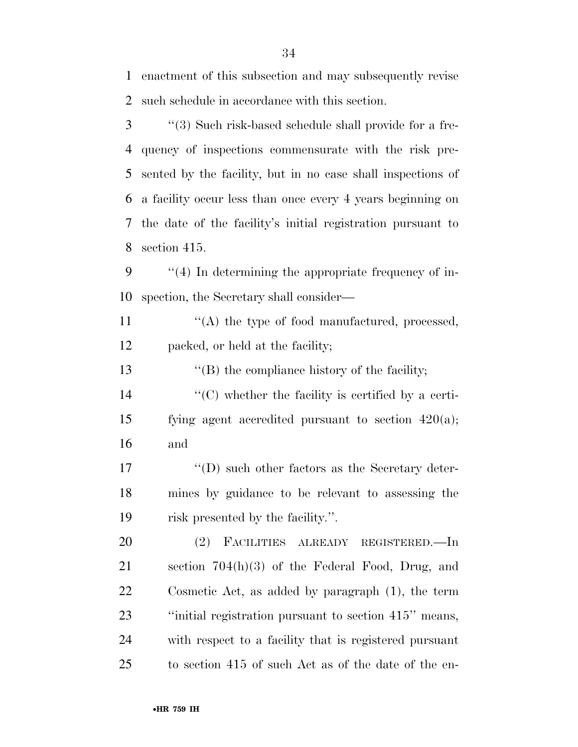enactment of this subsection and may subsequently revise such schedule in accordance with this section.

"(3) Such risk-based schedule shall provide for a frequency of inspections commensurate with the risk presented by the facility, but in no case shall inspections of a facility occur less than once every 4 years beginning on the date of the facility's initial registration pursuant to section 415.

"(4) In determining the appropriate frequency of inspection, the Secretary shall consider—

"(A) the type of food manufactured, processed, packed, or held at the facility;

"(B) the compliance history of the facility;

"(C) whether the facility is certified by a certifying agent accredited pursuant to section 420(a); and

"(D) such other factors as the Secretary determines by guidance to be relevant to assessing the risk presented by the facility.".

(2) FACILITIES ALREADY REGISTERED.—In section 704(h)(3) of the Federal Food, Drug, and Cosmetic Act, as added by paragraph (1), the term "initial registration pursuant to section 415" means, with respect to a facility that is registered pursuant to section 415 of such Act as of the date of the en-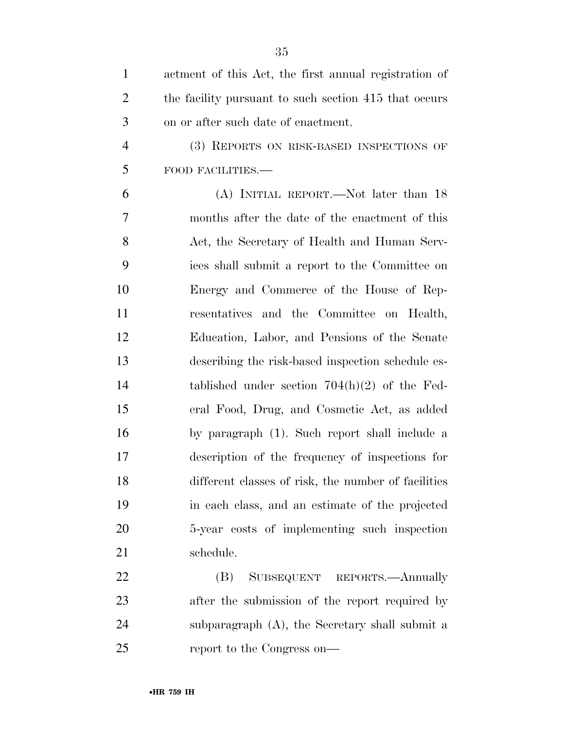actment of this Act, the first annual registration of the facility pursuant to such section 415 that occurs on or after such date of enactment.

(3) REPORTS ON RISK-BASED INSPECTIONS OF FOOD FACILITIES.—

(A) INITIAL REPORT.—Not later than 18 months after the date of the enactment of this Act, the Secretary of Health and Human Services shall submit a report to the Committee on Energy and Commerce of the House of Representatives and the Committee on Health, Education, Labor, and Pensions of the Senate describing the risk-based inspection schedule established under section 704(h)(2) of the Federal Food, Drug, and Cosmetic Act, as added by paragraph (1). Such report shall include a description of the frequency of inspections for different classes of risk, the number of facilities in each class, and an estimate of the projected 5-year costs of implementing such inspection schedule.

(B) SUBSEQUENT REPORTS.—Annually after the submission of the report required by subparagraph (A), the Secretary shall submit a report to the Congress on—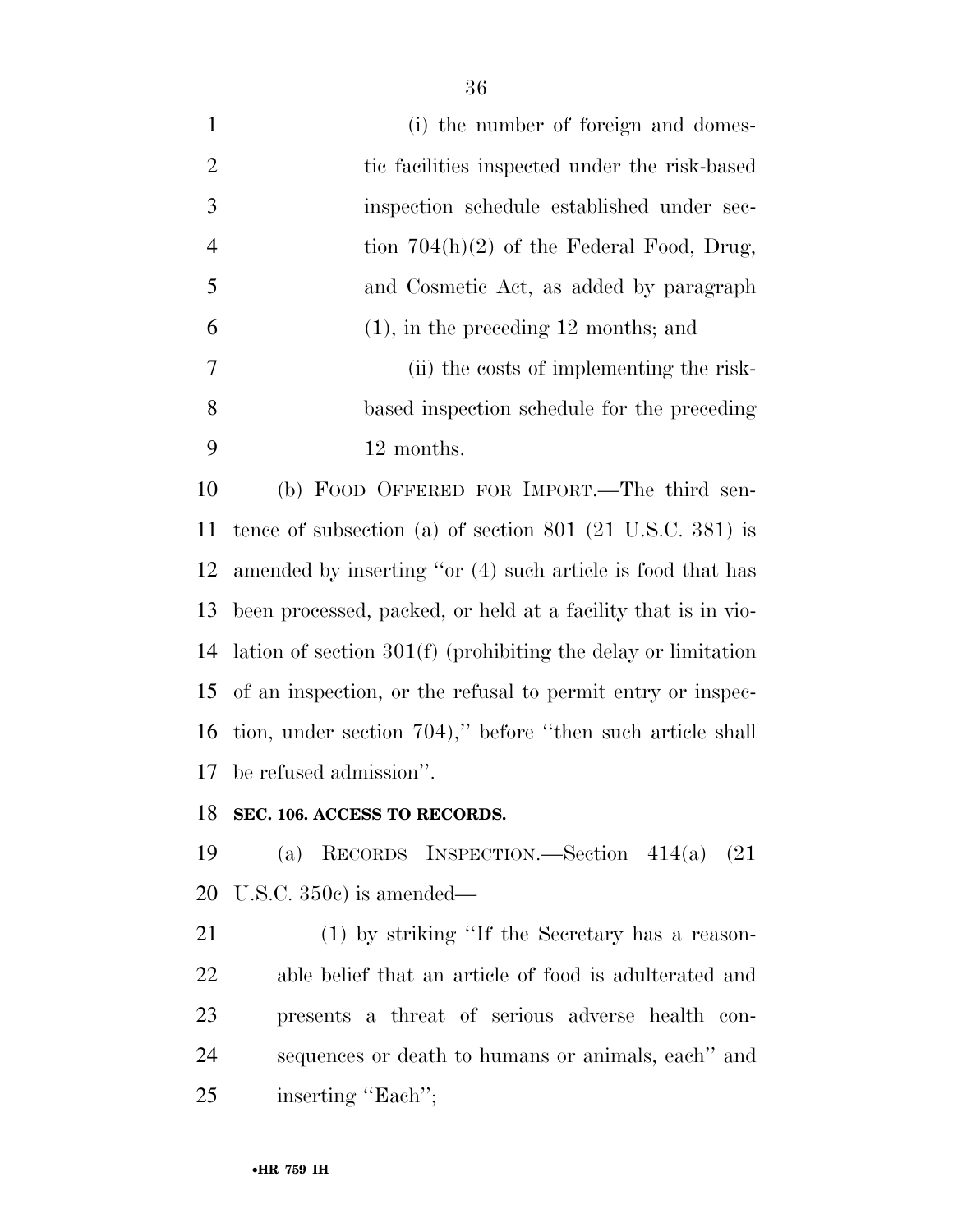(i) the number of foreign and domestic facilities inspected under the risk-based inspection schedule established under section 704(h)(2) of the Federal Food, Drug, and Cosmetic Act, as added by paragraph (1), in the preceding 12 months; and

(ii) the costs of implementing the risk-based inspection schedule for the preceding 12 months.

(b) FOOD OFFERED FOR IMPORT.—The third sentence of subsection (a) of section 801 (21 U.S.C. 381) is amended by inserting ''or (4) such article is food that has been processed, packed, or held at a facility that is in violation of section 301(f) (prohibiting the delay or limitation of an inspection, or the refusal to permit entry or inspection, under section 704),'' before ''then such article shall be refused admission''.

**SEC. 106. ACCESS TO RECORDS.**

(a) RECORDS INSPECTION.—Section 414(a) (21 U.S.C. 350c) is amended—

(1) by striking ''If the Secretary has a reasonable belief that an article of food is adulterated and presents a threat of serious adverse health consequences or death to humans or animals, each'' and inserting ''Each'';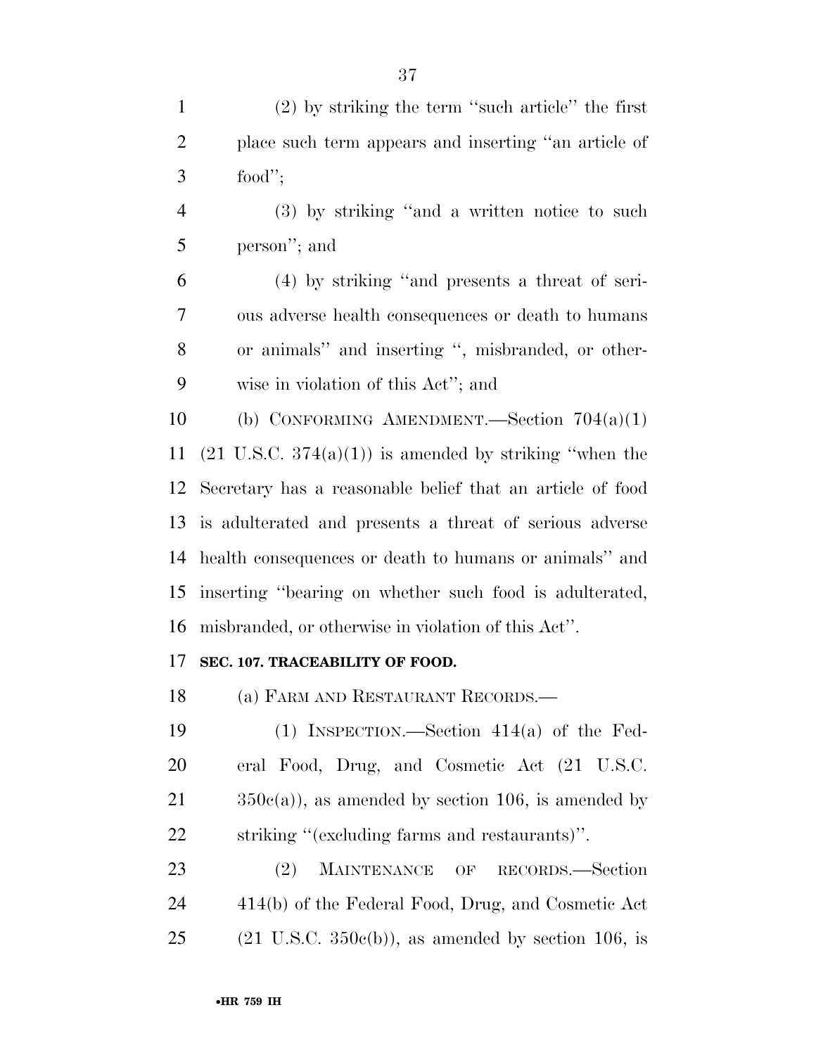(2) by striking the term "such article" the first place such term appears and inserting "an article of food";

(3) by striking "and a written notice to such person"; and

(4) by striking "and presents a threat of serious adverse health consequences or death to humans or animals" and inserting ", misbranded, or otherwise in violation of this Act"; and

(b) CONFORMING AMENDMENT.—Section 704(a)(1) (21 U.S.C. 374(a)(1)) is amended by striking "when the Secretary has a reasonable belief that an article of food is adulterated and presents a threat of serious adverse health consequences or death to humans or animals" and inserting "bearing on whether such food is adulterated, misbranded, or otherwise in violation of this Act".

**SEC. 107. TRACEABILITY OF FOOD.**

(a) FARM AND RESTAURANT RECORDS.—

(1) INSPECTION.—Section 414(a) of the Federal Food, Drug, and Cosmetic Act (21 U.S.C. 350c(a)), as amended by section 106, is amended by striking "(excluding farms and restaurants)".

(2) MAINTENANCE OF RECORDS.—Section 414(b) of the Federal Food, Drug, and Cosmetic Act (21 U.S.C. 350c(b)), as amended by section 106, is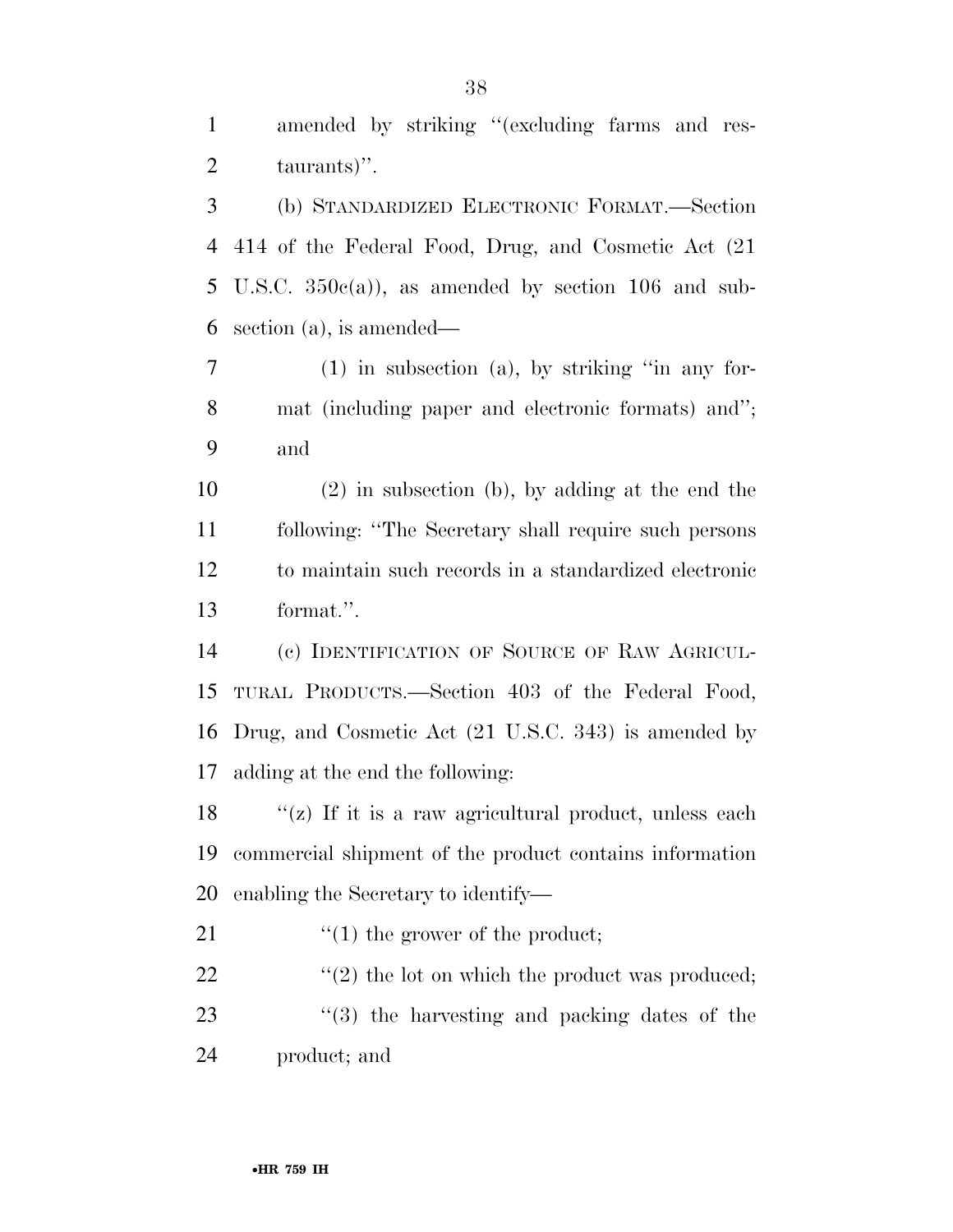amended by striking "(excluding farms and restaurants)".

(b) STANDARDIZED ELECTRONIC FORMAT.—Section 414 of the Federal Food, Drug, and Cosmetic Act (21 U.S.C. 350c(a)), as amended by section 106 and subsection (a), is amended—

(1) in subsection (a), by striking "in any format (including paper and electronic formats) and"; and

(2) in subsection (b), by adding at the end the following: "The Secretary shall require such persons to maintain such records in a standardized electronic format.".

(c) IDENTIFICATION OF SOURCE OF RAW AGRICULTURAL PRODUCTS.—Section 403 of the Federal Food, Drug, and Cosmetic Act (21 U.S.C. 343) is amended by adding at the end the following:

"(z) If it is a raw agricultural product, unless each commercial shipment of the product contains information enabling the Secretary to identify—

"(1) the grower of the product;

"(2) the lot on which the product was produced;

"(3) the harvesting and packing dates of the product; and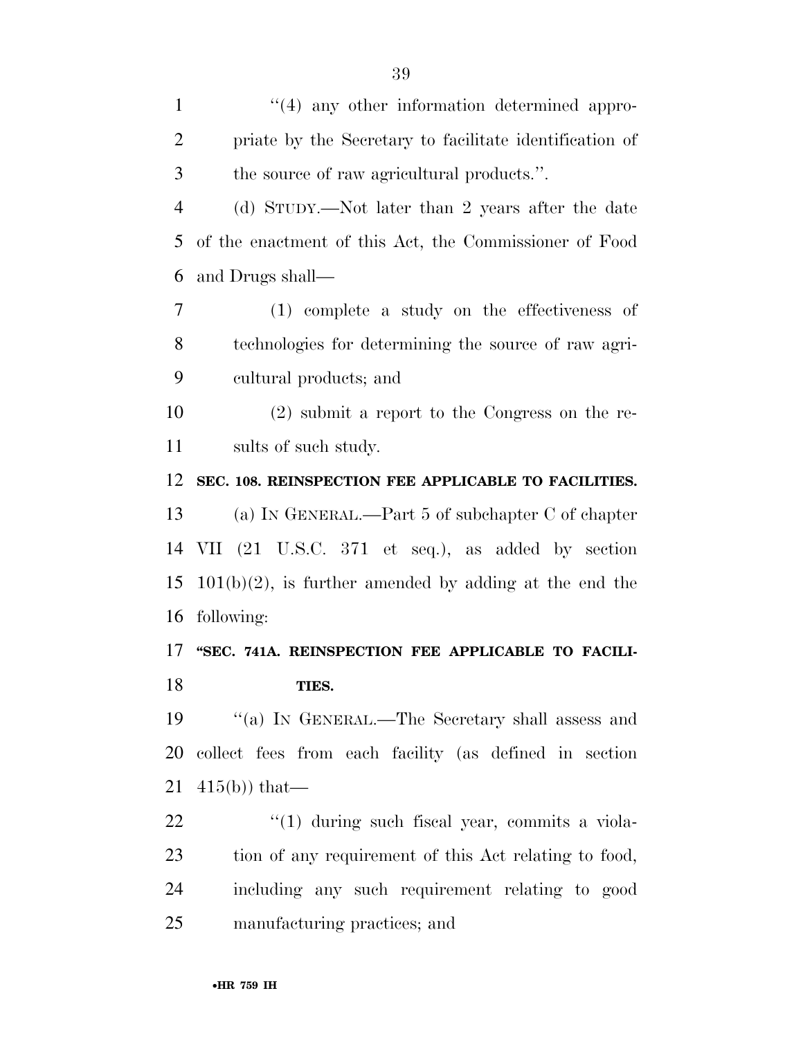"(4) any other information determined appropriate by the Secretary to facilitate identification of the source of raw agricultural products.".

(d) STUDY.—Not later than 2 years after the date of the enactment of this Act, the Commissioner of Food and Drugs shall—

(1) complete a study on the effectiveness of technologies for determining the source of raw agricultural products; and

(2) submit a report to the Congress on the results of such study.

**SEC. 108. REINSPECTION FEE APPLICABLE TO FACILITIES.**

(a) IN GENERAL.—Part 5 of subchapter C of chapter VII (21 U.S.C. 371 et seq.), as added by section 101(b)(2), is further amended by adding at the end the following:

**"SEC. 741A. REINSPECTION FEE APPLICABLE TO FACILITIES.**

"(a) IN GENERAL.—The Secretary shall assess and collect fees from each facility (as defined in section 415(b)) that—

"(1) during such fiscal year, commits a violation of any requirement of this Act relating to food, including any such requirement relating to good manufacturing practices; and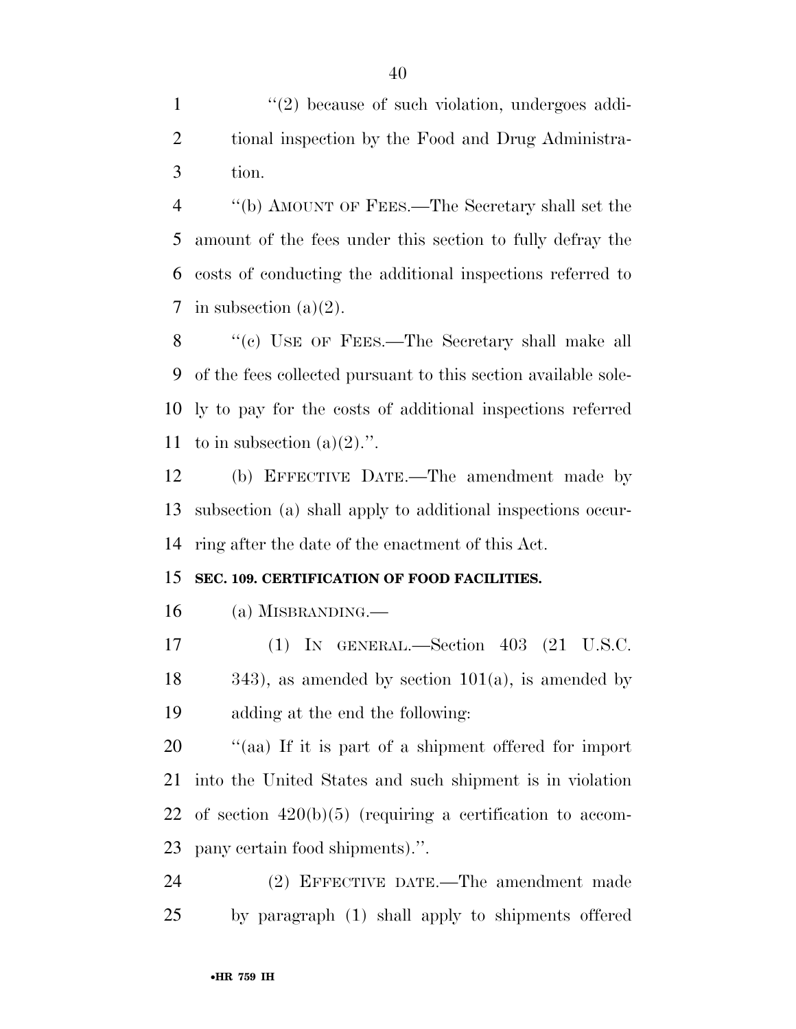"(2) because of such violation, undergoes additional inspection by the Food and Drug Administration.

"(b) AMOUNT OF FEES.—The Secretary shall set the amount of the fees under this section to fully defray the costs of conducting the additional inspections referred to in subsection (a)(2).

"(c) USE OF FEES.—The Secretary shall make all of the fees collected pursuant to this section available solely to pay for the costs of additional inspections referred to in subsection (a)(2).".

(b) EFFECTIVE DATE.—The amendment made by subsection (a) shall apply to additional inspections occurring after the date of the enactment of this Act.

**SEC. 109. CERTIFICATION OF FOOD FACILITIES.**

(a) MISBRANDING.—

(1) IN GENERAL.—Section 403 (21 U.S.C. 343), as amended by section 101(a), is amended by adding at the end the following:

"(aa) If it is part of a shipment offered for import into the United States and such shipment is in violation of section 420(b)(5) (requiring a certification to accompany certain food shipments).".

(2) EFFECTIVE DATE.—The amendment made by paragraph (1) shall apply to shipments offered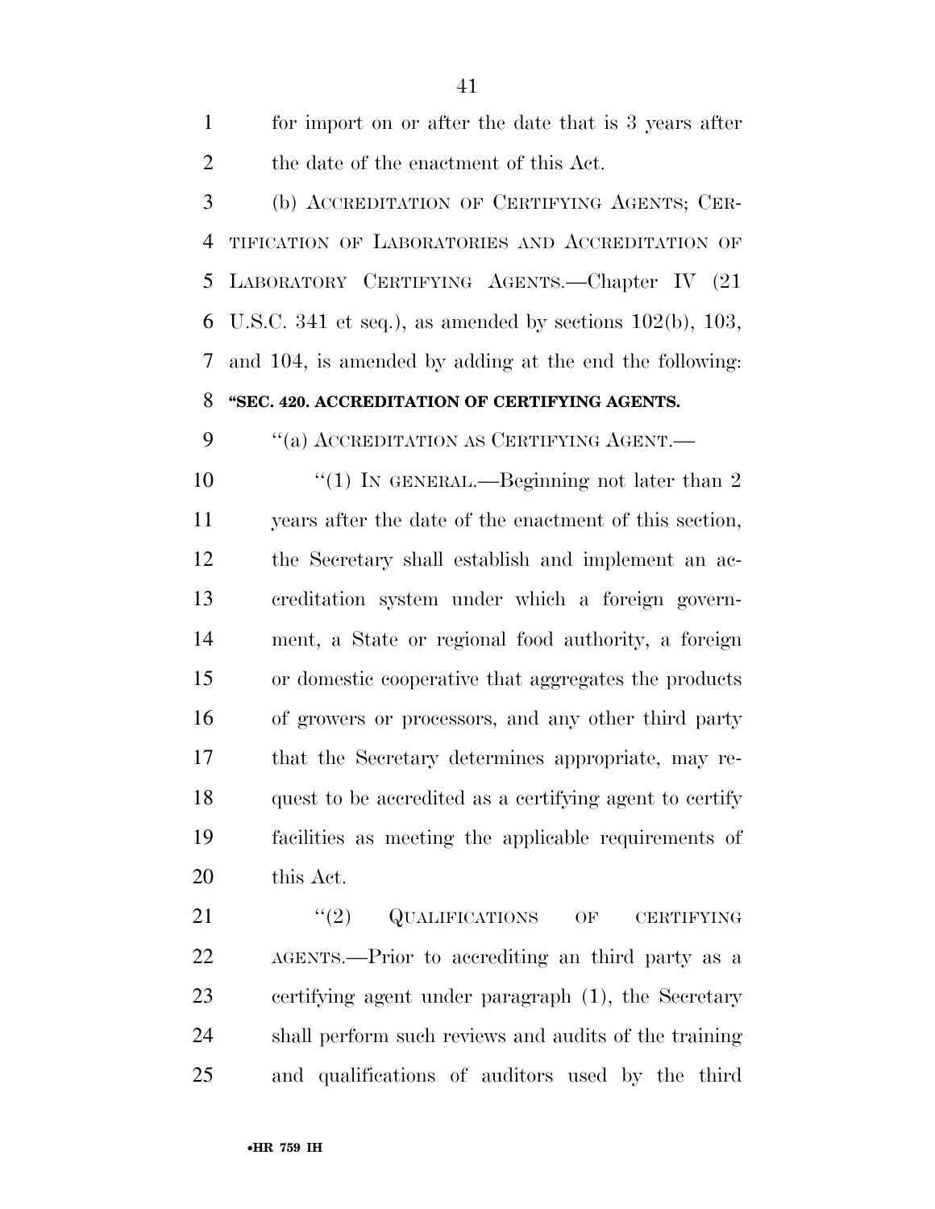for import on or after the date that is 3 years after the date of the enactment of this Act.

(b) ACCREDITATION OF CERTIFYING AGENTS; CERTIFICATION OF LABORATORIES AND ACCREDITATION OF LABORATORY CERTIFYING AGENTS.—Chapter IV (21 U.S.C. 341 et seq.), as amended by sections 102(b), 103, and 104, is amended by adding at the end the following:

**"SEC. 420. ACCREDITATION OF CERTIFYING AGENTS.**

"(a) ACCREDITATION AS CERTIFYING AGENT.—

"(1) IN GENERAL.—Beginning not later than 2 years after the date of the enactment of this section, the Secretary shall establish and implement an accreditation system under which a foreign government, a State or regional food authority, a foreign or domestic cooperative that aggregates the products of growers or processors, and any other third party that the Secretary determines appropriate, may request to be accredited as a certifying agent to certify facilities as meeting the applicable requirements of this Act.

"(2) QUALIFICATIONS OF CERTIFYING AGENTS.—Prior to accrediting an third party as a certifying agent under paragraph (1), the Secretary shall perform such reviews and audits of the training and qualifications of auditors used by the third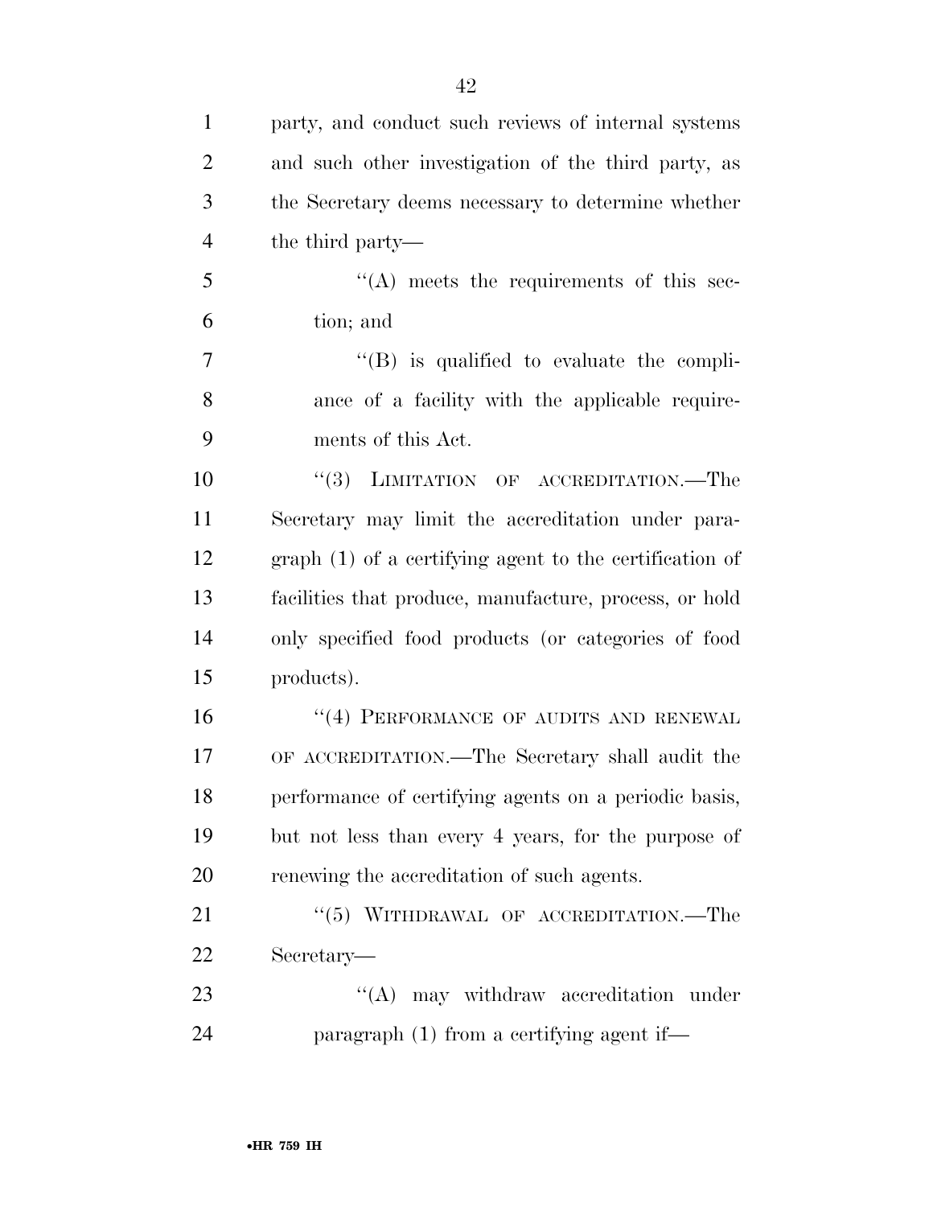party, and conduct such reviews of internal systems and such other investigation of the third party, as the Secretary deems necessary to determine whether the third party—

''(A) meets the requirements of this section; and

''(B) is qualified to evaluate the compliance of a facility with the applicable requirements of this Act.

''(3) LIMITATION OF ACCREDITATION.—The Secretary may limit the accreditation under paragraph (1) of a certifying agent to the certification of facilities that produce, manufacture, process, or hold only specified food products (or categories of food products).

''(4) PERFORMANCE OF AUDITS AND RENEWAL OF ACCREDITATION.—The Secretary shall audit the performance of certifying agents on a periodic basis, but not less than every 4 years, for the purpose of renewing the accreditation of such agents.

''(5) WITHDRAWAL OF ACCREDITATION.—The Secretary—

''(A) may withdraw accreditation under paragraph (1) from a certifying agent if—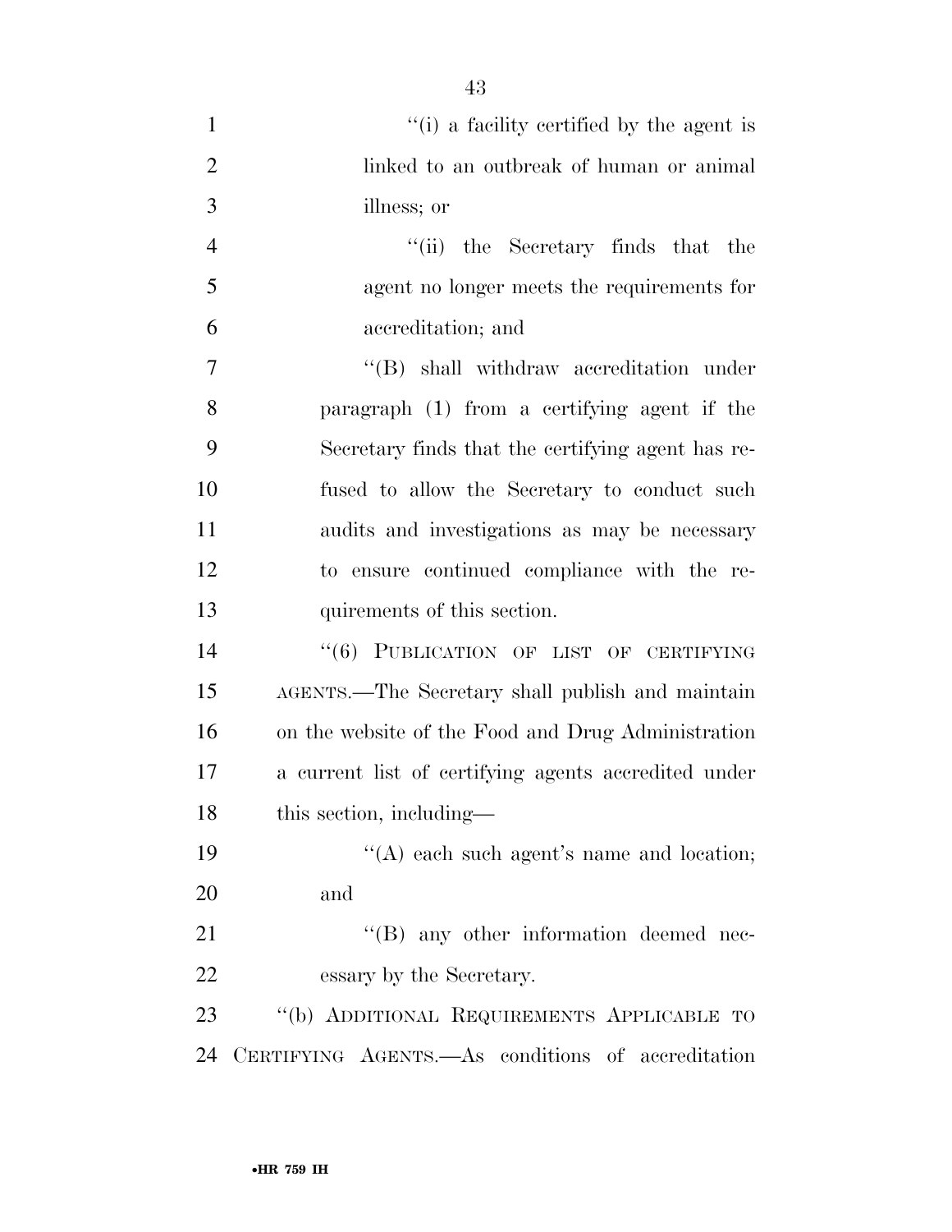"(i) a facility certified by the agent is linked to an outbreak of human or animal illness; or

"(ii) the Secretary finds that the agent no longer meets the requirements for accreditation; and

"(B) shall withdraw accreditation under paragraph (1) from a certifying agent if the Secretary finds that the certifying agent has refused to allow the Secretary to conduct such audits and investigations as may be necessary to ensure continued compliance with the requirements of this section.

"(6) PUBLICATION OF LIST OF CERTIFYING AGENTS.—The Secretary shall publish and maintain on the website of the Food and Drug Administration a current list of certifying agents accredited under this section, including—

"(A) each such agent's name and location; and

"(B) any other information deemed necessary by the Secretary.

"(b) ADDITIONAL REQUIREMENTS APPLICABLE TO CERTIFYING AGENTS.—As conditions of accreditation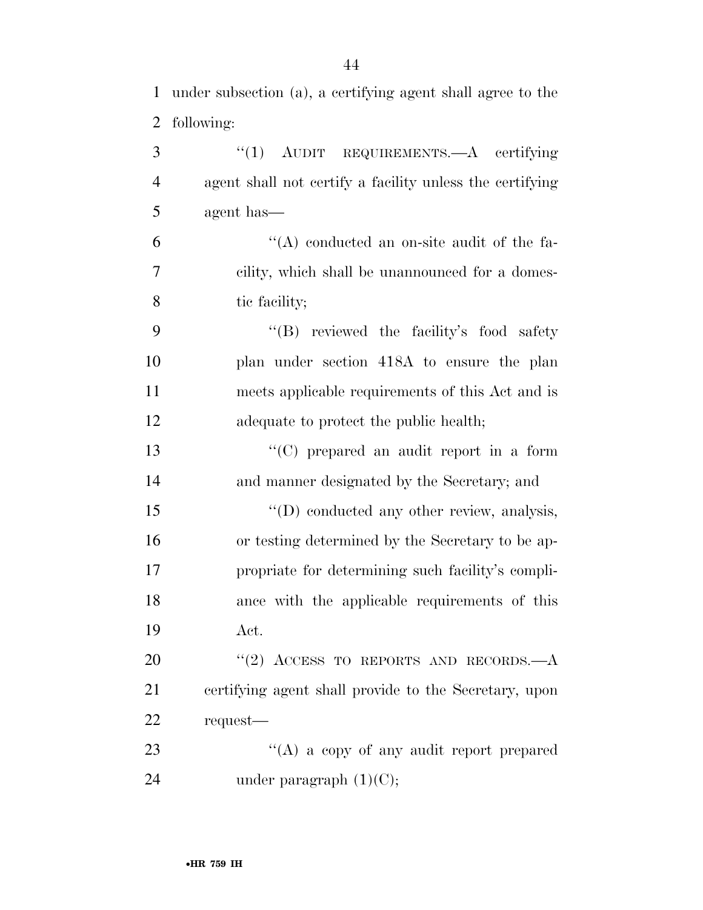under subsection (a), a certifying agent shall agree to the following:

"(1) AUDIT REQUIREMENTS.—A certifying agent shall not certify a facility unless the certifying agent has—

"(A) conducted an on-site audit of the facility, which shall be unannounced for a domestic facility;

"(B) reviewed the facility's food safety plan under section 418A to ensure the plan meets applicable requirements of this Act and is adequate to protect the public health;

"(C) prepared an audit report in a form and manner designated by the Secretary; and

"(D) conducted any other review, analysis, or testing determined by the Secretary to be appropriate for determining such facility's compliance with the applicable requirements of this Act.

"(2) ACCESS TO REPORTS AND RECORDS.—A certifying agent shall provide to the Secretary, upon request—

"(A) a copy of any audit report prepared under paragraph (1)(C);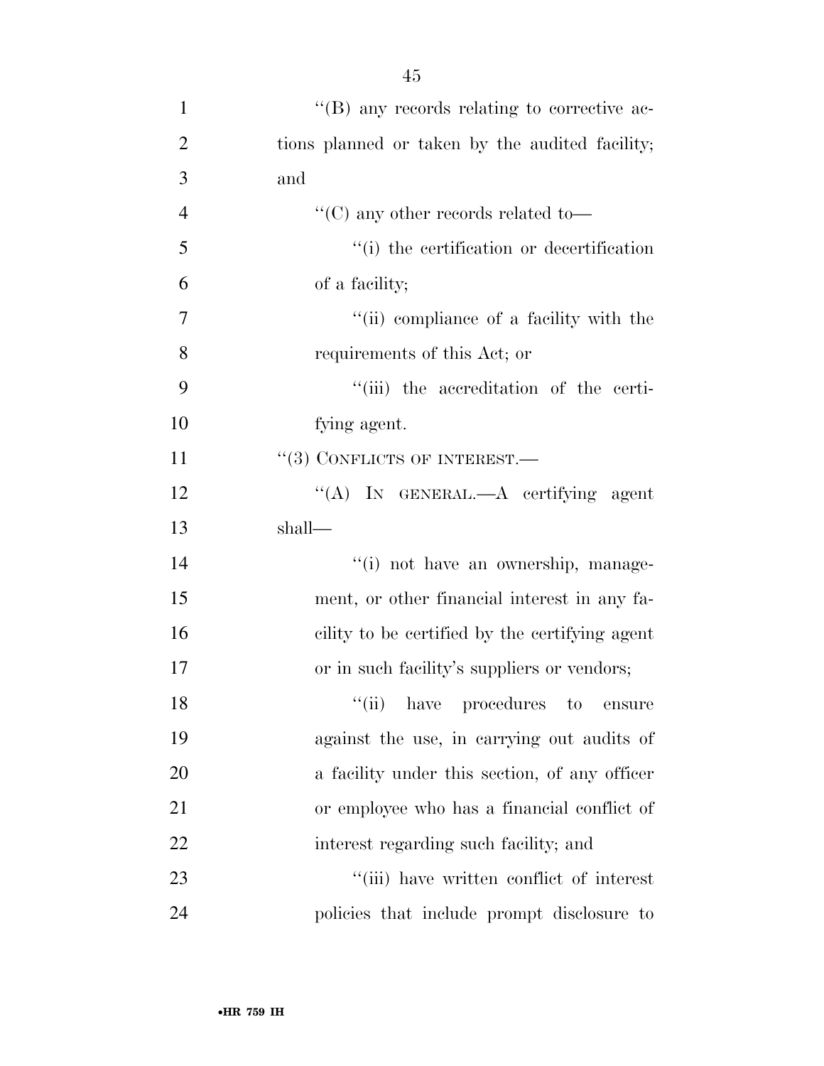''(B) any records relating to corrective actions planned or taken by the audited facility; and

''(C) any other records related to—

''(i) the certification or decertification of a facility;

''(ii) compliance of a facility with the requirements of this Act; or

''(iii) the accreditation of the certifying agent.

''(3) CONFLICTS OF INTEREST.—

''(A) IN GENERAL.—A certifying agent shall—

''(i) not have an ownership, management, or other financial interest in any facility to be certified by the certifying agent or in such facility's suppliers or vendors;

''(ii) have procedures to ensure against the use, in carrying out audits of a facility under this section, of any officer or employee who has a financial conflict of interest regarding such facility; and

''(iii) have written conflict of interest policies that include prompt disclosure to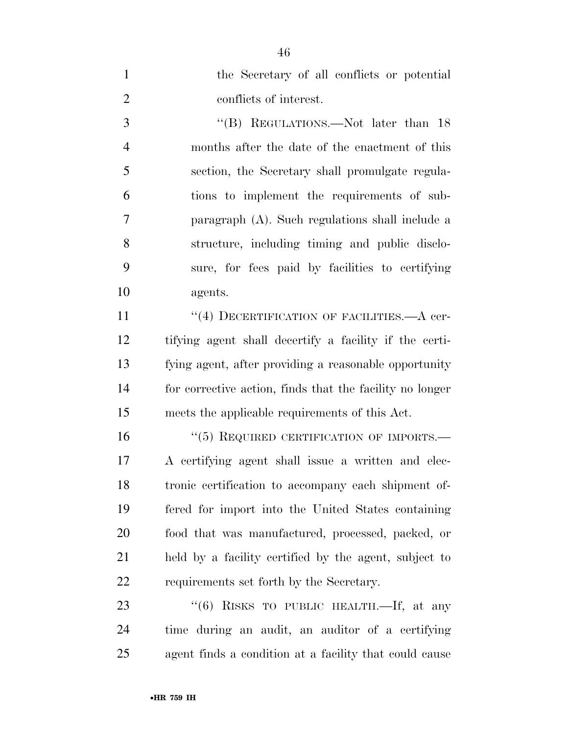the Secretary of all conflicts or potential conflicts of interest.

"(B) REGULATIONS.—Not later than 18 months after the date of the enactment of this section, the Secretary shall promulgate regulations to implement the requirements of subparagraph (A). Such regulations shall include a structure, including timing and public disclosure, for fees paid by facilities to certifying agents.

"(4) DECERTIFICATION OF FACILITIES.—A certifying agent shall decertify a facility if the certifying agent, after providing a reasonable opportunity for corrective action, finds that the facility no longer meets the applicable requirements of this Act.

"(5) REQUIRED CERTIFICATION OF IMPORTS.—A certifying agent shall issue a written and electronic certification to accompany each shipment offered for import into the United States containing food that was manufactured, processed, packed, or held by a facility certified by the agent, subject to requirements set forth by the Secretary.

"(6) RISKS TO PUBLIC HEALTH.—If, at any time during an audit, an auditor of a certifying agent finds a condition at a facility that could cause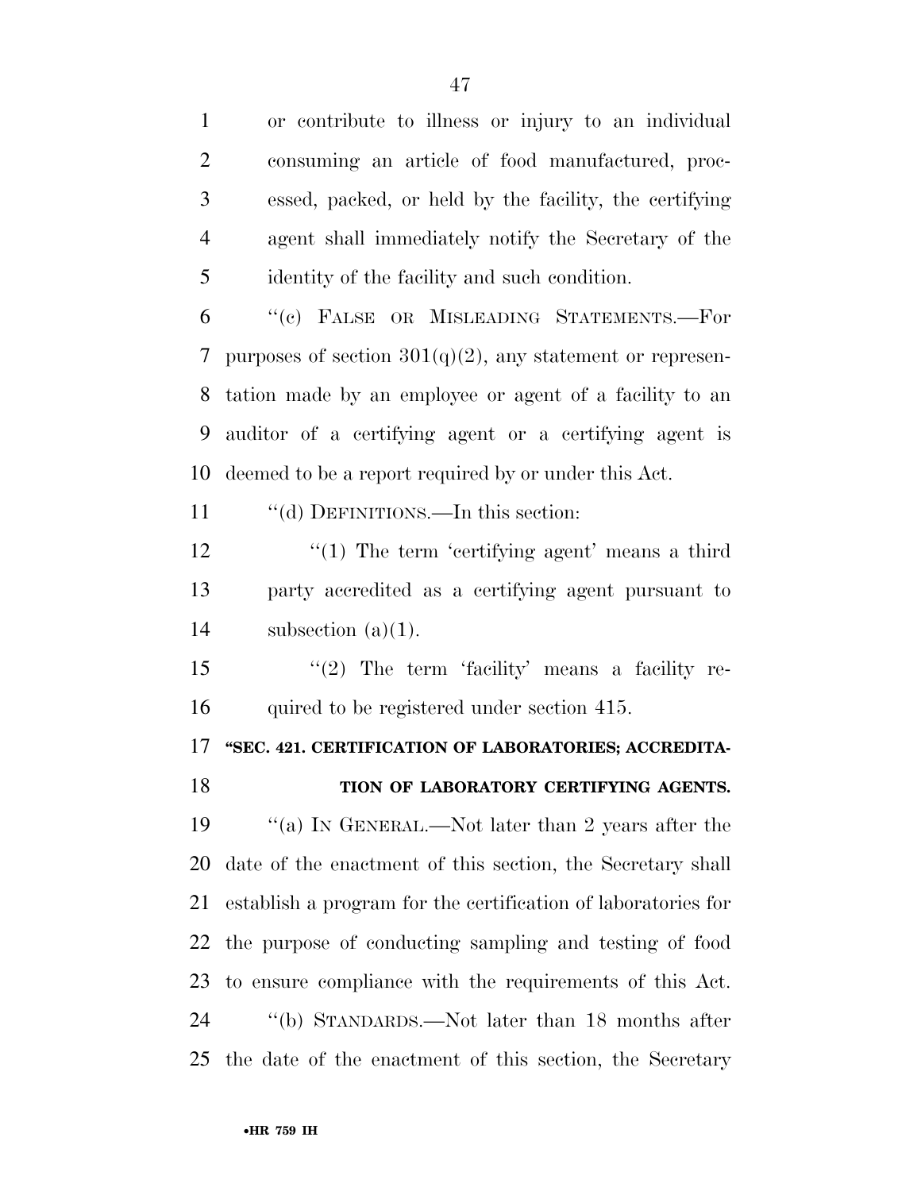or contribute to illness or injury to an individual consuming an article of food manufactured, processed, packed, or held by the facility, the certifying agent shall immediately notify the Secretary of the identity of the facility and such condition.

"(c) FALSE OR MISLEADING STATEMENTS.—For purposes of section 301(q)(2), any statement or representation made by an employee or agent of a facility to an auditor of a certifying agent or a certifying agent is deemed to be a report required by or under this Act.

"(d) DEFINITIONS.—In this section:

"(1) The term 'certifying agent' means a third party accredited as a certifying agent pursuant to subsection (a)(1).

"(2) The term 'facility' means a facility required to be registered under section 415.

**"SEC. 421. CERTIFICATION OF LABORATORIES; ACCREDITATION OF LABORATORY CERTIFYING AGENTS.**

"(a) IN GENERAL.—Not later than 2 years after the date of the enactment of this section, the Secretary shall establish a program for the certification of laboratories for the purpose of conducting sampling and testing of food to ensure compliance with the requirements of this Act.

"(b) STANDARDS.—Not later than 18 months after the date of the enactment of this section, the Secretary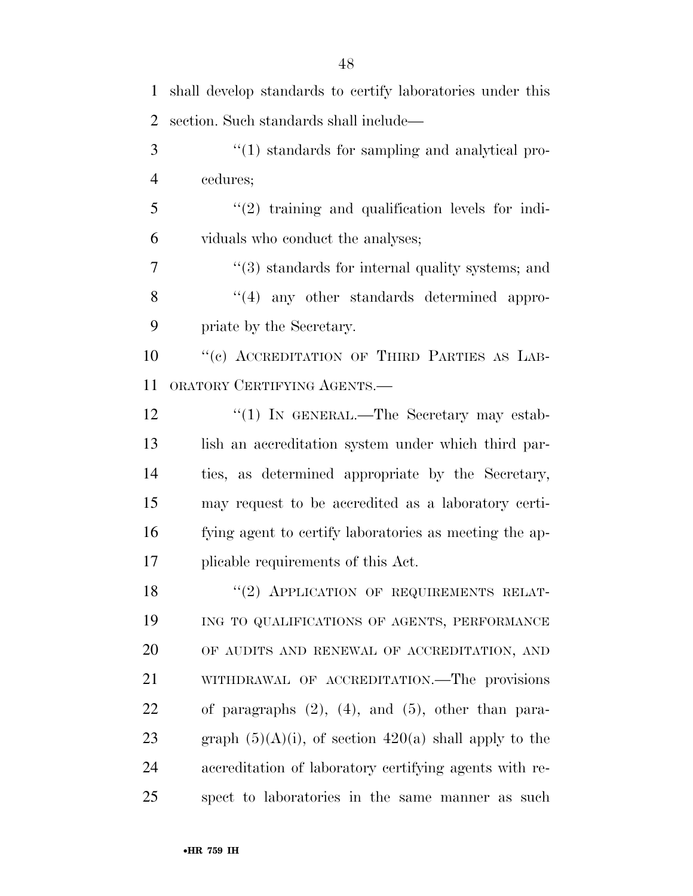shall develop standards to certify laboratories under this section. Such standards shall include—

"(1) standards for sampling and analytical procedures;

"(2) training and qualification levels for individuals who conduct the analyses;

"(3) standards for internal quality systems; and

"(4) any other standards determined appropriate by the Secretary.

"(c) ACCREDITATION OF THIRD PARTIES AS LABORATORY CERTIFYING AGENTS.—

"(1) IN GENERAL.—The Secretary may establish an accreditation system under which third parties, as determined appropriate by the Secretary, may request to be accredited as a laboratory certifying agent to certify laboratories as meeting the applicable requirements of this Act.

"(2) APPLICATION OF REQUIREMENTS RELATING TO QUALIFICATIONS OF AGENTS, PERFORMANCE OF AUDITS AND RENEWAL OF ACCREDITATION, AND WITHDRAWAL OF ACCREDITATION.—The provisions of paragraphs (2), (4), and (5), other than paragraph (5)(A)(i), of section 420(a) shall apply to the accreditation of laboratory certifying agents with respect to laboratories in the same manner as such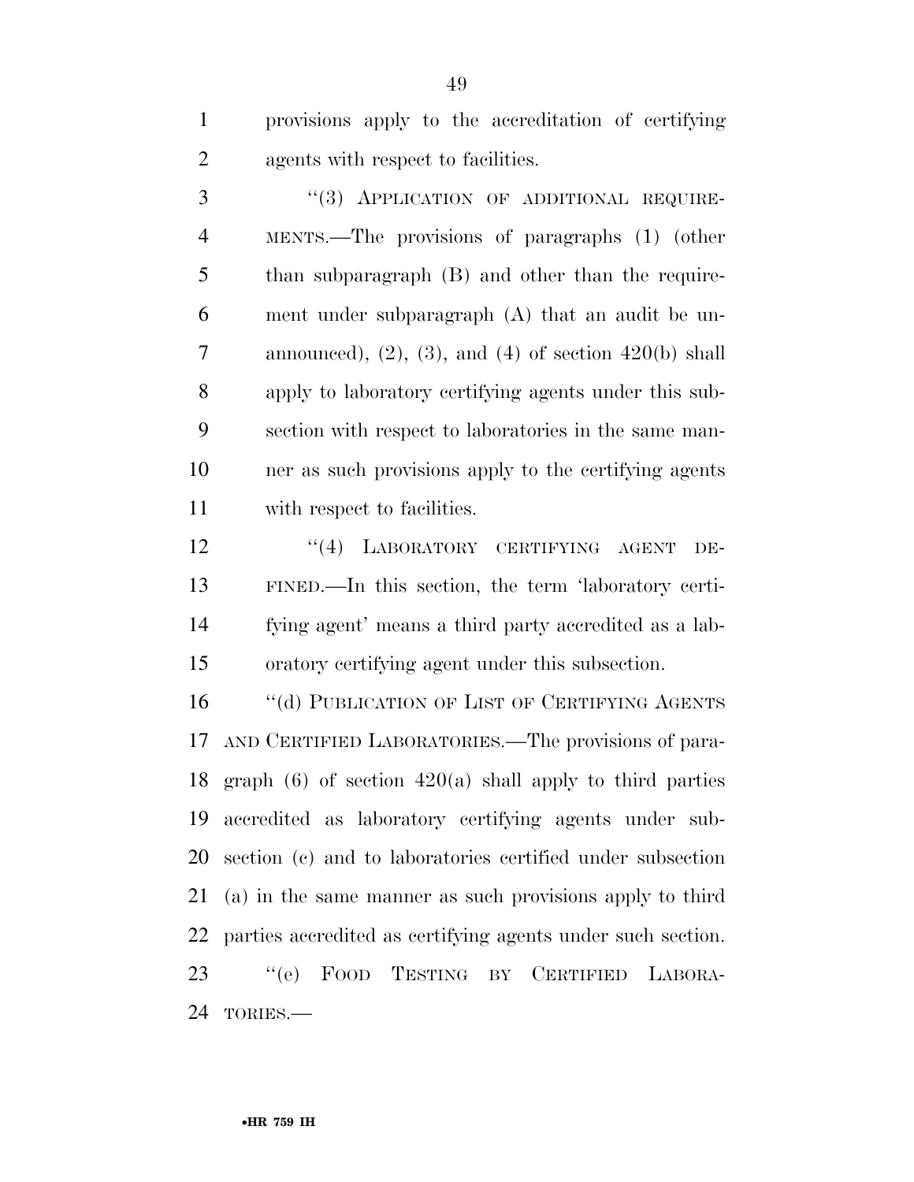provisions apply to the accreditation of certifying agents with respect to facilities.

"(3) APPLICATION OF ADDITIONAL REQUIREMENTS.—The provisions of paragraphs (1) (other than subparagraph (B) and other than the requirement under subparagraph (A) that an audit be unannounced), (2), (3), and (4) of section 420(b) shall apply to laboratory certifying agents under this subsection with respect to laboratories in the same manner as such provisions apply to the certifying agents with respect to facilities.

"(4) LABORATORY CERTIFYING AGENT DEFINED.—In this section, the term 'laboratory certifying agent' means a third party accredited as a laboratory certifying agent under this subsection.

"(d) PUBLICATION OF LIST OF CERTIFYING AGENTS AND CERTIFIED LABORATORIES.—The provisions of paragraph (6) of section 420(a) shall apply to third parties accredited as laboratory certifying agents under subsection (c) and to laboratories certified under subsection (a) in the same manner as such provisions apply to third parties accredited as certifying agents under such section.

"(e) FOOD TESTING BY CERTIFIED LABORATORIES.—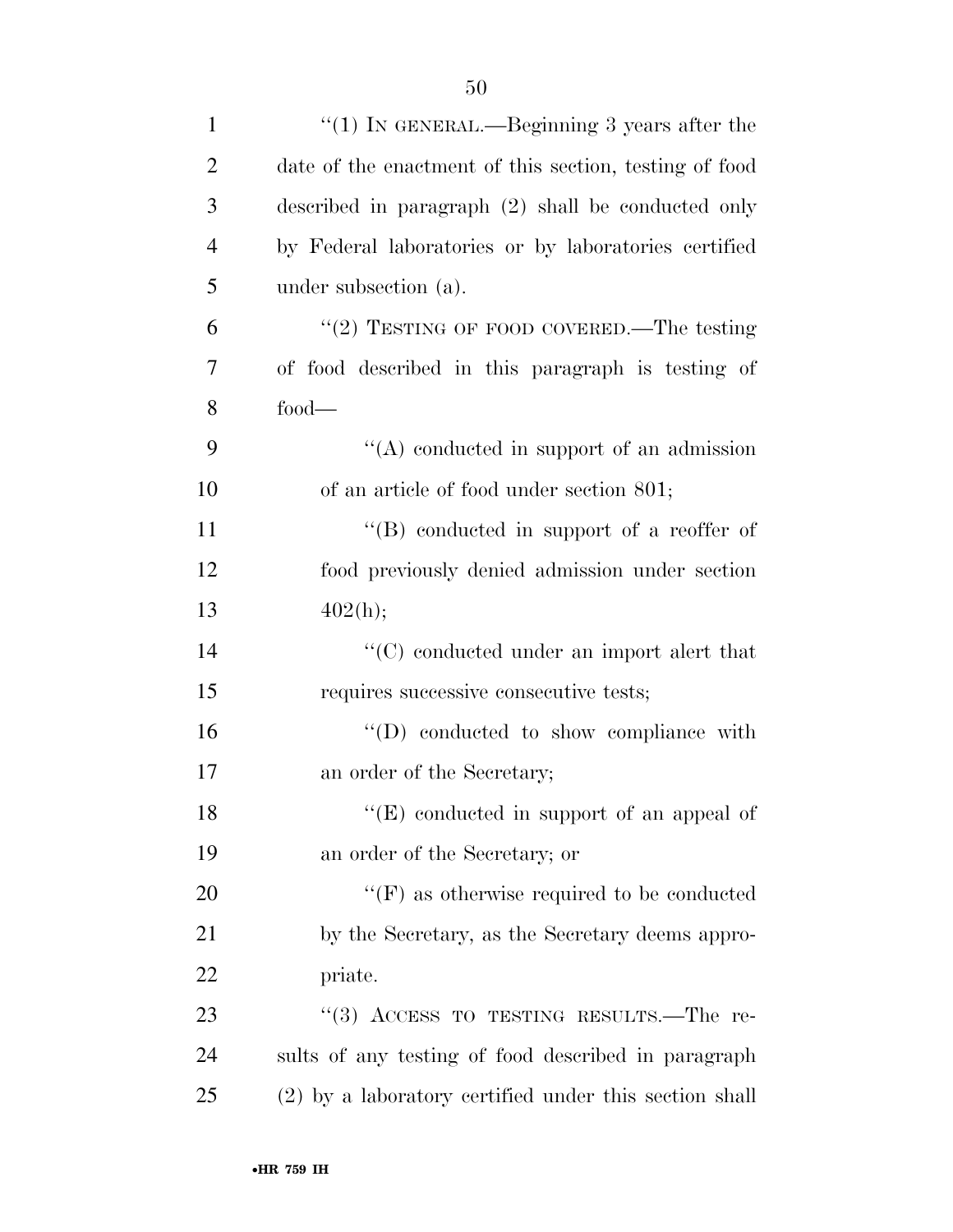"(1) IN GENERAL.—Beginning 3 years after the date of the enactment of this section, testing of food described in paragraph (2) shall be conducted only by Federal laboratories or by laboratories certified under subsection (a).

"(2) TESTING OF FOOD COVERED.—The testing of food described in this paragraph is testing of food—

"(A) conducted in support of an admission of an article of food under section 801;

"(B) conducted in support of a reoffer of food previously denied admission under section 402(h);

"(C) conducted under an import alert that requires successive consecutive tests;

"(D) conducted to show compliance with an order of the Secretary;

"(E) conducted in support of an appeal of an order of the Secretary; or

"(F) as otherwise required to be conducted by the Secretary, as the Secretary deems appropriate.

"(3) ACCESS TO TESTING RESULTS.—The results of any testing of food described in paragraph (2) by a laboratory certified under this section shall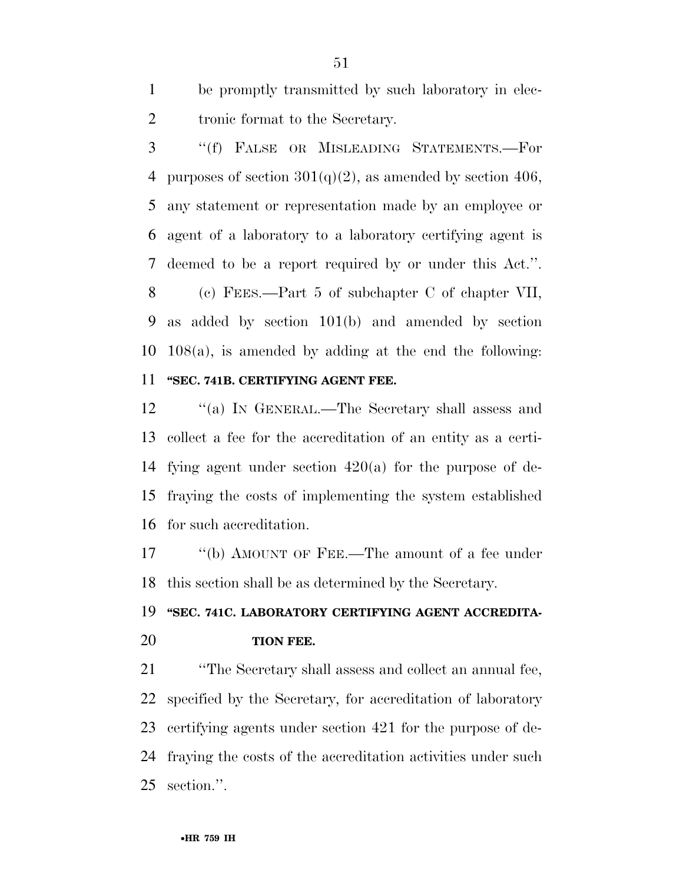be promptly transmitted by such laboratory in electronic format to the Secretary.

"(f) FALSE OR MISLEADING STATEMENTS.—For purposes of section 301(q)(2), as amended by section 406, any statement or representation made by an employee or agent of a laboratory to a laboratory certifying agent is deemed to be a report required by or under this Act.".

(c) FEES.—Part 5 of subchapter C of chapter VII, as added by section 101(b) and amended by section 108(a), is amended by adding at the end the following:

**"SEC. 741B. CERTIFYING AGENT FEE.**

"(a) IN GENERAL.—The Secretary shall assess and collect a fee for the accreditation of an entity as a certifying agent under section 420(a) for the purpose of defraying the costs of implementing the system established for such accreditation.

"(b) AMOUNT OF FEE.—The amount of a fee under this section shall be as determined by the Secretary.

**"SEC. 741C. LABORATORY CERTIFYING AGENT ACCREDITATION FEE.**

"The Secretary shall assess and collect an annual fee, specified by the Secretary, for accreditation of laboratory certifying agents under section 421 for the purpose of defraying the costs of the accreditation activities under such section.".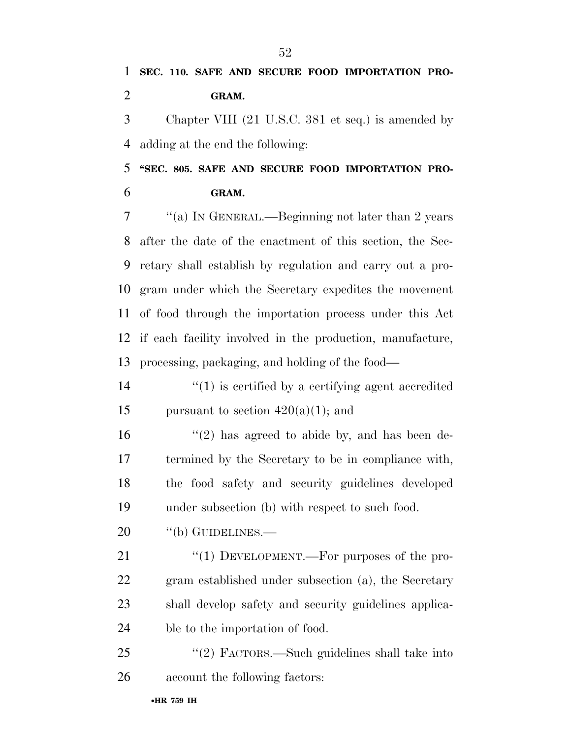**SEC. 110. SAFE AND SECURE FOOD IMPORTATION PROGRAM.**

Chapter VIII (21 U.S.C. 381 et seq.) is amended by adding at the end the following:

**"SEC. 805. SAFE AND SECURE FOOD IMPORTATION PROGRAM.**

"(a) IN GENERAL.—Beginning not later than 2 years after the date of the enactment of this section, the Secretary shall establish by regulation and carry out a program under which the Secretary expedites the movement of food through the importation process under this Act if each facility involved in the production, manufacture, processing, packaging, and holding of the food—

"(1) is certified by a certifying agent accredited pursuant to section 420(a)(1); and

"(2) has agreed to abide by, and has been determined by the Secretary to be in compliance with, the food safety and security guidelines developed under subsection (b) with respect to such food.

"(b) GUIDELINES.—

"(1) DEVELOPMENT.—For purposes of the program established under subsection (a), the Secretary shall develop safety and security guidelines applicable to the importation of food.

"(2) FACTORS.—Such guidelines shall take into account the following factors: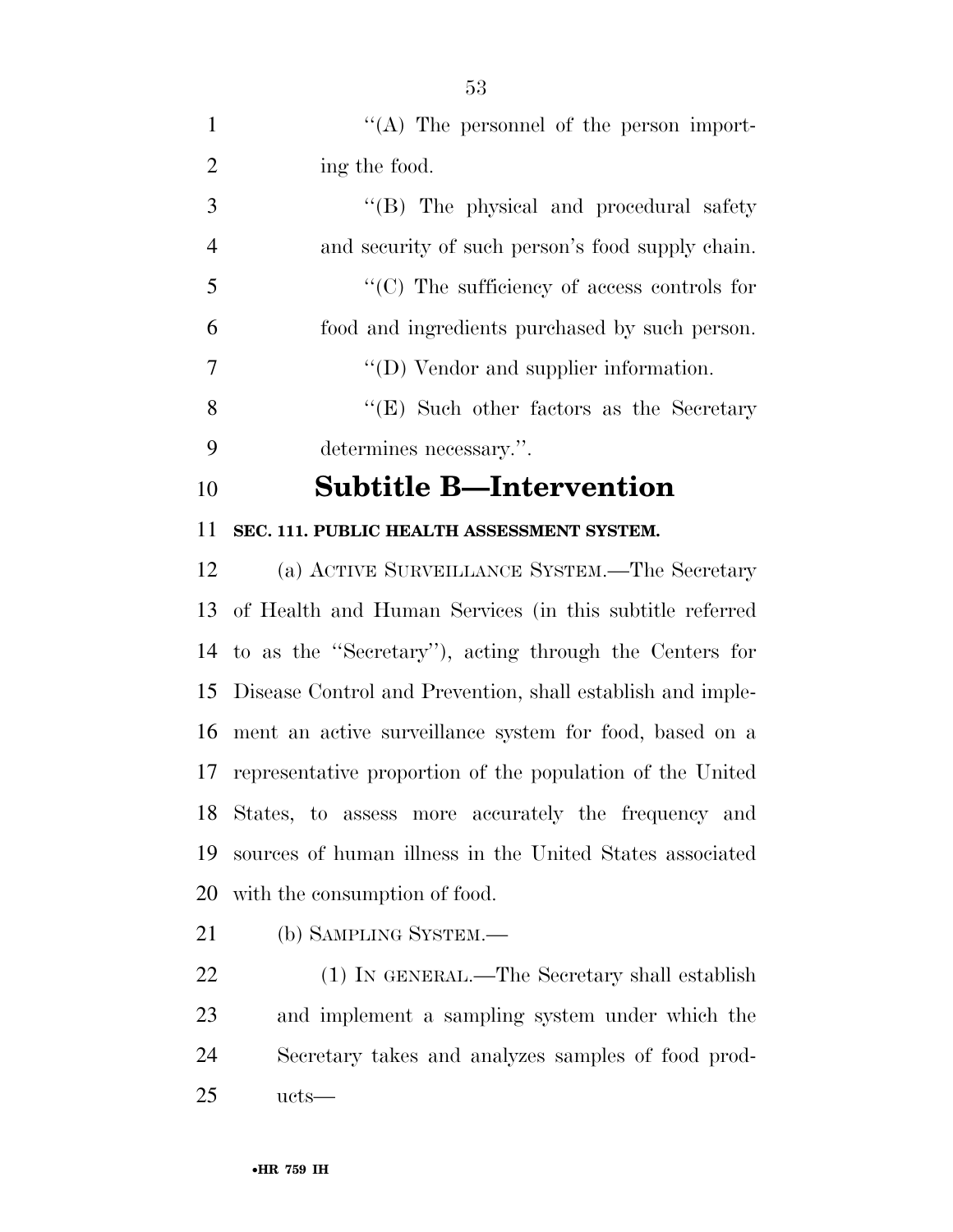"(A) The personnel of the person importing the food.

"(B) The physical and procedural safety and security of such person's food supply chain.

"(C) The sufficiency of access controls for food and ingredients purchased by such person.

"(D) Vendor and supplier information.

"(E) Such other factors as the Secretary determines necessary.".

## Subtitle B—Intervention

**SEC. 111. PUBLIC HEALTH ASSESSMENT SYSTEM.**

(a) ACTIVE SURVEILLANCE SYSTEM.—The Secretary of Health and Human Services (in this subtitle referred to as the "Secretary"), acting through the Centers for Disease Control and Prevention, shall establish and implement an active surveillance system for food, based on a representative proportion of the population of the United States, to assess more accurately the frequency and sources of human illness in the United States associated with the consumption of food.

(b) SAMPLING SYSTEM.—

(1) IN GENERAL.—The Secretary shall establish and implement a sampling system under which the Secretary takes and analyzes samples of food products—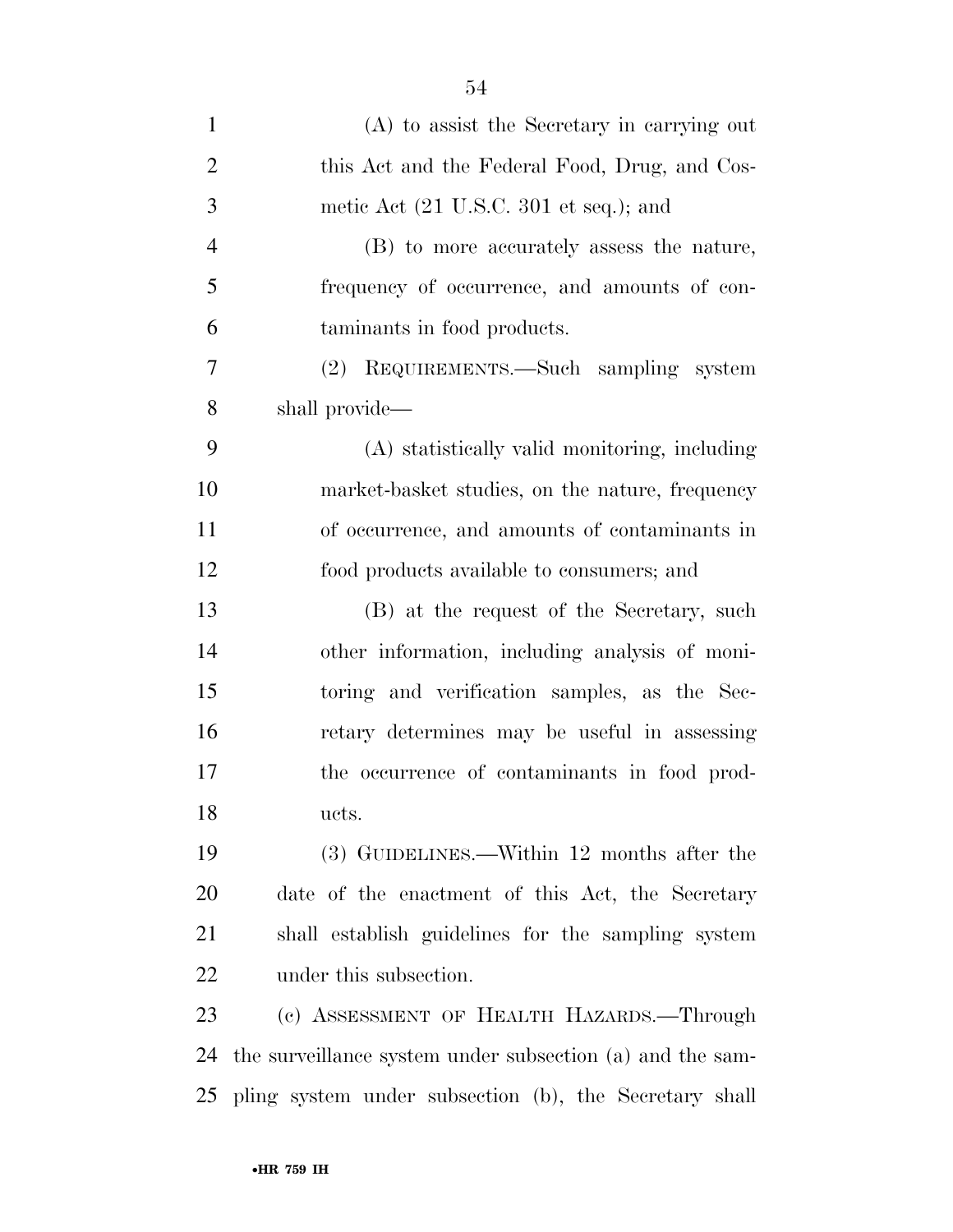(A) to assist the Secretary in carrying out this Act and the Federal Food, Drug, and Cosmetic Act (21 U.S.C. 301 et seq.); and

(B) to more accurately assess the nature, frequency of occurrence, and amounts of contaminants in food products.

(2) REQUIREMENTS.—Such sampling system shall provide—

(A) statistically valid monitoring, including market-basket studies, on the nature, frequency of occurrence, and amounts of contaminants in food products available to consumers; and

(B) at the request of the Secretary, such other information, including analysis of monitoring and verification samples, as the Secretary determines may be useful in assessing the occurrence of contaminants in food products.

(3) GUIDELINES.—Within 12 months after the date of the enactment of this Act, the Secretary shall establish guidelines for the sampling system under this subsection.

(c) ASSESSMENT OF HEALTH HAZARDS.—Through the surveillance system under subsection (a) and the sampling system under subsection (b), the Secretary shall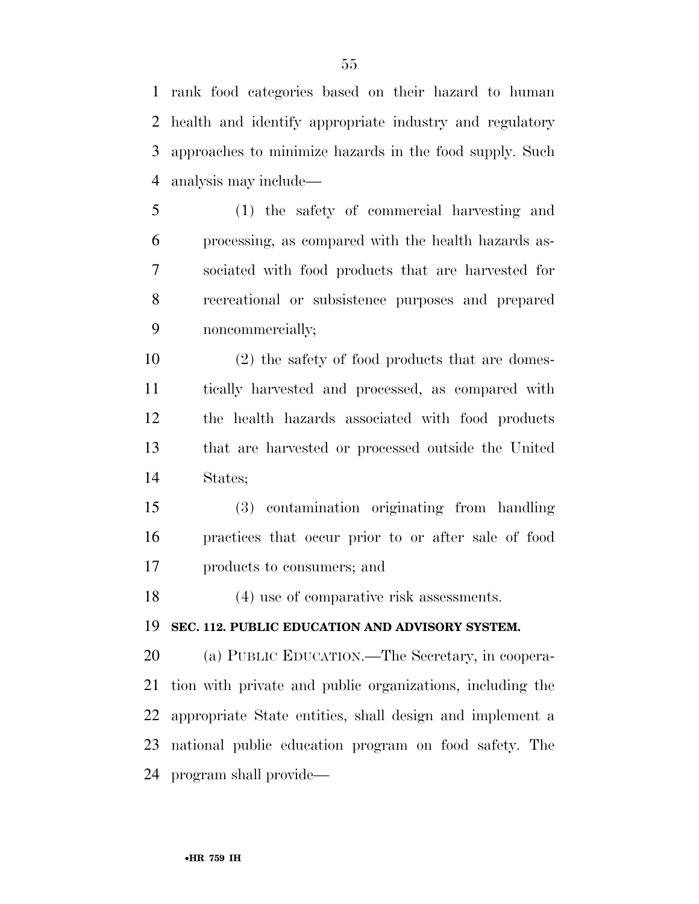rank food categories based on their hazard to human health and identify appropriate industry and regulatory approaches to minimize hazards in the food supply. Such analysis may include—

(1) the safety of commercial harvesting and processing, as compared with the health hazards associated with food products that are harvested for recreational or subsistence purposes and prepared noncommercially;

(2) the safety of food products that are domestically harvested and processed, as compared with the health hazards associated with food products that are harvested or processed outside the United States;

(3) contamination originating from handling practices that occur prior to or after sale of food products to consumers; and

(4) use of comparative risk assessments.

**SEC. 112. PUBLIC EDUCATION AND ADVISORY SYSTEM.**

(a) PUBLIC EDUCATION.—The Secretary, in cooperation with private and public organizations, including the appropriate State entities, shall design and implement a national public education program on food safety. The program shall provide—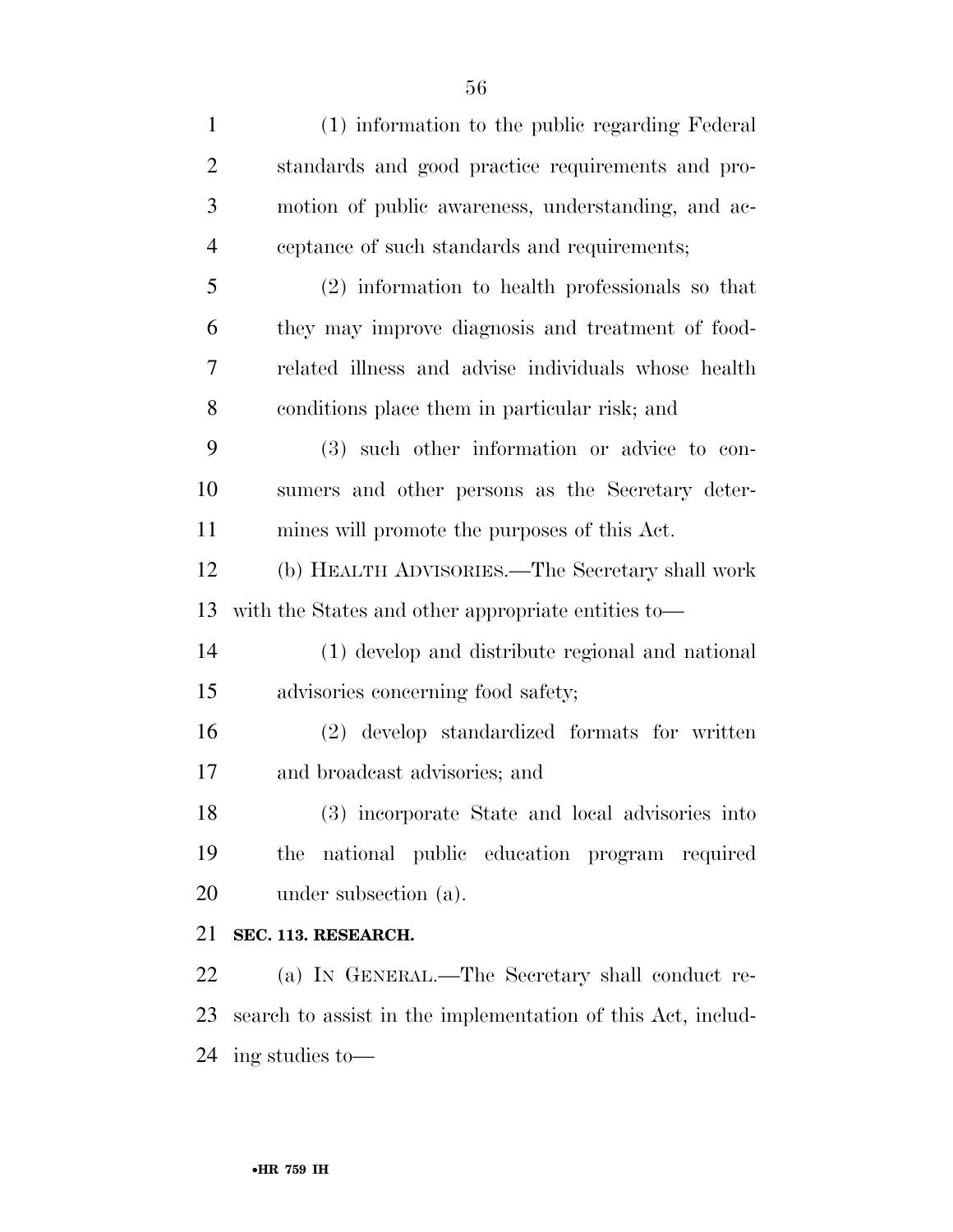(1) information to the public regarding Federal standards and good practice requirements and promotion of public awareness, understanding, and acceptance of such standards and requirements;

(2) information to health professionals so that they may improve diagnosis and treatment of food-related illness and advise individuals whose health conditions place them in particular risk; and

(3) such other information or advice to consumers and other persons as the Secretary determines will promote the purposes of this Act.

(b) HEALTH ADVISORIES.—The Secretary shall work with the States and other appropriate entities to—

(1) develop and distribute regional and national advisories concerning food safety;

(2) develop standardized formats for written and broadcast advisories; and

(3) incorporate State and local advisories into the national public education program required under subsection (a).

**SEC. 113. RESEARCH.**

(a) IN GENERAL.—The Secretary shall conduct research to assist in the implementation of this Act, including studies to—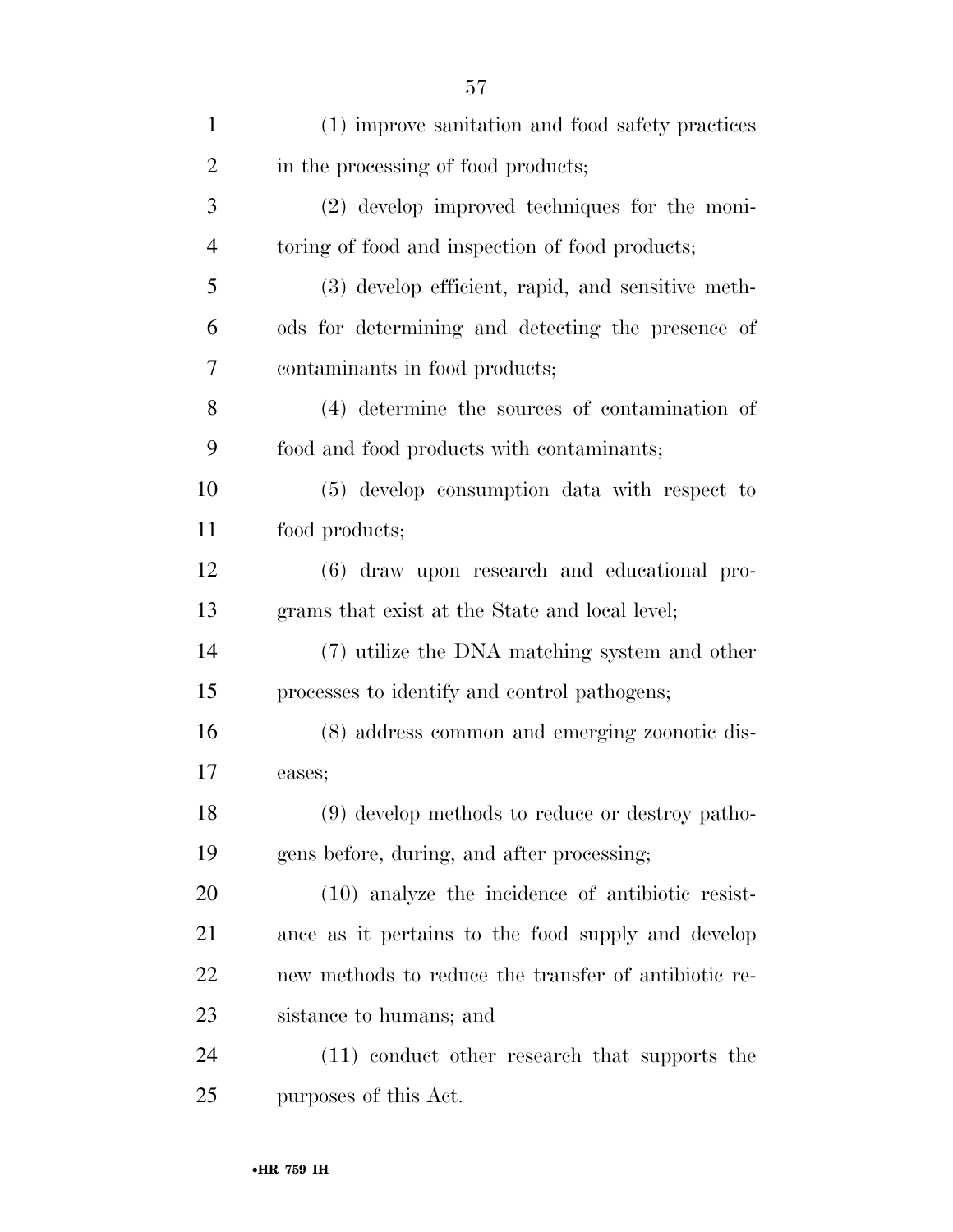(1) improve sanitation and food safety practices in the processing of food products;

(2) develop improved techniques for the monitoring of food and inspection of food products;

(3) develop efficient, rapid, and sensitive methods for determining and detecting the presence of contaminants in food products;

(4) determine the sources of contamination of food and food products with contaminants;

(5) develop consumption data with respect to food products;

(6) draw upon research and educational programs that exist at the State and local level;

(7) utilize the DNA matching system and other processes to identify and control pathogens;

(8) address common and emerging zoonotic diseases;

(9) develop methods to reduce or destroy pathogens before, during, and after processing;

(10) analyze the incidence of antibiotic resistance as it pertains to the food supply and develop new methods to reduce the transfer of antibiotic resistance to humans; and

(11) conduct other research that supports the purposes of this Act.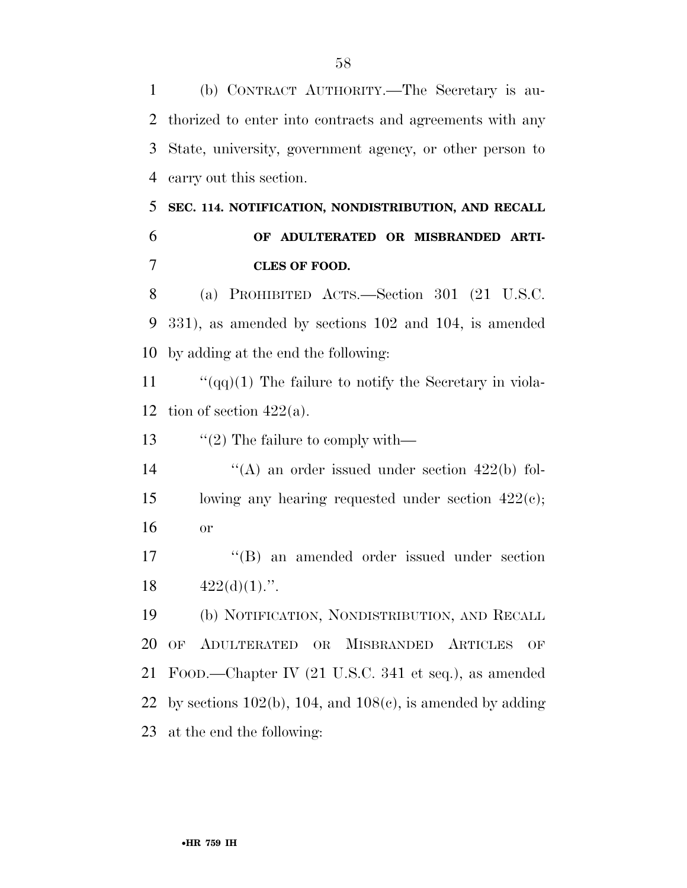(b) CONTRACT AUTHORITY.—The Secretary is authorized to enter into contracts and agreements with any State, university, government agency, or other person to carry out this section.

**SEC. 114. NOTIFICATION, NONDISTRIBUTION, AND RECALL OF ADULTERATED OR MISBRANDED ARTICLES OF FOOD.**

(a) PROHIBITED ACTS.—Section 301 (21 U.S.C. 331), as amended by sections 102 and 104, is amended by adding at the end the following:

"(qq)(1) The failure to notify the Secretary in violation of section 422(a).

"(2) The failure to comply with—

"(A) an order issued under section 422(b) following any hearing requested under section 422(c); or

"(B) an amended order issued under section 422(d)(1).".

(b) NOTIFICATION, NONDISTRIBUTION, AND RECALL OF ADULTERATED OR MISBRANDED ARTICLES OF FOOD.—Chapter IV (21 U.S.C. 341 et seq.), as amended by sections 102(b), 104, and 108(c), is amended by adding at the end the following: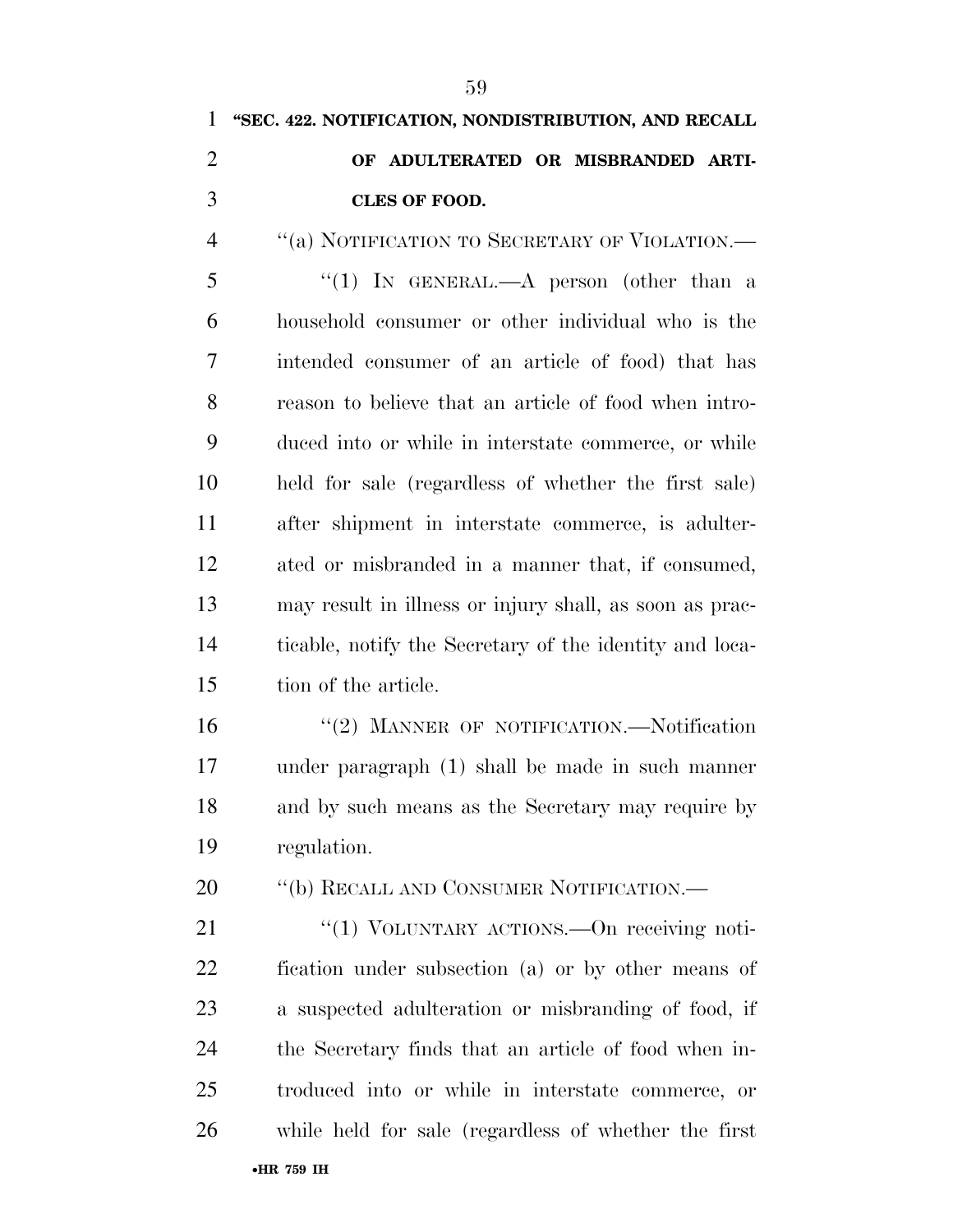**"SEC. 422. NOTIFICATION, NONDISTRIBUTION, AND RECALL OF ADULTERATED OR MISBRANDED ARTICLES OF FOOD.**

"(a) NOTIFICATION TO SECRETARY OF VIOLATION.—

"(1) IN GENERAL.—A person (other than a household consumer or other individual who is the intended consumer of an article of food) that has reason to believe that an article of food when introduced into or while in interstate commerce, or while held for sale (regardless of whether the first sale) after shipment in interstate commerce, is adulterated or misbranded in a manner that, if consumed, may result in illness or injury shall, as soon as practicable, notify the Secretary of the identity and location of the article.

"(2) MANNER OF NOTIFICATION.—Notification under paragraph (1) shall be made in such manner and by such means as the Secretary may require by regulation.

"(b) RECALL AND CONSUMER NOTIFICATION.—

"(1) VOLUNTARY ACTIONS.—On receiving notification under subsection (a) or by other means of a suspected adulteration or misbranding of food, if the Secretary finds that an article of food when introduced into or while in interstate commerce, or while held for sale (regardless of whether the first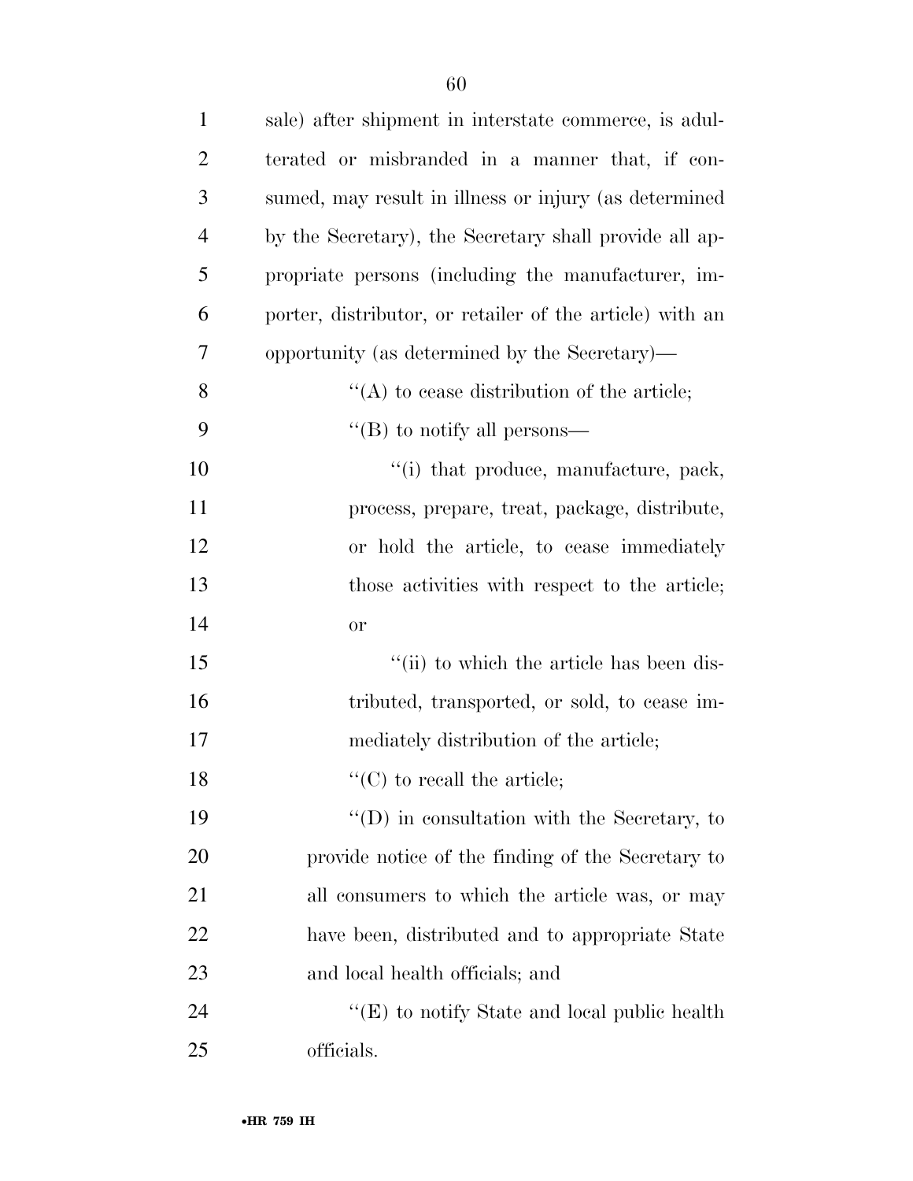sale) after shipment in interstate commerce, is adulterated or misbranded in a manner that, if consumed, may result in illness or injury (as determined by the Secretary), the Secretary shall provide all appropriate persons (including the manufacturer, importer, distributor, or retailer of the article) with an opportunity (as determined by the Secretary)—

''(A) to cease distribution of the article;

''(B) to notify all persons—

''(i) that produce, manufacture, pack, process, prepare, treat, package, distribute, or hold the article, to cease immediately those activities with respect to the article; or

''(ii) to which the article has been distributed, transported, or sold, to cease immediately distribution of the article;

''(C) to recall the article;

''(D) in consultation with the Secretary, to provide notice of the finding of the Secretary to all consumers to which the article was, or may have been, distributed and to appropriate State and local health officials; and

''(E) to notify State and local public health officials.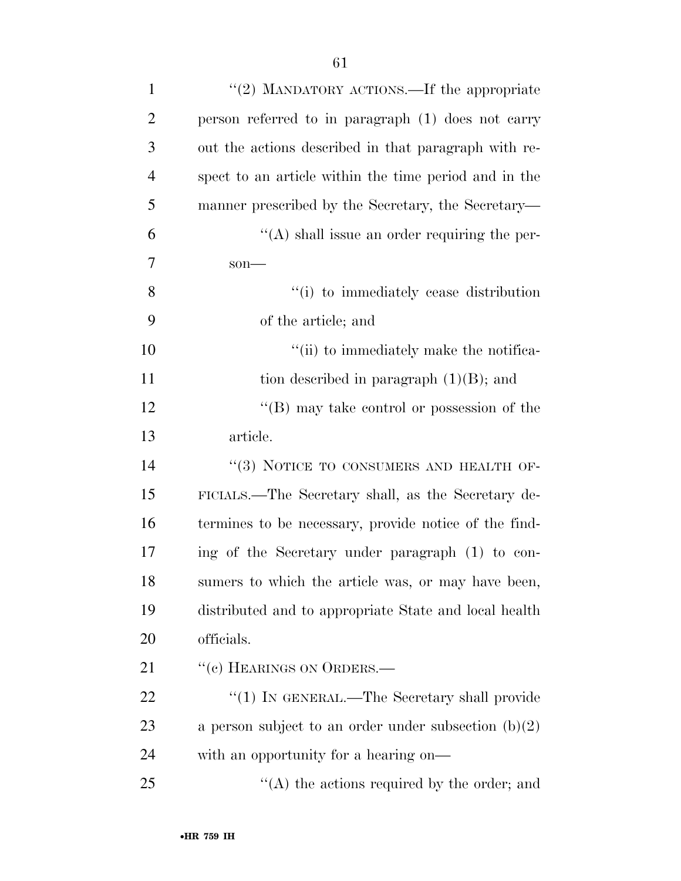''(2) MANDATORY ACTIONS.—If the appropriate person referred to in paragraph (1) does not carry out the actions described in that paragraph with respect to an article within the time period and in the manner prescribed by the Secretary, the Secretary—

''(A) shall issue an order requiring the person—

''(i) to immediately cease distribution of the article; and

''(ii) to immediately make the notification described in paragraph (1)(B); and

''(B) may take control or possession of the article.

''(3) NOTICE TO CONSUMERS AND HEALTH OFFICIALS.—The Secretary shall, as the Secretary determines to be necessary, provide notice of the finding of the Secretary under paragraph (1) to consumers to which the article was, or may have been, distributed and to appropriate State and local health officials.

''(c) HEARINGS ON ORDERS.—

''(1) IN GENERAL.—The Secretary shall provide a person subject to an order under subsection (b)(2) with an opportunity for a hearing on—

''(A) the actions required by the order; and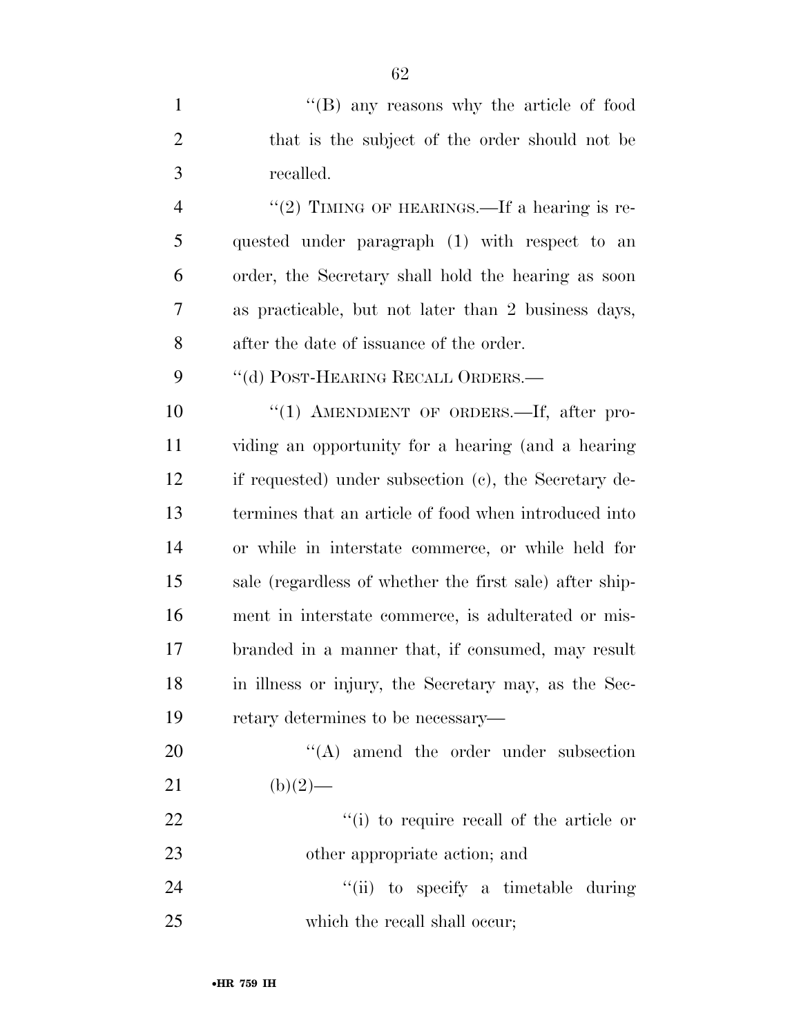''(B) any reasons why the article of food that is the subject of the order should not be recalled.

''(2) TIMING OF HEARINGS.—If a hearing is requested under paragraph (1) with respect to an order, the Secretary shall hold the hearing as soon as practicable, but not later than 2 business days, after the date of issuance of the order.

''(d) POST-HEARING RECALL ORDERS.—

''(1) AMENDMENT OF ORDERS.—If, after providing an opportunity for a hearing (and a hearing if requested) under subsection (c), the Secretary determines that an article of food when introduced into or while in interstate commerce, or while held for sale (regardless of whether the first sale) after shipment in interstate commerce, is adulterated or misbranded in a manner that, if consumed, may result in illness or injury, the Secretary may, as the Secretary determines to be necessary—

''(A) amend the order under subsection (b)(2)—

''(i) to require recall of the article or other appropriate action; and

''(ii) to specify a timetable during which the recall shall occur;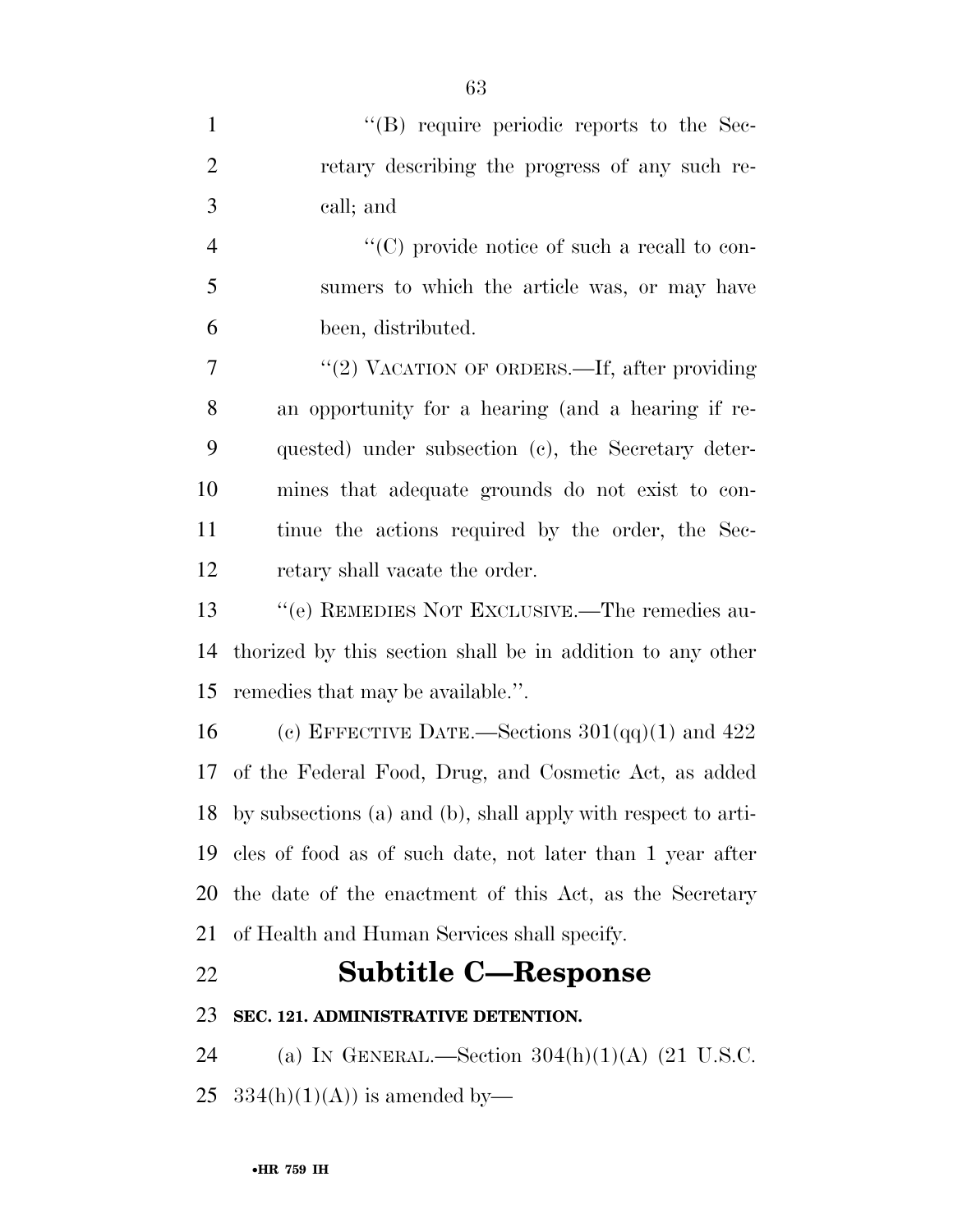"(B) require periodic reports to the Secretary describing the progress of any such recall; and

"(C) provide notice of such a recall to consumers to which the article was, or may have been, distributed.

"(2) VACATION OF ORDERS.—If, after providing an opportunity for a hearing (and a hearing if requested) under subsection (c), the Secretary determines that adequate grounds do not exist to continue the actions required by the order, the Secretary shall vacate the order.

"(e) REMEDIES NOT EXCLUSIVE.—The remedies authorized by this section shall be in addition to any other remedies that may be available.".

(c) EFFECTIVE DATE.—Sections 301(qq)(1) and 422 of the Federal Food, Drug, and Cosmetic Act, as added by subsections (a) and (b), shall apply with respect to articles of food as of such date, not later than 1 year after the date of the enactment of this Act, as the Secretary of Health and Human Services shall specify.

## Subtitle C—Response

### SEC. 121. ADMINISTRATIVE DETENTION.

(a) IN GENERAL.—Section 304(h)(1)(A) (21 U.S.C. 334(h)(1)(A)) is amended by—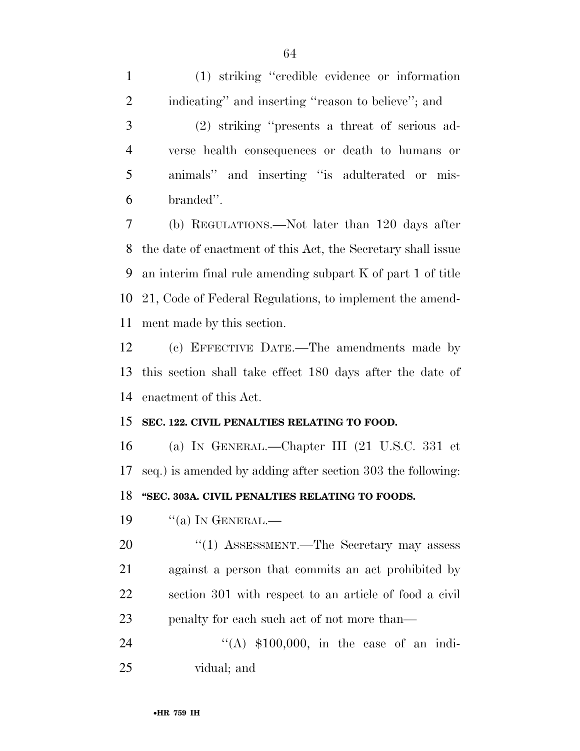(1) striking "credible evidence or information indicating" and inserting "reason to believe"; and

(2) striking "presents a threat of serious adverse health consequences or death to humans or animals" and inserting "is adulterated or misbranded".

(b) REGULATIONS.—Not later than 120 days after the date of enactment of this Act, the Secretary shall issue an interim final rule amending subpart K of part 1 of title 21, Code of Federal Regulations, to implement the amendment made by this section.

(c) EFFECTIVE DATE.—The amendments made by this section shall take effect 180 days after the date of enactment of this Act.

**SEC. 122. CIVIL PENALTIES RELATING TO FOOD.**

(a) IN GENERAL.—Chapter III (21 U.S.C. 331 et seq.) is amended by adding after section 303 the following:

**"SEC. 303A. CIVIL PENALTIES RELATING TO FOODS.**

"(a) IN GENERAL.—

"(1) ASSESSMENT.—The Secretary may assess against a person that commits an act prohibited by section 301 with respect to an article of food a civil penalty for each such act of not more than—

"(A) $100,000, in the case of an individual; and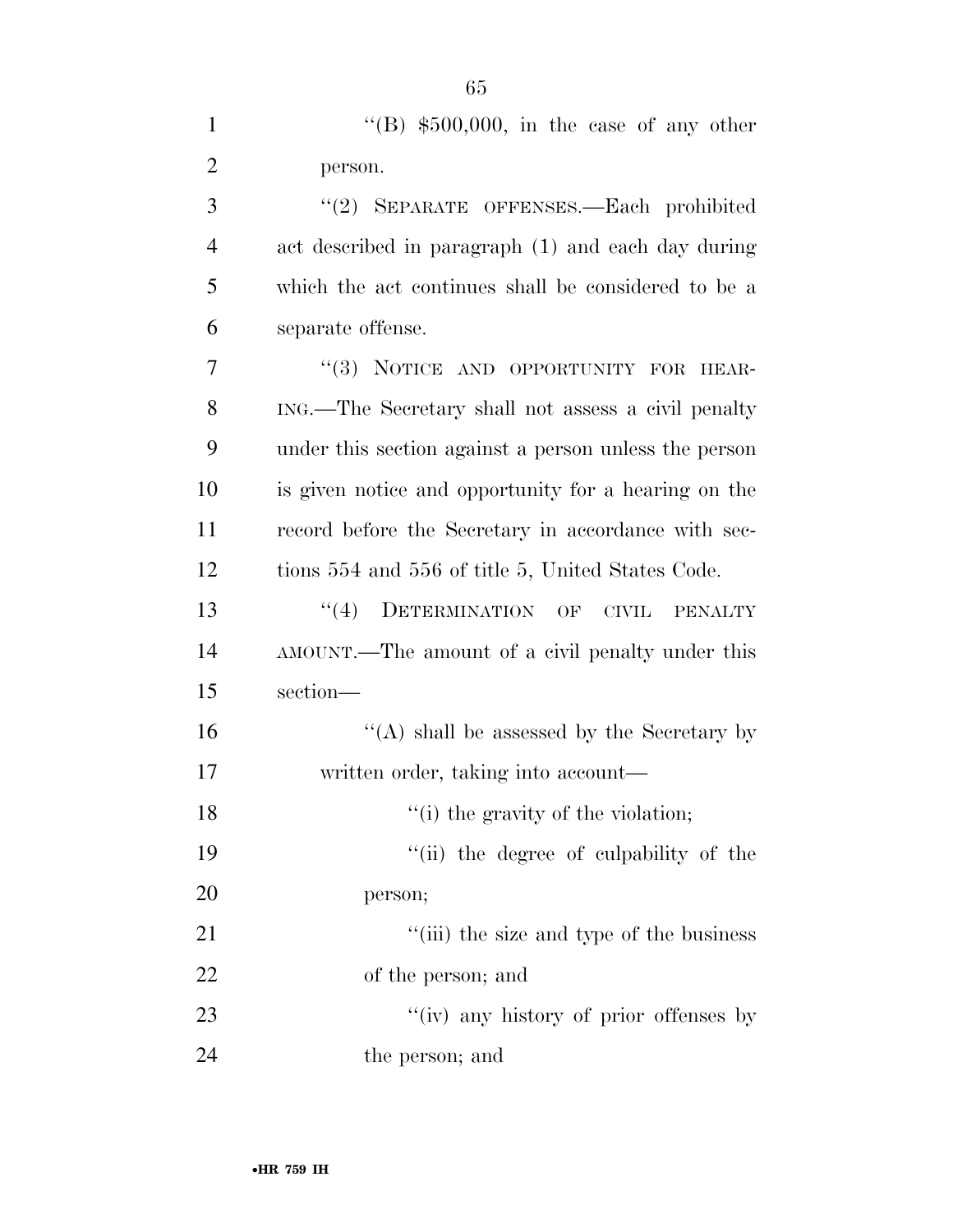''(B) $500,000, in the case of any other person.

''(2) SEPARATE OFFENSES.—Each prohibited act described in paragraph (1) and each day during which the act continues shall be considered to be a separate offense.

''(3) NOTICE AND OPPORTUNITY FOR HEARING.—The Secretary shall not assess a civil penalty under this section against a person unless the person is given notice and opportunity for a hearing on the record before the Secretary in accordance with sections 554 and 556 of title 5, United States Code.

''(4) DETERMINATION OF CIVIL PENALTY AMOUNT.—The amount of a civil penalty under this section—

''(A) shall be assessed by the Secretary by written order, taking into account—

''(i) the gravity of the violation;

''(ii) the degree of culpability of the person;

''(iii) the size and type of the business of the person; and

''(iv) any history of prior offenses by the person; and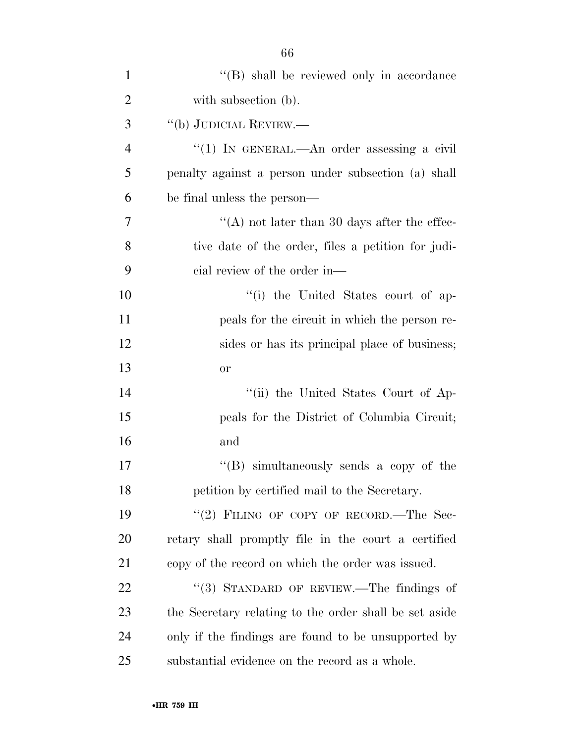''(B) shall be reviewed only in accordance with subsection (b).

''(b) JUDICIAL REVIEW.—

''(1) IN GENERAL.—An order assessing a civil penalty against a person under subsection (a) shall be final unless the person—

''(A) not later than 30 days after the effective date of the order, files a petition for judicial review of the order in—

''(i) the United States court of appeals for the circuit in which the person resides or has its principal place of business; or

''(ii) the United States Court of Appeals for the District of Columbia Circuit; and

''(B) simultaneously sends a copy of the petition by certified mail to the Secretary.

''(2) FILING OF COPY OF RECORD.—The Secretary shall promptly file in the court a certified copy of the record on which the order was issued.

''(3) STANDARD OF REVIEW.—The findings of the Secretary relating to the order shall be set aside only if the findings are found to be unsupported by substantial evidence on the record as a whole.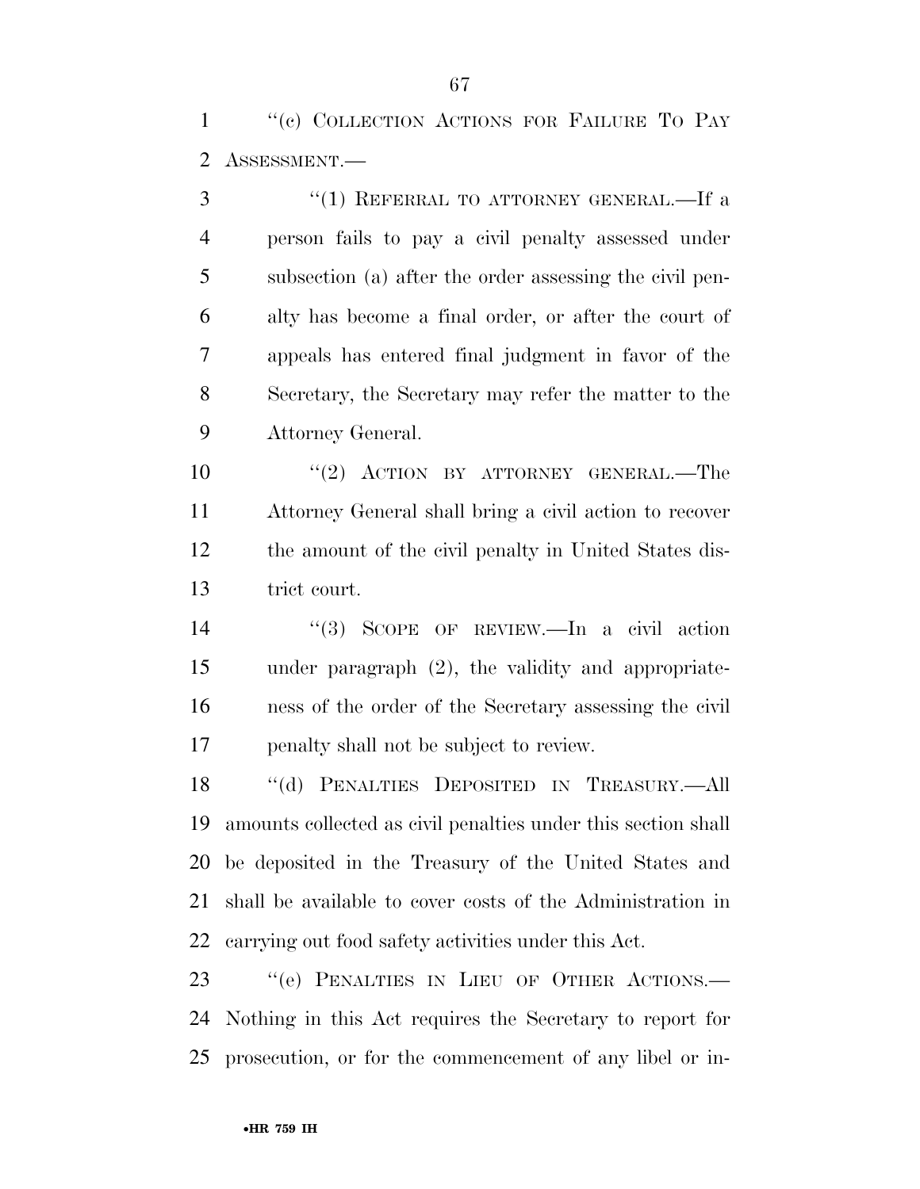"(c) COLLECTION ACTIONS FOR FAILURE TO PAY ASSESSMENT.—

"(1) REFERRAL TO ATTORNEY GENERAL.—If a person fails to pay a civil penalty assessed under subsection (a) after the order assessing the civil penalty has become a final order, or after the court of appeals has entered final judgment in favor of the Secretary, the Secretary may refer the matter to the Attorney General.

"(2) ACTION BY ATTORNEY GENERAL.—The Attorney General shall bring a civil action to recover the amount of the civil penalty in United States district court.

"(3) SCOPE OF REVIEW.—In a civil action under paragraph (2), the validity and appropriateness of the order of the Secretary assessing the civil penalty shall not be subject to review.

"(d) PENALTIES DEPOSITED IN TREASURY.—All amounts collected as civil penalties under this section shall be deposited in the Treasury of the United States and shall be available to cover costs of the Administration in carrying out food safety activities under this Act.

"(e) PENALTIES IN LIEU OF OTHER ACTIONS.—Nothing in this Act requires the Secretary to report for prosecution, or for the commencement of any libel or in-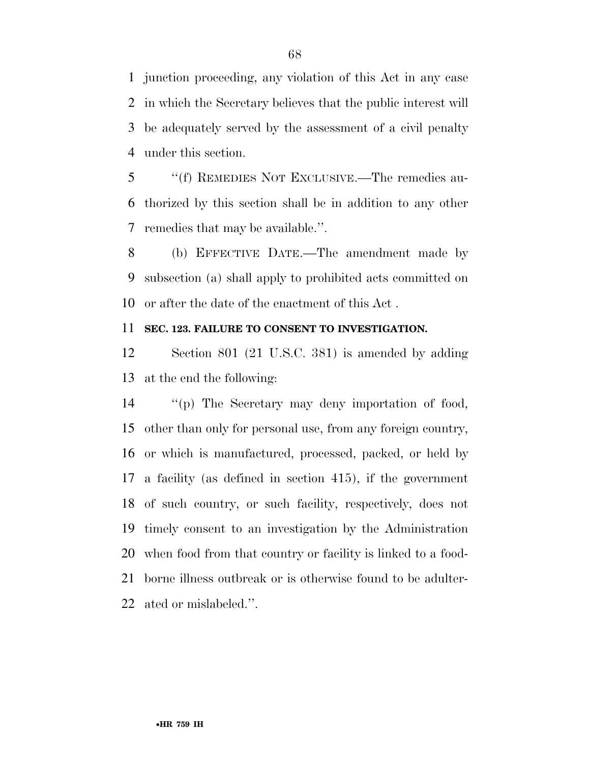junction proceeding, any violation of this Act in any case in which the Secretary believes that the public interest will be adequately served by the assessment of a civil penalty under this section.

''(f) REMEDIES NOT EXCLUSIVE.—The remedies authorized by this section shall be in addition to any other remedies that may be available.''.

(b) EFFECTIVE DATE.—The amendment made by subsection (a) shall apply to prohibited acts committed on or after the date of the enactment of this Act .

**SEC. 123. FAILURE TO CONSENT TO INVESTIGATION.**

Section 801 (21 U.S.C. 381) is amended by adding at the end the following:

''(p) The Secretary may deny importation of food, other than only for personal use, from any foreign country, or which is manufactured, processed, packed, or held by a facility (as defined in section 415), if the government of such country, or such facility, respectively, does not timely consent to an investigation by the Administration when food from that country or facility is linked to a foodborne illness outbreak or is otherwise found to be adulterated or mislabeled.''.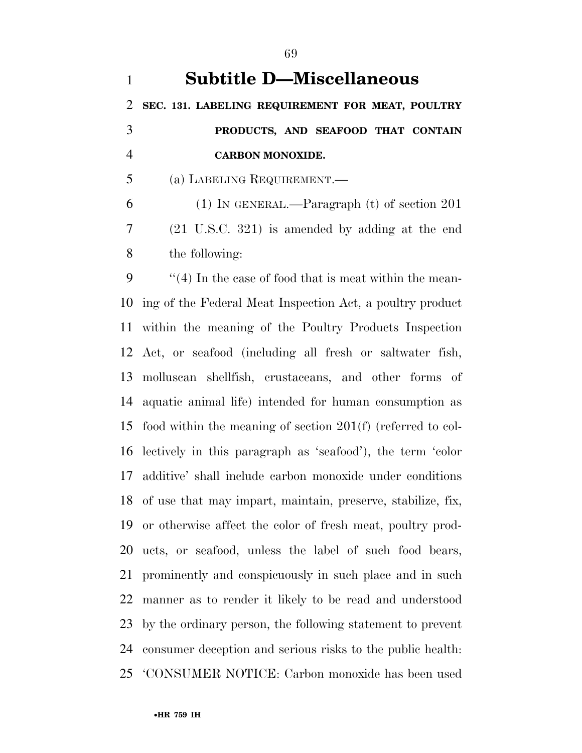# Subtitle D—Miscellaneous

**SEC. 131. LABELING REQUIREMENT FOR MEAT, POULTRY PRODUCTS, AND SEAFOOD THAT CONTAIN CARBON MONOXIDE.**

(a) LABELING REQUIREMENT.—

(1) IN GENERAL.—Paragraph (t) of section 201 (21 U.S.C. 321) is amended by adding at the end the following:

"(4) In the case of food that is meat within the meaning of the Federal Meat Inspection Act, a poultry product within the meaning of the Poultry Products Inspection Act, or seafood (including all fresh or saltwater fish, molluscan shellfish, crustaceans, and other forms of aquatic animal life) intended for human consumption as food within the meaning of section 201(f) (referred to collectively in this paragraph as 'seafood'), the term 'color additive' shall include carbon monoxide under conditions of use that may impart, maintain, preserve, stabilize, fix, or otherwise affect the color of fresh meat, poultry products, or seafood, unless the label of such food bears, prominently and conspicuously in such place and in such manner as to render it likely to be read and understood by the ordinary person, the following statement to prevent consumer deception and serious risks to the public health: 'CONSUMER NOTICE: Carbon monoxide has been used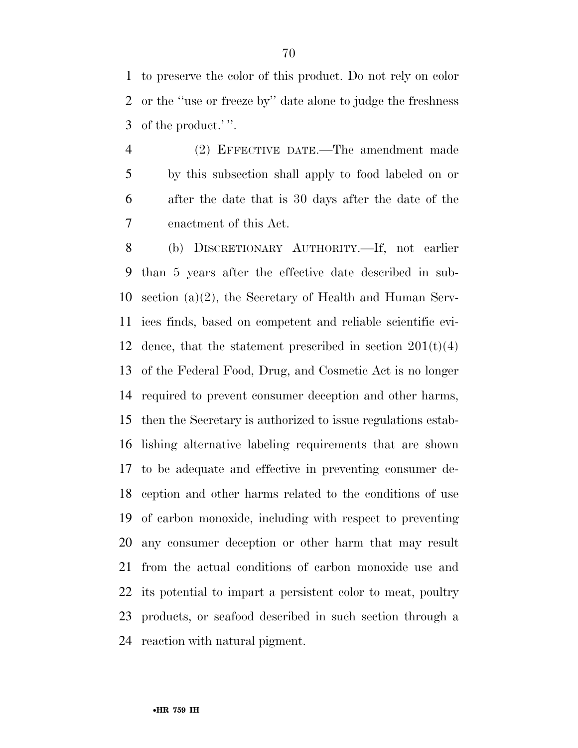to preserve the color of this product. Do not rely on color or the ''use or freeze by'' date alone to judge the freshness of the product.' ''.

(2) EFFECTIVE DATE.—The amendment made by this subsection shall apply to food labeled on or after the date that is 30 days after the date of the enactment of this Act.

(b) DISCRETIONARY AUTHORITY.—If, not earlier than 5 years after the effective date described in subsection (a)(2), the Secretary of Health and Human Services finds, based on competent and reliable scientific evidence, that the statement prescribed in section 201(t)(4) of the Federal Food, Drug, and Cosmetic Act is no longer required to prevent consumer deception and other harms, then the Secretary is authorized to issue regulations establishing alternative labeling requirements that are shown to be adequate and effective in preventing consumer deception and other harms related to the conditions of use of carbon monoxide, including with respect to preventing any consumer deception or other harm that may result from the actual conditions of carbon monoxide use and its potential to impart a persistent color to meat, poultry products, or seafood described in such section through a reaction with natural pigment.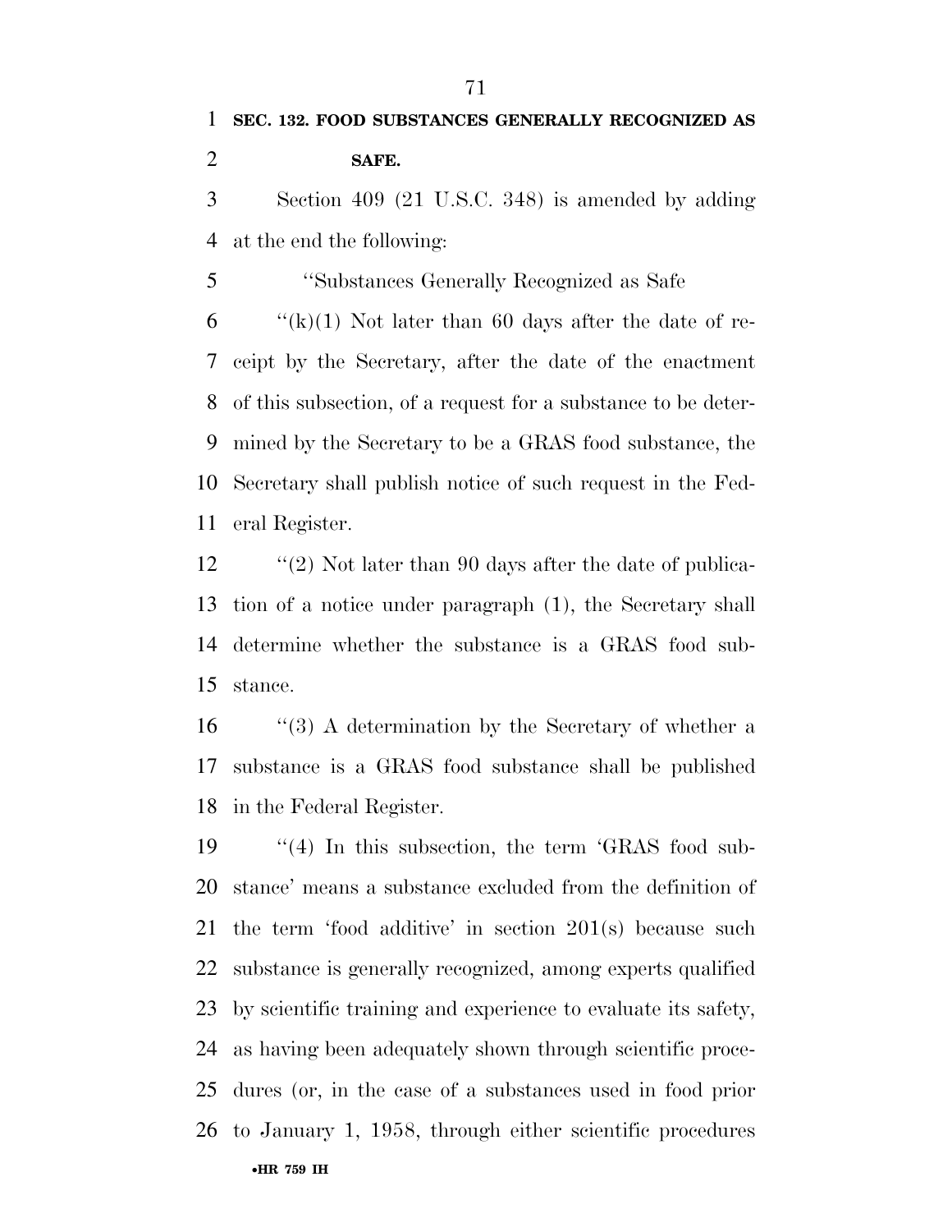**SEC. 132. FOOD SUBSTANCES GENERALLY RECOGNIZED AS SAFE.**

Section 409 (21 U.S.C. 348) is amended by adding at the end the following:

"Substances Generally Recognized as Safe

"(k)(1) Not later than 60 days after the date of receipt by the Secretary, after the date of the enactment of this subsection, of a request for a substance to be determined by the Secretary to be a GRAS food substance, the Secretary shall publish notice of such request in the Federal Register.

"(2) Not later than 90 days after the date of publication of a notice under paragraph (1), the Secretary shall determine whether the substance is a GRAS food substance.

"(3) A determination by the Secretary of whether a substance is a GRAS food substance shall be published in the Federal Register.

"(4) In this subsection, the term 'GRAS food substance' means a substance excluded from the definition of the term 'food additive' in section 201(s) because such substance is generally recognized, among experts qualified by scientific training and experience to evaluate its safety, as having been adequately shown through scientific procedures (or, in the case of a substances used in food prior to January 1, 1958, through either scientific procedures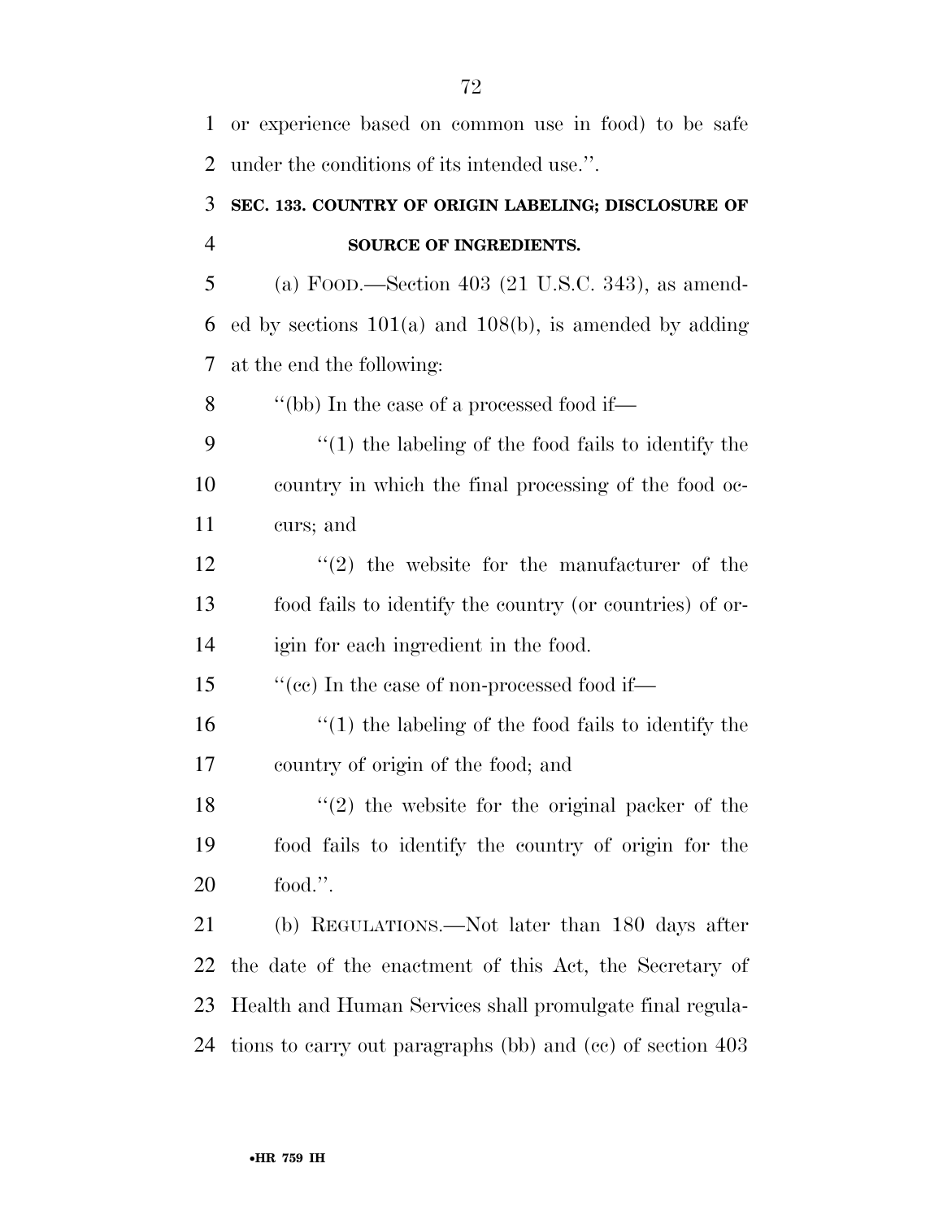or experience based on common use in food) to be safe under the conditions of its intended use.''.

**SEC. 133. COUNTRY OF ORIGIN LABELING; DISCLOSURE OF SOURCE OF INGREDIENTS.**

(a) FOOD.—Section 403 (21 U.S.C. 343), as amended by sections 101(a) and 108(b), is amended by adding at the end the following:

''(bb) In the case of a processed food if—

''(1) the labeling of the food fails to identify the country in which the final processing of the food occurs; and

''(2) the website for the manufacturer of the food fails to identify the country (or countries) of origin for each ingredient in the food.

''(cc) In the case of non-processed food if—

''(1) the labeling of the food fails to identify the country of origin of the food; and

''(2) the website for the original packer of the food fails to identify the country of origin for the food.''.

(b) REGULATIONS.—Not later than 180 days after the date of the enactment of this Act, the Secretary of Health and Human Services shall promulgate final regulations to carry out paragraphs (bb) and (cc) of section 403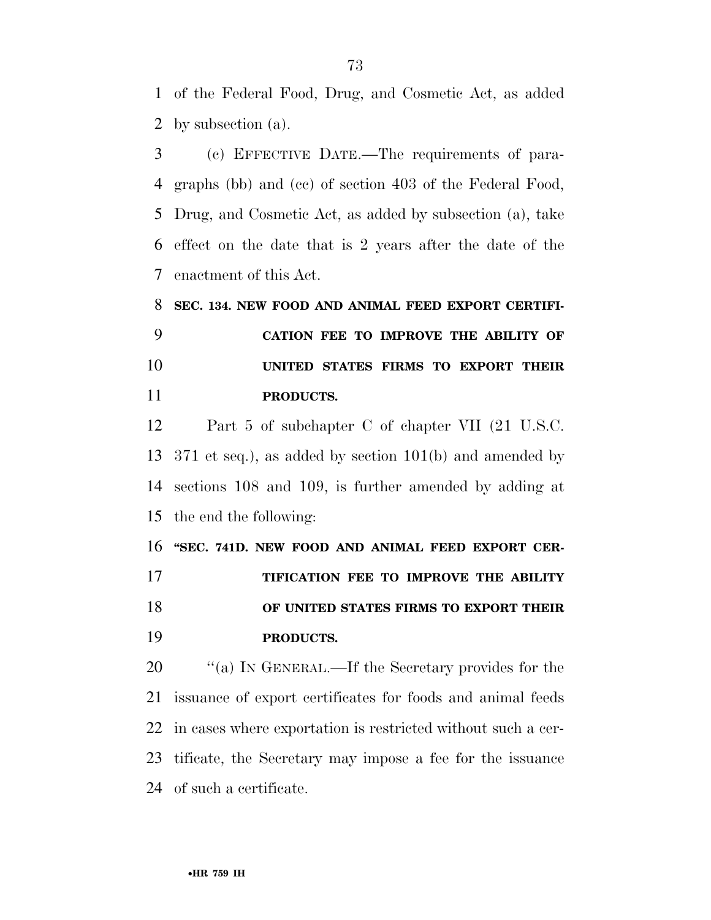of the Federal Food, Drug, and Cosmetic Act, as added by subsection (a).

(c) EFFECTIVE DATE.—The requirements of paragraphs (bb) and (cc) of section 403 of the Federal Food, Drug, and Cosmetic Act, as added by subsection (a), take effect on the date that is 2 years after the date of the enactment of this Act.

**SEC. 134. NEW FOOD AND ANIMAL FEED EXPORT CERTIFICATION FEE TO IMPROVE THE ABILITY OF UNITED STATES FIRMS TO EXPORT THEIR PRODUCTS.**

Part 5 of subchapter C of chapter VII (21 U.S.C. 371 et seq.), as added by section 101(b) and amended by sections 108 and 109, is further amended by adding at the end the following:

**"SEC. 741D. NEW FOOD AND ANIMAL FEED EXPORT CERTIFICATION FEE TO IMPROVE THE ABILITY OF UNITED STATES FIRMS TO EXPORT THEIR PRODUCTS.**

"(a) IN GENERAL.—If the Secretary provides for the issuance of export certificates for foods and animal feeds in cases where exportation is restricted without such a certificate, the Secretary may impose a fee for the issuance of such a certificate.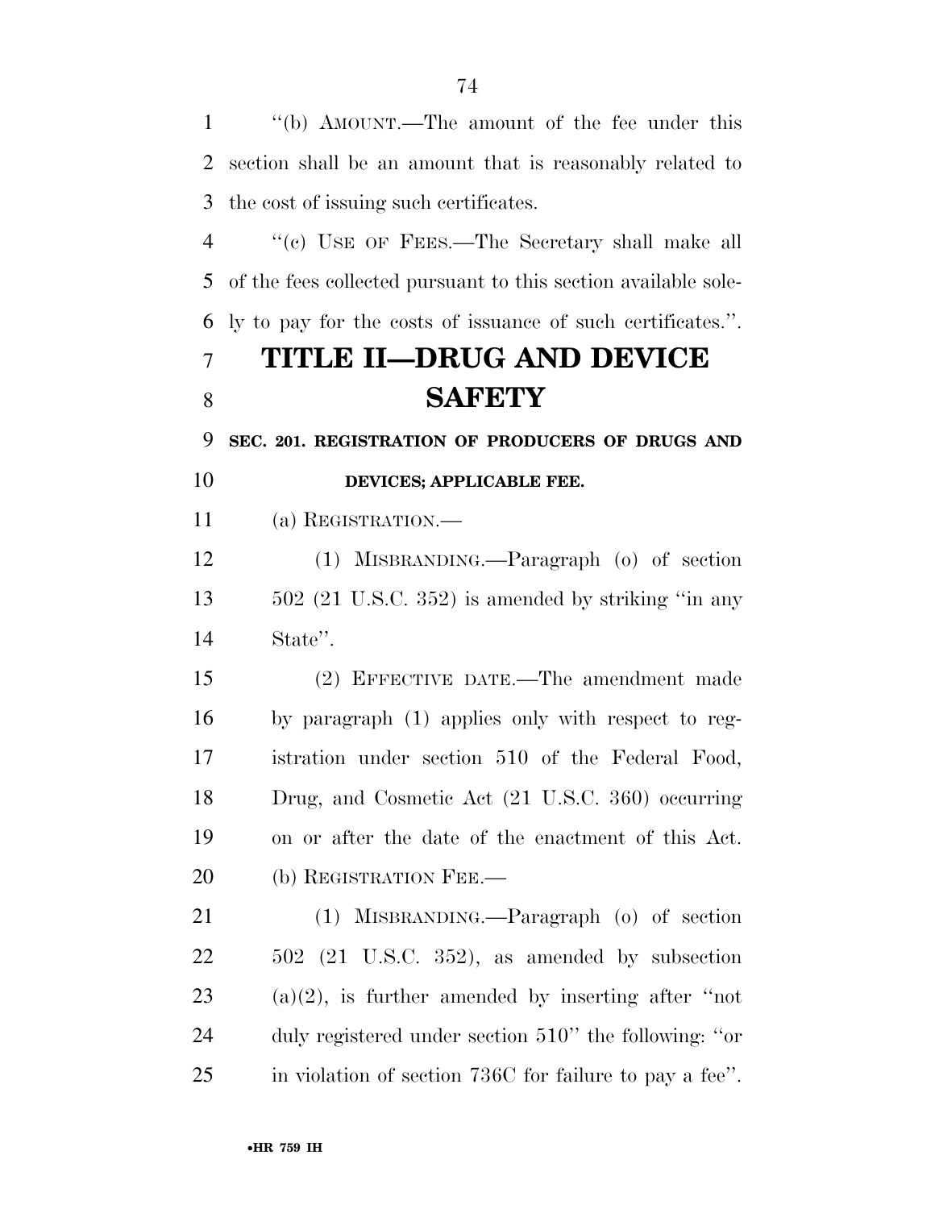"(b) AMOUNT.—The amount of the fee under this section shall be an amount that is reasonably related to the cost of issuing such certificates.

"(c) USE OF FEES.—The Secretary shall make all of the fees collected pursuant to this section available solely to pay for the costs of issuance of such certificates.".

# TITLE II—DRUG AND DEVICE SAFETY

### SEC. 201. REGISTRATION OF PRODUCERS OF DRUGS AND DEVICES; APPLICABLE FEE.

(a) REGISTRATION.—

(1) MISBRANDING.—Paragraph (o) of section 502 (21 U.S.C. 352) is amended by striking "in any State".

(2) EFFECTIVE DATE.—The amendment made by paragraph (1) applies only with respect to registration under section 510 of the Federal Food, Drug, and Cosmetic Act (21 U.S.C. 360) occurring on or after the date of the enactment of this Act.

(b) REGISTRATION FEE.—

(1) MISBRANDING.—Paragraph (o) of section 502 (21 U.S.C. 352), as amended by subsection (a)(2), is further amended by inserting after "not duly registered under section 510" the following: "or in violation of section 736C for failure to pay a fee".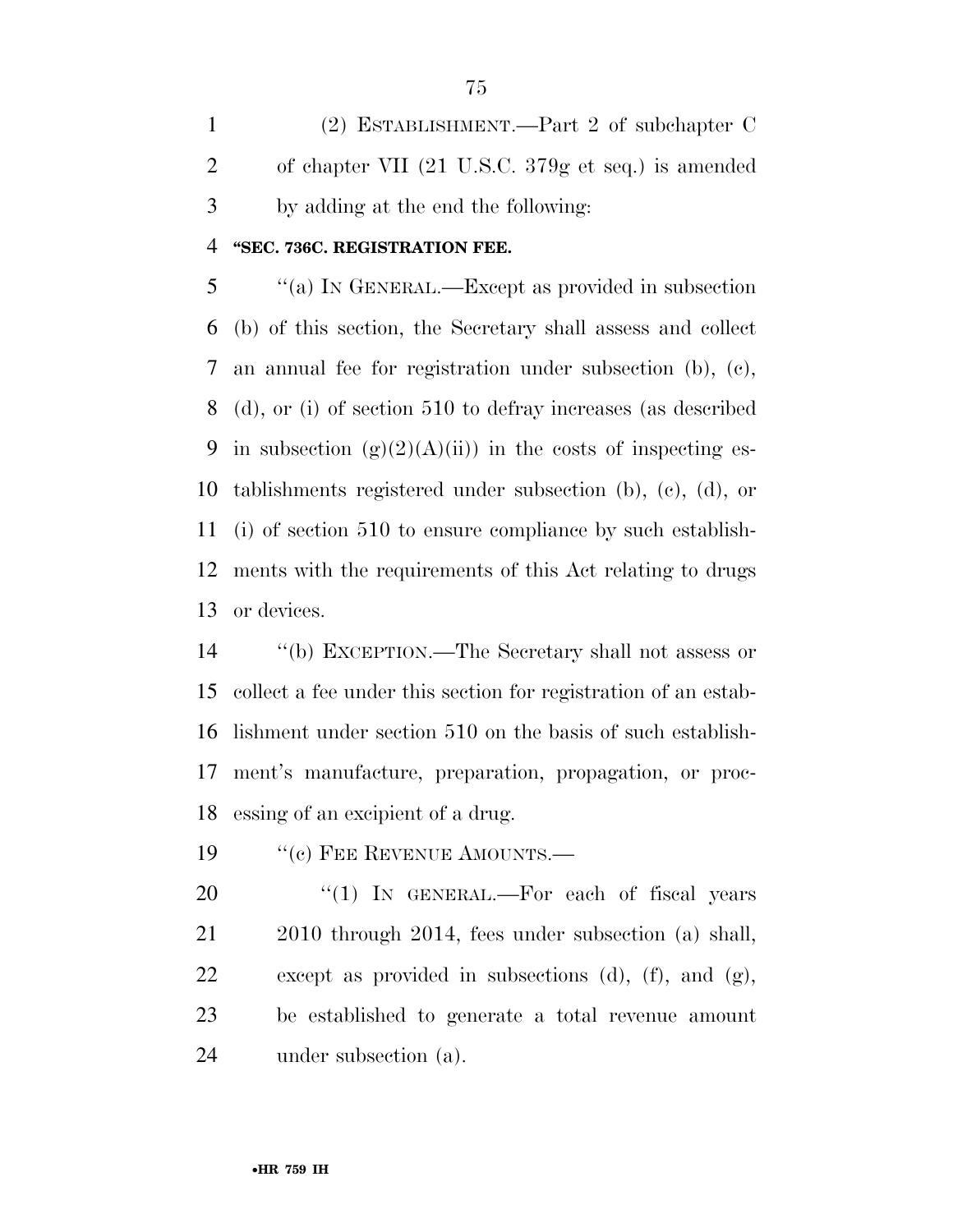(2) ESTABLISHMENT.—Part 2 of subchapter C of chapter VII (21 U.S.C. 379g et seq.) is amended by adding at the end the following:

**"SEC. 736C. REGISTRATION FEE.**

"(a) IN GENERAL.—Except as provided in subsection (b) of this section, the Secretary shall assess and collect an annual fee for registration under subsection (b), (c), (d), or (i) of section 510 to defray increases (as described in subsection (g)(2)(A)(ii)) in the costs of inspecting establishments registered under subsection (b), (c), (d), or (i) of section 510 to ensure compliance by such establishments with the requirements of this Act relating to drugs or devices.

"(b) EXCEPTION.—The Secretary shall not assess or collect a fee under this section for registration of an establishment under section 510 on the basis of such establishment's manufacture, preparation, propagation, or processing of an excipient of a drug.

"(c) FEE REVENUE AMOUNTS.—

"(1) IN GENERAL.—For each of fiscal years 2010 through 2014, fees under subsection (a) shall, except as provided in subsections (d), (f), and (g), be established to generate a total revenue amount under subsection (a).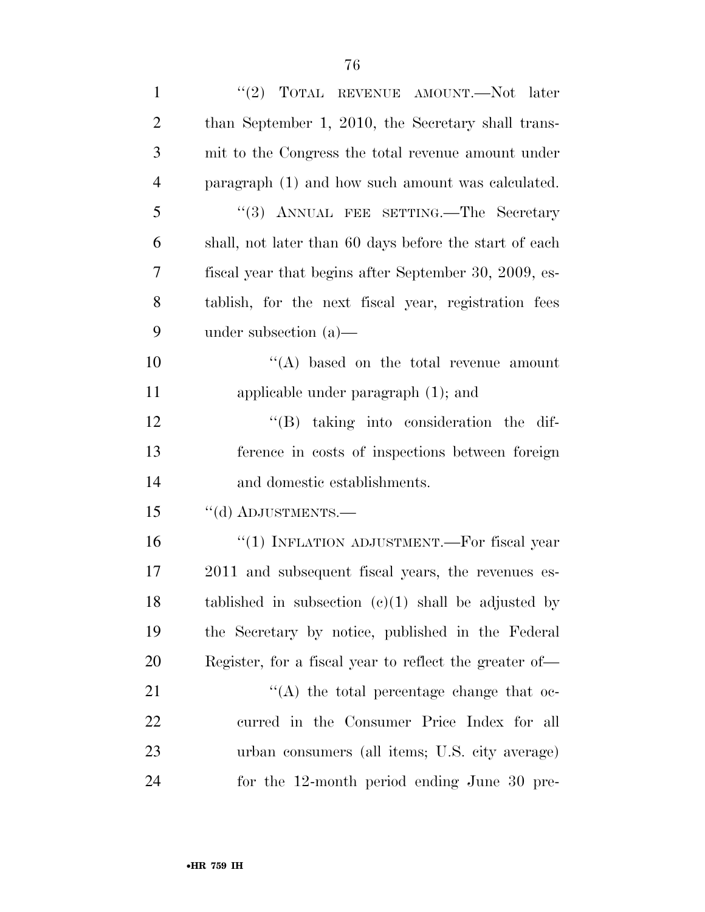"(2) TOTAL REVENUE AMOUNT.—Not later than September 1, 2010, the Secretary shall transmit to the Congress the total revenue amount under paragraph (1) and how such amount was calculated.

"(3) ANNUAL FEE SETTING.—The Secretary shall, not later than 60 days before the start of each fiscal year that begins after September 30, 2009, establish, for the next fiscal year, registration fees under subsection (a)—

"(A) based on the total revenue amount applicable under paragraph (1); and

"(B) taking into consideration the difference in costs of inspections between foreign and domestic establishments.

"(d) ADJUSTMENTS.—

"(1) INFLATION ADJUSTMENT.—For fiscal year 2011 and subsequent fiscal years, the revenues established in subsection (c)(1) shall be adjusted by the Secretary by notice, published in the Federal Register, for a fiscal year to reflect the greater of—

"(A) the total percentage change that occurred in the Consumer Price Index for all urban consumers (all items; U.S. city average) for the 12-month period ending June 30 pre-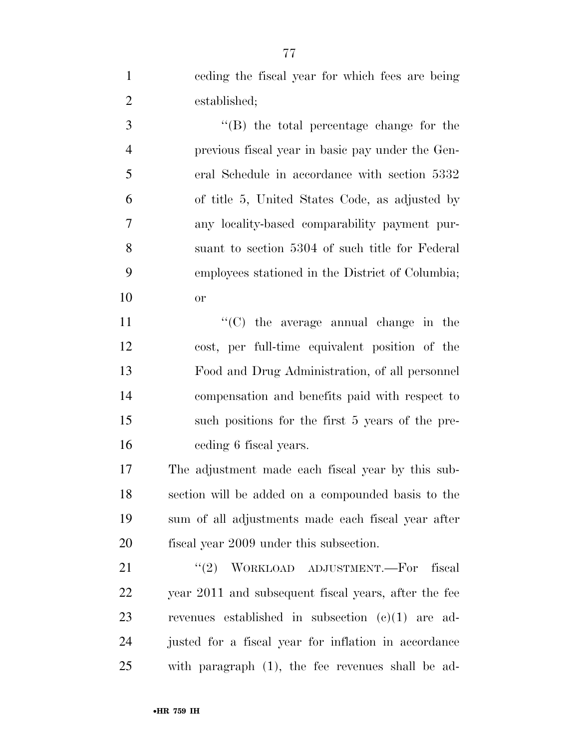ceding the fiscal year for which fees are being established;

"(B) the total percentage change for the previous fiscal year in basic pay under the General Schedule in accordance with section 5332 of title 5, United States Code, as adjusted by any locality-based comparability payment pursuant to section 5304 of such title for Federal employees stationed in the District of Columbia; or

"(C) the average annual change in the cost, per full-time equivalent position of the Food and Drug Administration, of all personnel compensation and benefits paid with respect to such positions for the first 5 years of the preceding 6 fiscal years.

The adjustment made each fiscal year by this subsection will be added on a compounded basis to the sum of all adjustments made each fiscal year after fiscal year 2009 under this subsection.

"(2) WORKLOAD ADJUSTMENT.—For fiscal year 2011 and subsequent fiscal years, after the fee revenues established in subsection (c)(1) are adjusted for a fiscal year for inflation in accordance with paragraph (1), the fee revenues shall be ad-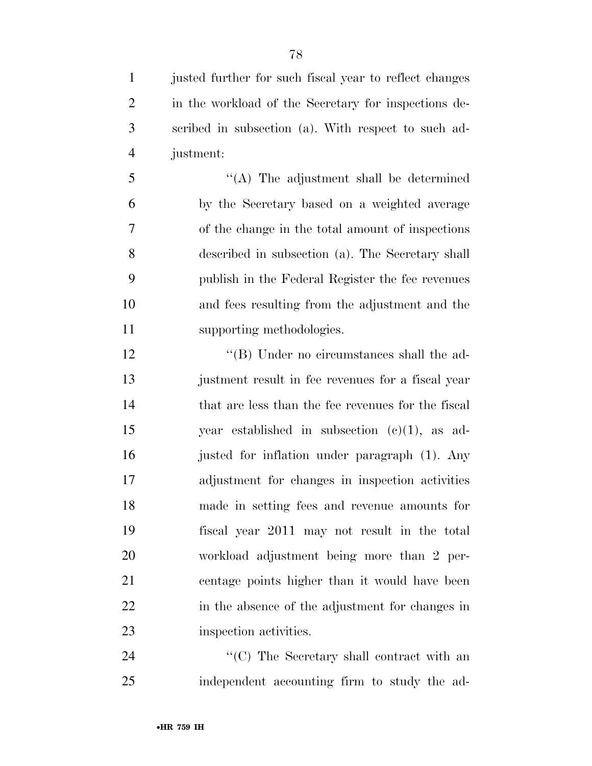justed further for such fiscal year to reflect changes in the workload of the Secretary for inspections described in subsection (a). With respect to such adjustment:

"(A) The adjustment shall be determined by the Secretary based on a weighted average of the change in the total amount of inspections described in subsection (a). The Secretary shall publish in the Federal Register the fee revenues and fees resulting from the adjustment and the supporting methodologies.

"(B) Under no circumstances shall the adjustment result in fee revenues for a fiscal year that are less than the fee revenues for the fiscal year established in subsection (c)(1), as adjusted for inflation under paragraph (1). Any adjustment for changes in inspection activities made in setting fees and revenue amounts for fiscal year 2011 may not result in the total workload adjustment being more than 2 percentage points higher than it would have been in the absence of the adjustment for changes in inspection activities.

"(C) The Secretary shall contract with an independent accounting firm to study the ad-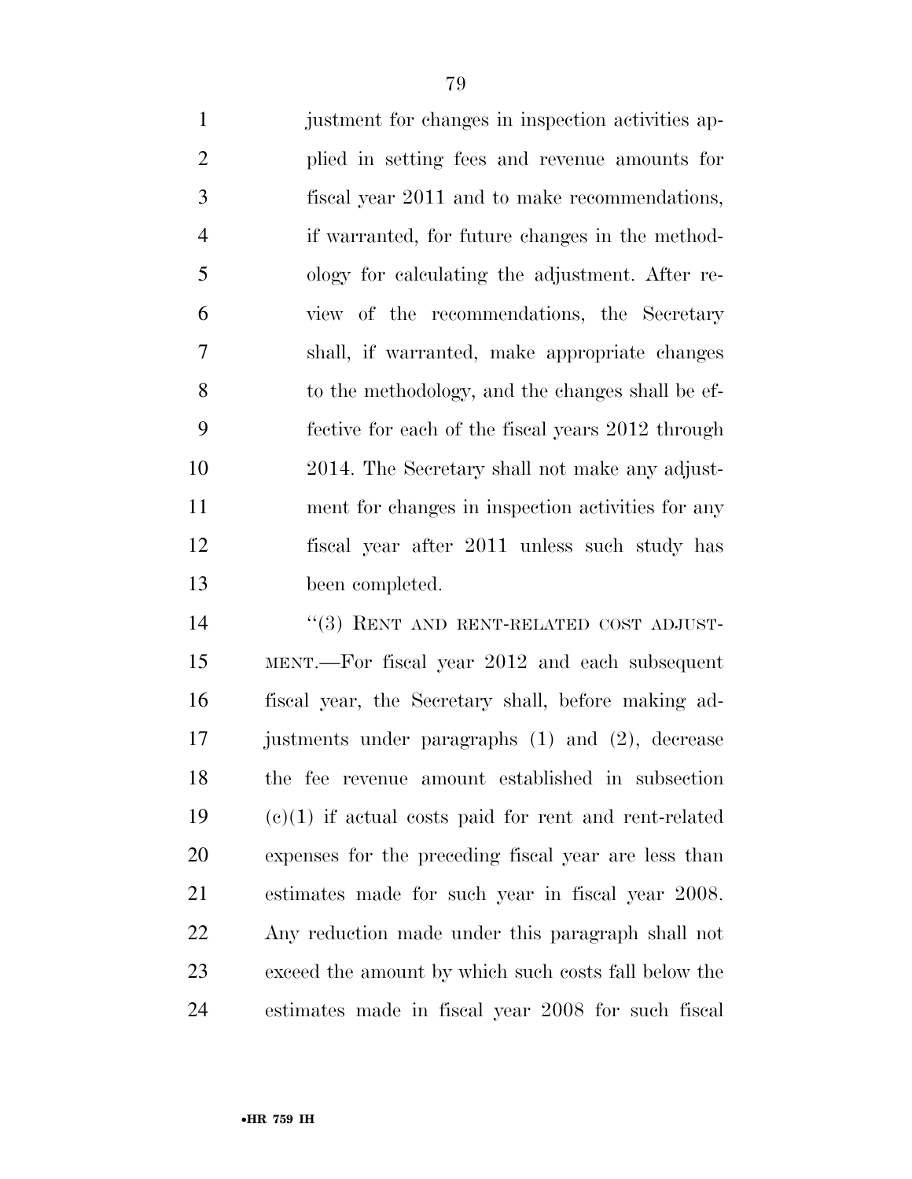justment for changes in inspection activities applied in setting fees and revenue amounts for fiscal year 2011 and to make recommendations, if warranted, for future changes in the methodology for calculating the adjustment. After review of the recommendations, the Secretary shall, if warranted, make appropriate changes to the methodology, and the changes shall be effective for each of the fiscal years 2012 through 2014. The Secretary shall not make any adjustment for changes in inspection activities for any fiscal year after 2011 unless such study has been completed.

"(3) RENT AND RENT-RELATED COST ADJUSTMENT.—For fiscal year 2012 and each subsequent fiscal year, the Secretary shall, before making adjustments under paragraphs (1) and (2), decrease the fee revenue amount established in subsection (c)(1) if actual costs paid for rent and rent-related expenses for the preceding fiscal year are less than estimates made for such year in fiscal year 2008. Any reduction made under this paragraph shall not exceed the amount by which such costs fall below the estimates made in fiscal year 2008 for such fiscal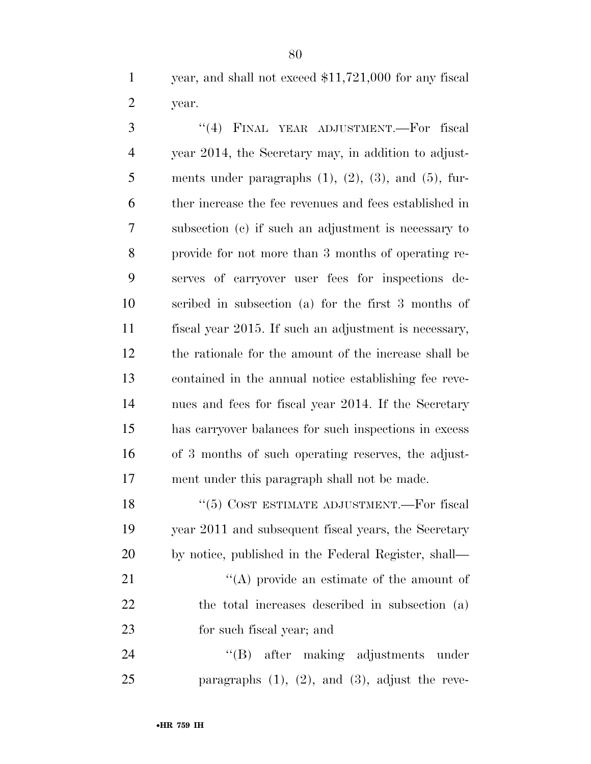year, and shall not exceed $11,721,000 for any fiscal year.

"(4) FINAL YEAR ADJUSTMENT.—For fiscal year 2014, the Secretary may, in addition to adjustments under paragraphs (1), (2), (3), and (5), further increase the fee revenues and fees established in subsection (c) if such an adjustment is necessary to provide for not more than 3 months of operating reserves of carryover user fees for inspections described in subsection (a) for the first 3 months of fiscal year 2015. If such an adjustment is necessary, the rationale for the amount of the increase shall be contained in the annual notice establishing fee revenues and fees for fiscal year 2014. If the Secretary has carryover balances for such inspections in excess of 3 months of such operating reserves, the adjustment under this paragraph shall not be made.

"(5) COST ESTIMATE ADJUSTMENT.—For fiscal year 2011 and subsequent fiscal years, the Secretary by notice, published in the Federal Register, shall—

"(A) provide an estimate of the amount of the total increases described in subsection (a) for such fiscal year; and

"(B) after making adjustments under paragraphs (1), (2), and (3), adjust the reve-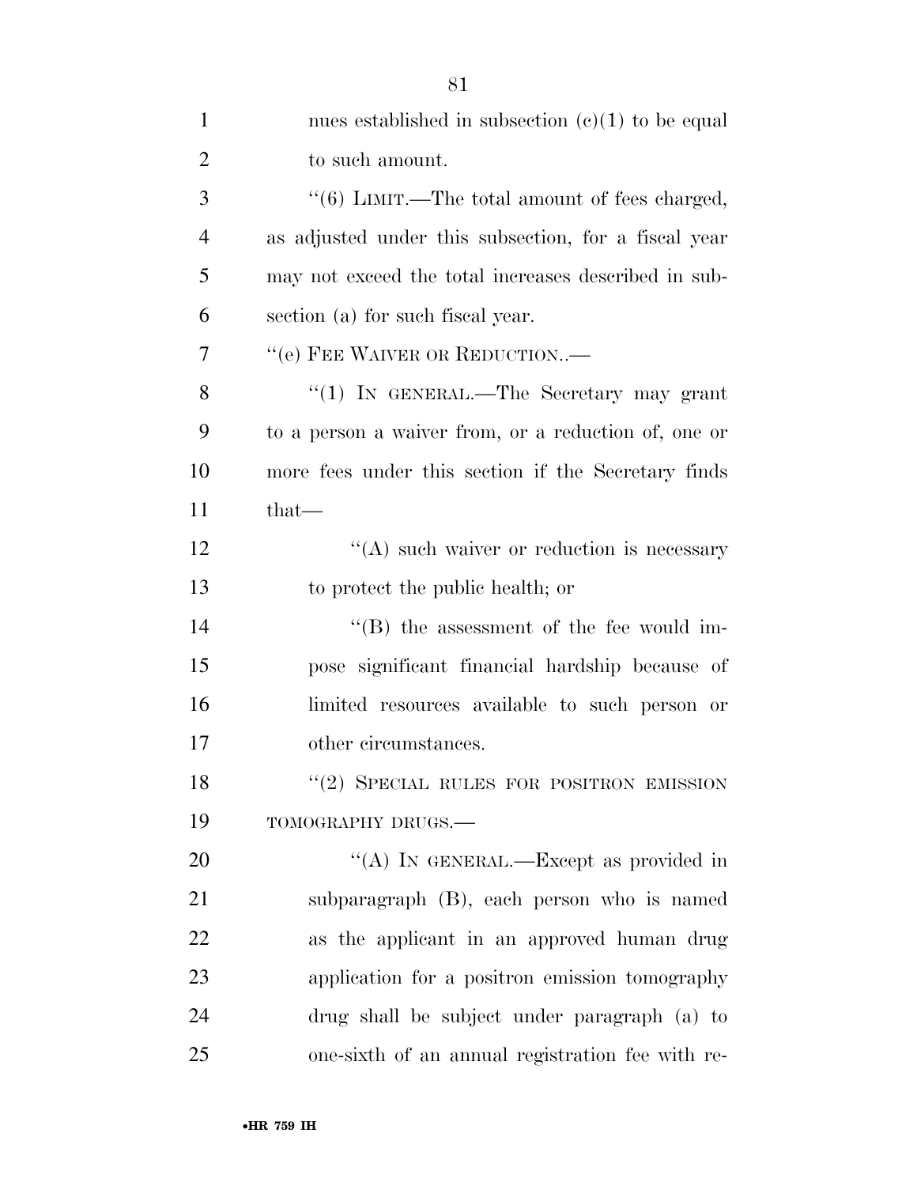nues established in subsection (c)(1) to be equal to such amount.

"(6) LIMIT.—The total amount of fees charged, as adjusted under this subsection, for a fiscal year may not exceed the total increases described in subsection (a) for such fiscal year.

"(e) FEE WAIVER OR REDUCTION..—

"(1) IN GENERAL.—The Secretary may grant to a person a waiver from, or a reduction of, one or more fees under this section if the Secretary finds that—

"(A) such waiver or reduction is necessary to protect the public health; or

"(B) the assessment of the fee would impose significant financial hardship because of limited resources available to such person or other circumstances.

"(2) SPECIAL RULES FOR POSITRON EMISSION TOMOGRAPHY DRUGS.—

"(A) IN GENERAL.—Except as provided in subparagraph (B), each person who is named as the applicant in an approved human drug application for a positron emission tomography drug shall be subject under paragraph (a) to one-sixth of an annual registration fee with re-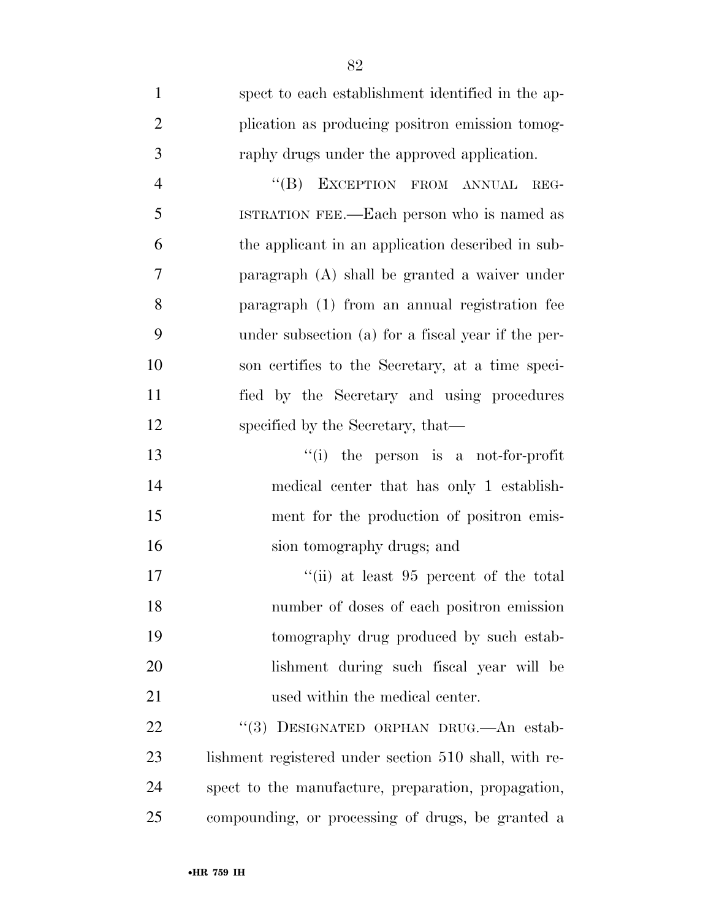spect to each establishment identified in the application as producing positron emission tomography drugs under the approved application.

"(B) EXCEPTION FROM ANNUAL REGISTRATION FEE.—Each person who is named as the applicant in an application described in subparagraph (A) shall be granted a waiver under paragraph (1) from an annual registration fee under subsection (a) for a fiscal year if the person certifies to the Secretary, at a time specified by the Secretary and using procedures specified by the Secretary, that—

"(i) the person is a not-for-profit medical center that has only 1 establishment for the production of positron emission tomography drugs; and

"(ii) at least 95 percent of the total number of doses of each positron emission tomography drug produced by such establishment during such fiscal year will be used within the medical center.

"(3) DESIGNATED ORPHAN DRUG.—An establishment registered under section 510 shall, with respect to the manufacture, preparation, propagation, compounding, or processing of drugs, be granted a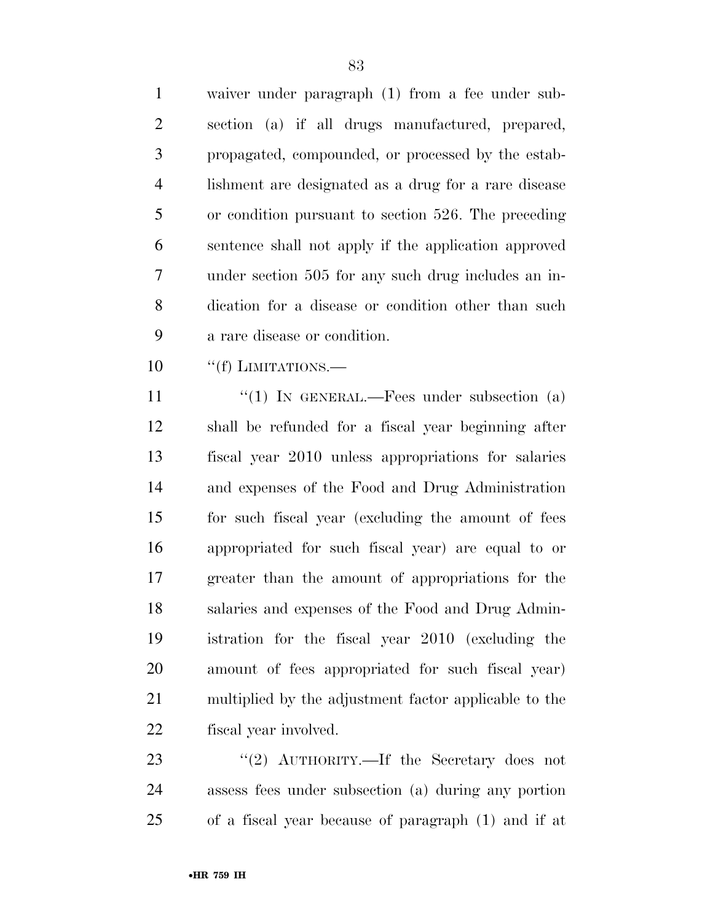waiver under paragraph (1) from a fee under subsection (a) if all drugs manufactured, prepared, propagated, compounded, or processed by the establishment are designated as a drug for a rare disease or condition pursuant to section 526. The preceding sentence shall not apply if the application approved under section 505 for any such drug includes an indication for a disease or condition other than such a rare disease or condition.

''(f) LIMITATIONS.—

''(1) IN GENERAL.—Fees under subsection (a) shall be refunded for a fiscal year beginning after fiscal year 2010 unless appropriations for salaries and expenses of the Food and Drug Administration for such fiscal year (excluding the amount of fees appropriated for such fiscal year) are equal to or greater than the amount of appropriations for the salaries and expenses of the Food and Drug Administration for the fiscal year 2010 (excluding the amount of fees appropriated for such fiscal year) multiplied by the adjustment factor applicable to the fiscal year involved.

''(2) AUTHORITY.—If the Secretary does not assess fees under subsection (a) during any portion of a fiscal year because of paragraph (1) and if at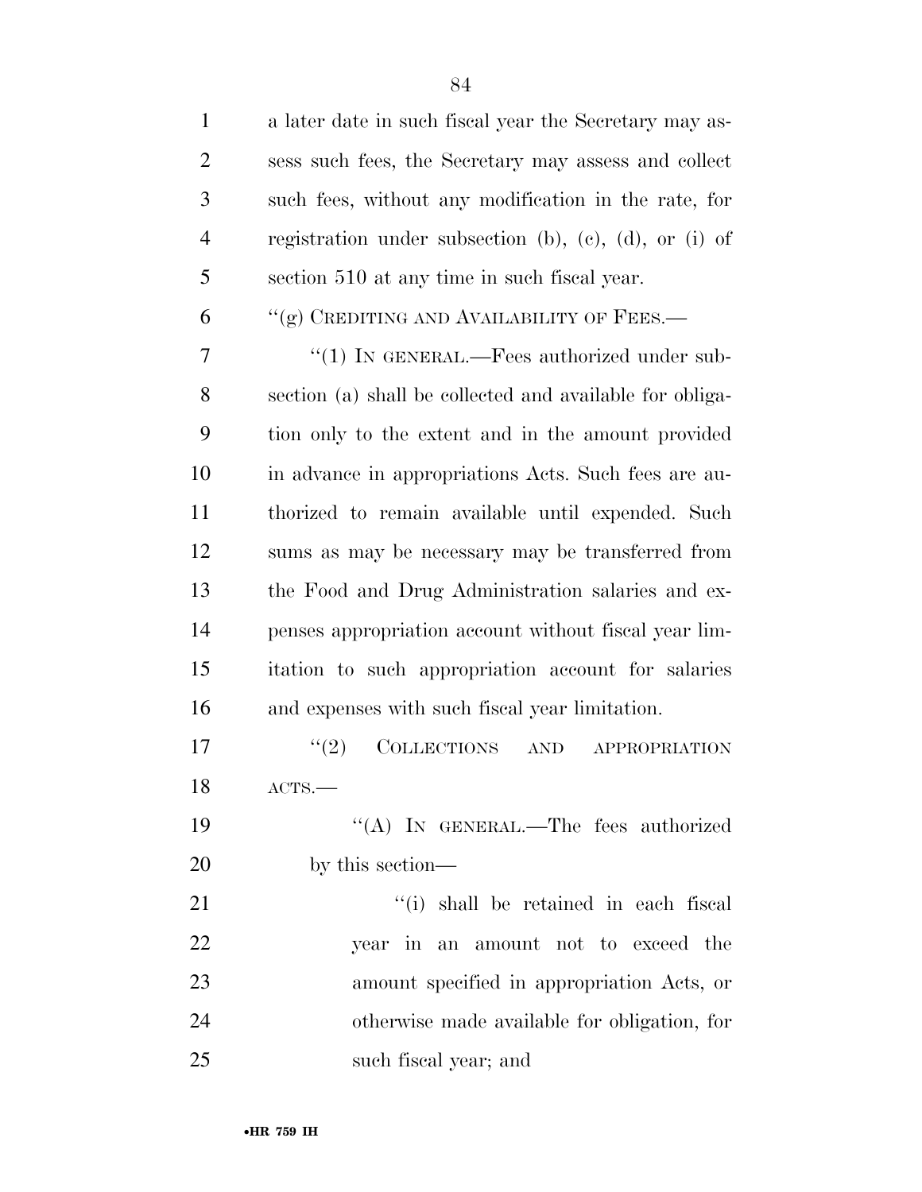a later date in such fiscal year the Secretary may assess such fees, the Secretary may assess and collect such fees, without any modification in the rate, for registration under subsection (b), (c), (d), or (i) of section 510 at any time in such fiscal year.

''(g) CREDITING AND AVAILABILITY OF FEES.—

''(1) IN GENERAL.—Fees authorized under subsection (a) shall be collected and available for obligation only to the extent and in the amount provided in advance in appropriations Acts. Such fees are authorized to remain available until expended. Such sums as may be necessary may be transferred from the Food and Drug Administration salaries and expenses appropriation account without fiscal year limitation to such appropriation account for salaries and expenses with such fiscal year limitation.

''(2) COLLECTIONS AND APPROPRIATION ACTS.—

''(A) IN GENERAL.—The fees authorized by this section—

''(i) shall be retained in each fiscal year in an amount not to exceed the amount specified in appropriation Acts, or otherwise made available for obligation, for such fiscal year; and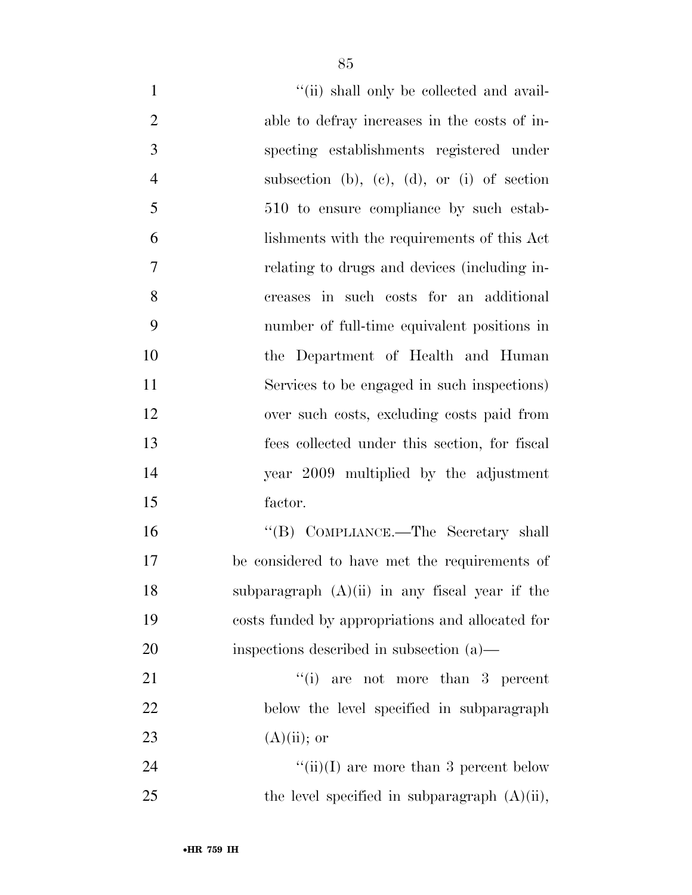"(ii) shall only be collected and available to defray increases in the costs of inspecting establishments registered under subsection (b), (c), (d), or (i) of section 510 to ensure compliance by such establishments with the requirements of this Act relating to drugs and devices (including increases in such costs for an additional number of full-time equivalent positions in the Department of Health and Human Services to be engaged in such inspections) over such costs, excluding costs paid from fees collected under this section, for fiscal year 2009 multiplied by the adjustment factor.

"(B) COMPLIANCE.—The Secretary shall be considered to have met the requirements of subparagraph (A)(ii) in any fiscal year if the costs funded by appropriations and allocated for inspections described in subsection (a)—

"(i) are not more than 3 percent below the level specified in subparagraph (A)(ii); or

"(ii)(I) are more than 3 percent below the level specified in subparagraph (A)(ii),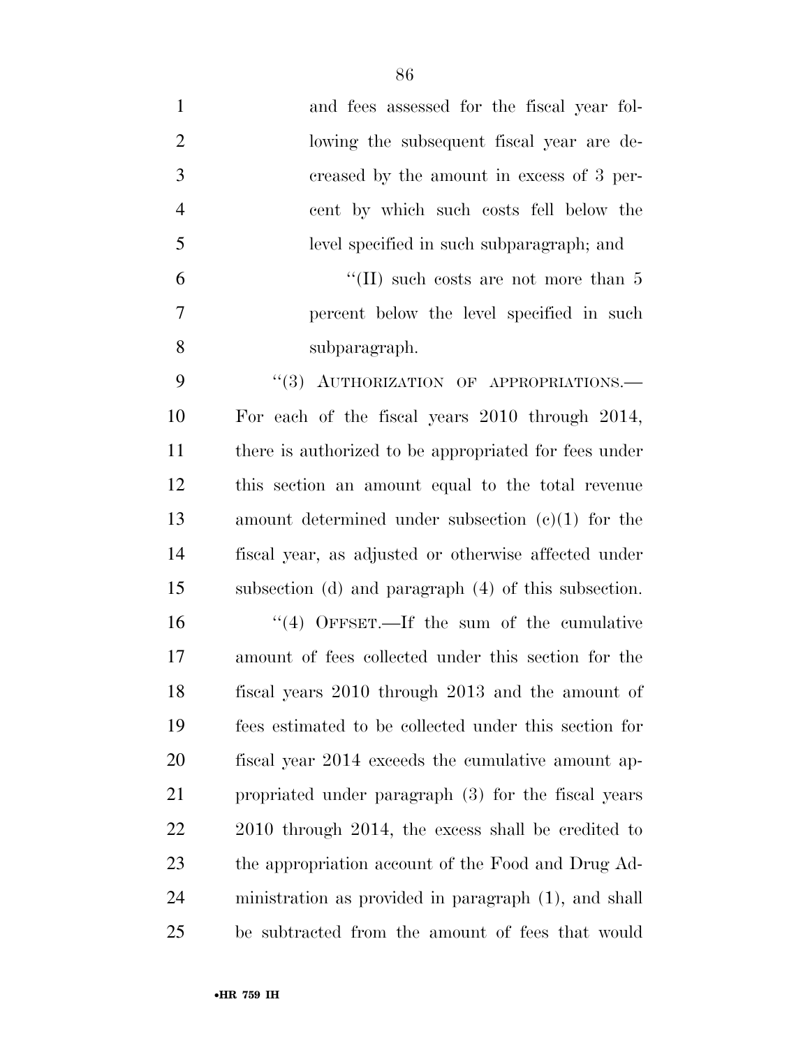and fees assessed for the fiscal year following the subsequent fiscal year are decreased by the amount in excess of 3 percent by which such costs fell below the level specified in such subparagraph; and

''(II) such costs are not more than 5 percent below the level specified in such subparagraph.

''(3) AUTHORIZATION OF APPROPRIATIONS.— For each of the fiscal years 2010 through 2014, there is authorized to be appropriated for fees under this section an amount equal to the total revenue amount determined under subsection (c)(1) for the fiscal year, as adjusted or otherwise affected under subsection (d) and paragraph (4) of this subsection.

''(4) OFFSET.—If the sum of the cumulative amount of fees collected under this section for the fiscal years 2010 through 2013 and the amount of fees estimated to be collected under this section for fiscal year 2014 exceeds the cumulative amount appropriated under paragraph (3) for the fiscal years 2010 through 2014, the excess shall be credited to the appropriation account of the Food and Drug Administration as provided in paragraph (1), and shall be subtracted from the amount of fees that would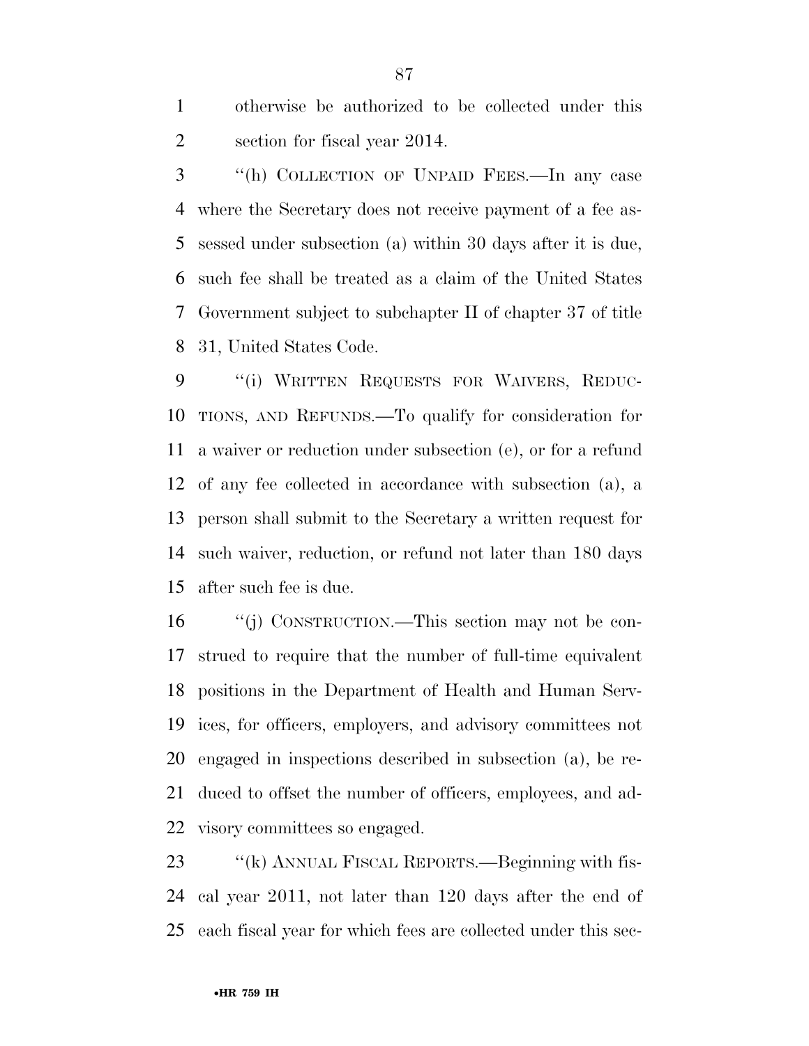otherwise be authorized to be collected under this section for fiscal year 2014.

''(h) COLLECTION OF UNPAID FEES.—In any case where the Secretary does not receive payment of a fee assessed under subsection (a) within 30 days after it is due, such fee shall be treated as a claim of the United States Government subject to subchapter II of chapter 37 of title 31, United States Code.

''(i) WRITTEN REQUESTS FOR WAIVERS, REDUCTIONS, AND REFUNDS.—To qualify for consideration for a waiver or reduction under subsection (e), or for a refund of any fee collected in accordance with subsection (a), a person shall submit to the Secretary a written request for such waiver, reduction, or refund not later than 180 days after such fee is due.

''(j) CONSTRUCTION.—This section may not be construed to require that the number of full-time equivalent positions in the Department of Health and Human Services, for officers, employers, and advisory committees not engaged in inspections described in subsection (a), be reduced to offset the number of officers, employees, and advisory committees so engaged.

''(k) ANNUAL FISCAL REPORTS.—Beginning with fiscal year 2011, not later than 120 days after the end of each fiscal year for which fees are collected under this sec-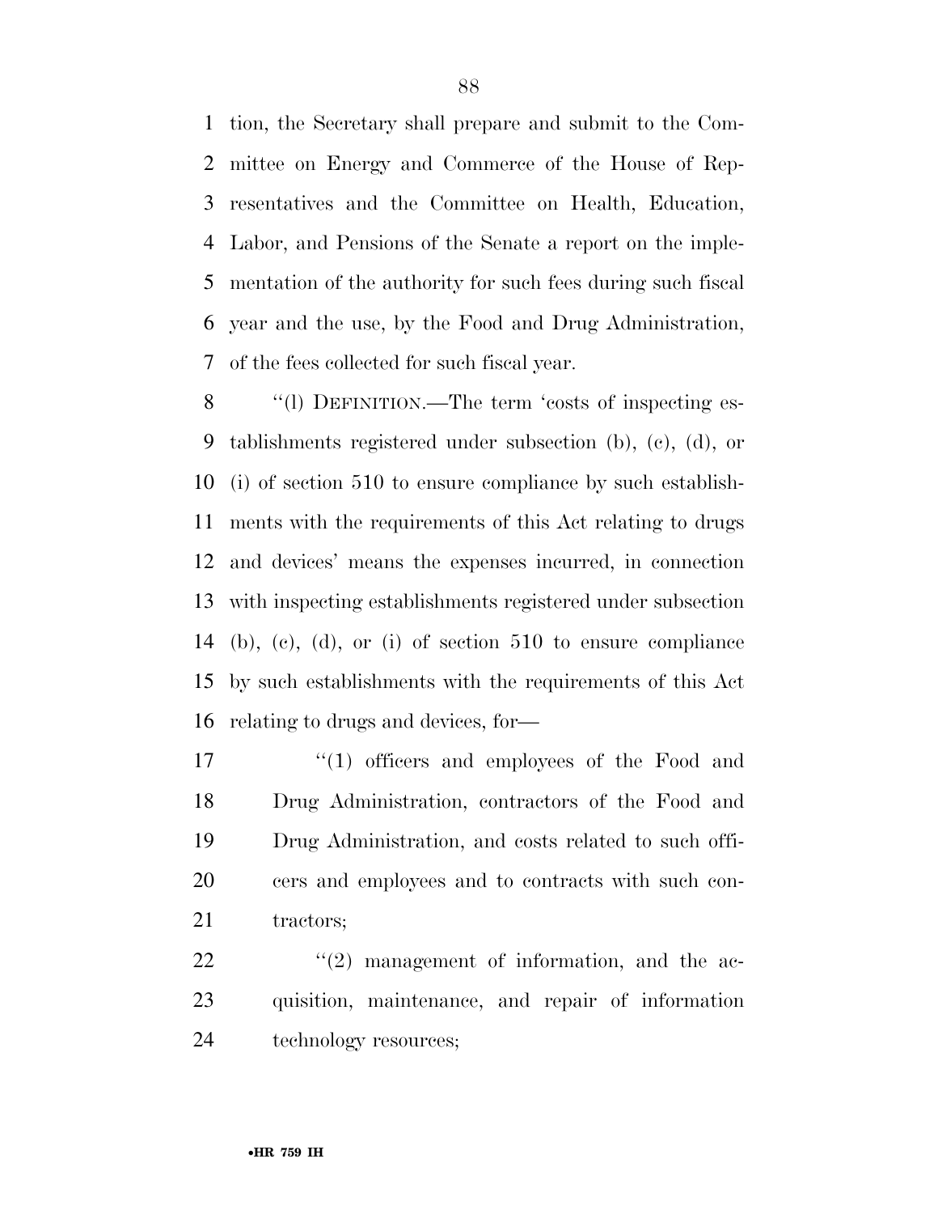tion, the Secretary shall prepare and submit to the Committee on Energy and Commerce of the House of Representatives and the Committee on Health, Education, Labor, and Pensions of the Senate a report on the implementation of the authority for such fees during such fiscal year and the use, by the Food and Drug Administration, of the fees collected for such fiscal year.

''(l) DEFINITION.—The term 'costs of inspecting establishments registered under subsection (b), (c), (d), or (i) of section 510 to ensure compliance by such establishments with the requirements of this Act relating to drugs and devices' means the expenses incurred, in connection with inspecting establishments registered under subsection (b), (c), (d), or (i) of section 510 to ensure compliance by such establishments with the requirements of this Act relating to drugs and devices, for—

''(1) officers and employees of the Food and Drug Administration, contractors of the Food and Drug Administration, and costs related to such officers and employees and to contracts with such contractors;

''(2) management of information, and the acquisition, maintenance, and repair of information technology resources;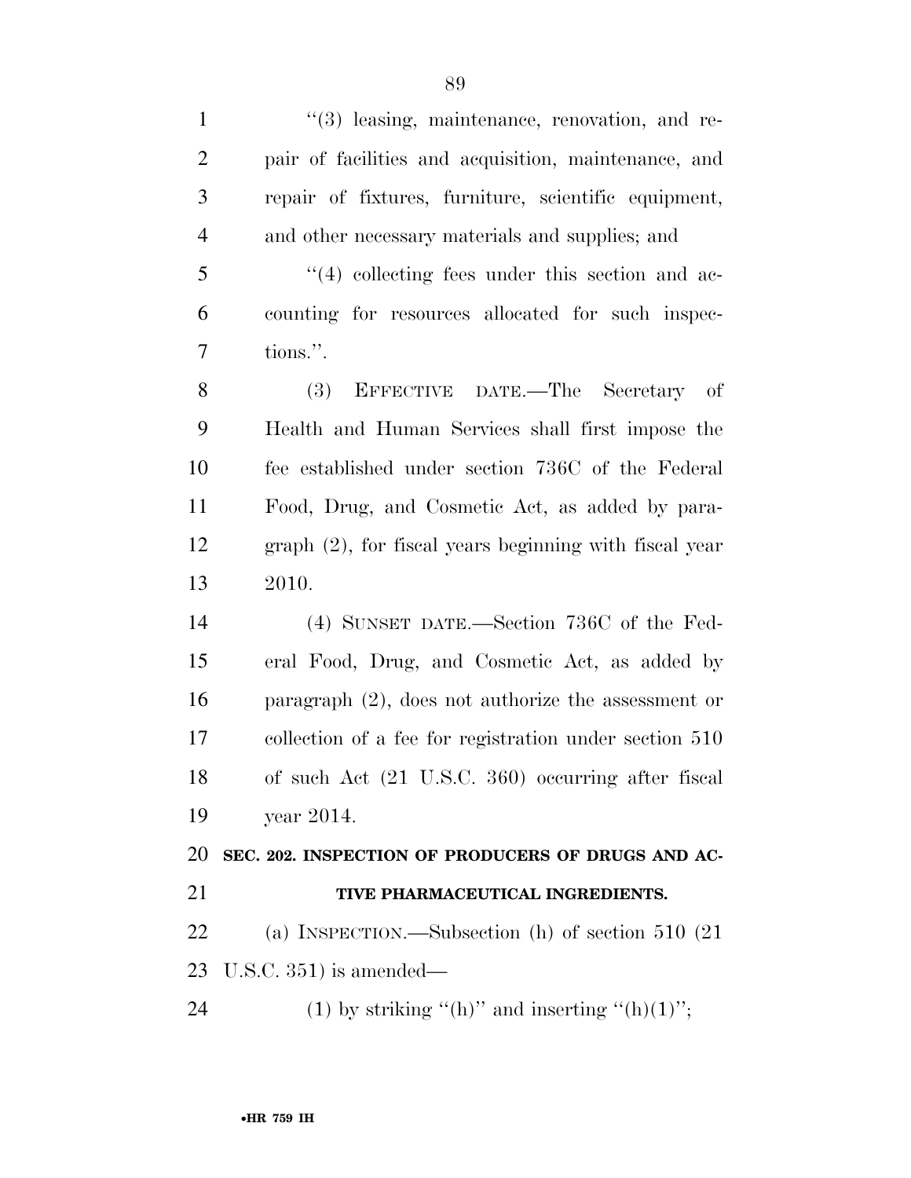"(3) leasing, maintenance, renovation, and repair of facilities and acquisition, maintenance, and repair of fixtures, furniture, scientific equipment, and other necessary materials and supplies; and

"(4) collecting fees under this section and accounting for resources allocated for such inspections.".

(3) EFFECTIVE DATE.—The Secretary of Health and Human Services shall first impose the fee established under section 736C of the Federal Food, Drug, and Cosmetic Act, as added by paragraph (2), for fiscal years beginning with fiscal year 2010.

(4) SUNSET DATE.—Section 736C of the Federal Food, Drug, and Cosmetic Act, as added by paragraph (2), does not authorize the assessment or collection of a fee for registration under section 510 of such Act (21 U.S.C. 360) occurring after fiscal year 2014.

**SEC. 202. INSPECTION OF PRODUCERS OF DRUGS AND ACTIVE PHARMACEUTICAL INGREDIENTS.**

(a) INSPECTION.—Subsection (h) of section 510 (21 U.S.C. 351) is amended—

(1) by striking "(h)" and inserting "(h)(1)";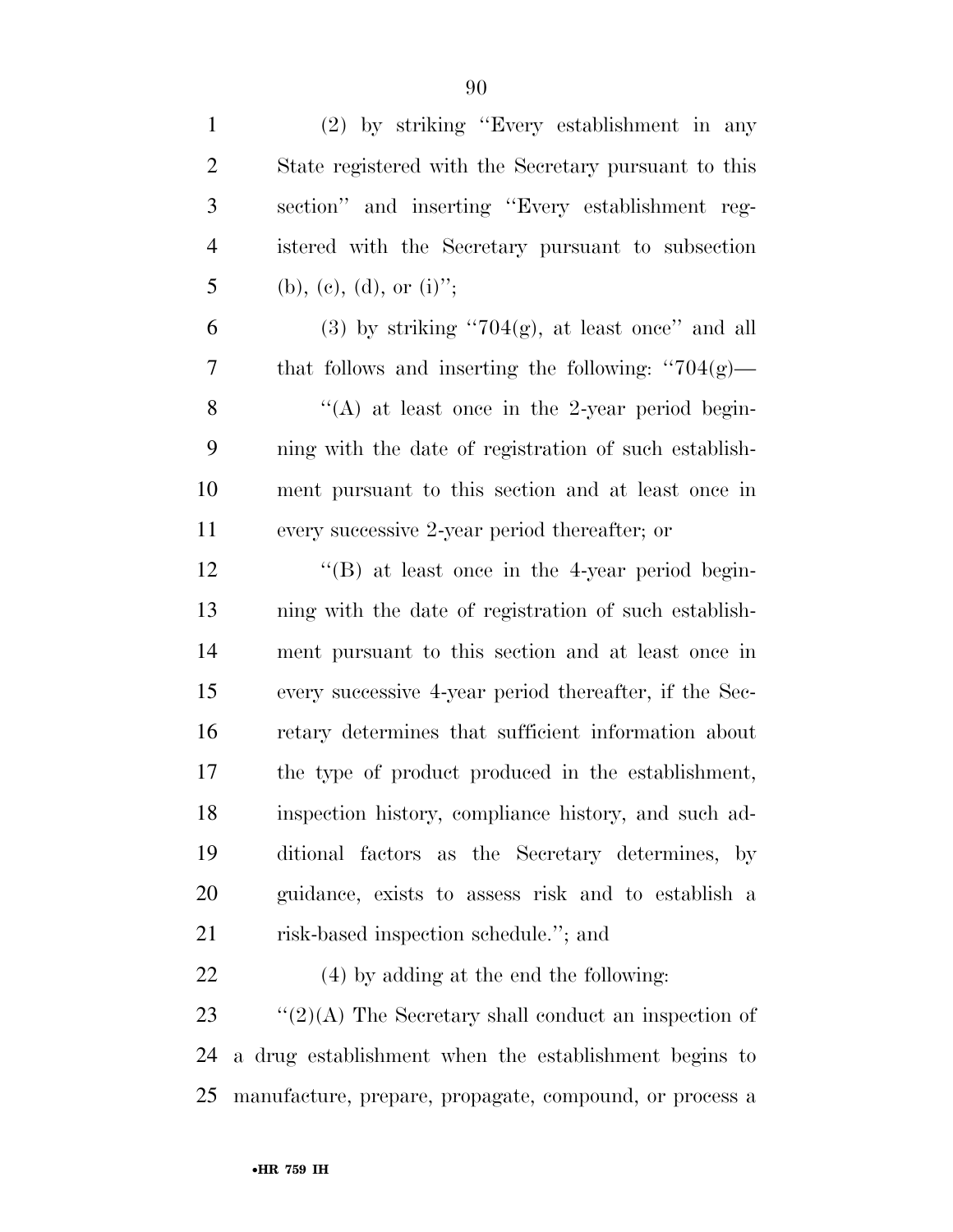(2) by striking "Every establishment in any State registered with the Secretary pursuant to this section" and inserting "Every establishment registered with the Secretary pursuant to subsection (b), (c), (d), or (i)";

(3) by striking "704(g), at least once" and all that follows and inserting the following: "704(g)—

"(A) at least once in the 2-year period beginning with the date of registration of such establishment pursuant to this section and at least once in every successive 2-year period thereafter; or

"(B) at least once in the 4-year period beginning with the date of registration of such establishment pursuant to this section and at least once in every successive 4-year period thereafter, if the Secretary determines that sufficient information about the type of product produced in the establishment, inspection history, compliance history, and such additional factors as the Secretary determines, by guidance, exists to assess risk and to establish a risk-based inspection schedule."; and

(4) by adding at the end the following:

"(2)(A) The Secretary shall conduct an inspection of a drug establishment when the establishment begins to manufacture, prepare, propagate, compound, or process a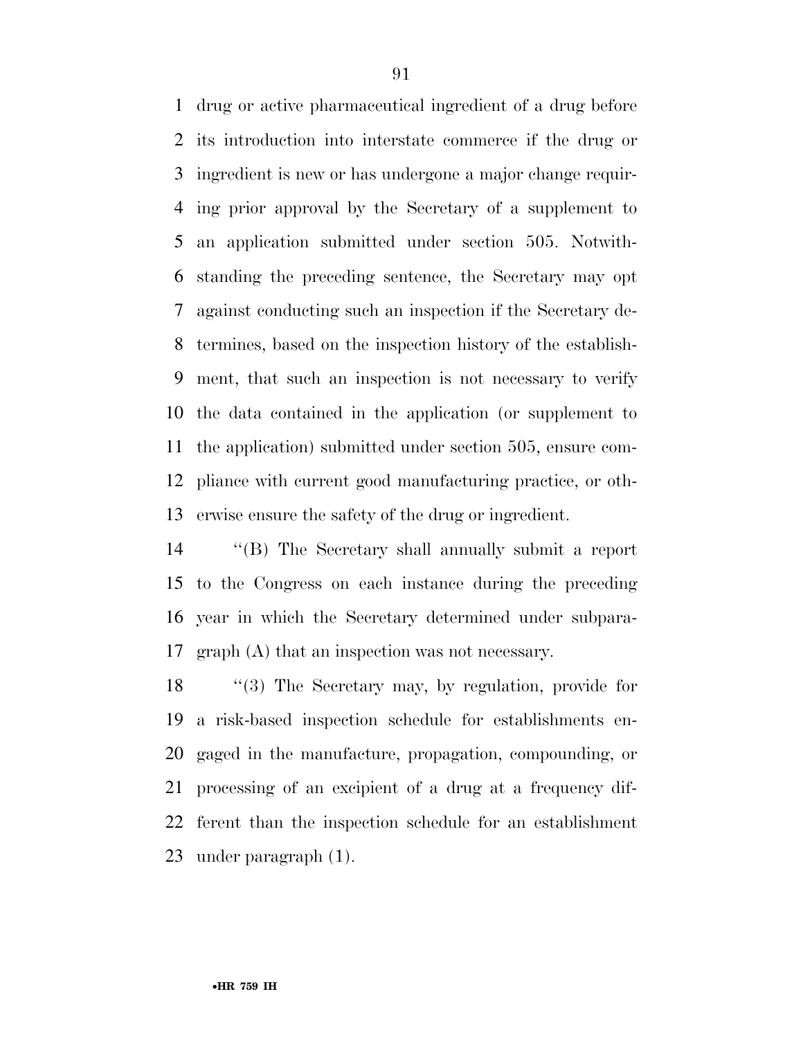drug or active pharmaceutical ingredient of a drug before its introduction into interstate commerce if the drug or ingredient is new or has undergone a major change requiring prior approval by the Secretary of a supplement to an application submitted under section 505. Notwithstanding the preceding sentence, the Secretary may opt against conducting such an inspection if the Secretary determines, based on the inspection history of the establishment, that such an inspection is not necessary to verify the data contained in the application (or supplement to the application) submitted under section 505, ensure compliance with current good manufacturing practice, or otherwise ensure the safety of the drug or ingredient.

''(B) The Secretary shall annually submit a report to the Congress on each instance during the preceding year in which the Secretary determined under subparagraph (A) that an inspection was not necessary.

''(3) The Secretary may, by regulation, provide for a risk-based inspection schedule for establishments engaged in the manufacture, propagation, compounding, or processing of an excipient of a drug at a frequency different than the inspection schedule for an establishment under paragraph (1).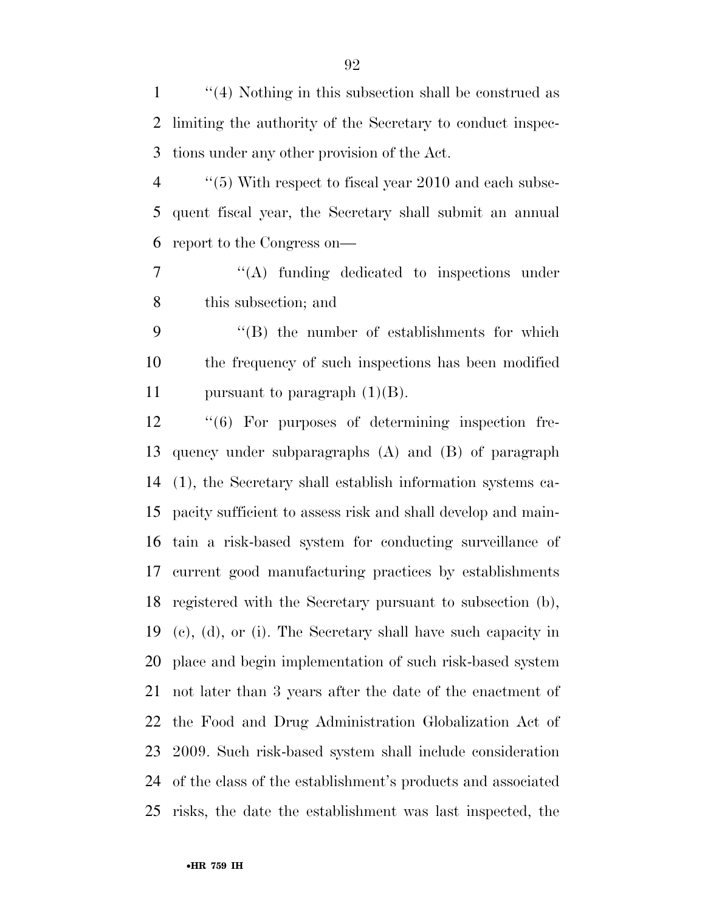''(4) Nothing in this subsection shall be construed as limiting the authority of the Secretary to conduct inspections under any other provision of the Act.

''(5) With respect to fiscal year 2010 and each subsequent fiscal year, the Secretary shall submit an annual report to the Congress on—

''(A) funding dedicated to inspections under this subsection; and

''(B) the number of establishments for which the frequency of such inspections has been modified pursuant to paragraph (1)(B).

''(6) For purposes of determining inspection frequency under subparagraphs (A) and (B) of paragraph (1), the Secretary shall establish information systems capacity sufficient to assess risk and shall develop and maintain a risk-based system for conducting surveillance of current good manufacturing practices by establishments registered with the Secretary pursuant to subsection (b), (c), (d), or (i). The Secretary shall have such capacity in place and begin implementation of such risk-based system not later than 3 years after the date of the enactment of the Food and Drug Administration Globalization Act of 2009. Such risk-based system shall include consideration of the class of the establishment's products and associated risks, the date the establishment was last inspected, the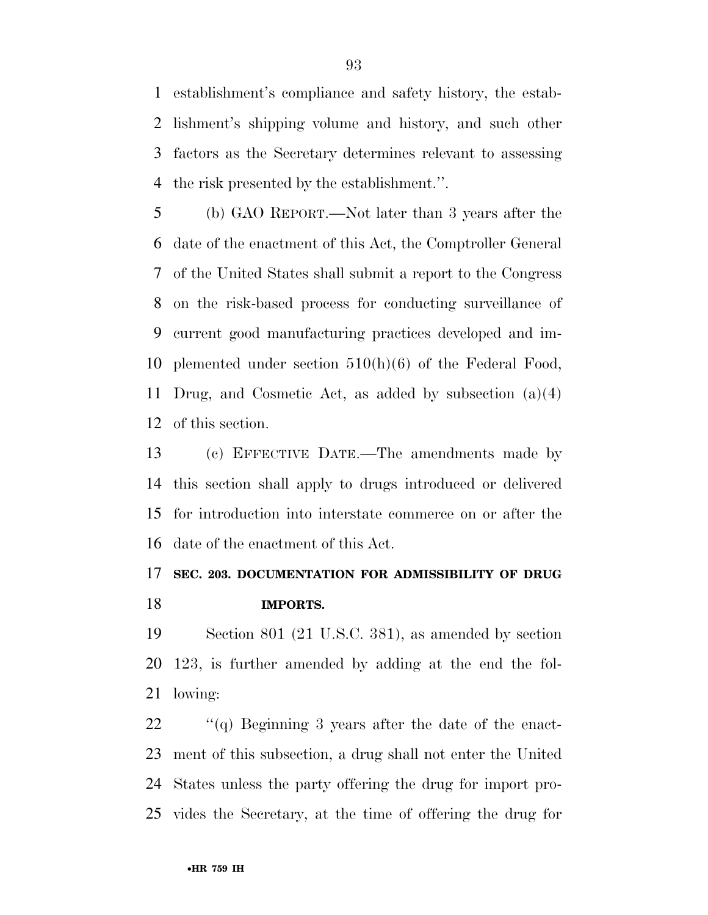establishment's compliance and safety history, the establishment's shipping volume and history, and such other factors as the Secretary determines relevant to assessing the risk presented by the establishment.''.

(b) GAO REPORT.—Not later than 3 years after the date of the enactment of this Act, the Comptroller General of the United States shall submit a report to the Congress on the risk-based process for conducting surveillance of current good manufacturing practices developed and implemented under section 510(h)(6) of the Federal Food, Drug, and Cosmetic Act, as added by subsection (a)(4) of this section.

(c) EFFECTIVE DATE.—The amendments made by this section shall apply to drugs introduced or delivered for introduction into interstate commerce on or after the date of the enactment of this Act.

### SEC. 203. DOCUMENTATION FOR ADMISSIBILITY OF DRUG IMPORTS.

Section 801 (21 U.S.C. 381), as amended by section 123, is further amended by adding at the end the following:

''(q) Beginning 3 years after the date of the enactment of this subsection, a drug shall not enter the United States unless the party offering the drug for import provides the Secretary, at the time of offering the drug for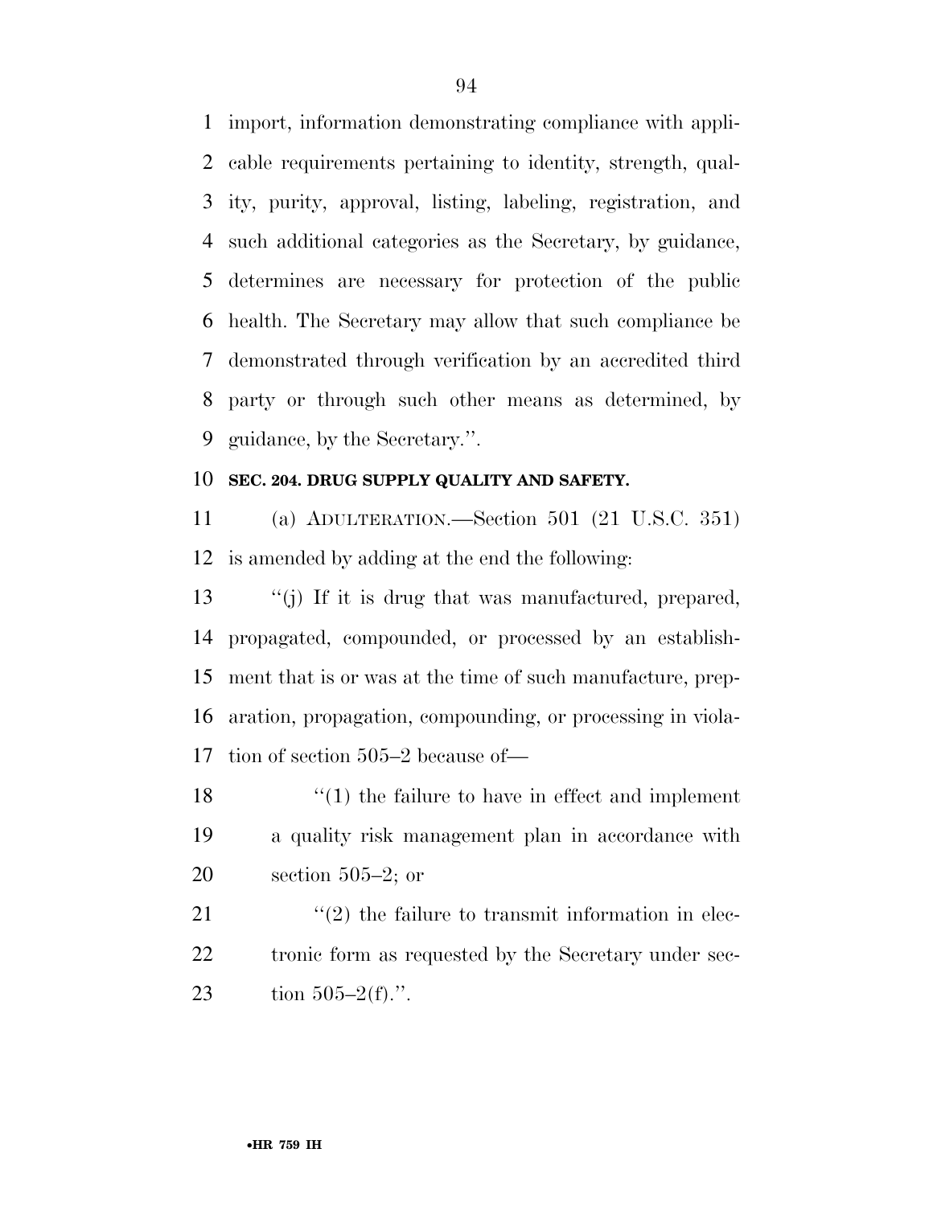import, information demonstrating compliance with applicable requirements pertaining to identity, strength, quality, purity, approval, listing, labeling, registration, and such additional categories as the Secretary, by guidance, determines are necessary for protection of the public health. The Secretary may allow that such compliance be demonstrated through verification by an accredited third party or through such other means as determined, by guidance, by the Secretary.''.

**SEC. 204. DRUG SUPPLY QUALITY AND SAFETY.**

(a) ADULTERATION.—Section 501 (21 U.S.C. 351) is amended by adding at the end the following:

''(j) If it is drug that was manufactured, prepared, propagated, compounded, or processed by an establishment that is or was at the time of such manufacture, preparation, propagation, compounding, or processing in violation of section 505–2 because of—

''(1) the failure to have in effect and implement a quality risk management plan in accordance with section 505–2; or

''(2) the failure to transmit information in electronic form as requested by the Secretary under section 505–2(f).''.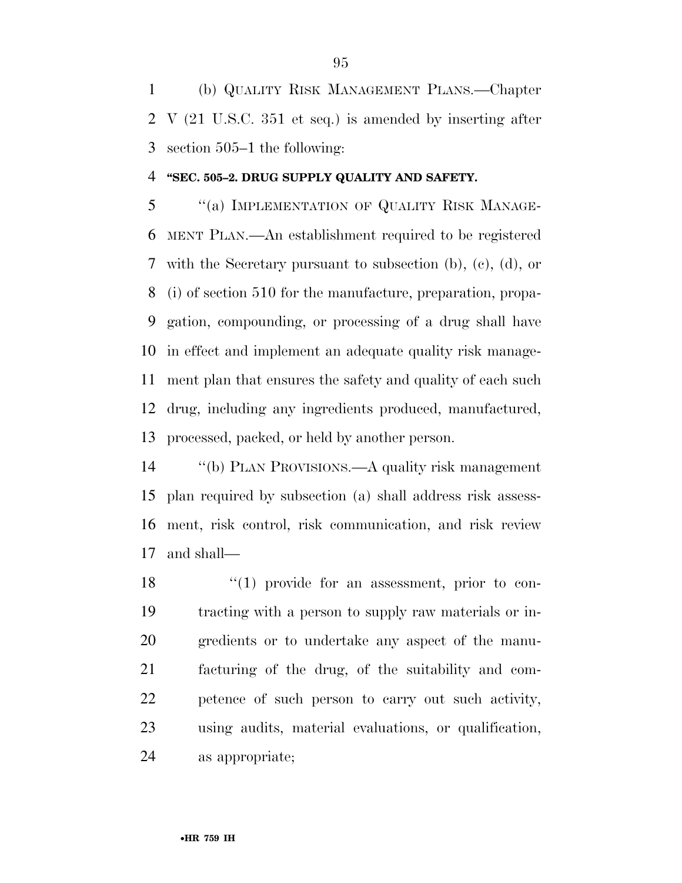(b) QUALITY RISK MANAGEMENT PLANS.—Chapter V (21 U.S.C. 351 et seq.) is amended by inserting after section 505–1 the following:

**"SEC. 505–2. DRUG SUPPLY QUALITY AND SAFETY.**

"(a) IMPLEMENTATION OF QUALITY RISK MANAGEMENT PLAN.—An establishment required to be registered with the Secretary pursuant to subsection (b), (c), (d), or (i) of section 510 for the manufacture, preparation, propagation, compounding, or processing of a drug shall have in effect and implement an adequate quality risk management plan that ensures the safety and quality of each such drug, including any ingredients produced, manufactured, processed, packed, or held by another person.

"(b) PLAN PROVISIONS.—A quality risk management plan required by subsection (a) shall address risk assessment, risk control, risk communication, and risk review and shall—

"(1) provide for an assessment, prior to contracting with a person to supply raw materials or ingredients or to undertake any aspect of the manufacturing of the drug, of the suitability and competence of such person to carry out such activity, using audits, material evaluations, or qualification, as appropriate;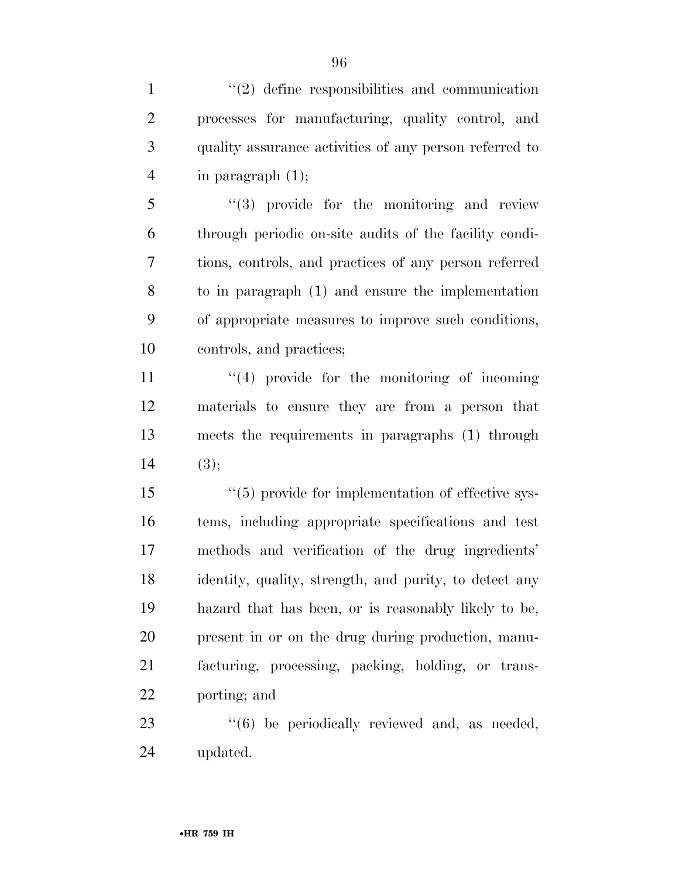''(2) define responsibilities and communication processes for manufacturing, quality control, and quality assurance activities of any person referred to in paragraph (1);

''(3) provide for the monitoring and review through periodic on-site audits of the facility conditions, controls, and practices of any person referred to in paragraph (1) and ensure the implementation of appropriate measures to improve such conditions, controls, and practices;

''(4) provide for the monitoring of incoming materials to ensure they are from a person that meets the requirements in paragraphs (1) through (3);

''(5) provide for implementation of effective systems, including appropriate specifications and test methods and verification of the drug ingredients' identity, quality, strength, and purity, to detect any hazard that has been, or is reasonably likely to be, present in or on the drug during production, manufacturing, processing, packing, holding, or transporting; and

''(6) be periodically reviewed and, as needed, updated.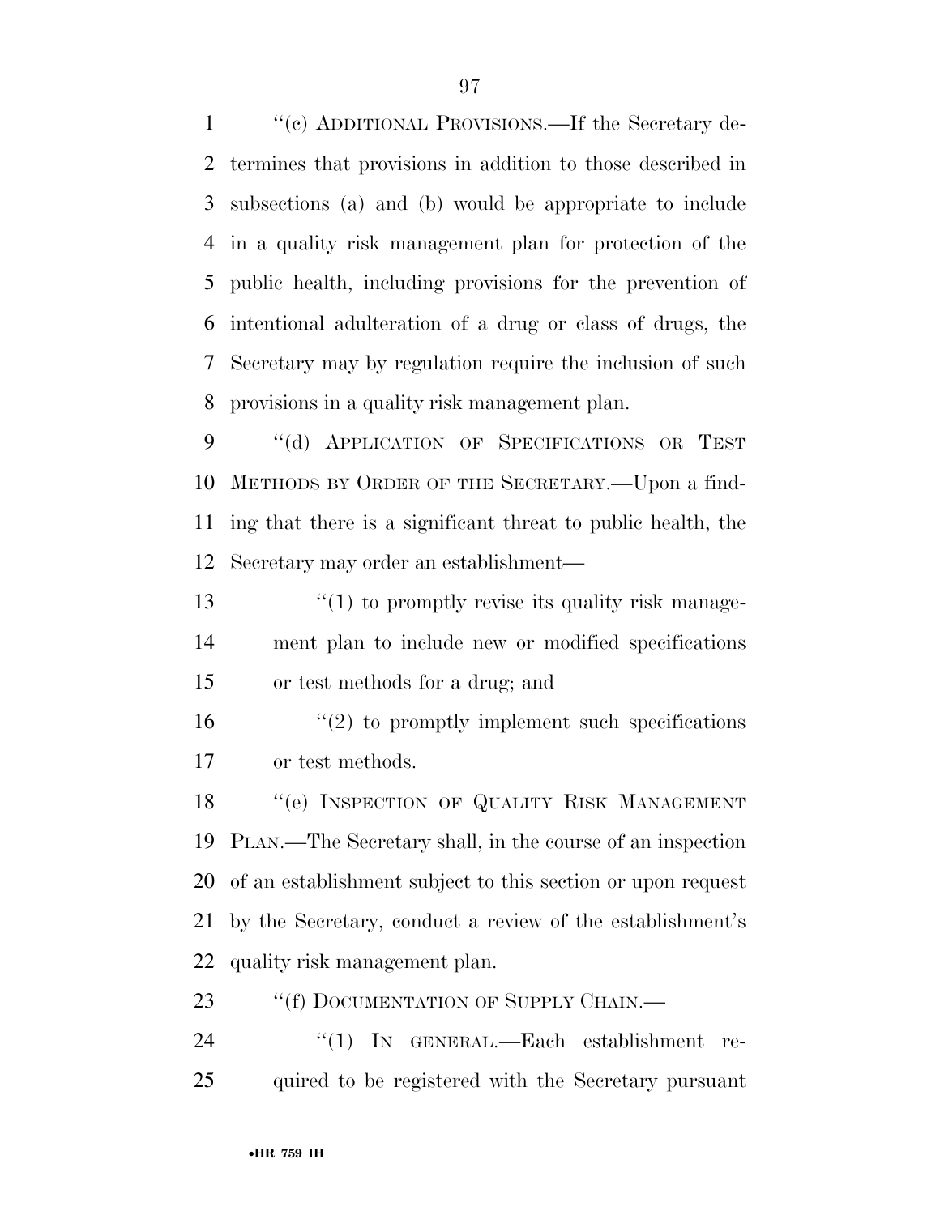"(c) ADDITIONAL PROVISIONS.—If the Secretary determines that provisions in addition to those described in subsections (a) and (b) would be appropriate to include in a quality risk management plan for protection of the public health, including provisions for the prevention of intentional adulteration of a drug or class of drugs, the Secretary may by regulation require the inclusion of such provisions in a quality risk management plan.

"(d) APPLICATION OF SPECIFICATIONS OR TEST METHODS BY ORDER OF THE SECRETARY.—Upon a finding that there is a significant threat to public health, the Secretary may order an establishment—

"(1) to promptly revise its quality risk management plan to include new or modified specifications or test methods for a drug; and

"(2) to promptly implement such specifications or test methods.

"(e) INSPECTION OF QUALITY RISK MANAGEMENT PLAN.—The Secretary shall, in the course of an inspection of an establishment subject to this section or upon request by the Secretary, conduct a review of the establishment's quality risk management plan.

"(f) DOCUMENTATION OF SUPPLY CHAIN.—

"(1) IN GENERAL.—Each establishment required to be registered with the Secretary pursuant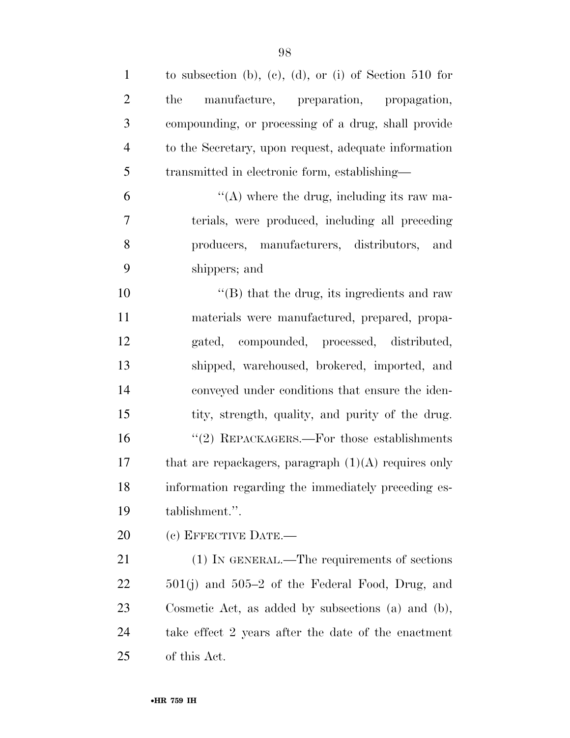to subsection (b), (c), (d), or (i) of Section 510 for the manufacture, preparation, propagation, compounding, or processing of a drug, shall provide to the Secretary, upon request, adequate information transmitted in electronic form, establishing—

"(A) where the drug, including its raw materials, were produced, including all preceding producers, manufacturers, distributors, and shippers; and

"(B) that the drug, its ingredients and raw materials were manufactured, prepared, propagated, compounded, processed, distributed, shipped, warehoused, brokered, imported, and conveyed under conditions that ensure the identity, strength, quality, and purity of the drug.

"(2) REPACKAGERS.—For those establishments that are repackagers, paragraph (1)(A) requires only information regarding the immediately preceding establishment.".

(c) EFFECTIVE DATE.—

(1) IN GENERAL.—The requirements of sections 501(j) and 505–2 of the Federal Food, Drug, and Cosmetic Act, as added by subsections (a) and (b), take effect 2 years after the date of the enactment of this Act.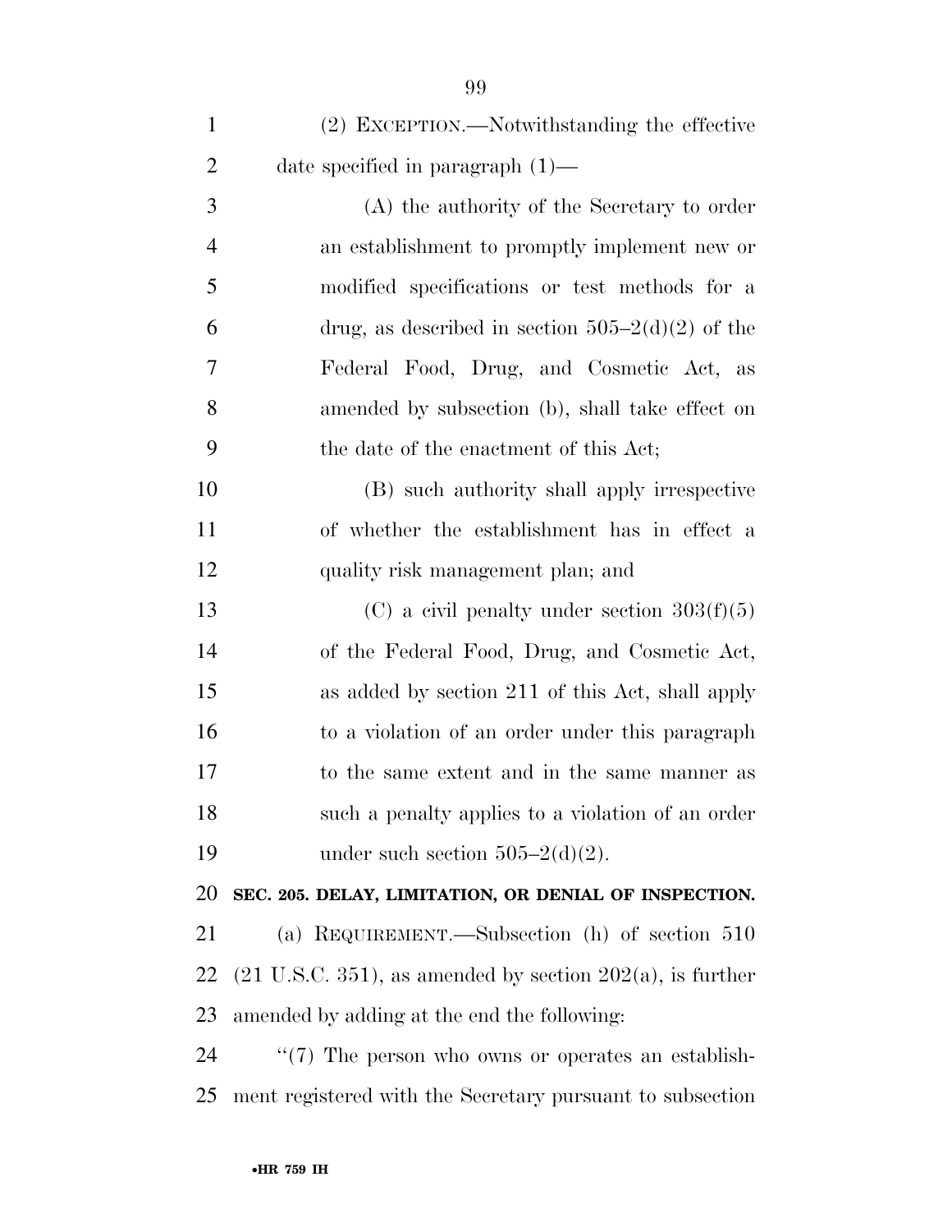(2) EXCEPTION.—Notwithstanding the effective date specified in paragraph (1)—

(A) the authority of the Secretary to order an establishment to promptly implement new or modified specifications or test methods for a drug, as described in section 505–2(d)(2) of the Federal Food, Drug, and Cosmetic Act, as amended by subsection (b), shall take effect on the date of the enactment of this Act;

(B) such authority shall apply irrespective of whether the establishment has in effect a quality risk management plan; and

(C) a civil penalty under section 303(f)(5) of the Federal Food, Drug, and Cosmetic Act, as added by section 211 of this Act, shall apply to a violation of an order under this paragraph to the same extent and in the same manner as such a penalty applies to a violation of an order under such section 505–2(d)(2).

**SEC. 205. DELAY, LIMITATION, OR DENIAL OF INSPECTION.**

(a) REQUIREMENT.—Subsection (h) of section 510 (21 U.S.C. 351), as amended by section 202(a), is further amended by adding at the end the following:

''(7) The person who owns or operates an establishment registered with the Secretary pursuant to subsection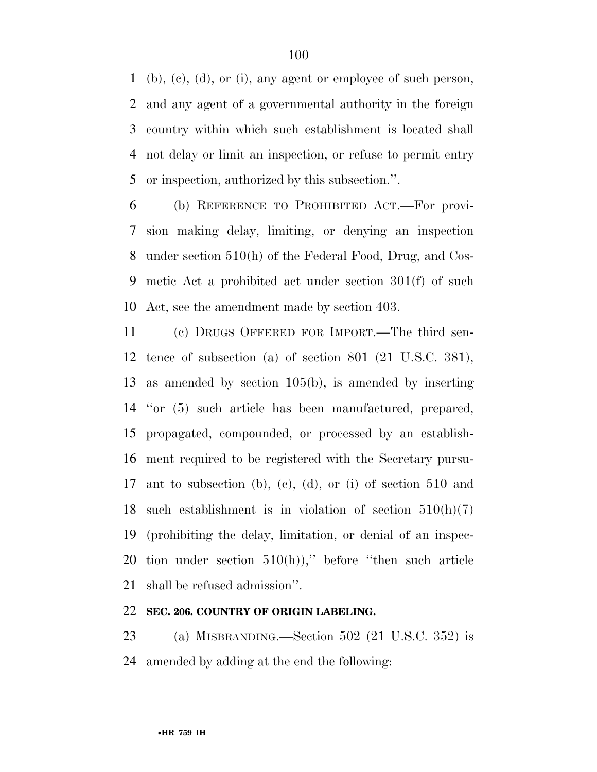(b), (c), (d), or (i), any agent or employee of such person, and any agent of a governmental authority in the foreign country within which such establishment is located shall not delay or limit an inspection, or refuse to permit entry or inspection, authorized by this subsection.''.

(b) REFERENCE TO PROHIBITED ACT.—For provision making delay, limiting, or denying an inspection under section 510(h) of the Federal Food, Drug, and Cosmetic Act a prohibited act under section 301(f) of such Act, see the amendment made by section 403.

(c) DRUGS OFFERED FOR IMPORT.—The third sentence of subsection (a) of section 801 (21 U.S.C. 381), as amended by section 105(b), is amended by inserting ''or (5) such article has been manufactured, prepared, propagated, compounded, or processed by an establishment required to be registered with the Secretary pursuant to subsection (b), (c), (d), or (i) of section 510 and such establishment is in violation of section 510(h)(7) (prohibiting the delay, limitation, or denial of an inspection under section 510(h)),'' before ''then such article shall be refused admission''.

**SEC. 206. COUNTRY OF ORIGIN LABELING.**

(a) MISBRANDING.—Section 502 (21 U.S.C. 352) is amended by adding at the end the following: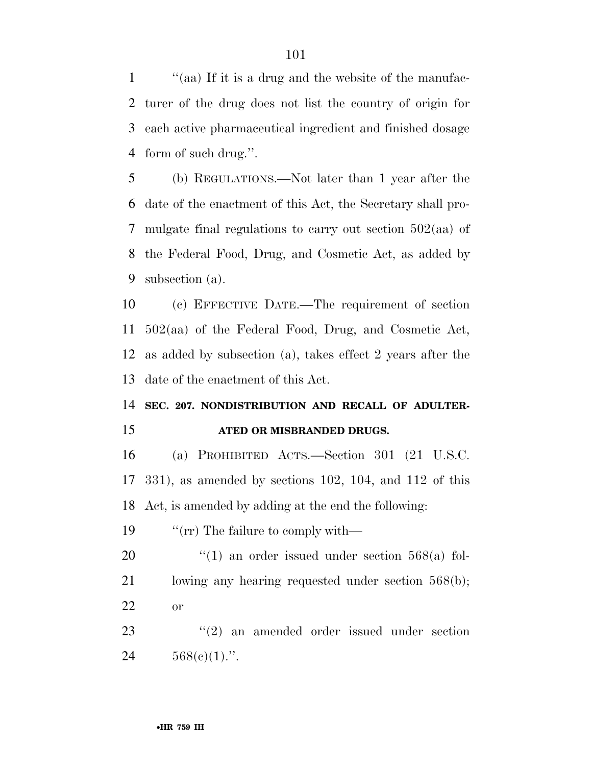"(aa) If it is a drug and the website of the manufacturer of the drug does not list the country of origin for each active pharmaceutical ingredient and finished dosage form of such drug.".

(b) REGULATIONS.—Not later than 1 year after the date of the enactment of this Act, the Secretary shall promulgate final regulations to carry out section 502(aa) of the Federal Food, Drug, and Cosmetic Act, as added by subsection (a).

(c) EFFECTIVE DATE.—The requirement of section 502(aa) of the Federal Food, Drug, and Cosmetic Act, as added by subsection (a), takes effect 2 years after the date of the enactment of this Act.

**SEC. 207. NONDISTRIBUTION AND RECALL OF ADULTERATED OR MISBRANDED DRUGS.**

(a) PROHIBITED ACTS.—Section 301 (21 U.S.C. 331), as amended by sections 102, 104, and 112 of this Act, is amended by adding at the end the following:

"(rr) The failure to comply with—

"(1) an order issued under section 568(a) following any hearing requested under section 568(b); or

"(2) an amended order issued under section 568(c)(1).".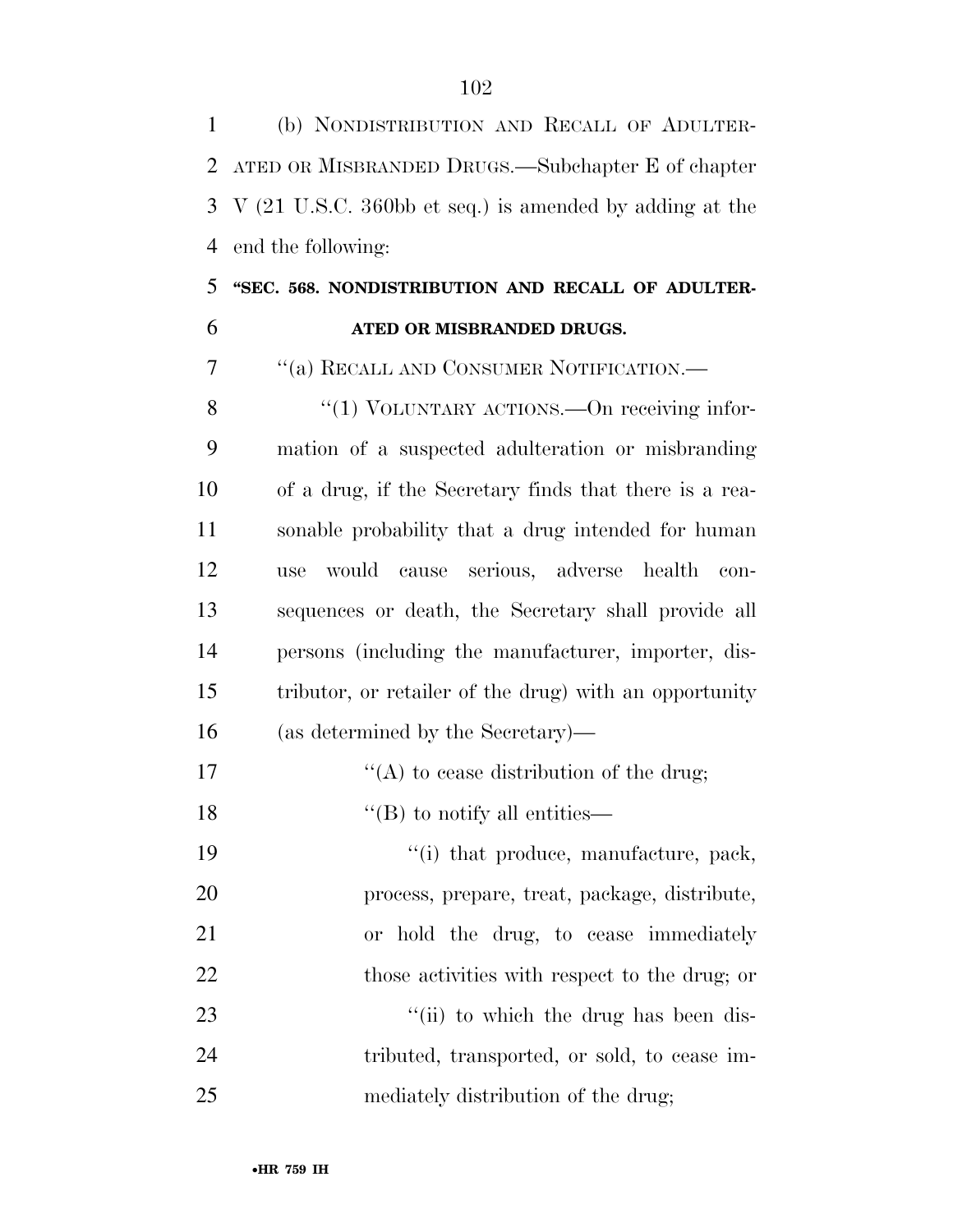(b) NONDISTRIBUTION AND RECALL OF ADULTERATED OR MISBRANDED DRUGS.—Subchapter E of chapter V (21 U.S.C. 360bb et seq.) is amended by adding at the end the following:

**"SEC. 568. NONDISTRIBUTION AND RECALL OF ADULTERATED OR MISBRANDED DRUGS.**

"(a) RECALL AND CONSUMER NOTIFICATION.—

"(1) VOLUNTARY ACTIONS.—On receiving information of a suspected adulteration or misbranding of a drug, if the Secretary finds that there is a reasonable probability that a drug intended for human use would cause serious, adverse health consequences or death, the Secretary shall provide all persons (including the manufacturer, importer, distributor, or retailer of the drug) with an opportunity (as determined by the Secretary)—

"(A) to cease distribution of the drug;

"(B) to notify all entities—

"(i) that produce, manufacture, pack, process, prepare, treat, package, distribute, or hold the drug, to cease immediately those activities with respect to the drug; or

"(ii) to which the drug has been distributed, transported, or sold, to cease immediately distribution of the drug;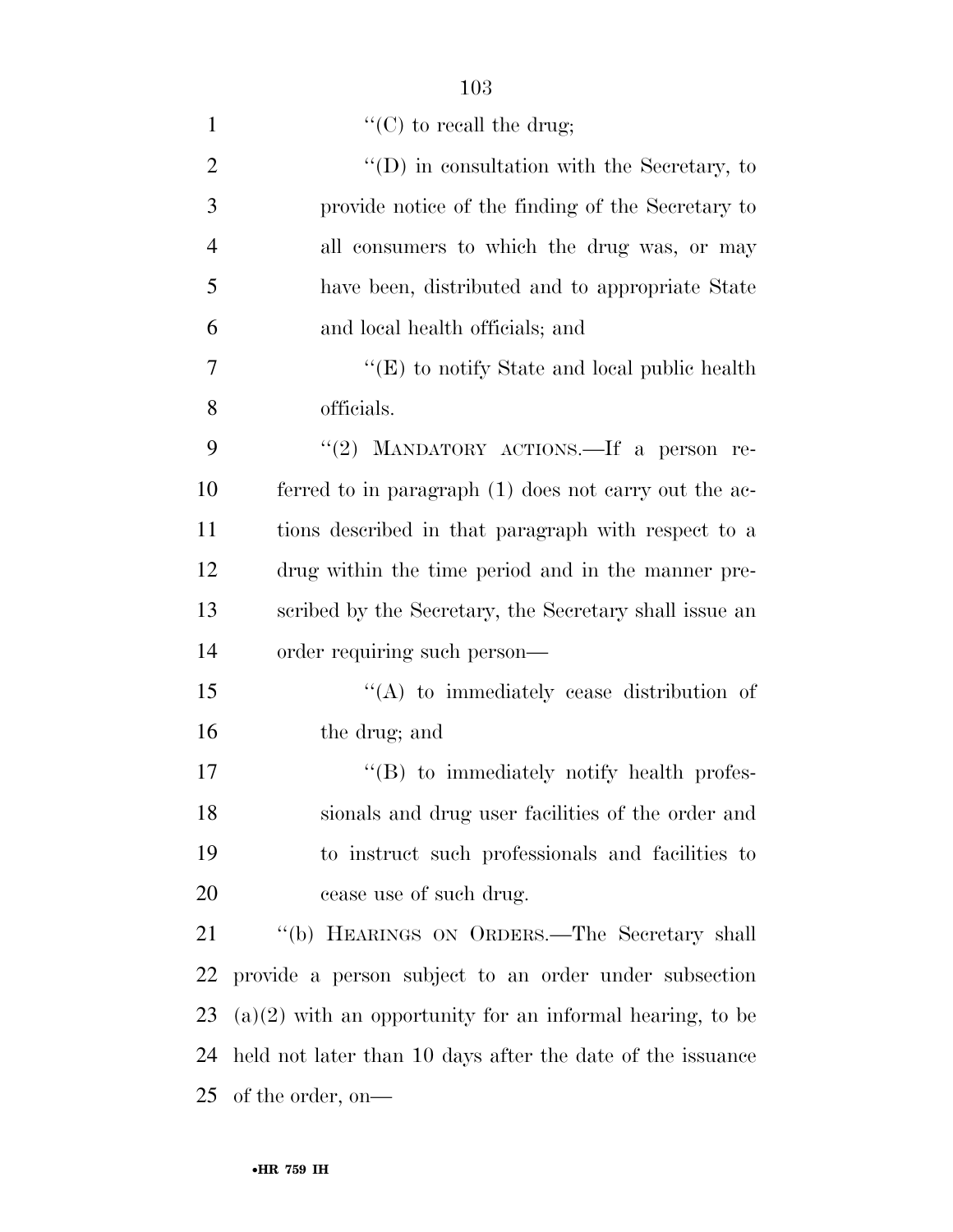''(C) to recall the drug;

''(D) in consultation with the Secretary, to provide notice of the finding of the Secretary to all consumers to which the drug was, or may have been, distributed and to appropriate State and local health officials; and

''(E) to notify State and local public health officials.

''(2) MANDATORY ACTIONS.—If a person referred to in paragraph (1) does not carry out the actions described in that paragraph with respect to a drug within the time period and in the manner prescribed by the Secretary, the Secretary shall issue an order requiring such person—

''(A) to immediately cease distribution of the drug; and

''(B) to immediately notify health professionals and drug user facilities of the order and to instruct such professionals and facilities to cease use of such drug.

''(b) HEARINGS ON ORDERS.—The Secretary shall provide a person subject to an order under subsection (a)(2) with an opportunity for an informal hearing, to be held not later than 10 days after the date of the issuance of the order, on—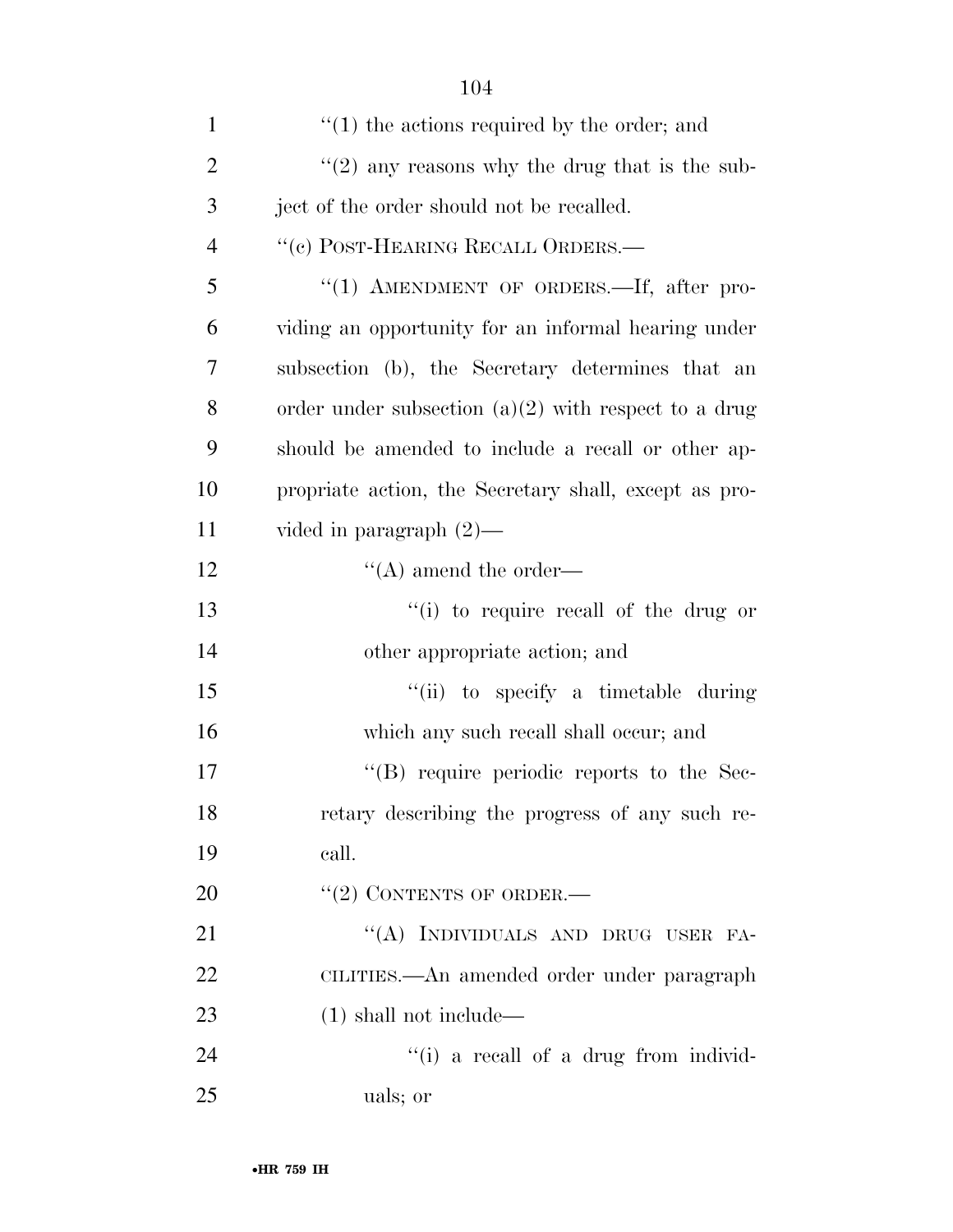''(1) the actions required by the order; and

''(2) any reasons why the drug that is the subject of the order should not be recalled.

''(c) POST-HEARING RECALL ORDERS.—

''(1) AMENDMENT OF ORDERS.—If, after providing an opportunity for an informal hearing under subsection (b), the Secretary determines that an order under subsection (a)(2) with respect to a drug should be amended to include a recall or other appropriate action, the Secretary shall, except as provided in paragraph (2)—

''(A) amend the order—

''(i) to require recall of the drug or other appropriate action; and

''(ii) to specify a timetable during which any such recall shall occur; and

''(B) require periodic reports to the Secretary describing the progress of any such recall.

''(2) CONTENTS OF ORDER.—

''(A) INDIVIDUALS AND DRUG USER FACILITIES.—An amended order under paragraph (1) shall not include—

''(i) a recall of a drug from individuals; or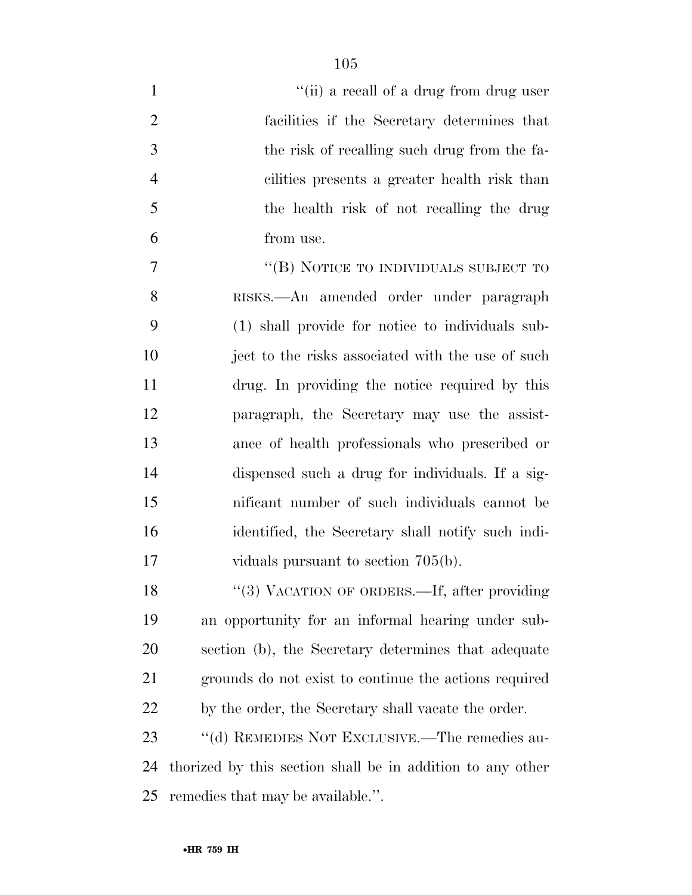"(ii) a recall of a drug from drug user facilities if the Secretary determines that the risk of recalling such drug from the facilities presents a greater health risk than the health risk of not recalling the drug from use.

"(B) NOTICE TO INDIVIDUALS SUBJECT TO RISKS.—An amended order under paragraph (1) shall provide for notice to individuals subject to the risks associated with the use of such drug. In providing the notice required by this paragraph, the Secretary may use the assistance of health professionals who prescribed or dispensed such a drug for individuals. If a significant number of such individuals cannot be identified, the Secretary shall notify such individuals pursuant to section 705(b).

"(3) VACATION OF ORDERS.—If, after providing an opportunity for an informal hearing under subsection (b), the Secretary determines that adequate grounds do not exist to continue the actions required by the order, the Secretary shall vacate the order.

"(d) REMEDIES NOT EXCLUSIVE.—The remedies authorized by this section shall be in addition to any other remedies that may be available.".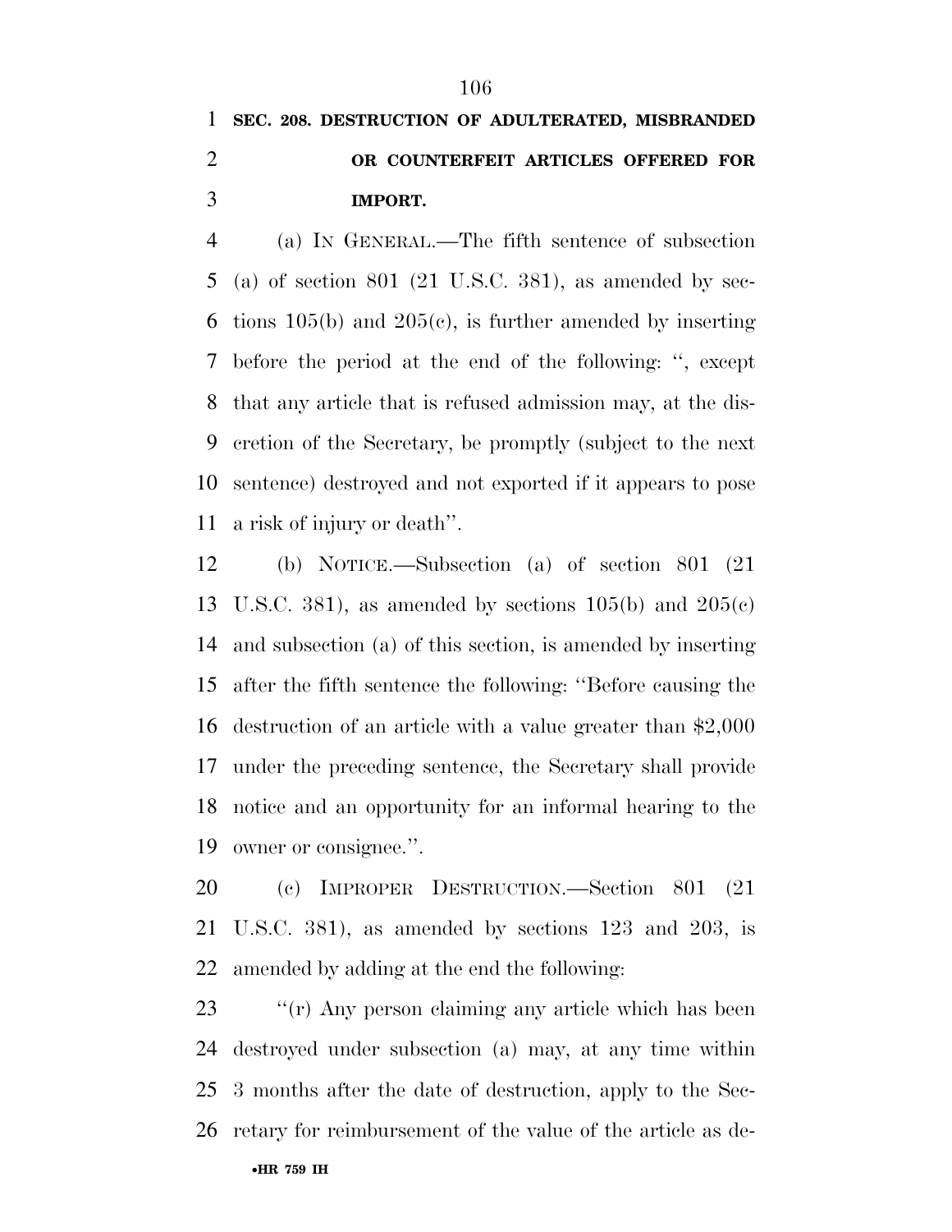**SEC. 208. DESTRUCTION OF ADULTERATED, MISBRANDED OR COUNTERFEIT ARTICLES OFFERED FOR IMPORT.**

(a) IN GENERAL.—The fifth sentence of subsection (a) of section 801 (21 U.S.C. 381), as amended by sections 105(b) and 205(c), is further amended by inserting before the period at the end of the following: '', except that any article that is refused admission may, at the discretion of the Secretary, be promptly (subject to the next sentence) destroyed and not exported if it appears to pose a risk of injury or death''.

(b) NOTICE.—Subsection (a) of section 801 (21 U.S.C. 381), as amended by sections 105(b) and 205(c) and subsection (a) of this section, is amended by inserting after the fifth sentence the following: ''Before causing the destruction of an article with a value greater than $2,000 under the preceding sentence, the Secretary shall provide notice and an opportunity for an informal hearing to the owner or consignee.''.

(c) IMPROPER DESTRUCTION.—Section 801 (21 U.S.C. 381), as amended by sections 123 and 203, is amended by adding at the end the following:

''(r) Any person claiming any article which has been destroyed under subsection (a) may, at any time within 3 months after the date of destruction, apply to the Secretary for reimbursement of the value of the article as de-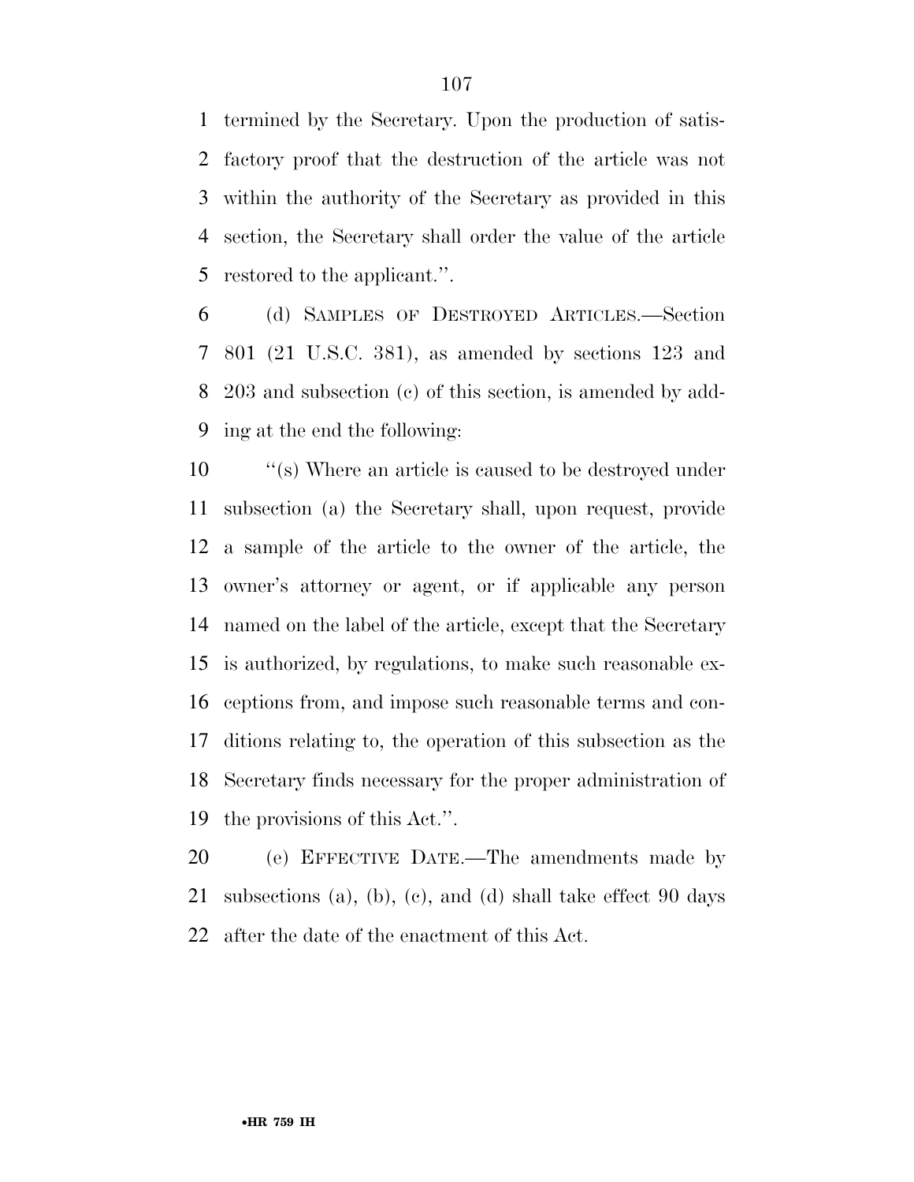termined by the Secretary. Upon the production of satisfactory proof that the destruction of the article was not within the authority of the Secretary as provided in this section, the Secretary shall order the value of the article restored to the applicant.''.

(d) SAMPLES OF DESTROYED ARTICLES.—Section 801 (21 U.S.C. 381), as amended by sections 123 and 203 and subsection (c) of this section, is amended by adding at the end the following:

''(s) Where an article is caused to be destroyed under subsection (a) the Secretary shall, upon request, provide a sample of the article to the owner of the article, the owner's attorney or agent, or if applicable any person named on the label of the article, except that the Secretary is authorized, by regulations, to make such reasonable exceptions from, and impose such reasonable terms and conditions relating to, the operation of this subsection as the Secretary finds necessary for the proper administration of the provisions of this Act.''.

(e) EFFECTIVE DATE.—The amendments made by subsections (a), (b), (c), and (d) shall take effect 90 days after the date of the enactment of this Act.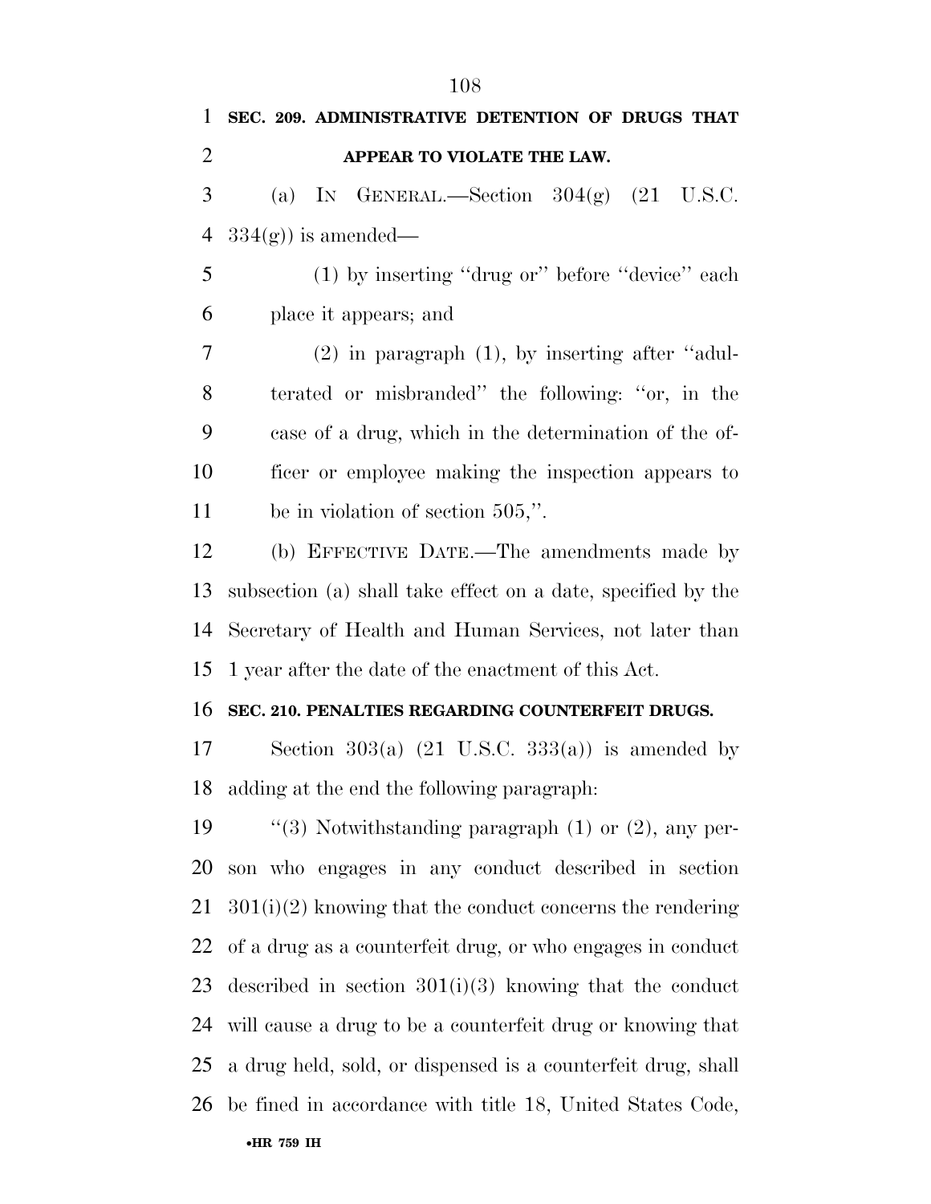**SEC. 209. ADMINISTRATIVE DETENTION OF DRUGS THAT APPEAR TO VIOLATE THE LAW.**

(a) IN GENERAL.—Section 304(g) (21 U.S.C. 334(g)) is amended—

(1) by inserting ''drug or'' before ''device'' each place it appears; and

(2) in paragraph (1), by inserting after ''adulterated or misbranded'' the following: ''or, in the case of a drug, which in the determination of the officer or employee making the inspection appears to be in violation of section 505,''.

(b) EFFECTIVE DATE.—The amendments made by subsection (a) shall take effect on a date, specified by the Secretary of Health and Human Services, not later than 1 year after the date of the enactment of this Act.

**SEC. 210. PENALTIES REGARDING COUNTERFEIT DRUGS.**

Section 303(a) (21 U.S.C. 333(a)) is amended by adding at the end the following paragraph:

''(3) Notwithstanding paragraph (1) or (2), any person who engages in any conduct described in section 301(i)(2) knowing that the conduct concerns the rendering of a drug as a counterfeit drug, or who engages in conduct described in section 301(i)(3) knowing that the conduct will cause a drug to be a counterfeit drug or knowing that a drug held, sold, or dispensed is a counterfeit drug, shall be fined in accordance with title 18, United States Code,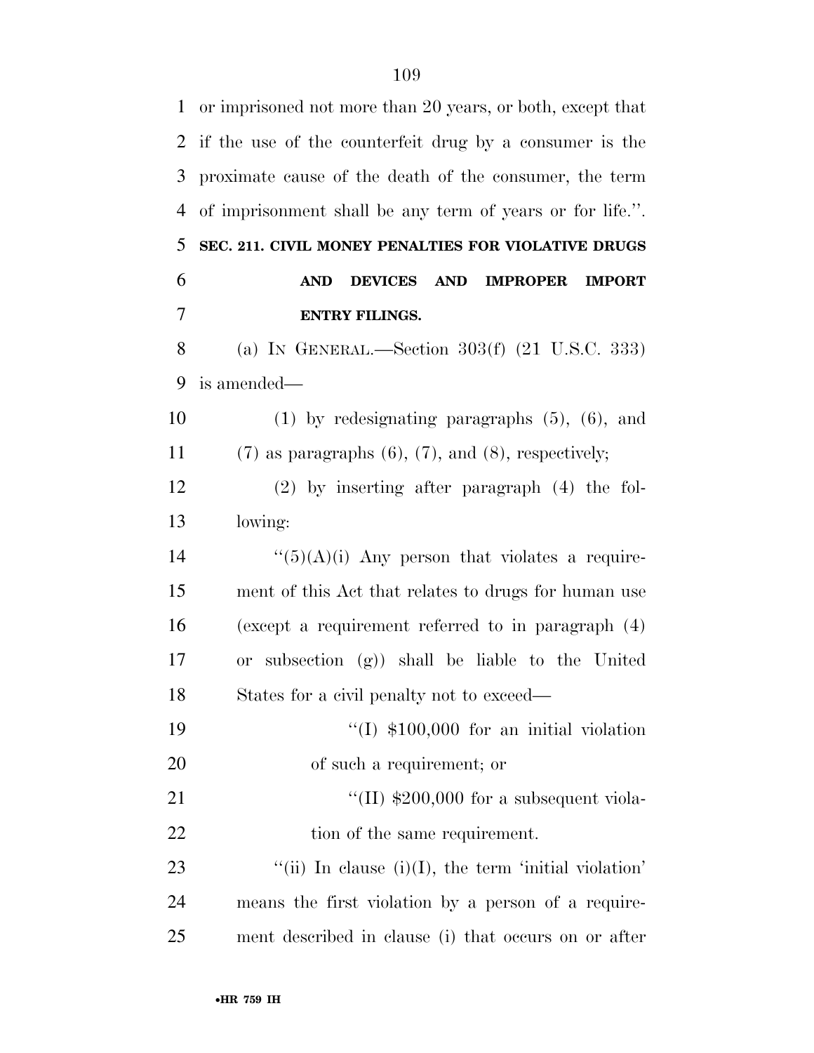or imprisoned not more than 20 years, or both, except that if the use of the counterfeit drug by a consumer is the proximate cause of the death of the consumer, the term of imprisonment shall be any term of years or for life.''.

**SEC. 211. CIVIL MONEY PENALTIES FOR VIOLATIVE DRUGS AND DEVICES AND IMPROPER IMPORT ENTRY FILINGS.**

(a) IN GENERAL.—Section 303(f) (21 U.S.C. 333) is amended—

(1) by redesignating paragraphs (5), (6), and (7) as paragraphs (6), (7), and (8), respectively;

(2) by inserting after paragraph (4) the following:

''(5)(A)(i) Any person that violates a requirement of this Act that relates to drugs for human use (except a requirement referred to in paragraph (4) or subsection (g)) shall be liable to the United States for a civil penalty not to exceed—

''(I) $100,000 for an initial violation of such a requirement; or

''(II) $200,000 for a subsequent violation of the same requirement.

''(ii) In clause (i)(I), the term 'initial violation' means the first violation by a person of a requirement described in clause (i) that occurs on or after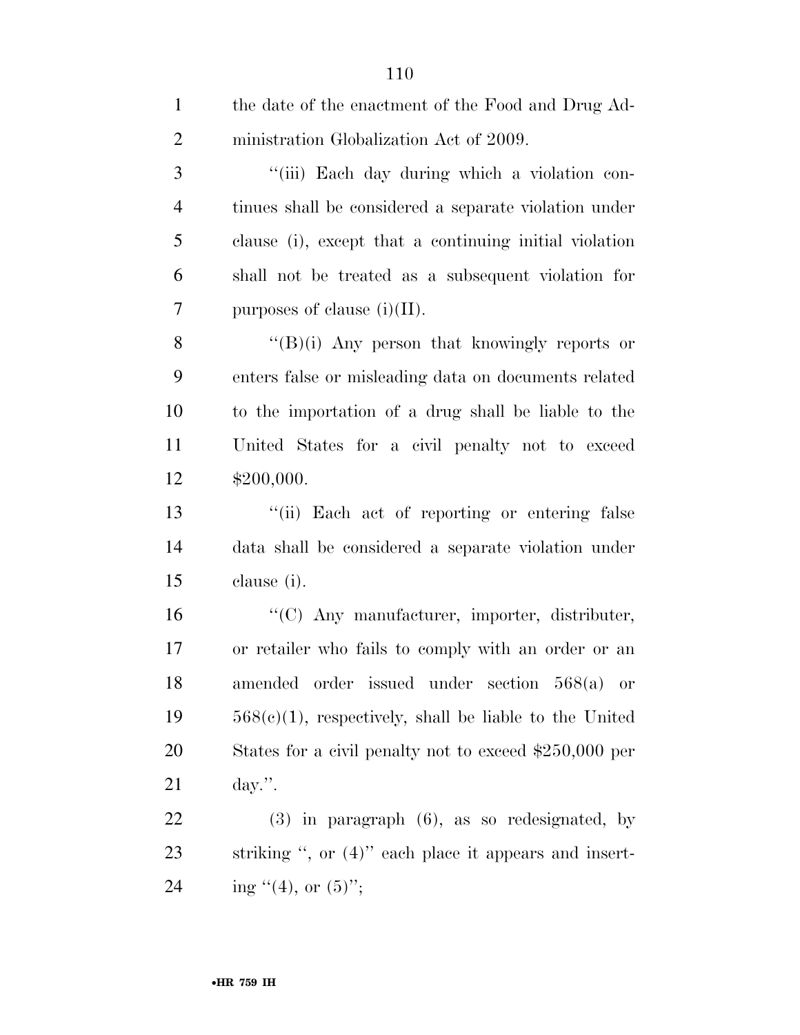the date of the enactment of the Food and Drug Administration Globalization Act of 2009.

''(iii) Each day during which a violation continues shall be considered a separate violation under clause (i), except that a continuing initial violation shall not be treated as a subsequent violation for purposes of clause (i)(II).

''(B)(i) Any person that knowingly reports or enters false or misleading data on documents related to the importation of a drug shall be liable to the United States for a civil penalty not to exceed $200,000.

''(ii) Each act of reporting or entering false data shall be considered a separate violation under clause (i).

''(C) Any manufacturer, importer, distributer, or retailer who fails to comply with an order or an amended order issued under section 568(a) or 568(c)(1), respectively, shall be liable to the United States for a civil penalty not to exceed $250,000 per day.''.

(3) in paragraph (6), as so redesignated, by striking '', or (4)'' each place it appears and inserting ''(4), or (5)'';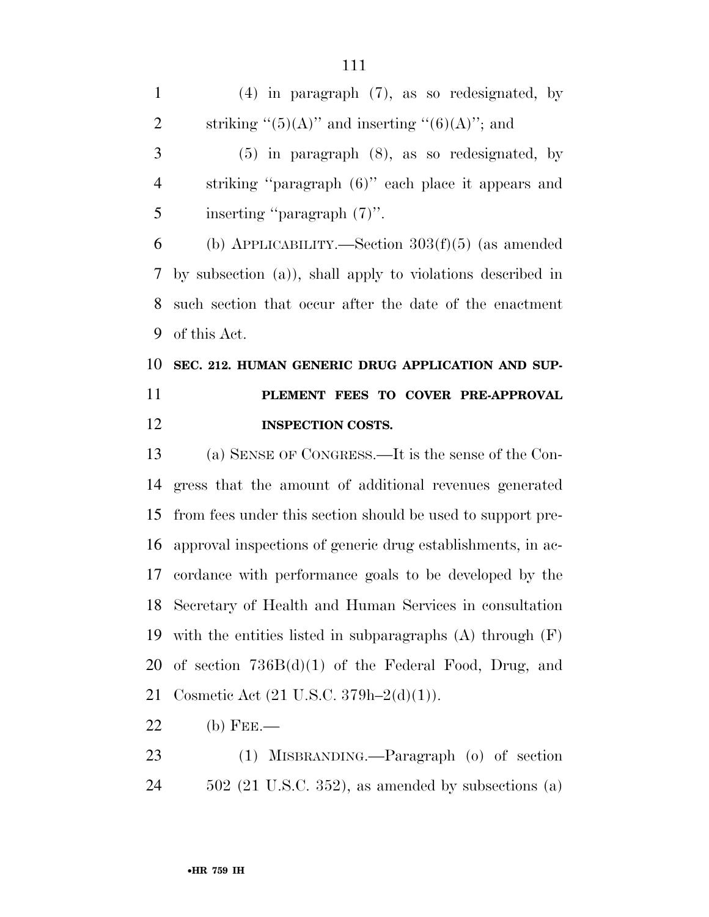(4) in paragraph (7), as so redesignated, by striking ''(5)(A)'' and inserting ''(6)(A)''; and

(5) in paragraph (8), as so redesignated, by striking ''paragraph (6)'' each place it appears and inserting ''paragraph (7)''.

(b) APPLICABILITY.—Section 303(f)(5) (as amended by subsection (a)), shall apply to violations described in such section that occur after the date of the enactment of this Act.

**SEC. 212. HUMAN GENERIC DRUG APPLICATION AND SUPPLEMENT FEES TO COVER PRE-APPROVAL INSPECTION COSTS.**

(a) SENSE OF CONGRESS.—It is the sense of the Congress that the amount of additional revenues generated from fees under this section should be used to support pre-approval inspections of generic drug establishments, in accordance with performance goals to be developed by the Secretary of Health and Human Services in consultation with the entities listed in subparagraphs (A) through (F) of section 736B(d)(1) of the Federal Food, Drug, and Cosmetic Act (21 U.S.C. 379h–2(d)(1)).

(b) FEE.—

(1) MISBRANDING.—Paragraph (o) of section 502 (21 U.S.C. 352), as amended by subsections (a)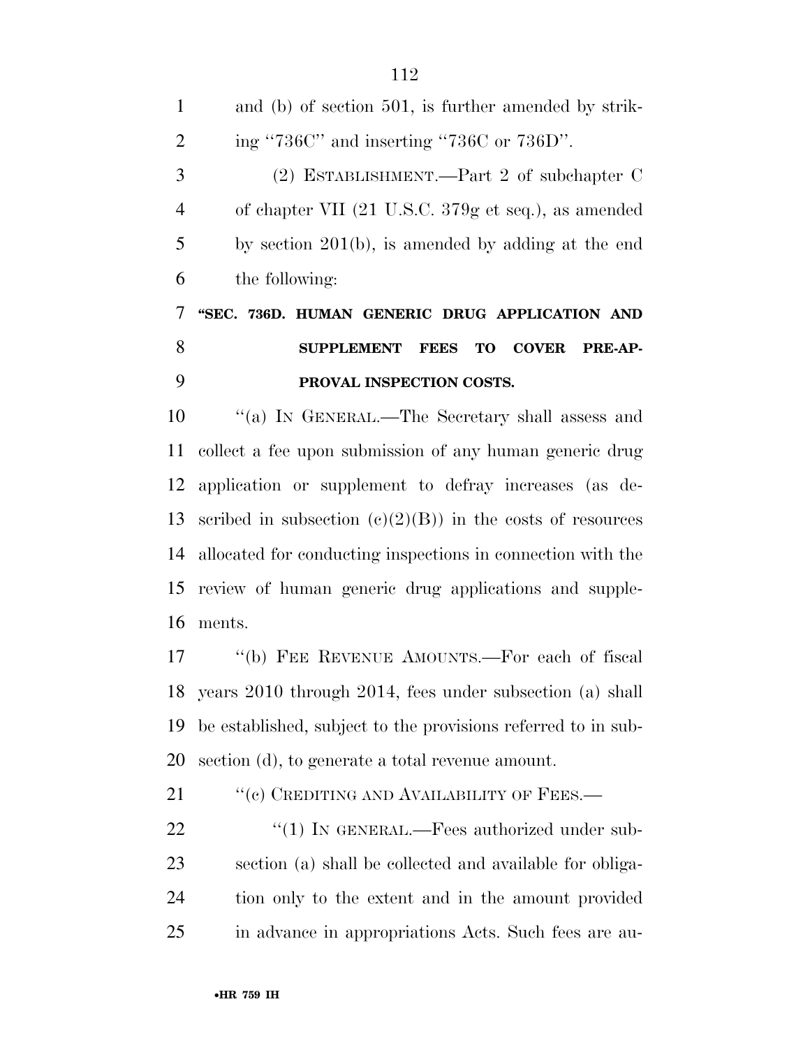and (b) of section 501, is further amended by striking ''736C'' and inserting ''736C or 736D''.

(2) ESTABLISHMENT.—Part 2 of subchapter C of chapter VII (21 U.S.C. 379g et seq.), as amended by section 201(b), is amended by adding at the end the following:

**''SEC. 736D. HUMAN GENERIC DRUG APPLICATION AND SUPPLEMENT FEES TO COVER PRE-APPROVAL INSPECTION COSTS.**

''(a) IN GENERAL.—The Secretary shall assess and collect a fee upon submission of any human generic drug application or supplement to defray increases (as described in subsection (c)(2)(B)) in the costs of resources allocated for conducting inspections in connection with the review of human generic drug applications and supplements.

''(b) FEE REVENUE AMOUNTS.—For each of fiscal years 2010 through 2014, fees under subsection (a) shall be established, subject to the provisions referred to in subsection (d), to generate a total revenue amount.

''(c) CREDITING AND AVAILABILITY OF FEES.—

''(1) IN GENERAL.—Fees authorized under subsection (a) shall be collected and available for obligation only to the extent and in the amount provided in advance in appropriations Acts. Such fees are au-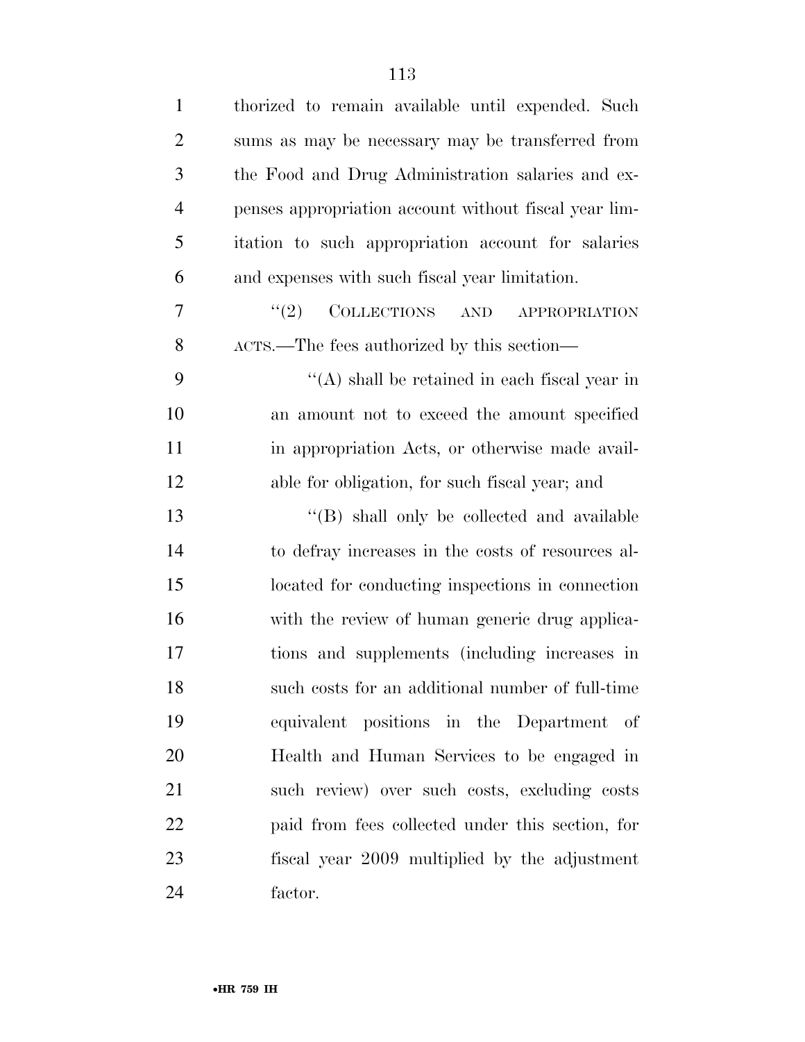thorized to remain available until expended. Such sums as may be necessary may be transferred from the Food and Drug Administration salaries and expenses appropriation account without fiscal year limitation to such appropriation account for salaries and expenses with such fiscal year limitation.

''(2) COLLECTIONS AND APPROPRIATION ACTS.—The fees authorized by this section—

''(A) shall be retained in each fiscal year in an amount not to exceed the amount specified in appropriation Acts, or otherwise made available for obligation, for such fiscal year; and

''(B) shall only be collected and available to defray increases in the costs of resources allocated for conducting inspections in connection with the review of human generic drug applications and supplements (including increases in such costs for an additional number of full-time equivalent positions in the Department of Health and Human Services to be engaged in such review) over such costs, excluding costs paid from fees collected under this section, for fiscal year 2009 multiplied by the adjustment factor.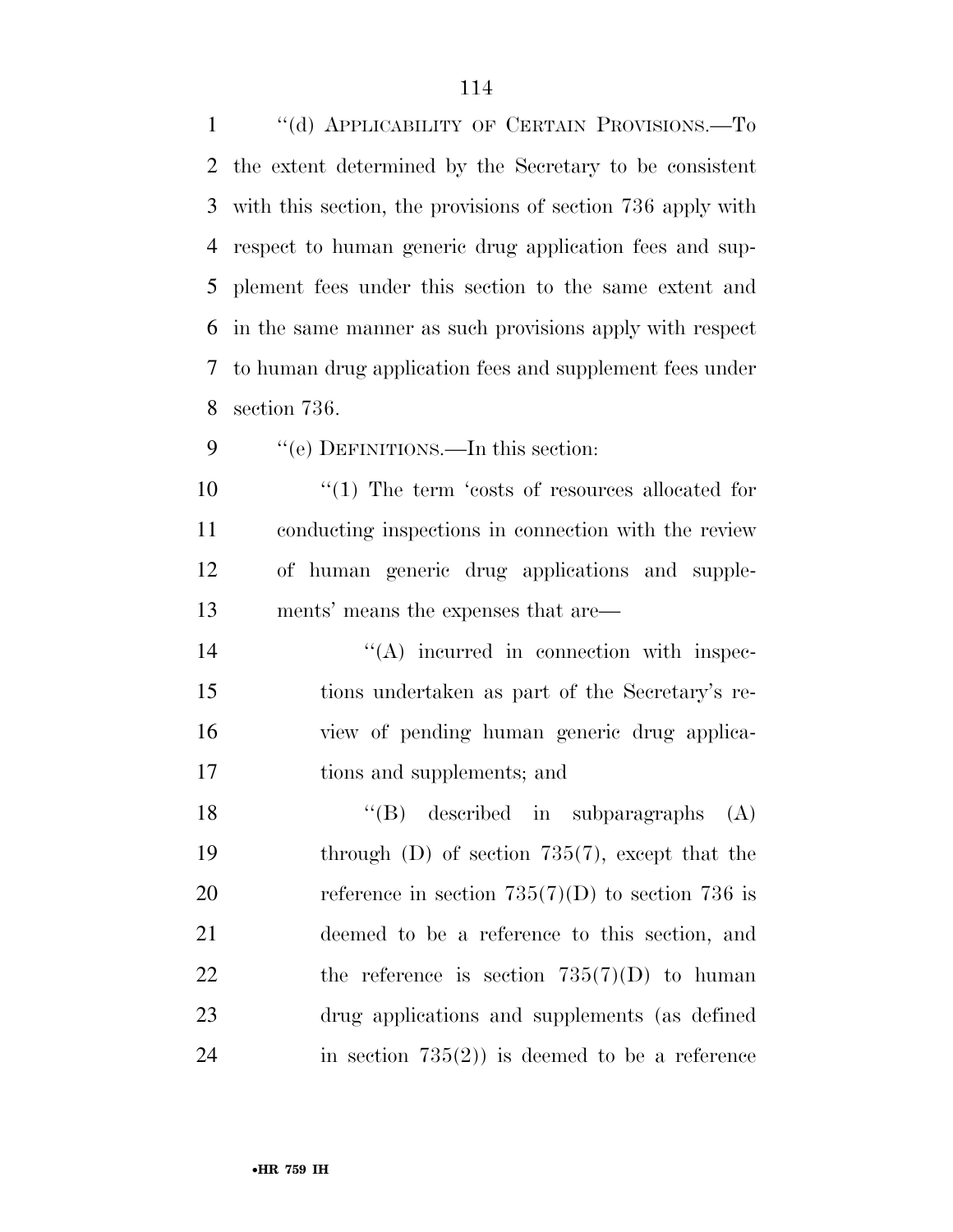"(d) APPLICABILITY OF CERTAIN PROVISIONS.—To the extent determined by the Secretary to be consistent with this section, the provisions of section 736 apply with respect to human generic drug application fees and supplement fees under this section to the same extent and in the same manner as such provisions apply with respect to human drug application fees and supplement fees under section 736.

"(e) DEFINITIONS.—In this section:

"(1) The term 'costs of resources allocated for conducting inspections in connection with the review of human generic drug applications and supplements' means the expenses that are—

"(A) incurred in connection with inspections undertaken as part of the Secretary's review of pending human generic drug applications and supplements; and

"(B) described in subparagraphs (A) through (D) of section 735(7), except that the reference in section 735(7)(D) to section 736 is deemed to be a reference to this section, and the reference is section 735(7)(D) to human drug applications and supplements (as defined in section 735(2)) is deemed to be a reference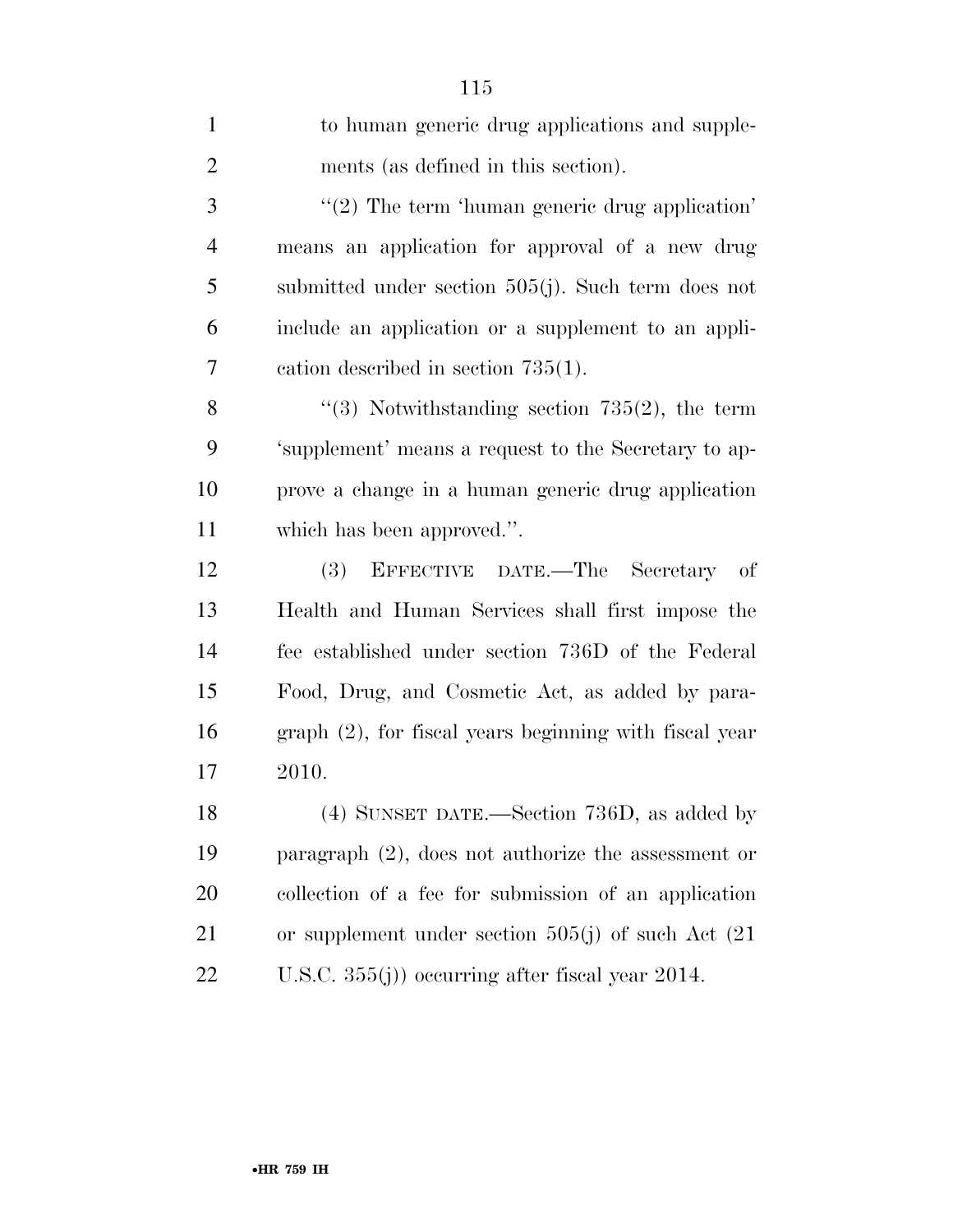to human generic drug applications and supplements (as defined in this section).

"(2) The term 'human generic drug application' means an application for approval of a new drug submitted under section 505(j). Such term does not include an application or a supplement to an application described in section 735(1).

"(3) Notwithstanding section 735(2), the term 'supplement' means a request to the Secretary to approve a change in a human generic drug application which has been approved.".

(3) EFFECTIVE DATE.—The Secretary of Health and Human Services shall first impose the fee established under section 736D of the Federal Food, Drug, and Cosmetic Act, as added by paragraph (2), for fiscal years beginning with fiscal year 2010.

(4) SUNSET DATE.—Section 736D, as added by paragraph (2), does not authorize the assessment or collection of a fee for submission of an application or supplement under section 505(j) of such Act (21 U.S.C. 355(j)) occurring after fiscal year 2014.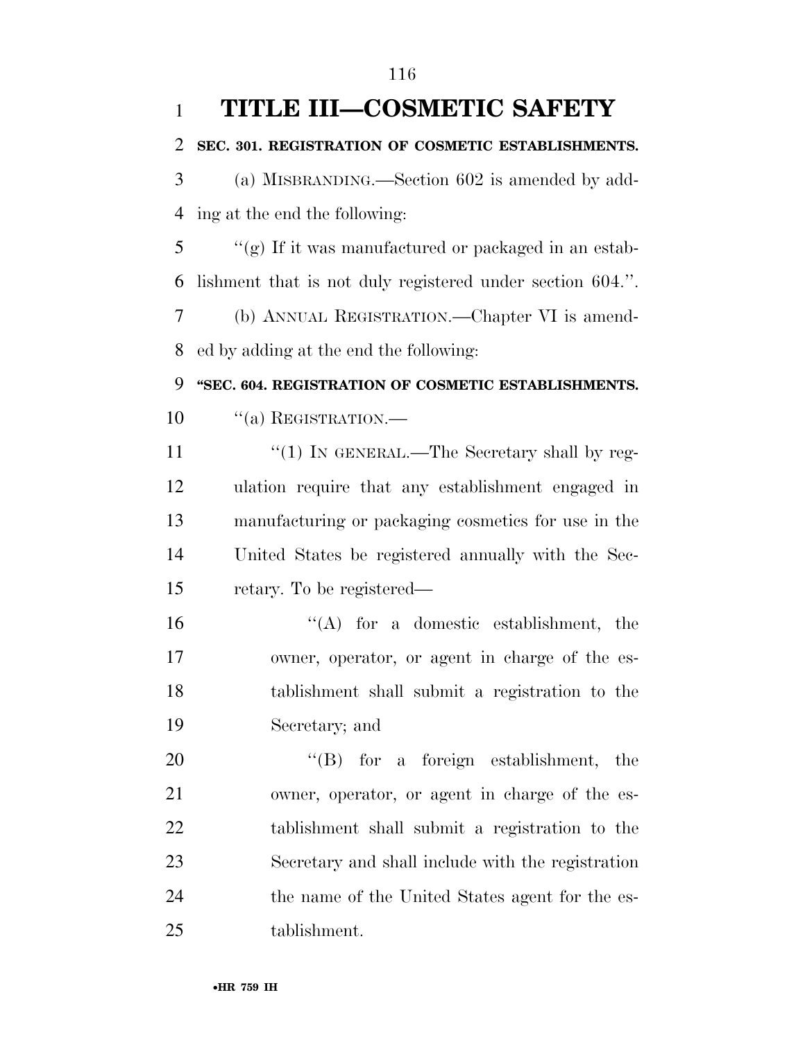# TITLE III—COSMETIC SAFETY

**SEC. 301. REGISTRATION OF COSMETIC ESTABLISHMENTS.**

(a) MISBRANDING.—Section 602 is amended by adding at the end the following:

''(g) If it was manufactured or packaged in an establishment that is not duly registered under section 604.''.

(b) ANNUAL REGISTRATION.—Chapter VI is amended by adding at the end the following:

**''SEC. 604. REGISTRATION OF COSMETIC ESTABLISHMENTS.**

''(a) REGISTRATION.—

''(1) IN GENERAL.—The Secretary shall by regulation require that any establishment engaged in manufacturing or packaging cosmetics for use in the United States be registered annually with the Secretary. To be registered—

''(A) for a domestic establishment, the owner, operator, or agent in charge of the establishment shall submit a registration to the Secretary; and

''(B) for a foreign establishment, the owner, operator, or agent in charge of the establishment shall submit a registration to the Secretary and shall include with the registration the name of the United States agent for the establishment.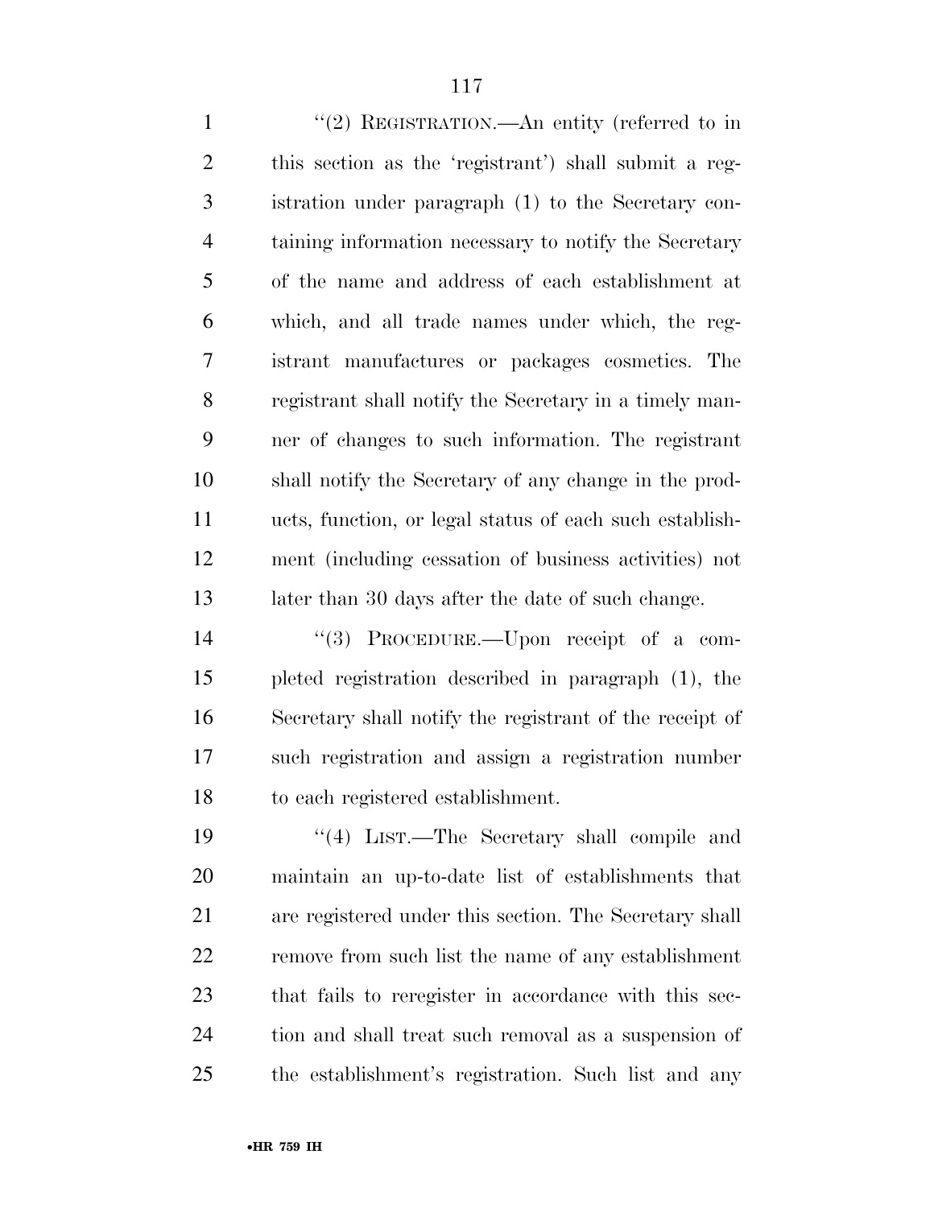"(2) REGISTRATION.—An entity (referred to in this section as the 'registrant') shall submit a registration under paragraph (1) to the Secretary containing information necessary to notify the Secretary of the name and address of each establishment at which, and all trade names under which, the registrant manufactures or packages cosmetics. The registrant shall notify the Secretary in a timely manner of changes to such information. The registrant shall notify the Secretary of any change in the products, function, or legal status of each such establishment (including cessation of business activities) not later than 30 days after the date of such change.

"(3) PROCEDURE.—Upon receipt of a completed registration described in paragraph (1), the Secretary shall notify the registrant of the receipt of such registration and assign a registration number to each registered establishment.

"(4) LIST.—The Secretary shall compile and maintain an up-to-date list of establishments that are registered under this section. The Secretary shall remove from such list the name of any establishment that fails to reregister in accordance with this section and shall treat such removal as a suspension of the establishment's registration. Such list and any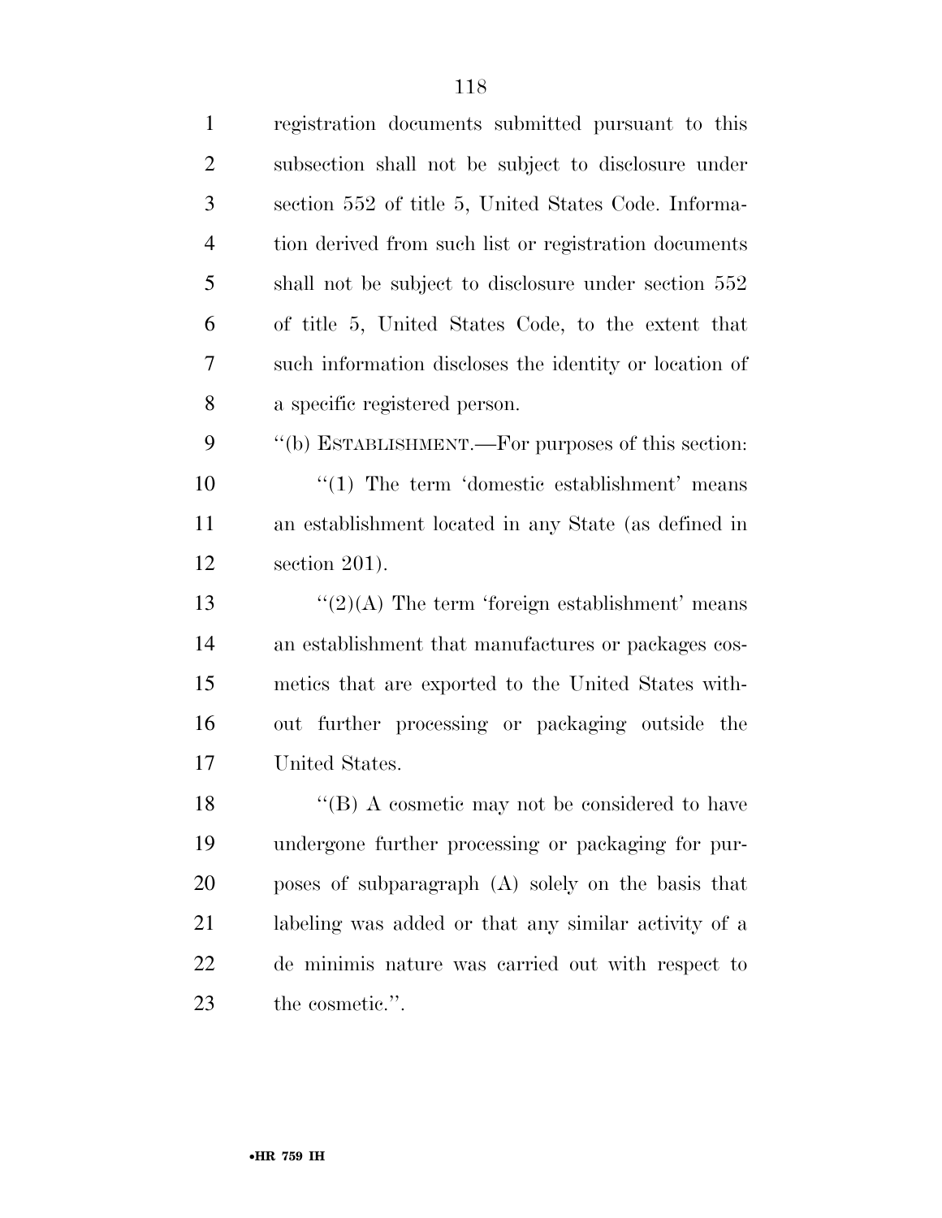registration documents submitted pursuant to this subsection shall not be subject to disclosure under section 552 of title 5, United States Code. Information derived from such list or registration documents shall not be subject to disclosure under section 552 of title 5, United States Code, to the extent that such information discloses the identity or location of a specific registered person.

''(b) ESTABLISHMENT.—For purposes of this section:

''(1) The term 'domestic establishment' means an establishment located in any State (as defined in section 201).

''(2)(A) The term 'foreign establishment' means an establishment that manufactures or packages cosmetics that are exported to the United States without further processing or packaging outside the United States.

''(B) A cosmetic may not be considered to have undergone further processing or packaging for purposes of subparagraph (A) solely on the basis that labeling was added or that any similar activity of a de minimis nature was carried out with respect to the cosmetic.''.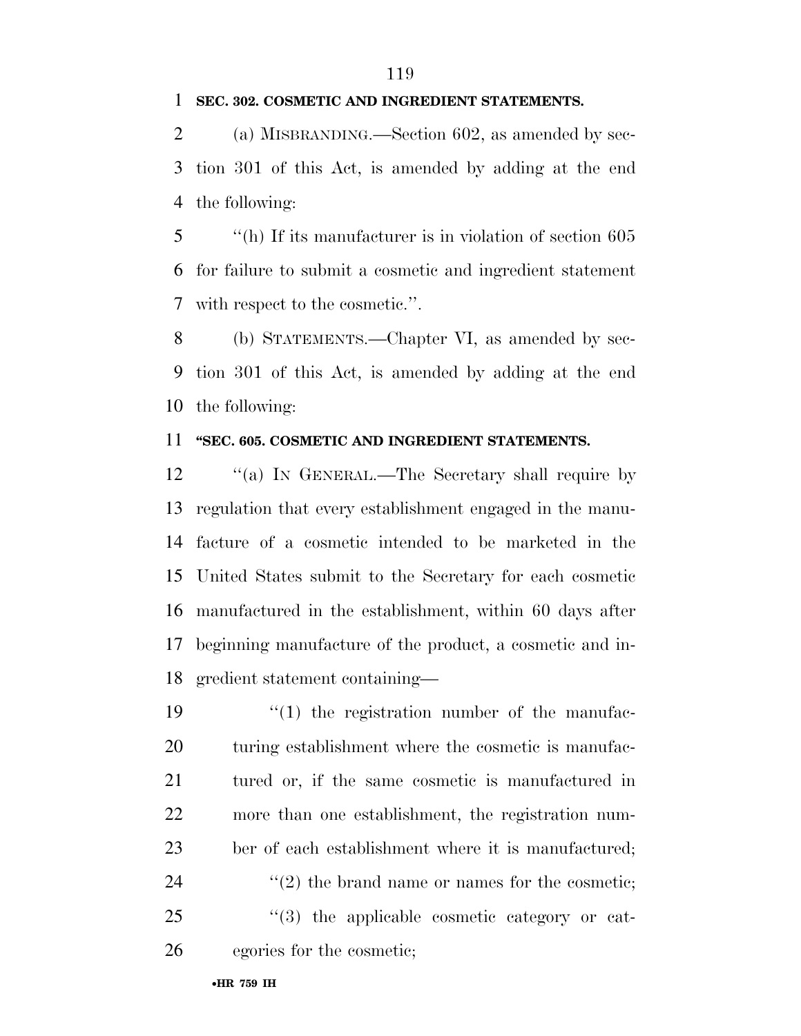**SEC. 302. COSMETIC AND INGREDIENT STATEMENTS.**

(a) MISBRANDING.—Section 602, as amended by section 301 of this Act, is amended by adding at the end the following:

''(h) If its manufacturer is in violation of section 605 for failure to submit a cosmetic and ingredient statement with respect to the cosmetic.''.

(b) STATEMENTS.—Chapter VI, as amended by section 301 of this Act, is amended by adding at the end the following:

**''SEC. 605. COSMETIC AND INGREDIENT STATEMENTS.**

''(a) IN GENERAL.—The Secretary shall require by regulation that every establishment engaged in the manufacture of a cosmetic intended to be marketed in the United States submit to the Secretary for each cosmetic manufactured in the establishment, within 60 days after beginning manufacture of the product, a cosmetic and ingredient statement containing—

''(1) the registration number of the manufacturing establishment where the cosmetic is manufactured or, if the same cosmetic is manufactured in more than one establishment, the registration number of each establishment where it is manufactured;

''(2) the brand name or names for the cosmetic;

''(3) the applicable cosmetic category or categories for the cosmetic;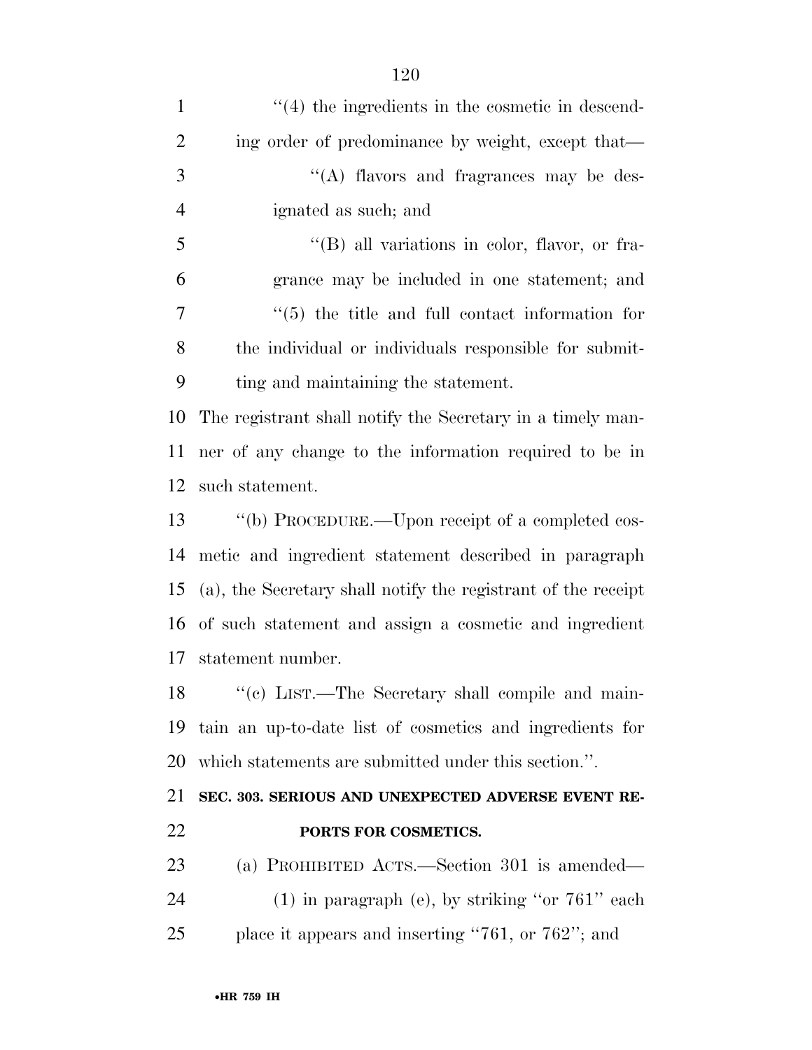"(4) the ingredients in the cosmetic in descending order of predominance by weight, except that—

"(A) flavors and fragrances may be designated as such; and

"(B) all variations in color, flavor, or fragrance may be included in one statement; and

"(5) the title and full contact information for the individual or individuals responsible for submitting and maintaining the statement.

The registrant shall notify the Secretary in a timely manner of any change to the information required to be in such statement.

"(b) PROCEDURE.—Upon receipt of a completed cosmetic and ingredient statement described in paragraph (a), the Secretary shall notify the registrant of the receipt of such statement and assign a cosmetic and ingredient statement number.

"(c) LIST.—The Secretary shall compile and maintain an up-to-date list of cosmetics and ingredients for which statements are submitted under this section.".

**SEC. 303. SERIOUS AND UNEXPECTED ADVERSE EVENT REPORTS FOR COSMETICS.**

(a) PROHIBITED ACTS.—Section 301 is amended—

(1) in paragraph (e), by striking "or 761" each place it appears and inserting "761, or 762"; and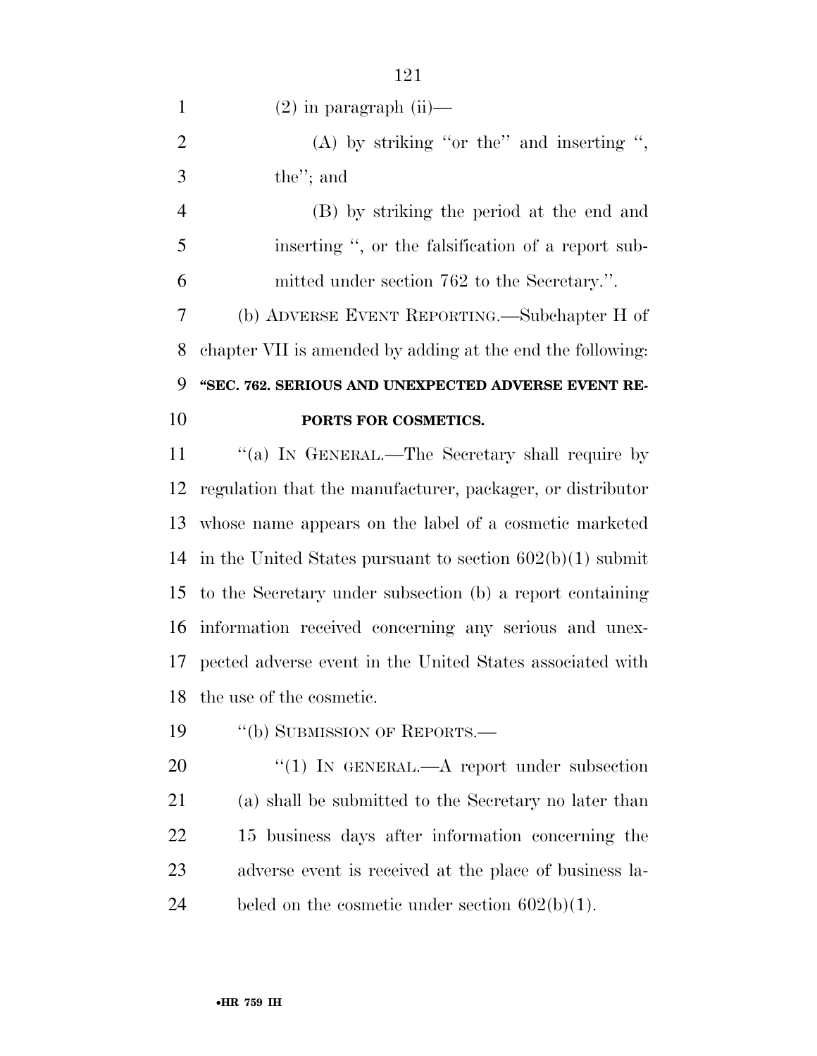(2) in paragraph (ii)—

(A) by striking ''or the'' and inserting '', the''; and

(B) by striking the period at the end and inserting '', or the falsification of a report submitted under section 762 to the Secretary.''.

(b) ADVERSE EVENT REPORTING.—Subchapter H of chapter VII is amended by adding at the end the following:

**''SEC. 762. SERIOUS AND UNEXPECTED ADVERSE EVENT REPORTS FOR COSMETICS.**

''(a) IN GENERAL.—The Secretary shall require by regulation that the manufacturer, packager, or distributor whose name appears on the label of a cosmetic marketed in the United States pursuant to section 602(b)(1) submit to the Secretary under subsection (b) a report containing information received concerning any serious and unexpected adverse event in the United States associated with the use of the cosmetic.

''(b) SUBMISSION OF REPORTS.—

''(1) IN GENERAL.—A report under subsection (a) shall be submitted to the Secretary no later than 15 business days after information concerning the adverse event is received at the place of business labeled on the cosmetic under section 602(b)(1).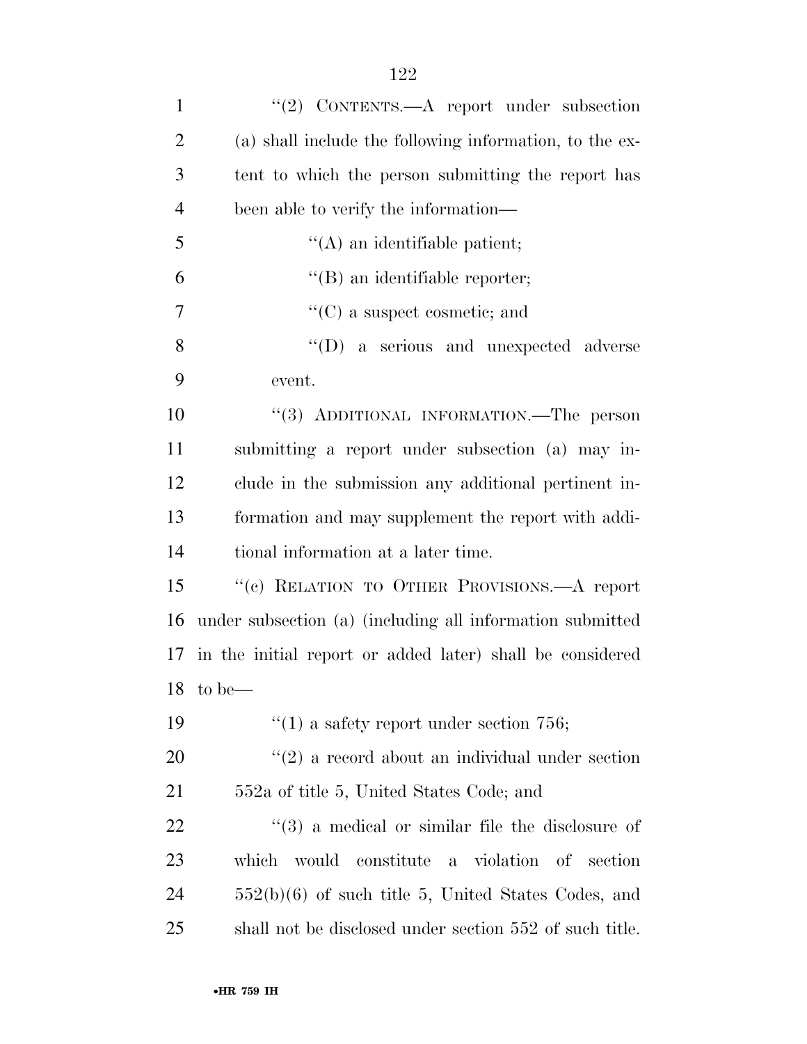"(2) CONTENTS.—A report under subsection (a) shall include the following information, to the extent to which the person submitting the report has been able to verify the information—

"(A) an identifiable patient;

"(B) an identifiable reporter;

"(C) a suspect cosmetic; and

"(D) a serious and unexpected adverse event.

"(3) ADDITIONAL INFORMATION.—The person submitting a report under subsection (a) may include in the submission any additional pertinent information and may supplement the report with additional information at a later time.

"(c) RELATION TO OTHER PROVISIONS.—A report under subsection (a) (including all information submitted in the initial report or added later) shall be considered to be—

"(1) a safety report under section 756;

"(2) a record about an individual under section 552a of title 5, United States Code; and

"(3) a medical or similar file the disclosure of which would constitute a violation of section 552(b)(6) of such title 5, United States Codes, and shall not be disclosed under section 552 of such title.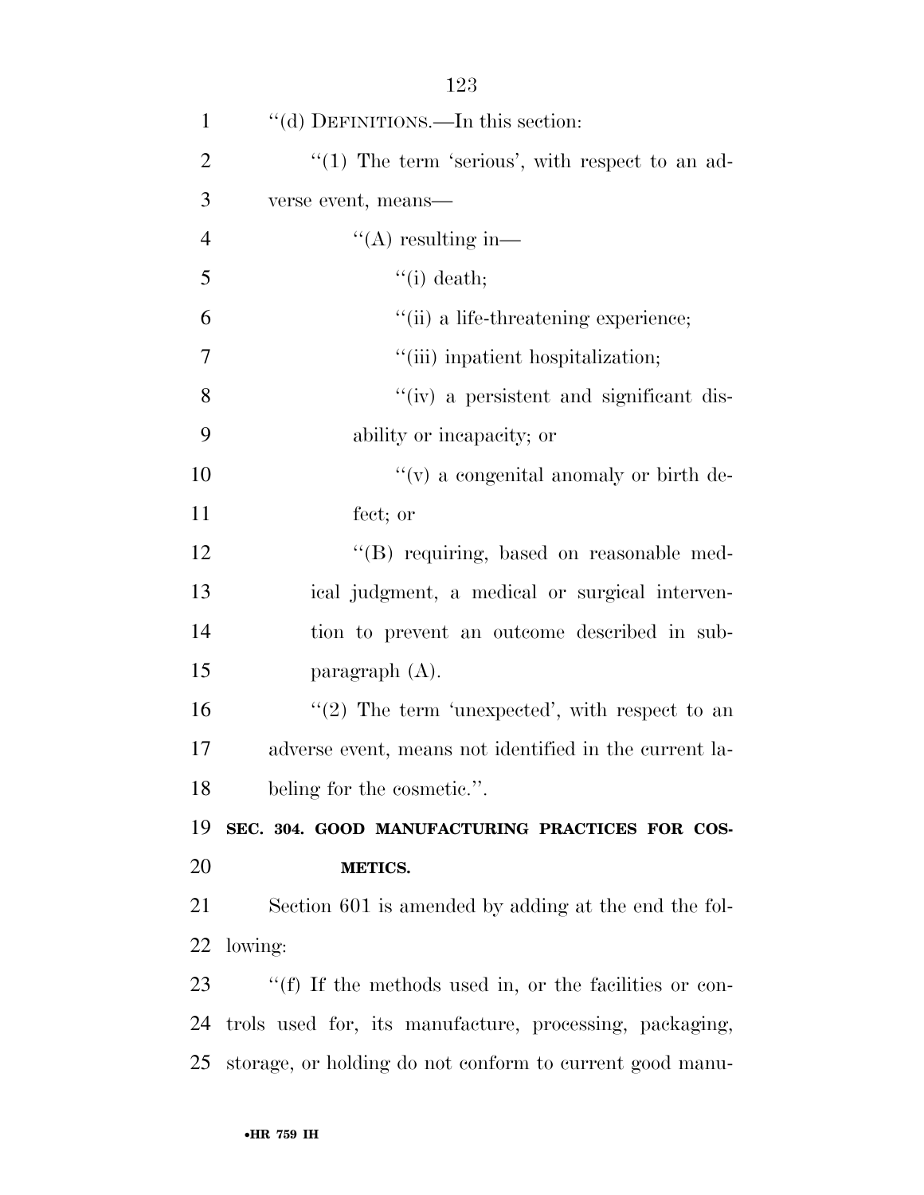''(d) DEFINITIONS.—In this section:

''(1) The term 'serious', with respect to an adverse event, means—

''(A) resulting in—

''(i) death;

''(ii) a life-threatening experience;

''(iii) inpatient hospitalization;

''(iv) a persistent and significant disability or incapacity; or

''(v) a congenital anomaly or birth defect; or

''(B) requiring, based on reasonable medical judgment, a medical or surgical intervention to prevent an outcome described in subparagraph (A).

''(2) The term 'unexpected', with respect to an adverse event, means not identified in the current labeling for the cosmetic.''.

**SEC. 304. GOOD MANUFACTURING PRACTICES FOR COSMETICS.**

Section 601 is amended by adding at the end the following:

''(f) If the methods used in, or the facilities or controls used for, its manufacture, processing, packaging, storage, or holding do not conform to current good manu-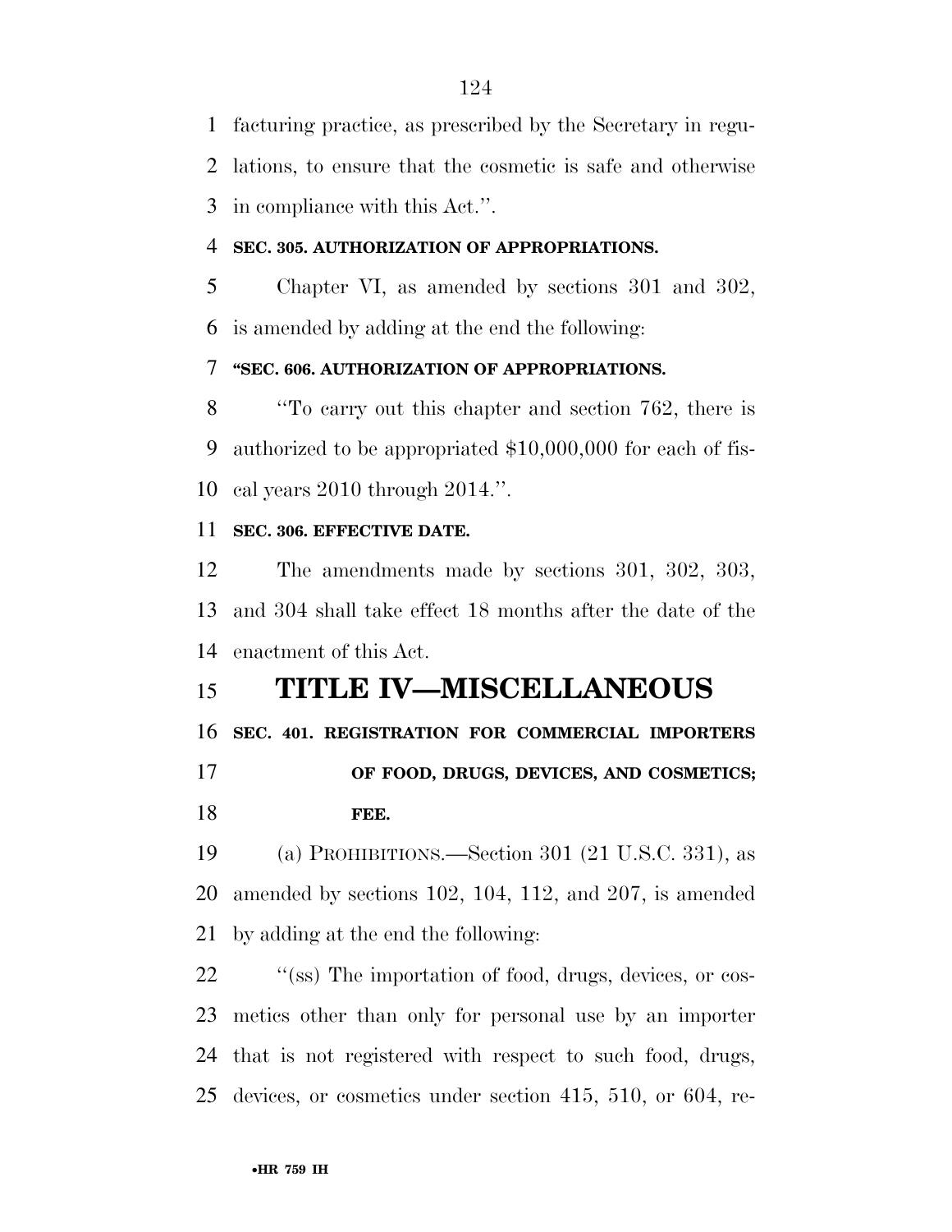facturing practice, as prescribed by the Secretary in regulations, to ensure that the cosmetic is safe and otherwise in compliance with this Act.''.

**SEC. 305. AUTHORIZATION OF APPROPRIATIONS.**

Chapter VI, as amended by sections 301 and 302, is amended by adding at the end the following:

**''SEC. 606. AUTHORIZATION OF APPROPRIATIONS.**

''To carry out this chapter and section 762, there is authorized to be appropriated $10,000,000 for each of fiscal years 2010 through 2014.''.

**SEC. 306. EFFECTIVE DATE.**

The amendments made by sections 301, 302, 303, and 304 shall take effect 18 months after the date of the enactment of this Act.

# TITLE IV—MISCELLANEOUS

**SEC. 401. REGISTRATION FOR COMMERCIAL IMPORTERS OF FOOD, DRUGS, DEVICES, AND COSMETICS; FEE.**

(a) PROHIBITIONS.—Section 301 (21 U.S.C. 331), as amended by sections 102, 104, 112, and 207, is amended by adding at the end the following:

''(ss) The importation of food, drugs, devices, or cosmetics other than only for personal use by an importer that is not registered with respect to such food, drugs, devices, or cosmetics under section 415, 510, or 604, re-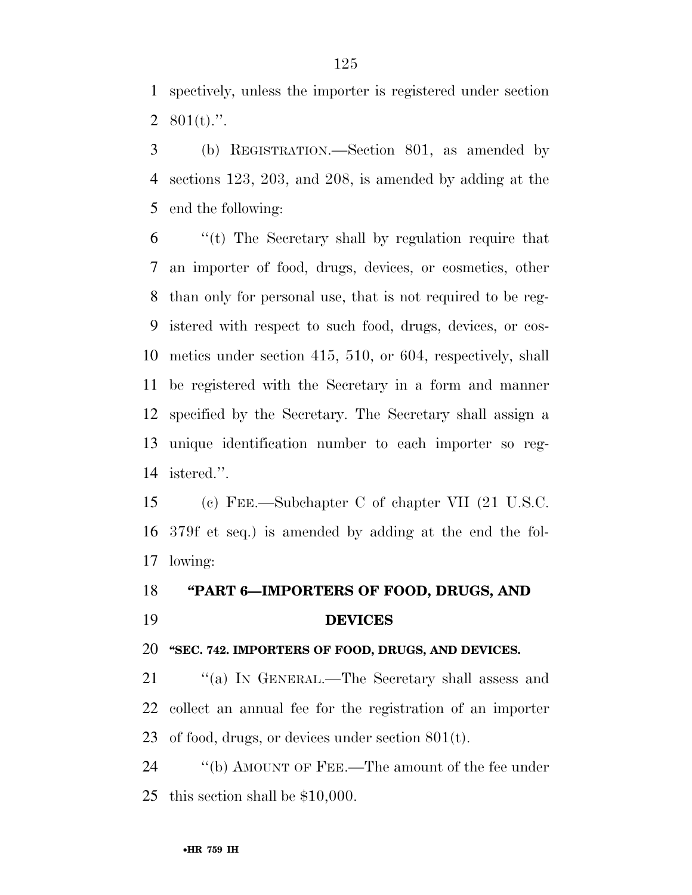spectively, unless the importer is registered under section 801(t).''.

(b) REGISTRATION.—Section 801, as amended by sections 123, 203, and 208, is amended by adding at the end the following:

''(t) The Secretary shall by regulation require that an importer of food, drugs, devices, or cosmetics, other than only for personal use, that is not required to be registered with respect to such food, drugs, devices, or cosmetics under section 415, 510, or 604, respectively, shall be registered with the Secretary in a form and manner specified by the Secretary. The Secretary shall assign a unique identification number to each importer so registered.''.

(c) FEE.—Subchapter C of chapter VII (21 U.S.C. 379f et seq.) is amended by adding at the end the following:

### ''PART 6—IMPORTERS OF FOOD, DRUGS, AND DEVICES

#### ''SEC. 742. IMPORTERS OF FOOD, DRUGS, AND DEVICES.

''(a) IN GENERAL.—The Secretary shall assess and collect an annual fee for the registration of an importer of food, drugs, or devices under section 801(t).

''(b) AMOUNT OF FEE.—The amount of the fee under this section shall be $10,000.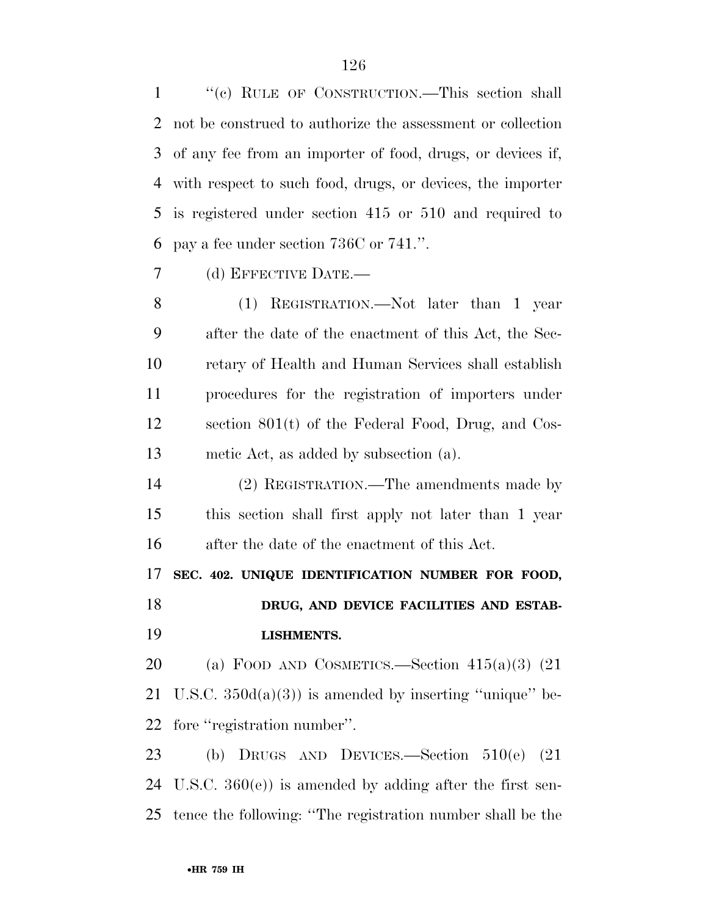''(c) RULE OF CONSTRUCTION.—This section shall not be construed to authorize the assessment or collection of any fee from an importer of food, drugs, or devices if, with respect to such food, drugs, or devices, the importer is registered under section 415 or 510 and required to pay a fee under section 736C or 741.''.

(d) EFFECTIVE DATE.—

(1) REGISTRATION.—Not later than 1 year after the date of the enactment of this Act, the Secretary of Health and Human Services shall establish procedures for the registration of importers under section 801(t) of the Federal Food, Drug, and Cosmetic Act, as added by subsection (a).

(2) REGISTRATION.—The amendments made by this section shall first apply not later than 1 year after the date of the enactment of this Act.

**SEC. 402. UNIQUE IDENTIFICATION NUMBER FOR FOOD, DRUG, AND DEVICE FACILITIES AND ESTABLISHMENTS.**

(a) FOOD AND COSMETICS.—Section 415(a)(3) (21 U.S.C. 350d(a)(3)) is amended by inserting ''unique'' before ''registration number''.

(b) DRUGS AND DEVICES.—Section 510(e) (21 U.S.C. 360(e)) is amended by adding after the first sentence the following: ''The registration number shall be the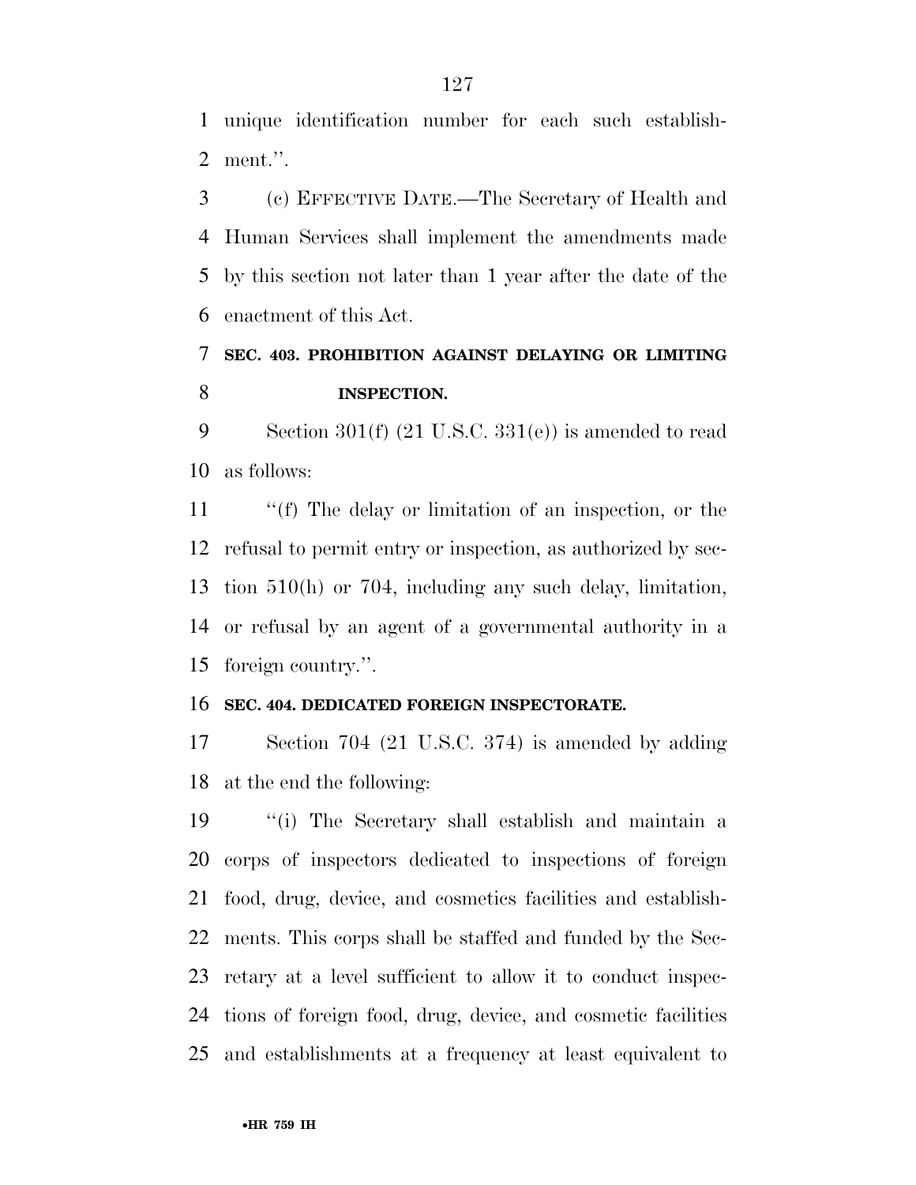unique identification number for each such establishment.''.

(c) EFFECTIVE DATE.—The Secretary of Health and Human Services shall implement the amendments made by this section not later than 1 year after the date of the enactment of this Act.

**SEC. 403. PROHIBITION AGAINST DELAYING OR LIMITING INSPECTION.**

Section 301(f) (21 U.S.C. 331(e)) is amended to read as follows:

''(f) The delay or limitation of an inspection, or the refusal to permit entry or inspection, as authorized by section 510(h) or 704, including any such delay, limitation, or refusal by an agent of a governmental authority in a foreign country.''.

**SEC. 404. DEDICATED FOREIGN INSPECTORATE.**

Section 704 (21 U.S.C. 374) is amended by adding at the end the following:

''(i) The Secretary shall establish and maintain a corps of inspectors dedicated to inspections of foreign food, drug, device, and cosmetics facilities and establishments. This corps shall be staffed and funded by the Secretary at a level sufficient to allow it to conduct inspections of foreign food, drug, device, and cosmetic facilities and establishments at a frequency at least equivalent to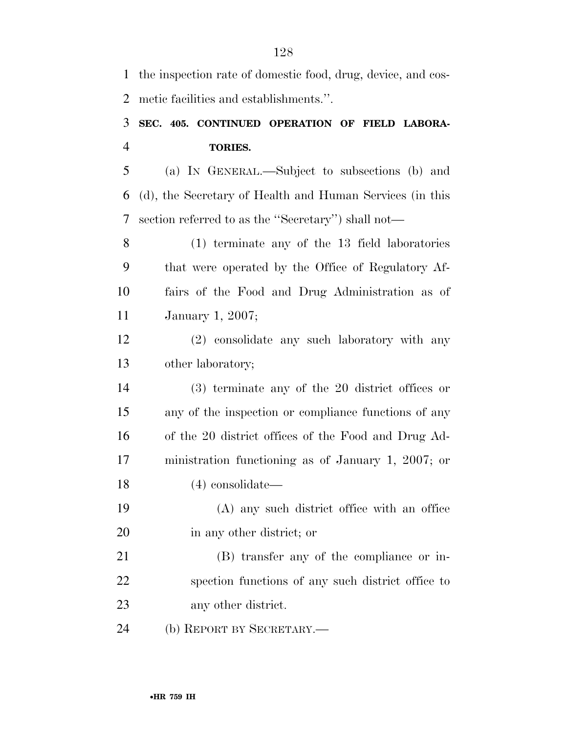the inspection rate of domestic food, drug, device, and cosmetic facilities and establishments.''.

**SEC. 405. CONTINUED OPERATION OF FIELD LABORATORIES.**

(a) IN GENERAL.—Subject to subsections (b) and (d), the Secretary of Health and Human Services (in this section referred to as the ''Secretary'') shall not—

(1) terminate any of the 13 field laboratories that were operated by the Office of Regulatory Affairs of the Food and Drug Administration as of January 1, 2007;

(2) consolidate any such laboratory with any other laboratory;

(3) terminate any of the 20 district offices or any of the inspection or compliance functions of any of the 20 district offices of the Food and Drug Administration functioning as of January 1, 2007; or

(4) consolidate—

(A) any such district office with an office in any other district; or

(B) transfer any of the compliance or inspection functions of any such district office to any other district.

(b) REPORT BY SECRETARY.—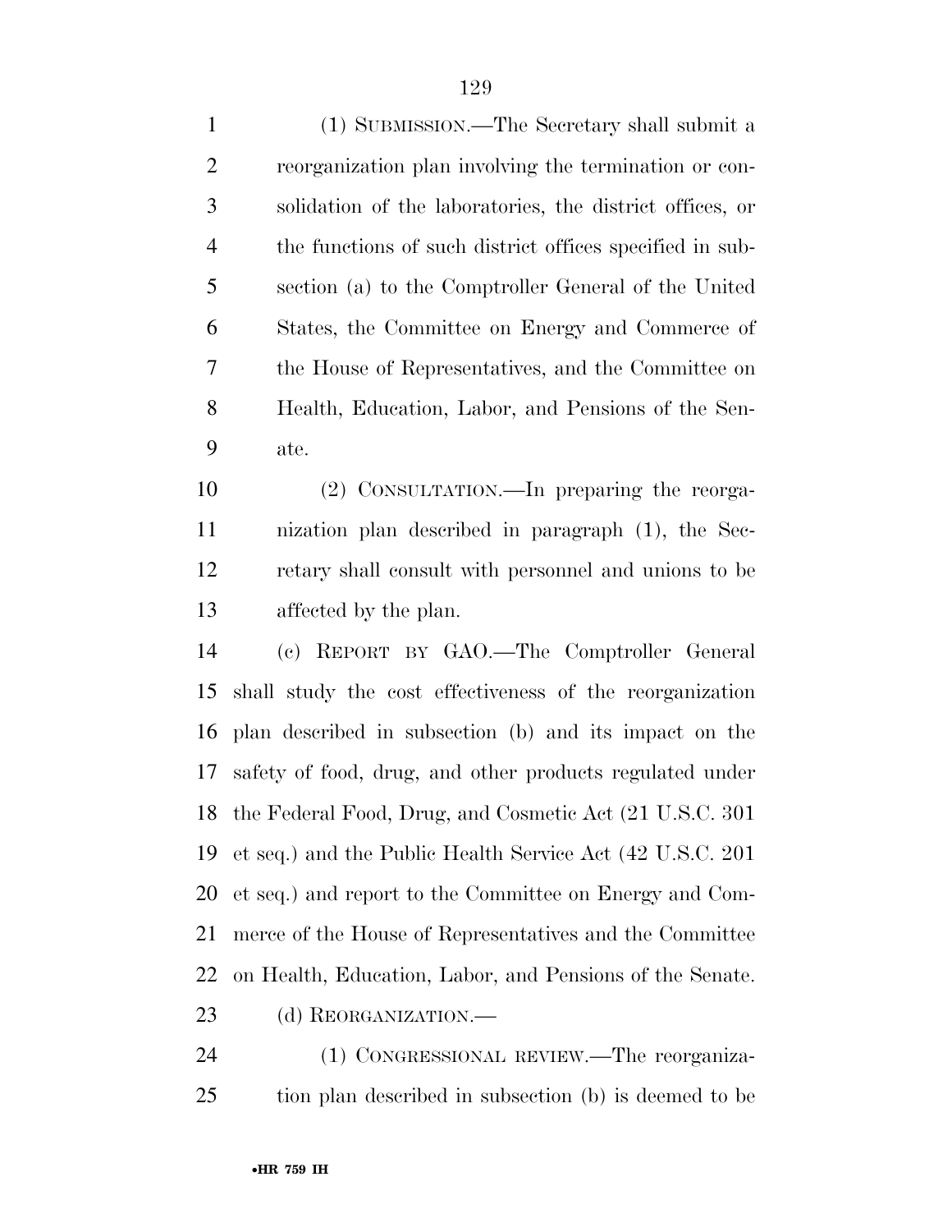(1) SUBMISSION.—The Secretary shall submit a reorganization plan involving the termination or consolidation of the laboratories, the district offices, or the functions of such district offices specified in subsection (a) to the Comptroller General of the United States, the Committee on Energy and Commerce of the House of Representatives, and the Committee on Health, Education, Labor, and Pensions of the Senate.

(2) CONSULTATION.—In preparing the reorganization plan described in paragraph (1), the Secretary shall consult with personnel and unions to be affected by the plan.

(c) REPORT BY GAO.—The Comptroller General shall study the cost effectiveness of the reorganization plan described in subsection (b) and its impact on the safety of food, drug, and other products regulated under the Federal Food, Drug, and Cosmetic Act (21 U.S.C. 301 et seq.) and the Public Health Service Act (42 U.S.C. 201 et seq.) and report to the Committee on Energy and Commerce of the House of Representatives and the Committee on Health, Education, Labor, and Pensions of the Senate.

(d) REORGANIZATION.—

(1) CONGRESSIONAL REVIEW.—The reorganization plan described in subsection (b) is deemed to be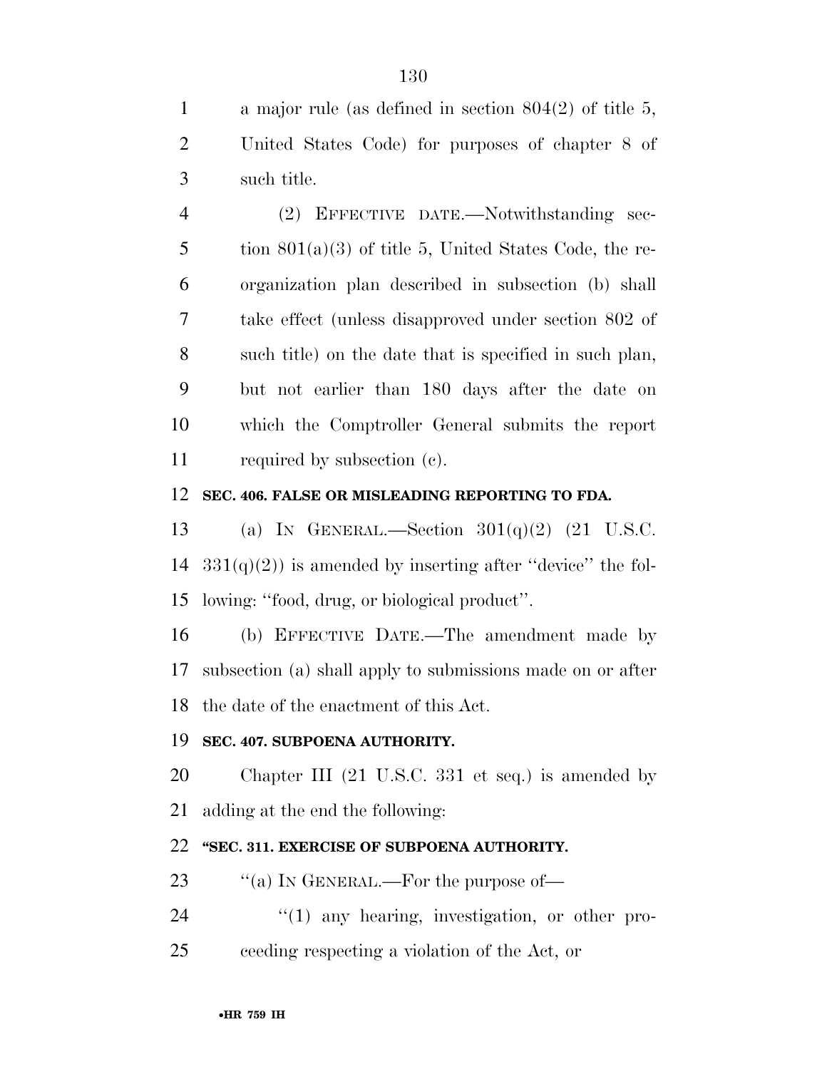a major rule (as defined in section 804(2) of title 5, United States Code) for purposes of chapter 8 of such title.

(2) EFFECTIVE DATE.—Notwithstanding section 801(a)(3) of title 5, United States Code, the reorganization plan described in subsection (b) shall take effect (unless disapproved under section 802 of such title) on the date that is specified in such plan, but not earlier than 180 days after the date on which the Comptroller General submits the report required by subsection (c).

**SEC. 406. FALSE OR MISLEADING REPORTING TO FDA.**

(a) IN GENERAL.—Section 301(q)(2) (21 U.S.C. 331(q)(2)) is amended by inserting after ''device'' the following: ''food, drug, or biological product''.

(b) EFFECTIVE DATE.—The amendment made by subsection (a) shall apply to submissions made on or after the date of the enactment of this Act.

**SEC. 407. SUBPOENA AUTHORITY.**

Chapter III (21 U.S.C. 331 et seq.) is amended by adding at the end the following:

**''SEC. 311. EXERCISE OF SUBPOENA AUTHORITY.**

''(a) IN GENERAL.—For the purpose of—

''(1) any hearing, investigation, or other proceeding respecting a violation of the Act, or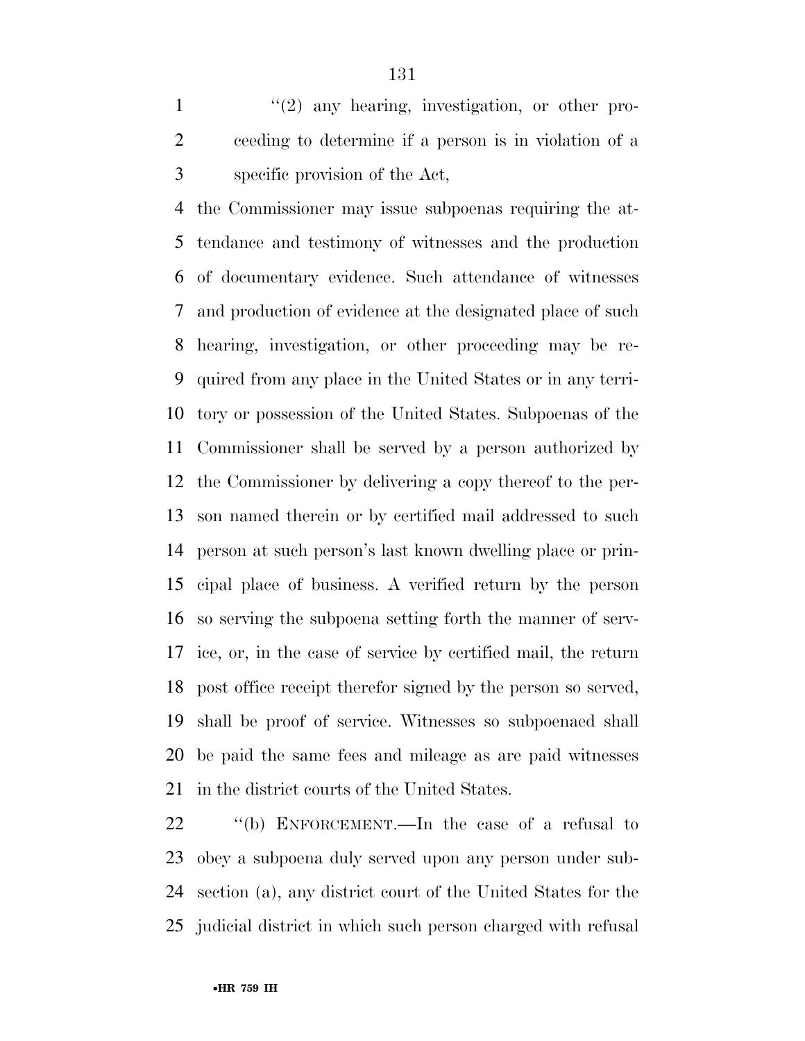"(2) any hearing, investigation, or other proceeding to determine if a person is in violation of a specific provision of the Act,

the Commissioner may issue subpoenas requiring the attendance and testimony of witnesses and the production of documentary evidence. Such attendance of witnesses and production of evidence at the designated place of such hearing, investigation, or other proceeding may be required from any place in the United States or in any territory or possession of the United States. Subpoenas of the Commissioner shall be served by a person authorized by the Commissioner by delivering a copy thereof to the person named therein or by certified mail addressed to such person at such person's last known dwelling place or principal place of business. A verified return by the person so serving the subpoena setting forth the manner of service, or, in the case of service by certified mail, the return post office receipt therefor signed by the person so served, shall be proof of service. Witnesses so subpoenaed shall be paid the same fees and mileage as are paid witnesses in the district courts of the United States.

"(b) ENFORCEMENT.—In the case of a refusal to obey a subpoena duly served upon any person under subsection (a), any district court of the United States for the judicial district in which such person charged with refusal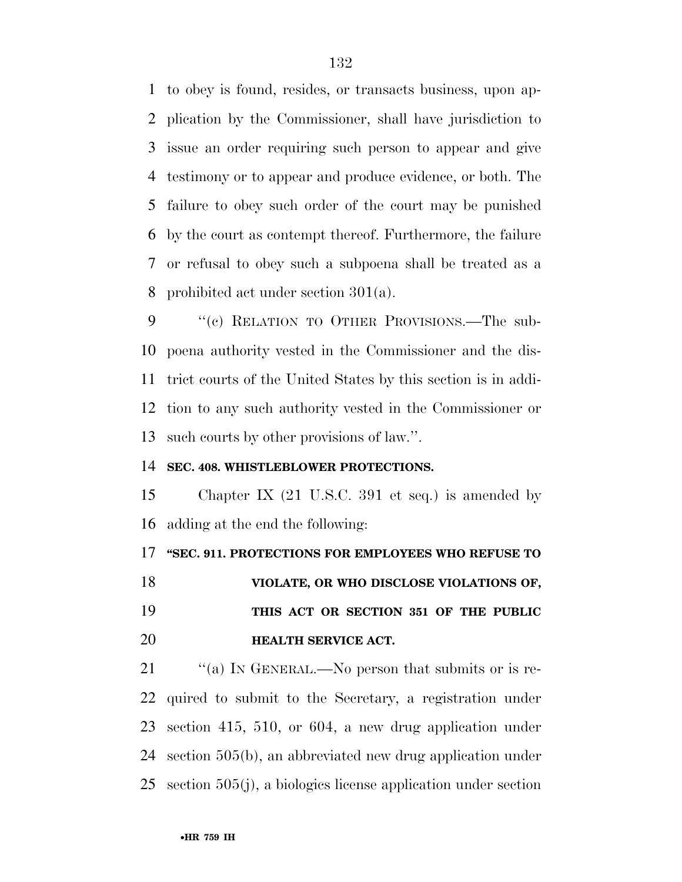to obey is found, resides, or transacts business, upon application by the Commissioner, shall have jurisdiction to issue an order requiring such person to appear and give testimony or to appear and produce evidence, or both. The failure to obey such order of the court may be punished by the court as contempt thereof. Furthermore, the failure or refusal to obey such a subpoena shall be treated as a prohibited act under section 301(a).

"(c) RELATION TO OTHER PROVISIONS.—The subpoena authority vested in the Commissioner and the district courts of the United States by this section is in addition to any such authority vested in the Commissioner or such courts by other provisions of law.".

**SEC. 408. WHISTLEBLOWER PROTECTIONS.**

Chapter IX (21 U.S.C. 391 et seq.) is amended by adding at the end the following:

**"SEC. 911. PROTECTIONS FOR EMPLOYEES WHO REFUSE TO VIOLATE, OR WHO DISCLOSE VIOLATIONS OF, THIS ACT OR SECTION 351 OF THE PUBLIC HEALTH SERVICE ACT.**

"(a) IN GENERAL.—No person that submits or is required to submit to the Secretary, a registration under section 415, 510, or 604, a new drug application under section 505(b), an abbreviated new drug application under section 505(j), a biologics license application under section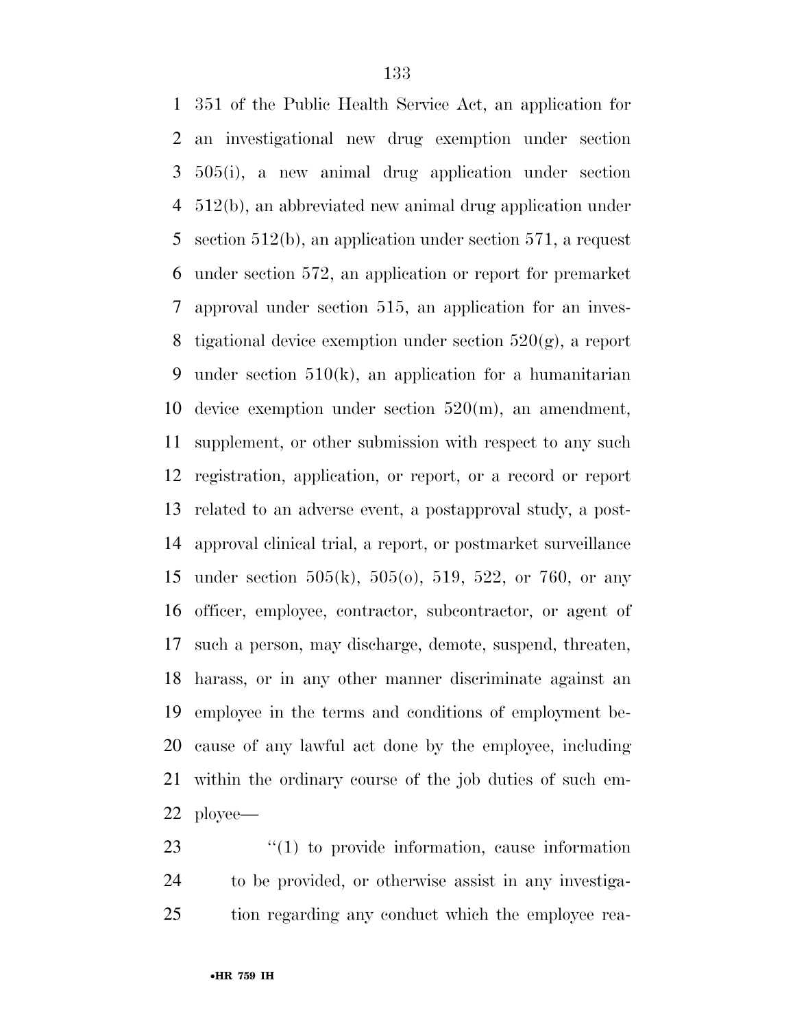351 of the Public Health Service Act, an application for an investigational new drug exemption under section 505(i), a new animal drug application under section 512(b), an abbreviated new animal drug application under section 512(b), an application under section 571, a request under section 572, an application or report for premarket approval under section 515, an application for an investigational device exemption under section 520(g), a report under section 510(k), an application for a humanitarian device exemption under section 520(m), an amendment, supplement, or other submission with respect to any such registration, application, or report, or a record or report related to an adverse event, a postapproval study, a postapproval clinical trial, a report, or postmarket surveillance under section 505(k), 505(o), 519, 522, or 760, or any officer, employee, contractor, subcontractor, or agent of such a person, may discharge, demote, suspend, threaten, harass, or in any other manner discriminate against an employee in the terms and conditions of employment because of any lawful act done by the employee, including within the ordinary course of the job duties of such employee—

''(1) to provide information, cause information to be provided, or otherwise assist in any investigation regarding any conduct which the employee rea-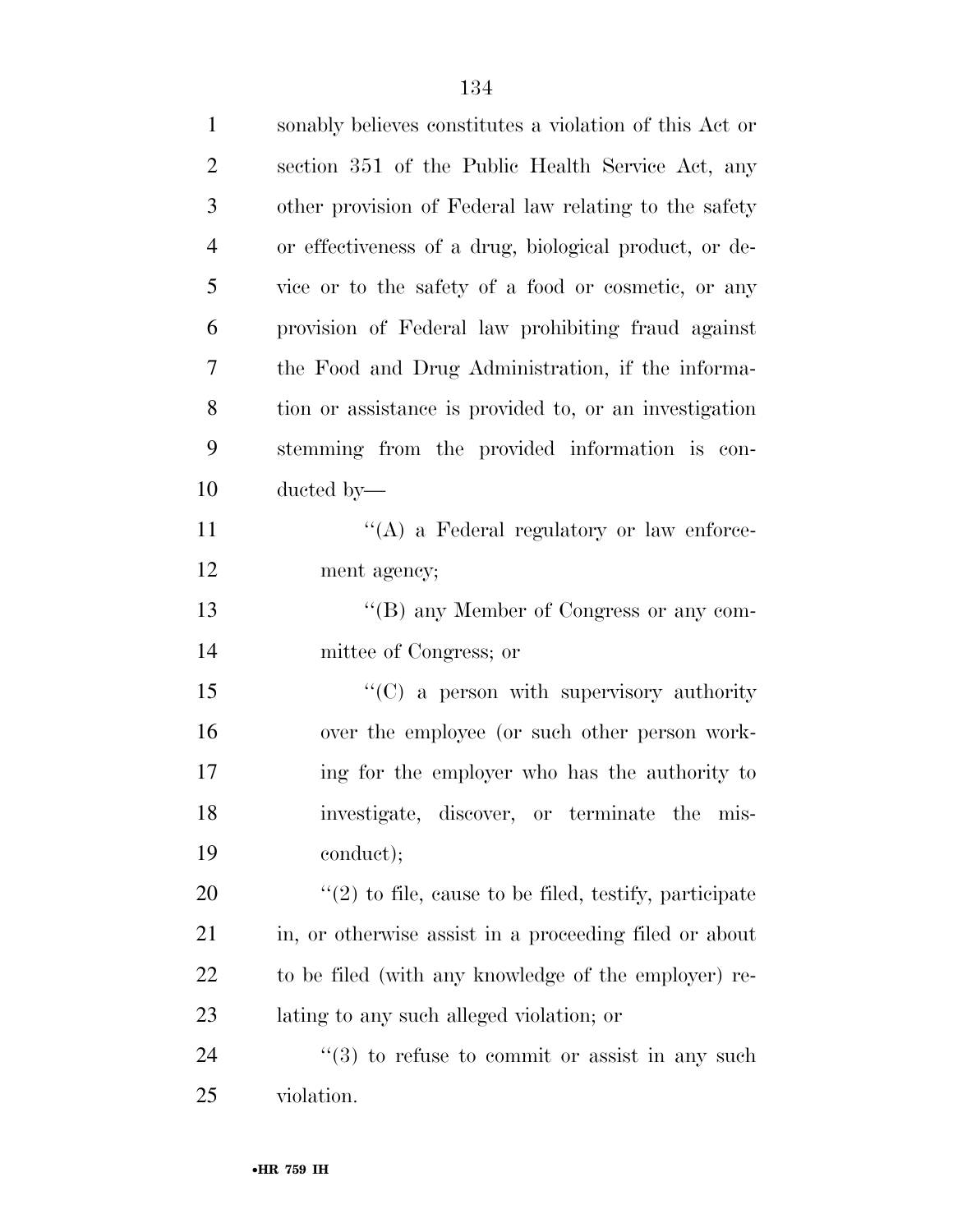sonably believes constitutes a violation of this Act or section 351 of the Public Health Service Act, any other provision of Federal law relating to the safety or effectiveness of a drug, biological product, or device or to the safety of a food or cosmetic, or any provision of Federal law prohibiting fraud against the Food and Drug Administration, if the information or assistance is provided to, or an investigation stemming from the provided information is conducted by—

''(A) a Federal regulatory or law enforcement agency;

''(B) any Member of Congress or any committee of Congress; or

''(C) a person with supervisory authority over the employee (or such other person working for the employer who has the authority to investigate, discover, or terminate the misconduct);

''(2) to file, cause to be filed, testify, participate in, or otherwise assist in a proceeding filed or about to be filed (with any knowledge of the employer) relating to any such alleged violation; or

''(3) to refuse to commit or assist in any such violation.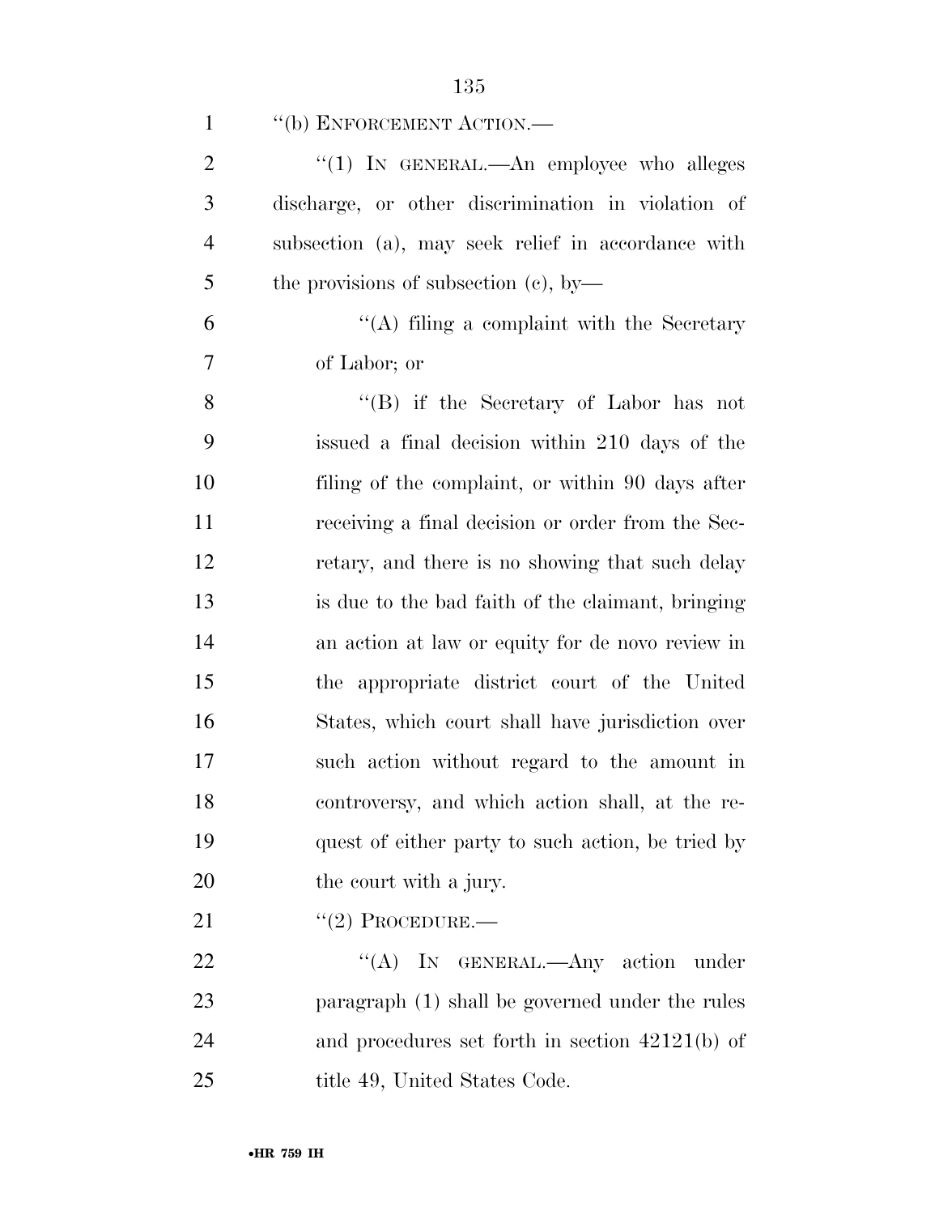"(b) ENFORCEMENT ACTION.—

"(1) IN GENERAL.—An employee who alleges discharge, or other discrimination in violation of subsection (a), may seek relief in accordance with the provisions of subsection (c), by—

"(A) filing a complaint with the Secretary of Labor; or

"(B) if the Secretary of Labor has not issued a final decision within 210 days of the filing of the complaint, or within 90 days after receiving a final decision or order from the Secretary, and there is no showing that such delay is due to the bad faith of the claimant, bringing an action at law or equity for de novo review in the appropriate district court of the United States, which court shall have jurisdiction over such action without regard to the amount in controversy, and which action shall, at the request of either party to such action, be tried by the court with a jury.

"(2) PROCEDURE.—

"(A) IN GENERAL.—Any action under paragraph (1) shall be governed under the rules and procedures set forth in section 42121(b) of title 49, United States Code.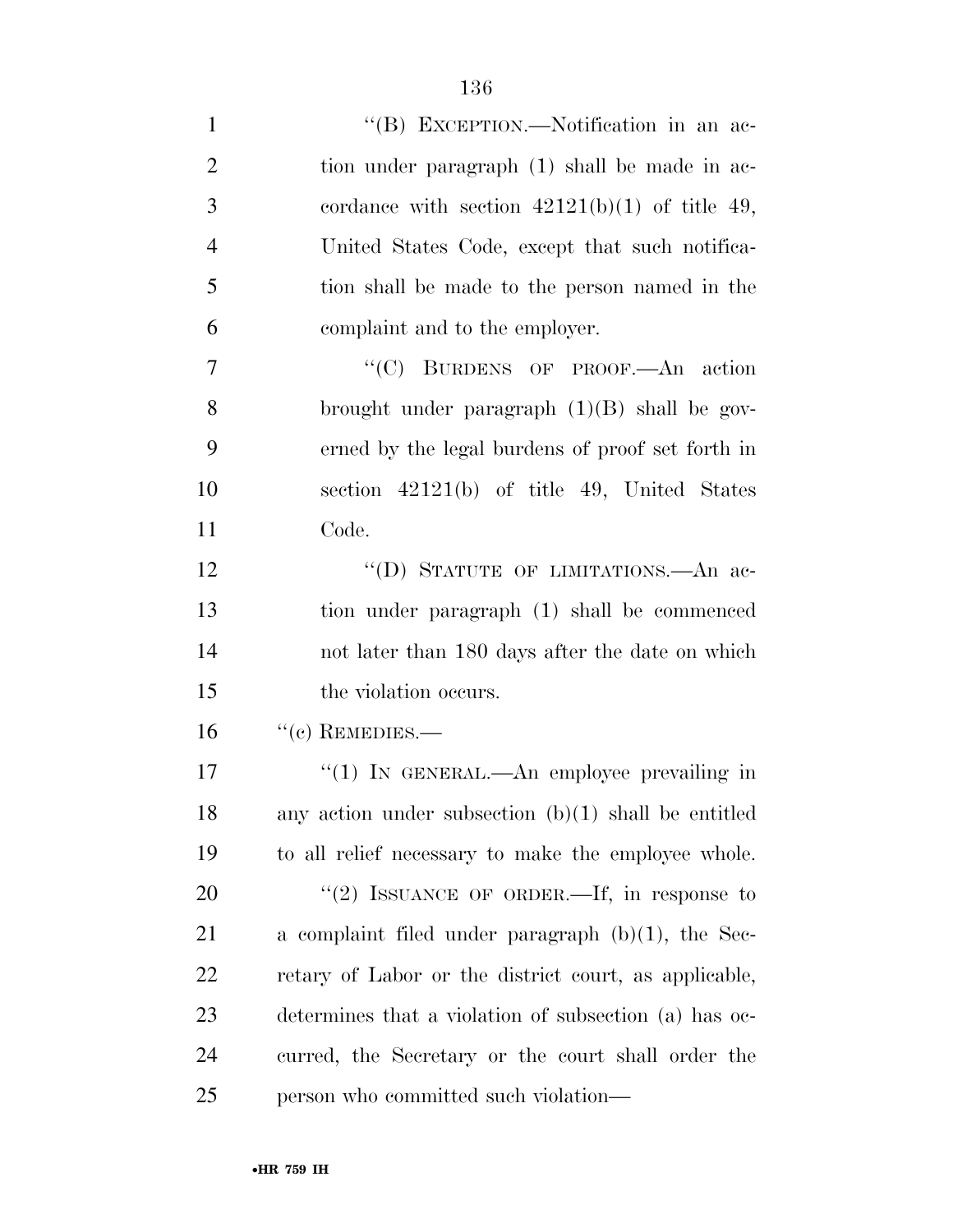"(B) EXCEPTION.—Notification in an action under paragraph (1) shall be made in accordance with section 42121(b)(1) of title 49, United States Code, except that such notification shall be made to the person named in the complaint and to the employer.

"(C) BURDENS OF PROOF.—An action brought under paragraph (1)(B) shall be governed by the legal burdens of proof set forth in section 42121(b) of title 49, United States Code.

"(D) STATUTE OF LIMITATIONS.—An action under paragraph (1) shall be commenced not later than 180 days after the date on which the violation occurs.

"(c) REMEDIES.—

"(1) IN GENERAL.—An employee prevailing in any action under subsection (b)(1) shall be entitled to all relief necessary to make the employee whole.

"(2) ISSUANCE OF ORDER.—If, in response to a complaint filed under paragraph (b)(1), the Secretary of Labor or the district court, as applicable, determines that a violation of subsection (a) has occurred, the Secretary or the court shall order the person who committed such violation—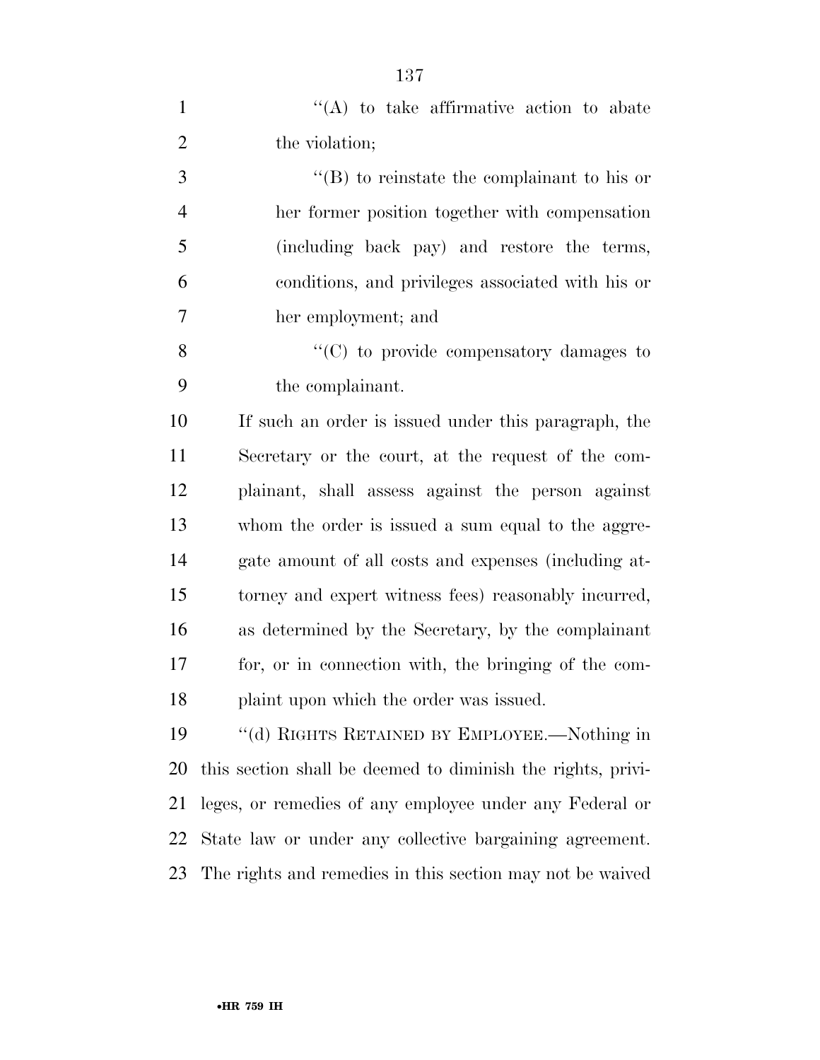''(A) to take affirmative action to abate the violation;

''(B) to reinstate the complainant to his or her former position together with compensation (including back pay) and restore the terms, conditions, and privileges associated with his or her employment; and

''(C) to provide compensatory damages to the complainant.

If such an order is issued under this paragraph, the Secretary or the court, at the request of the complainant, shall assess against the person against whom the order is issued a sum equal to the aggregate amount of all costs and expenses (including attorney and expert witness fees) reasonably incurred, as determined by the Secretary, by the complainant for, or in connection with, the bringing of the complaint upon which the order was issued.

''(d) RIGHTS RETAINED BY EMPLOYEE.—Nothing in this section shall be deemed to diminish the rights, privileges, or remedies of any employee under any Federal or State law or under any collective bargaining agreement. The rights and remedies in this section may not be waived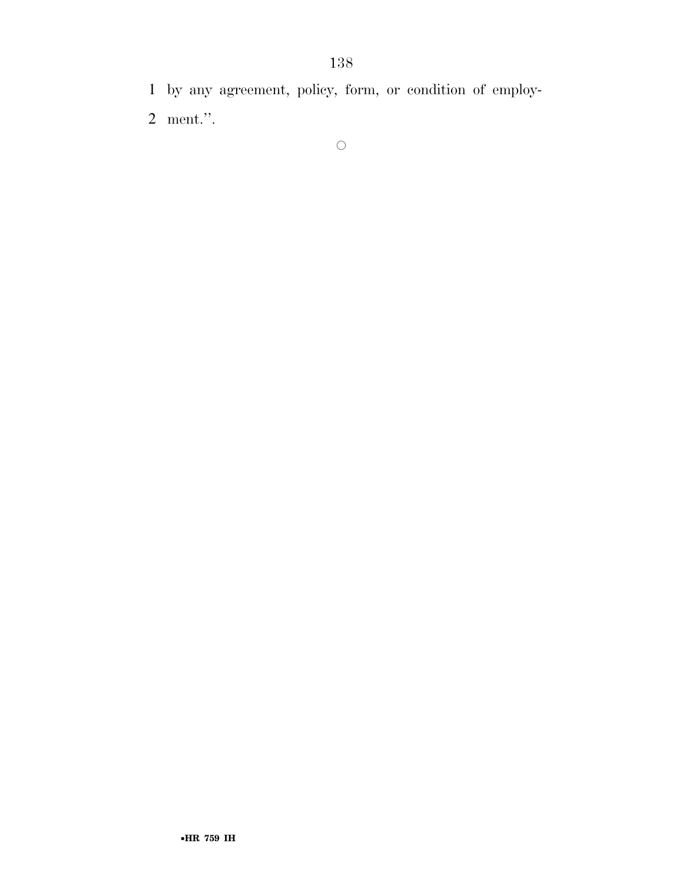by any agreement, policy, form, or condition of employment.''.